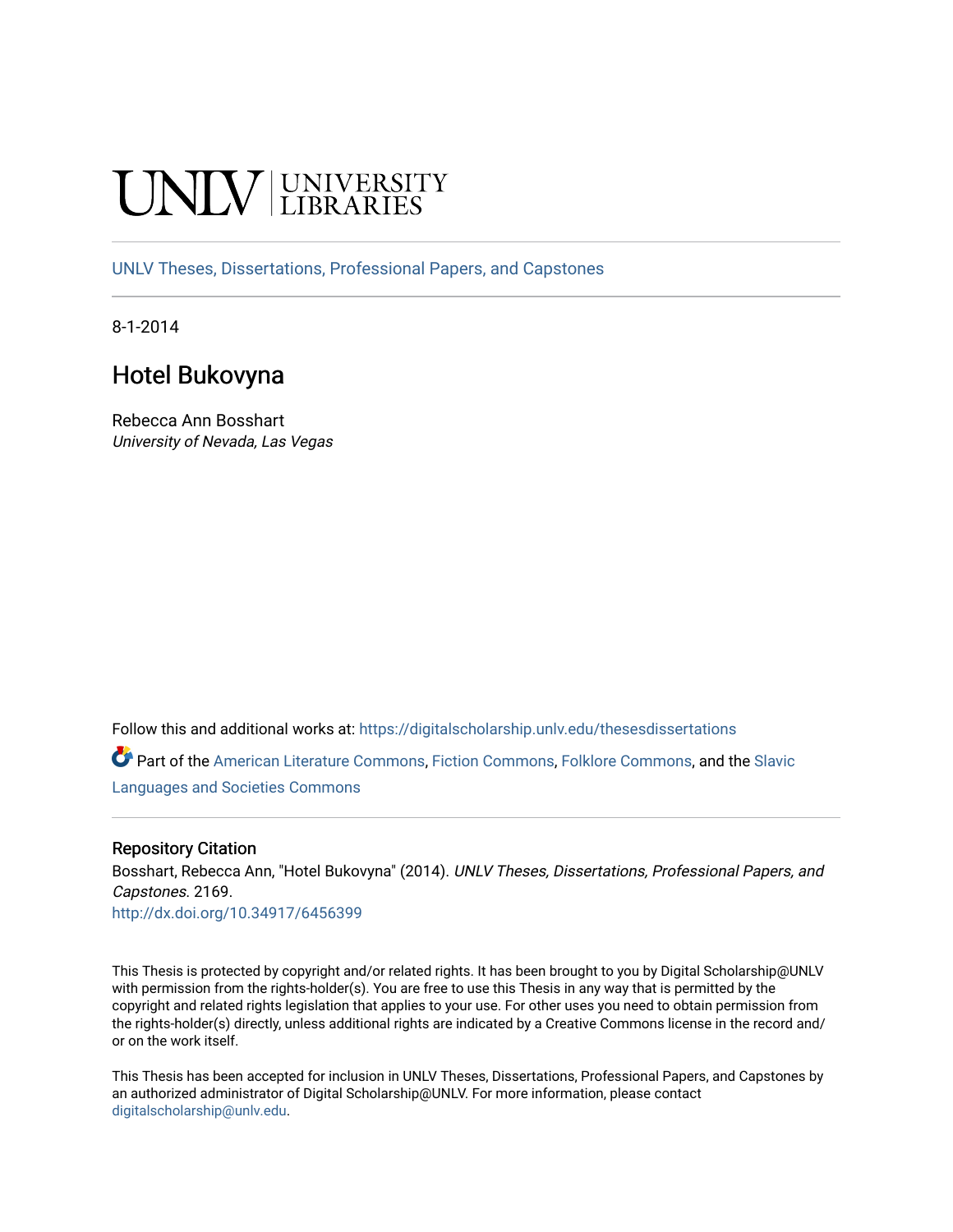UNLV | UNIVERSITY LIBRARIES

UNLV Theses, Dissertations, Professional Papers, and Capstones

8-1-2014

# Hotel Bukovyna

Rebecca Ann Bosshart
*University of Nevada, Las Vegas*

Follow this and additional works at: https://digitalscholarship.unlv.edu/thesesdissertations

Part of the American Literature Commons, Fiction Commons, Folklore Commons, and the Slavic Languages and Societies Commons

### Repository Citation

Bosshart, Rebecca Ann, "Hotel Bukovyna" (2014). *UNLV Theses, Dissertations, Professional Papers, and Capstones*. 2169.
http://dx.doi.org/10.34917/6456399

This Thesis is protected by copyright and/or related rights. It has been brought to you by Digital Scholarship@UNLV with permission from the rights-holder(s). You are free to use this Thesis in any way that is permitted by the copyright and related rights legislation that applies to your use. For other uses you need to obtain permission from the rights-holder(s) directly, unless additional rights are indicated by a Creative Commons license in the record and/or on the work itself.

This Thesis has been accepted for inclusion in UNLV Theses, Dissertations, Professional Papers, and Capstones by an authorized administrator of Digital Scholarship@UNLV. For more information, please contact digitalscholarship@unlv.edu.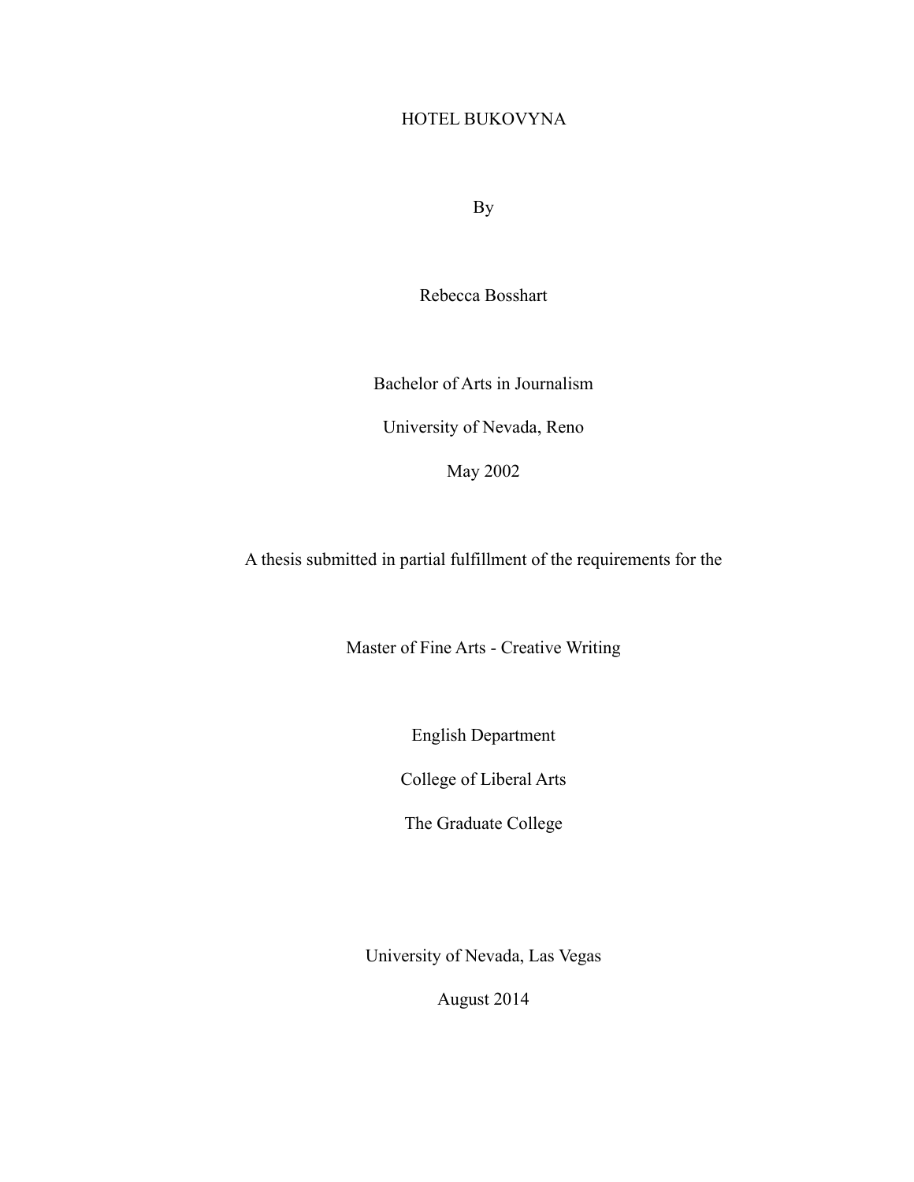# HOTEL BUKOVYNA

By

Rebecca Bosshart

Bachelor of Arts in Journalism

University of Nevada, Reno

May 2002

A thesis submitted in partial fulfillment of the requirements for the

Master of Fine Arts - Creative Writing

English Department

College of Liberal Arts

The Graduate College

University of Nevada, Las Vegas

August 2014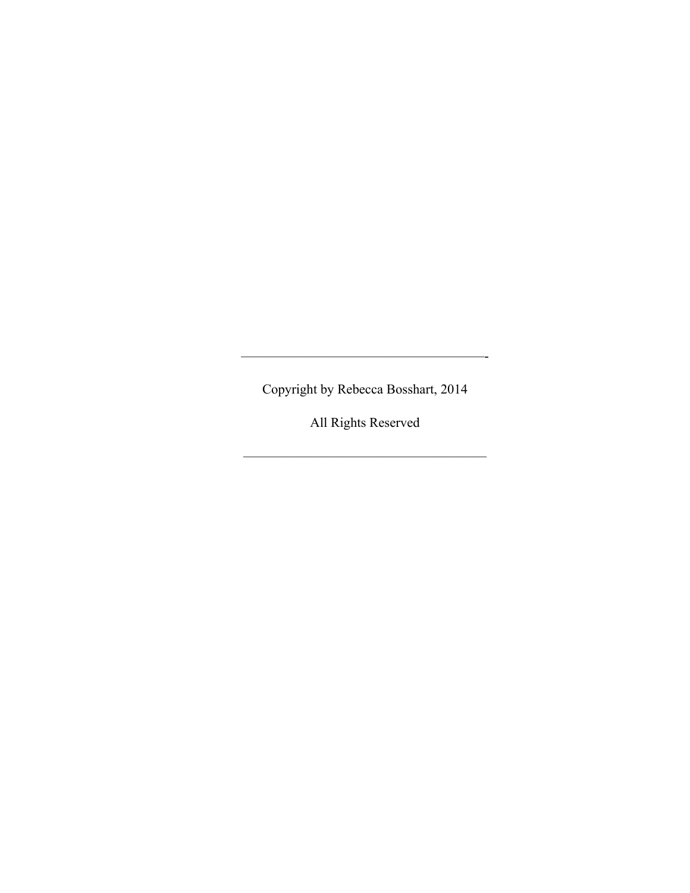---

Copyright by Rebecca Bosshart, 2014

All Rights Reserved

---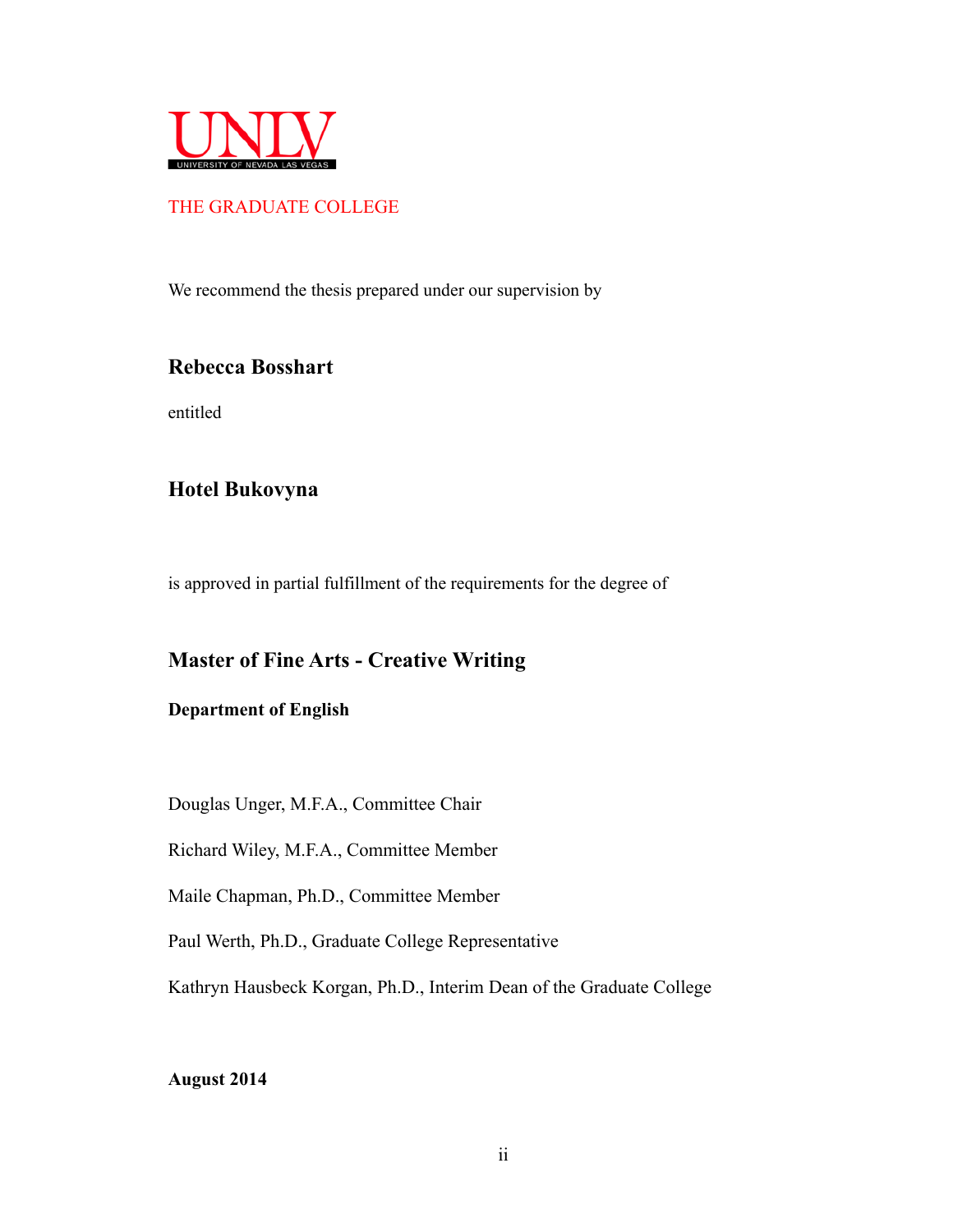UNLV

UNIVERSITY OF NEVADA LAS VEGAS

THE GRADUATE COLLEGE

We recommend the thesis prepared under our supervision by

**Rebecca Bosshart**

entitled

**Hotel Bukovyna**

is approved in partial fulfillment of the requirements for the degree of

**Master of Fine Arts - Creative Writing**

**Department of English**

Douglas Unger, M.F.A., Committee Chair

Richard Wiley, M.F.A., Committee Member

Maile Chapman, Ph.D., Committee Member

Paul Werth, Ph.D., Graduate College Representative

Kathryn Hausbeck Korgan, Ph.D., Interim Dean of the Graduate College

**August 2014**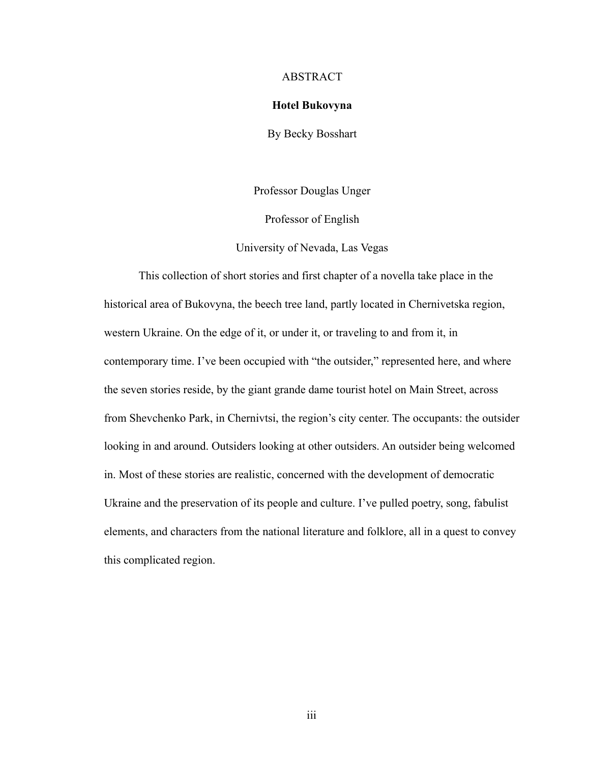# ABSTRACT

**Hotel Bukovyna**

By Becky Bosshart

Professor Douglas Unger

Professor of English

University of Nevada, Las Vegas

This collection of short stories and first chapter of a novella take place in the historical area of Bukovyna, the beech tree land, partly located in Chernivetska region, western Ukraine. On the edge of it, or under it, or traveling to and from it, in contemporary time. I've been occupied with "the outsider," represented here, and where the seven stories reside, by the giant grande dame tourist hotel on Main Street, across from Shevchenko Park, in Chernivtsi, the region's city center. The occupants: the outsider looking in and around. Outsiders looking at other outsiders. An outsider being welcomed in. Most of these stories are realistic, concerned with the development of democratic Ukraine and the preservation of its people and culture. I've pulled poetry, song, fabulist elements, and characters from the national literature and folklore, all in a quest to convey this complicated region.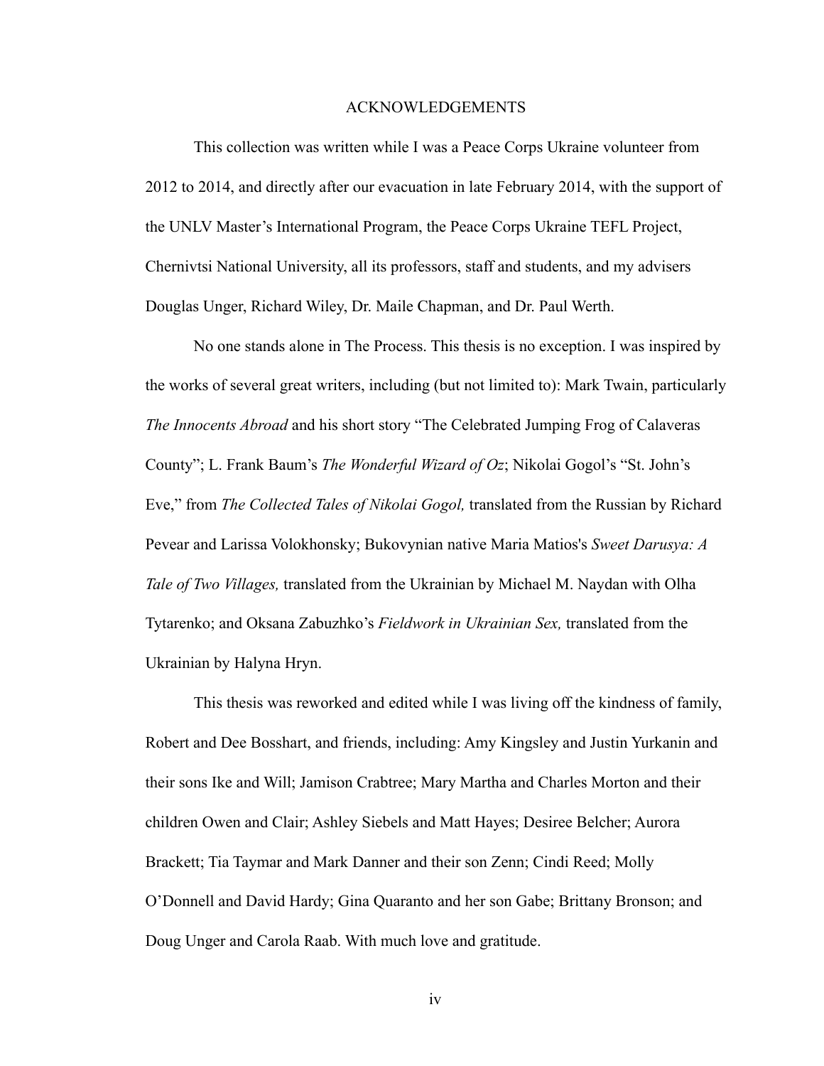# ACKNOWLEDGEMENTS

This collection was written while I was a Peace Corps Ukraine volunteer from 2012 to 2014, and directly after our evacuation in late February 2014, with the support of the UNLV Master's International Program, the Peace Corps Ukraine TEFL Project, Chernivtsi National University, all its professors, staff and students, and my advisers Douglas Unger, Richard Wiley, Dr. Maile Chapman, and Dr. Paul Werth.

No one stands alone in The Process. This thesis is no exception. I was inspired by the works of several great writers, including (but not limited to): Mark Twain, particularly *The Innocents Abroad* and his short story "The Celebrated Jumping Frog of Calaveras County"; L. Frank Baum's *The Wonderful Wizard of Oz*; Nikolai Gogol's "St. John's Eve," from *The Collected Tales of Nikolai Gogol,* translated from the Russian by Richard Pevear and Larissa Volokhonsky; Bukovynian native Maria Matios's *Sweet Darusya: A Tale of Two Villages,* translated from the Ukrainian by Michael M. Naydan with Olha Tytarenko; and Oksana Zabuzhko's *Fieldwork in Ukrainian Sex,* translated from the Ukrainian by Halyna Hryn.

This thesis was reworked and edited while I was living off the kindness of family, Robert and Dee Bosshart, and friends, including: Amy Kingsley and Justin Yurkanin and their sons Ike and Will; Jamison Crabtree; Mary Martha and Charles Morton and their children Owen and Clair; Ashley Siebels and Matt Hayes; Desiree Belcher; Aurora Brackett; Tia Taymar and Mark Danner and their son Zenn; Cindi Reed; Molly O'Donnell and David Hardy; Gina Quaranto and her son Gabe; Brittany Bronson; and Doug Unger and Carola Raab. With much love and gratitude.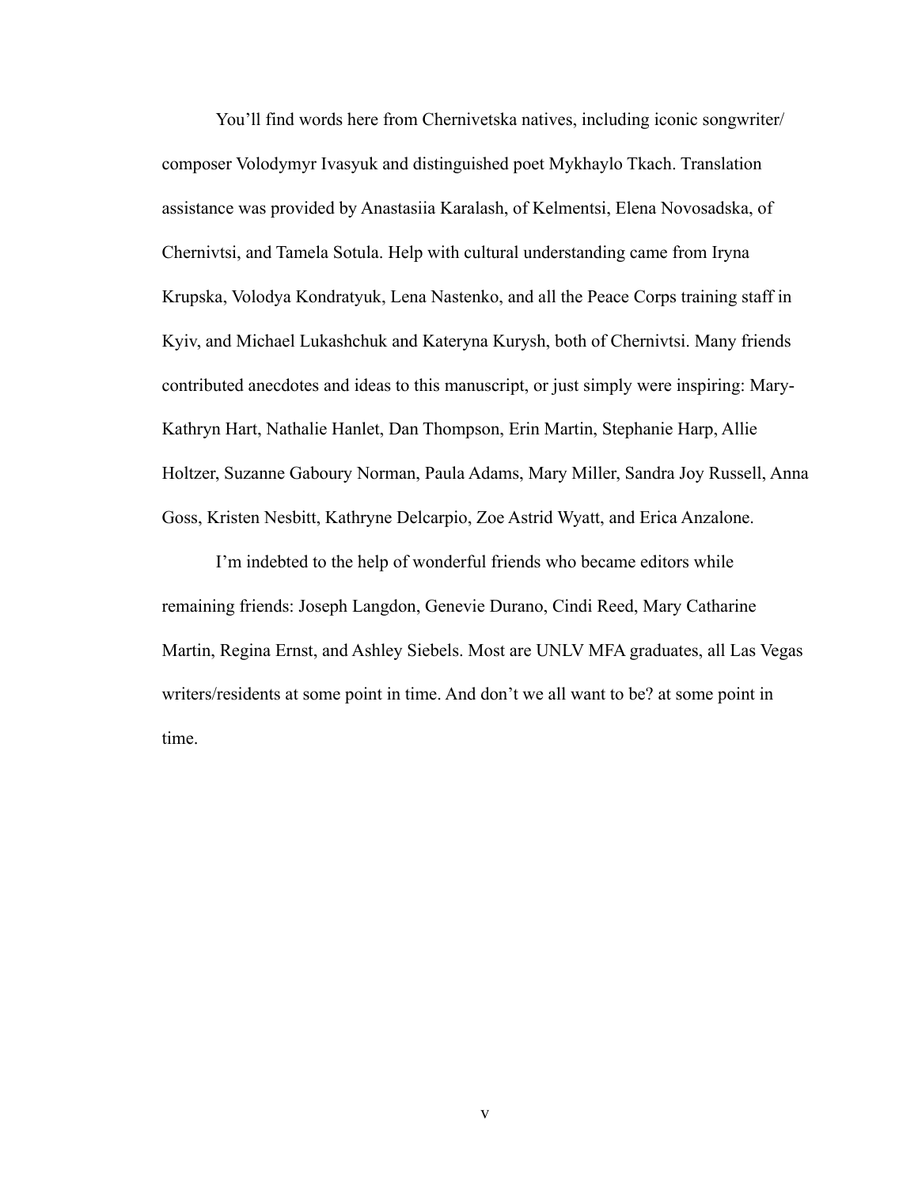You'll find words here from Chernivetska natives, including iconic songwriter/composer Volodymyr Ivasyuk and distinguished poet Mykhaylo Tkach. Translation assistance was provided by Anastasiia Karalash, of Kelmentsi, Elena Novosadska, of Chernivtsi, and Tamela Sotula. Help with cultural understanding came from Iryna Krupska, Volodya Kondratyuk, Lena Nastenko, and all the Peace Corps training staff in Kyiv, and Michael Lukashchuk and Kateryna Kurysh, both of Chernivtsi. Many friends contributed anecdotes and ideas to this manuscript, or just simply were inspiring: Mary-Kathryn Hart, Nathalie Hanlet, Dan Thompson, Erin Martin, Stephanie Harp, Allie Holtzer, Suzanne Gaboury Norman, Paula Adams, Mary Miller, Sandra Joy Russell, Anna Goss, Kristen Nesbitt, Kathryne Delcarpio, Zoe Astrid Wyatt, and Erica Anzalone.

I'm indebted to the help of wonderful friends who became editors while remaining friends: Joseph Langdon, Genevie Durano, Cindi Reed, Mary Catharine Martin, Regina Ernst, and Ashley Siebels. Most are UNLV MFA graduates, all Las Vegas writers/residents at some point in time. And don't we all want to be? at some point in time.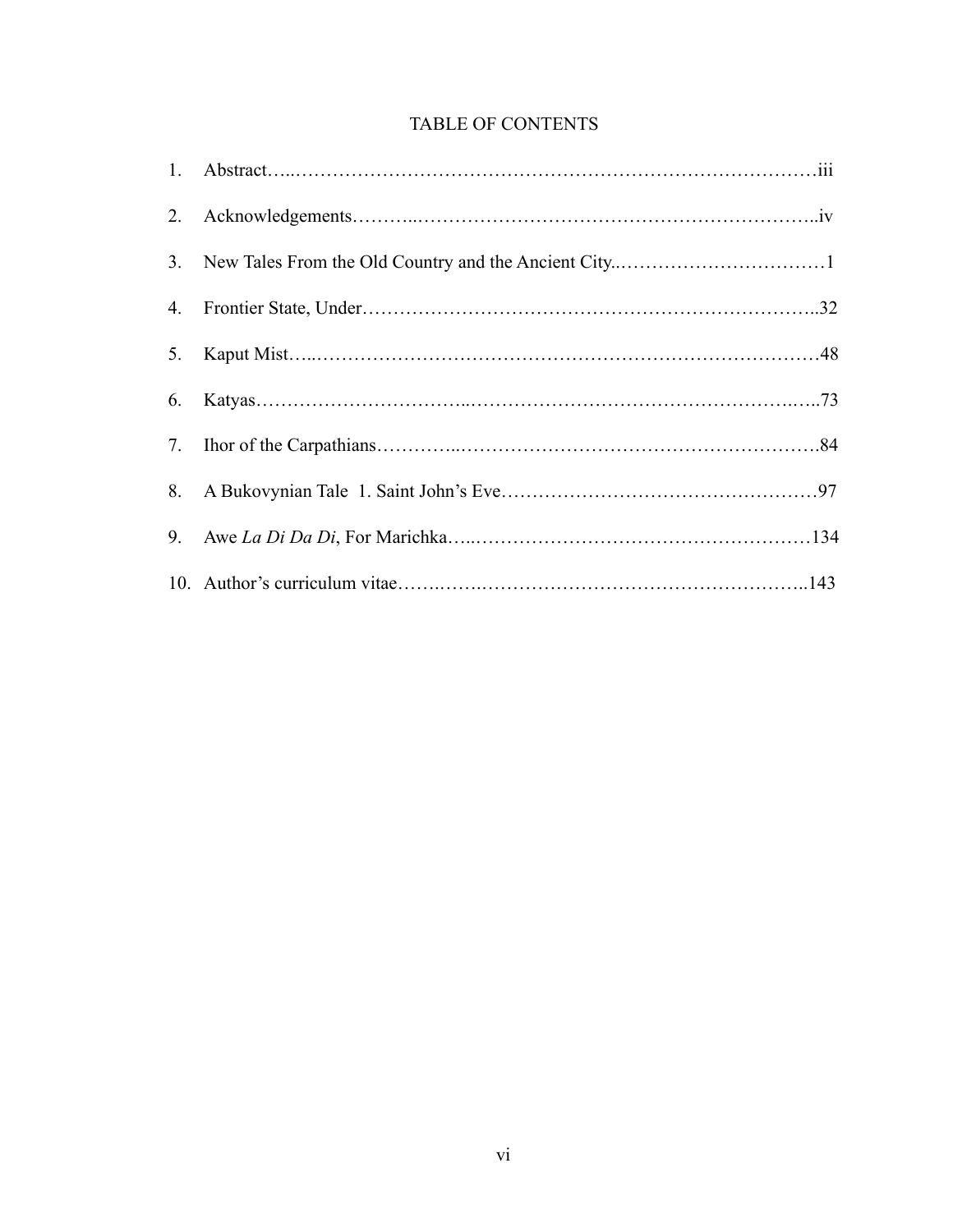# TABLE OF CONTENTS

1. Abstract…..…………………………………………………………………………iii
2. Acknowledgements………..………………………………………………………..iv
3. New Tales From the Old Country and the Ancient City..……………………………1
4. Frontier State, Under………………………………………………………………..32
5. Kaput Mist…..……………………………………………………………………48
6. Katyas……………………………..…………………………………………….…..73
7. Ihor of the Carpathians…………..………………………………………………….84
8. A Bukovynian Tale 1. Saint John's Eve……………………………………………97
9. Awe *La Di Da Di*, For Marichka…..………………………………………………134
10. Author's curriculum vitae……..…….……………………………………………..143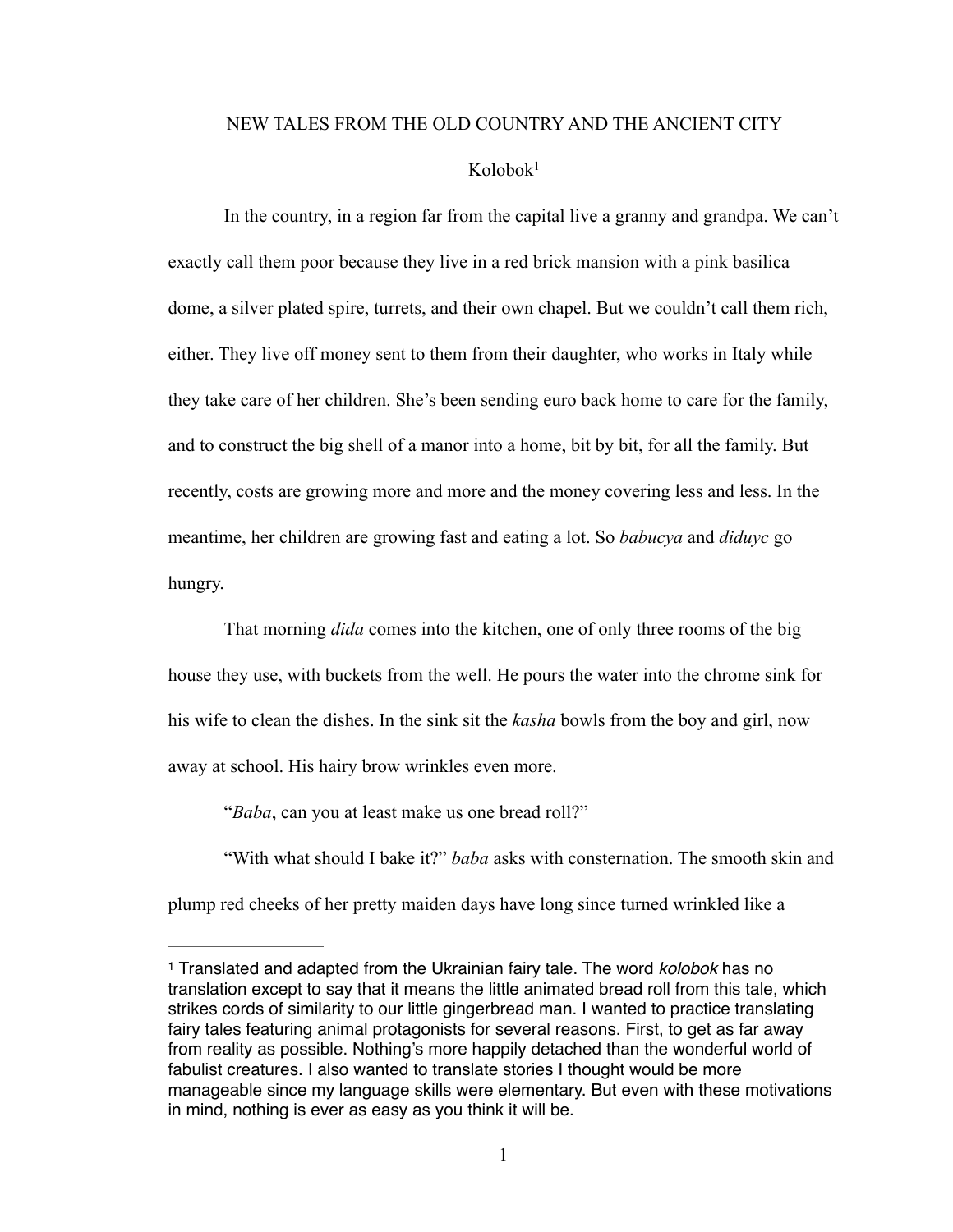# NEW TALES FROM THE OLD COUNTRY AND THE ANCIENT CITY

## Kolobok[1]

In the country, in a region far from the capital live a granny and grandpa. We can't exactly call them poor because they live in a red brick mansion with a pink basilica dome, a silver plated spire, turrets, and their own chapel. But we couldn't call them rich, either. They live off money sent to them from their daughter, who works in Italy while they take care of her children. She's been sending euro back home to care for the family, and to construct the big shell of a manor into a home, bit by bit, for all the family. But recently, costs are growing more and more and the money covering less and less. In the meantime, her children are growing fast and eating a lot. So *babucya* and *diduyc* go hungry.

That morning *dida* comes into the kitchen, one of only three rooms of the big house they use, with buckets from the well. He pours the water into the chrome sink for his wife to clean the dishes. In the sink sit the *kasha* bowls from the boy and girl, now away at school. His hairy brow wrinkles even more.

"*Baba*, can you at least make us one bread roll?"

"With what should I bake it?" *baba* asks with consternation. The smooth skin and plump red cheeks of her pretty maiden days have long since turned wrinkled like a

---

[1] Translated and adapted from the Ukrainian fairy tale. The word *kolobok* has no translation except to say that it means the little animated bread roll from this tale, which strikes cords of similarity to our little gingerbread man. I wanted to practice translating fairy tales featuring animal protagonists for several reasons. First, to get as far away from reality as possible. Nothing's more happily detached than the wonderful world of fabulist creatures. I also wanted to translate stories I thought would be more manageable since my language skills were elementary. But even with these motivations in mind, nothing is ever as easy as you think it will be.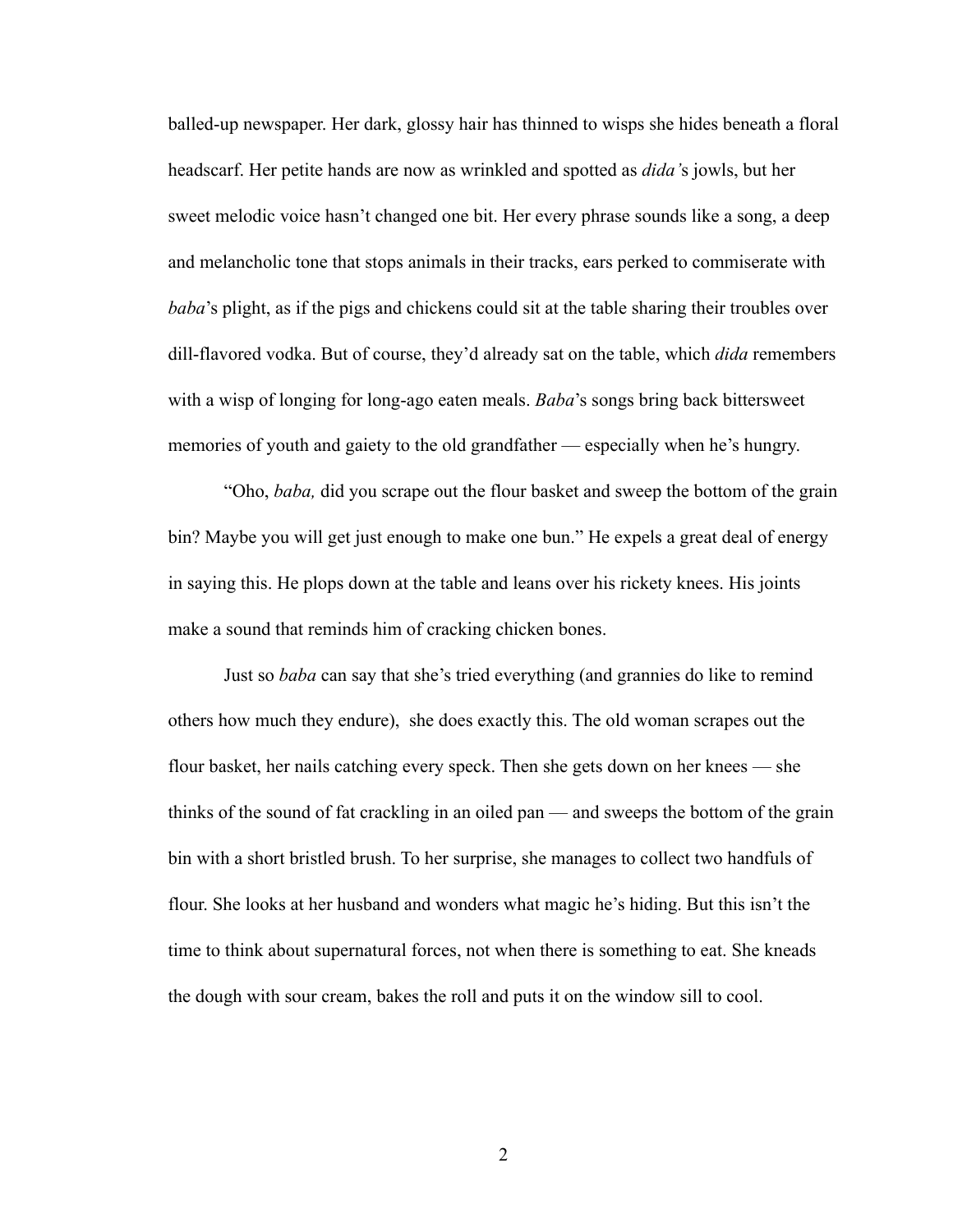balled-up newspaper. Her dark, glossy hair has thinned to wisps she hides beneath a floral headscarf. Her petite hands are now as wrinkled and spotted as *dida'*s jowls, but her sweet melodic voice hasn't changed one bit. Her every phrase sounds like a song, a deep and melancholic tone that stops animals in their tracks, ears perked to commiserate with *baba*'s plight, as if the pigs and chickens could sit at the table sharing their troubles over dill-flavored vodka. But of course, they'd already sat on the table, which *dida* remembers with a wisp of longing for long-ago eaten meals. *Baba*'s songs bring back bittersweet memories of youth and gaiety to the old grandfather — especially when he's hungry.

"Oho, *baba,* did you scrape out the flour basket and sweep the bottom of the grain bin? Maybe you will get just enough to make one bun." He expels a great deal of energy in saying this. He plops down at the table and leans over his rickety knees. His joints make a sound that reminds him of cracking chicken bones.

Just so *baba* can say that she's tried everything (and grannies do like to remind others how much they endure), she does exactly this. The old woman scrapes out the flour basket, her nails catching every speck. Then she gets down on her knees — she thinks of the sound of fat crackling in an oiled pan — and sweeps the bottom of the grain bin with a short bristled brush. To her surprise, she manages to collect two handfuls of flour. She looks at her husband and wonders what magic he's hiding. But this isn't the time to think about supernatural forces, not when there is something to eat. She kneads the dough with sour cream, bakes the roll and puts it on the window sill to cool.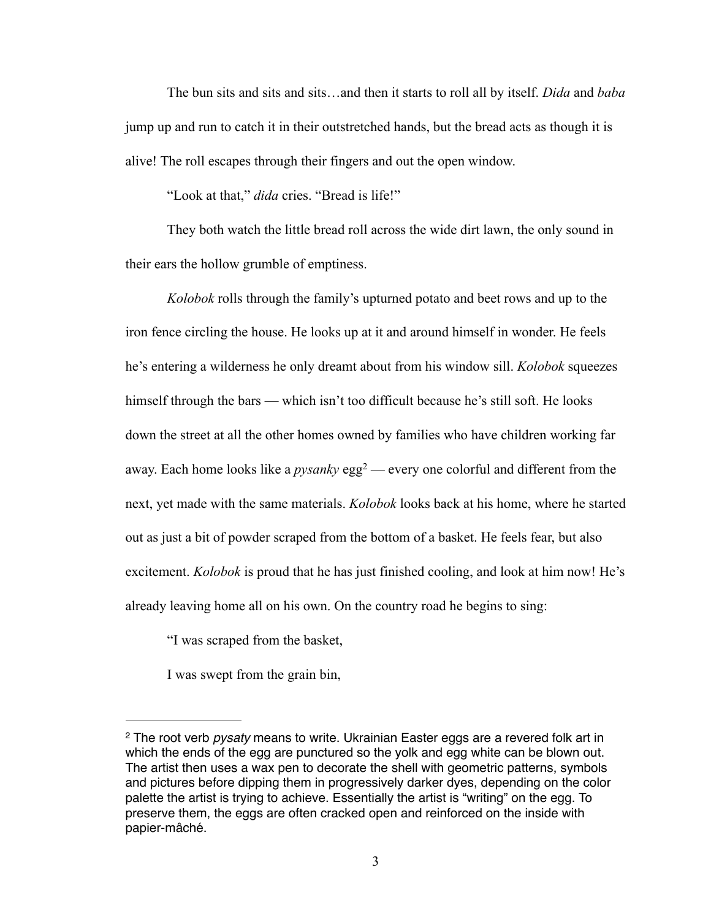The bun sits and sits and sits…and then it starts to roll all by itself. *Dida* and *baba* jump up and run to catch it in their outstretched hands, but the bread acts as though it is alive! The roll escapes through their fingers and out the open window.

"Look at that," *dida* cries. "Bread is life!"

They both watch the little bread roll across the wide dirt lawn, the only sound in their ears the hollow grumble of emptiness.

*Kolobok* rolls through the family's upturned potato and beet rows and up to the iron fence circling the house. He looks up at it and around himself in wonder. He feels he's entering a wilderness he only dreamt about from his window sill. *Kolobok* squeezes himself through the bars — which isn't too difficult because he's still soft. He looks down the street at all the other homes owned by families who have children working far away. Each home looks like a *pysanky* egg[2] — every one colorful and different from the next, yet made with the same materials. *Kolobok* looks back at his home, where he started out as just a bit of powder scraped from the bottom of a basket. He feels fear, but also excitement. *Kolobok* is proud that he has just finished cooling, and look at him now! He's already leaving home all on his own. On the country road he begins to sing:

"I was scraped from the basket,

I was swept from the grain bin,

---

[2] The root verb *pysaty* means to write. Ukrainian Easter eggs are a revered folk art in which the ends of the egg are punctured so the yolk and egg white can be blown out. The artist then uses a wax pen to decorate the shell with geometric patterns, symbols and pictures before dipping them in progressively darker dyes, depending on the color palette the artist is trying to achieve. Essentially the artist is "writing" on the egg. To preserve them, the eggs are often cracked open and reinforced on the inside with papier-mâché.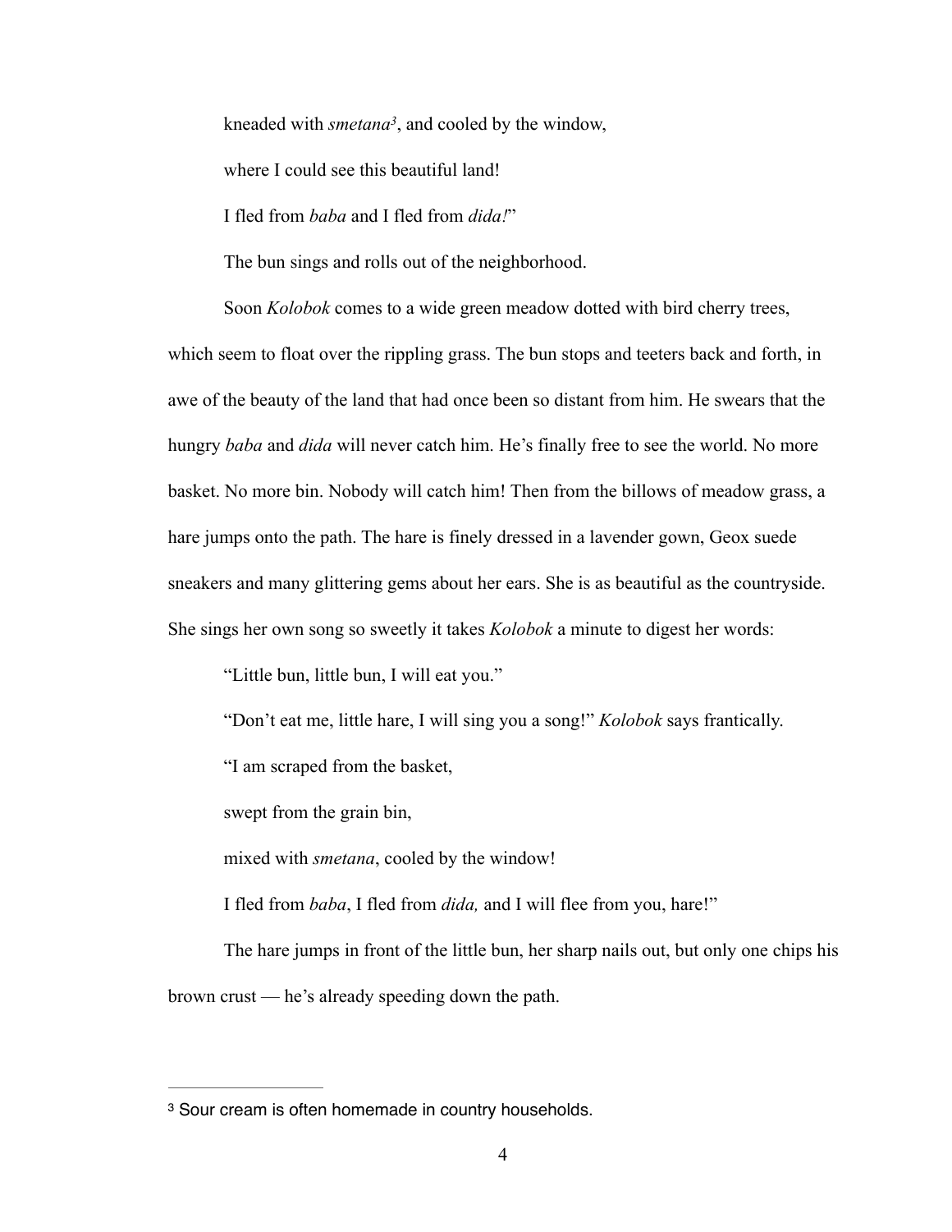kneaded with *smetana*[3], and cooled by the window,

where I could see this beautiful land!

I fled from *baba* and I fled from *dida!*"

The bun sings and rolls out of the neighborhood.

Soon *Kolobok* comes to a wide green meadow dotted with bird cherry trees, which seem to float over the rippling grass. The bun stops and teeters back and forth, in awe of the beauty of the land that had once been so distant from him. He swears that the hungry *baba* and *dida* will never catch him. He's finally free to see the world. No more basket. No more bin. Nobody will catch him! Then from the billows of meadow grass, a hare jumps onto the path. The hare is finely dressed in a lavender gown, Geox suede sneakers and many glittering gems about her ears. She is as beautiful as the countryside. She sings her own song so sweetly it takes *Kolobok* a minute to digest her words:

"Little bun, little bun, I will eat you."

"Don't eat me, little hare, I will sing you a song!" *Kolobok* says frantically.

"I am scraped from the basket,

swept from the grain bin,

mixed with *smetana*, cooled by the window!

I fled from *baba*, I fled from *dida,* and I will flee from you, hare!"

The hare jumps in front of the little bun, her sharp nails out, but only one chips his brown crust — he's already speeding down the path.

---

[3] Sour cream is often homemade in country households.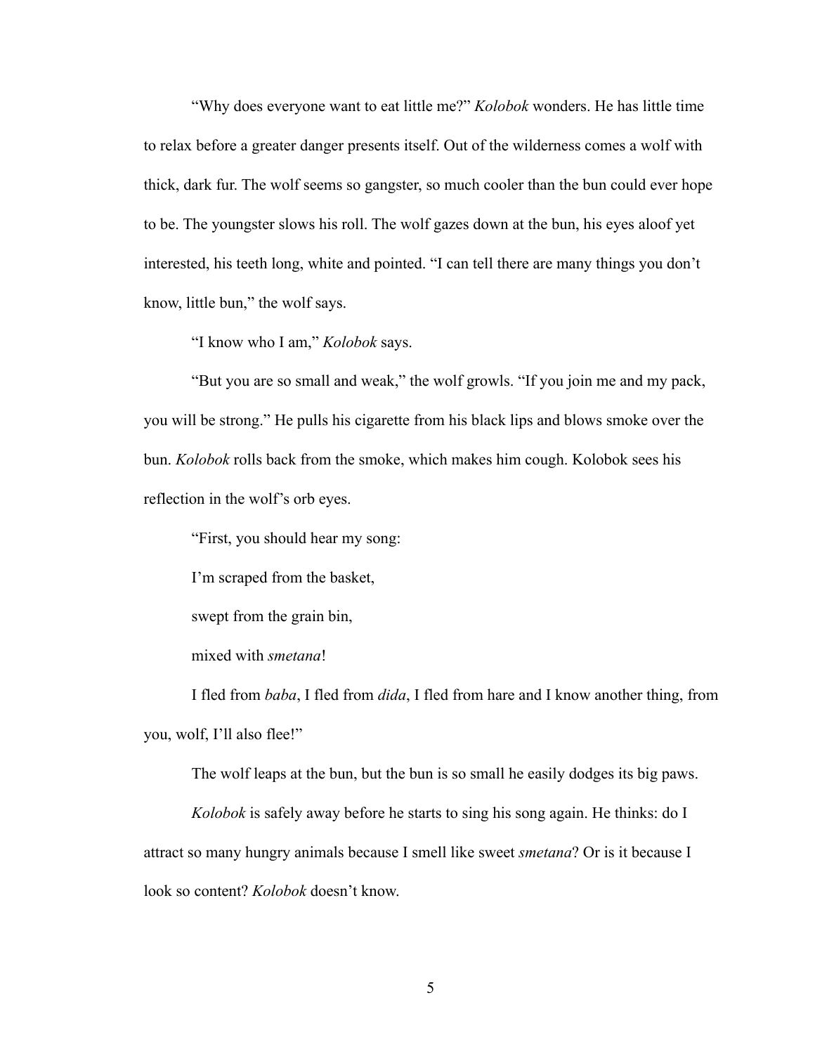"Why does everyone want to eat little me?" *Kolobok* wonders. He has little time to relax before a greater danger presents itself. Out of the wilderness comes a wolf with thick, dark fur. The wolf seems so gangster, so much cooler than the bun could ever hope to be. The youngster slows his roll. The wolf gazes down at the bun, his eyes aloof yet interested, his teeth long, white and pointed. "I can tell there are many things you don't know, little bun," the wolf says.

"I know who I am," *Kolobok* says.

"But you are so small and weak," the wolf growls. "If you join me and my pack, you will be strong." He pulls his cigarette from his black lips and blows smoke over the bun. *Kolobok* rolls back from the smoke, which makes him cough. Kolobok sees his reflection in the wolf's orb eyes.

"First, you should hear my song:

I'm scraped from the basket,

swept from the grain bin,

mixed with *smetana*!

I fled from *baba*, I fled from *dida*, I fled from hare and I know another thing, from you, wolf, I'll also flee!"

The wolf leaps at the bun, but the bun is so small he easily dodges its big paws.

*Kolobok* is safely away before he starts to sing his song again. He thinks: do I attract so many hungry animals because I smell like sweet *smetana*? Or is it because I look so content? *Kolobok* doesn't know.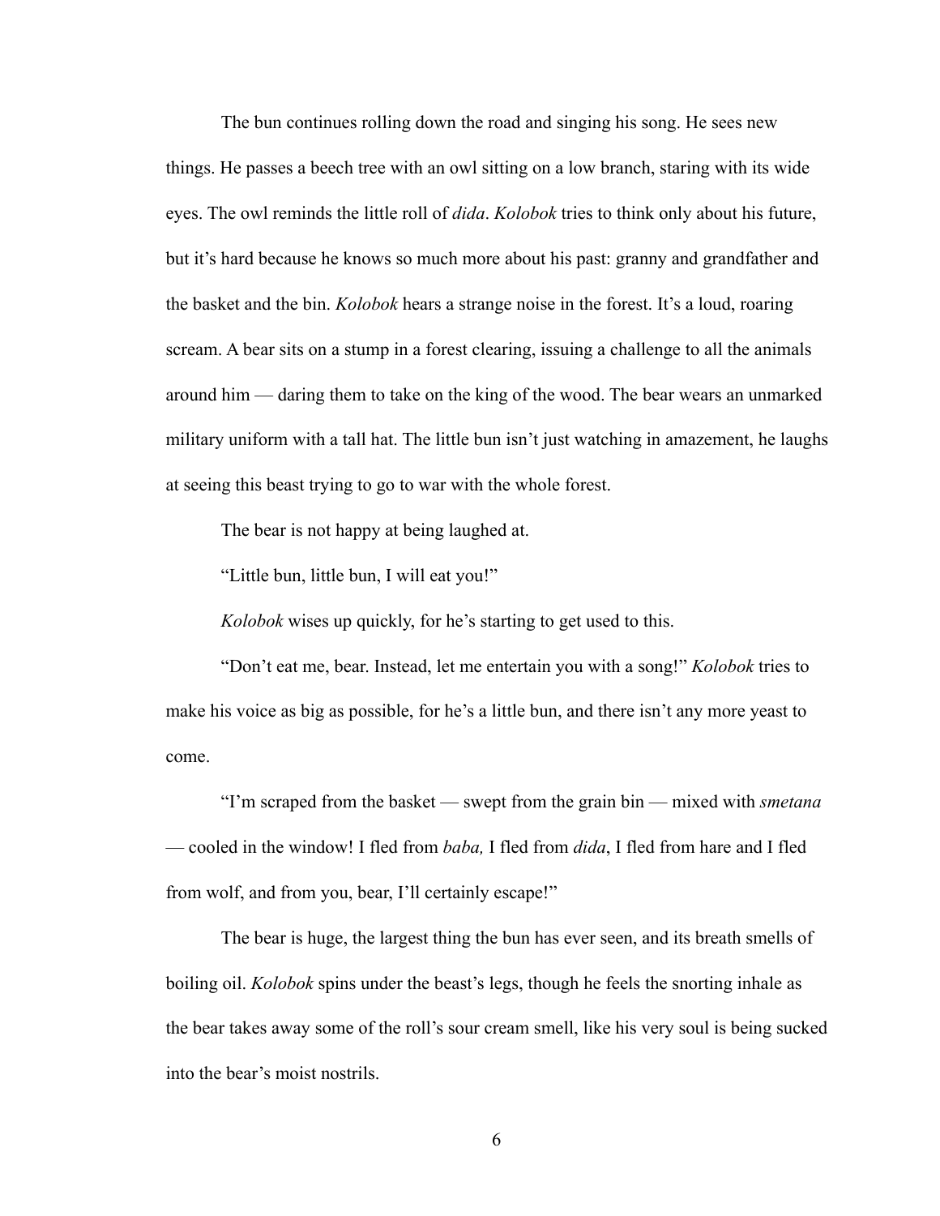The bun continues rolling down the road and singing his song. He sees new things. He passes a beech tree with an owl sitting on a low branch, staring with its wide eyes. The owl reminds the little roll of *dida*. *Kolobok* tries to think only about his future, but it's hard because he knows so much more about his past: granny and grandfather and the basket and the bin. *Kolobok* hears a strange noise in the forest. It's a loud, roaring scream. A bear sits on a stump in a forest clearing, issuing a challenge to all the animals around him — daring them to take on the king of the wood. The bear wears an unmarked military uniform with a tall hat. The little bun isn't just watching in amazement, he laughs at seeing this beast trying to go to war with the whole forest.

The bear is not happy at being laughed at.

"Little bun, little bun, I will eat you!"

*Kolobok* wises up quickly, for he's starting to get used to this.

"Don't eat me, bear. Instead, let me entertain you with a song!" *Kolobok* tries to make his voice as big as possible, for he's a little bun, and there isn't any more yeast to come.

"I'm scraped from the basket — swept from the grain bin — mixed with *smetana* — cooled in the window! I fled from *baba,* I fled from *dida*, I fled from hare and I fled from wolf, and from you, bear, I'll certainly escape!"

The bear is huge, the largest thing the bun has ever seen, and its breath smells of boiling oil. *Kolobok* spins under the beast's legs, though he feels the snorting inhale as the bear takes away some of the roll's sour cream smell, like his very soul is being sucked into the bear's moist nostrils.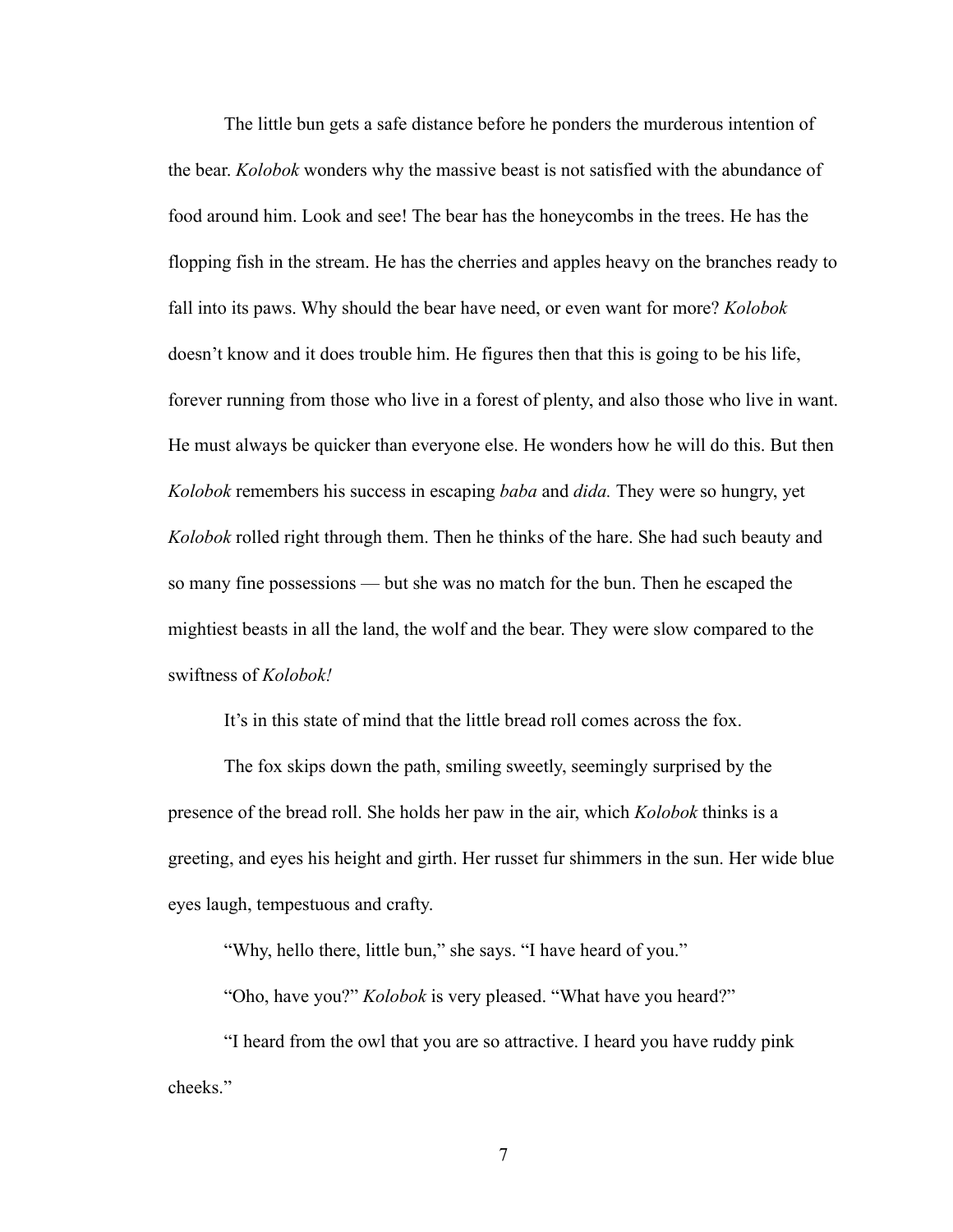The little bun gets a safe distance before he ponders the murderous intention of the bear. *Kolobok* wonders why the massive beast is not satisfied with the abundance of food around him. Look and see! The bear has the honeycombs in the trees. He has the flopping fish in the stream. He has the cherries and apples heavy on the branches ready to fall into its paws. Why should the bear have need, or even want for more? *Kolobok* doesn't know and it does trouble him. He figures then that this is going to be his life, forever running from those who live in a forest of plenty, and also those who live in want. He must always be quicker than everyone else. He wonders how he will do this. But then *Kolobok* remembers his success in escaping *baba* and *dida.* They were so hungry, yet *Kolobok* rolled right through them. Then he thinks of the hare. She had such beauty and so many fine possessions — but she was no match for the bun. Then he escaped the mightiest beasts in all the land, the wolf and the bear. They were slow compared to the swiftness of *Kolobok!*

It's in this state of mind that the little bread roll comes across the fox.

The fox skips down the path, smiling sweetly, seemingly surprised by the presence of the bread roll. She holds her paw in the air, which *Kolobok* thinks is a greeting, and eyes his height and girth. Her russet fur shimmers in the sun. Her wide blue eyes laugh, tempestuous and crafty.

"Why, hello there, little bun," she says. "I have heard of you."

"Oho, have you?" *Kolobok* is very pleased. "What have you heard?"

"I heard from the owl that you are so attractive. I heard you have ruddy pink cheeks."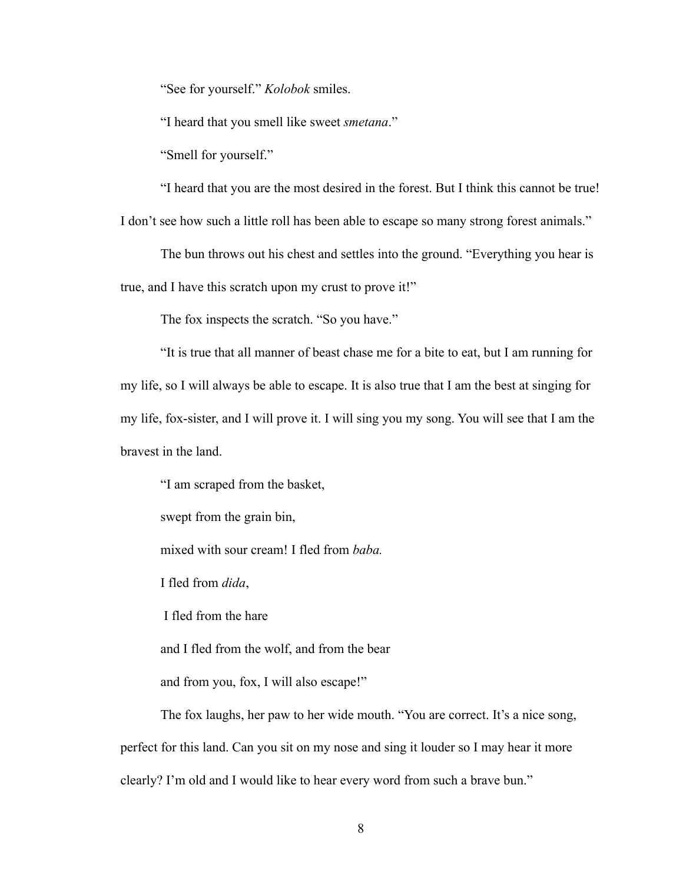"See for yourself." *Kolobok* smiles.

"I heard that you smell like sweet *smetana*."

"Smell for yourself."

"I heard that you are the most desired in the forest. But I think this cannot be true! I don't see how such a little roll has been able to escape so many strong forest animals."

The bun throws out his chest and settles into the ground. "Everything you hear is true, and I have this scratch upon my crust to prove it!"

The fox inspects the scratch. "So you have."

"It is true that all manner of beast chase me for a bite to eat, but I am running for my life, so I will always be able to escape. It is also true that I am the best at singing for my life, fox-sister, and I will prove it. I will sing you my song. You will see that I am the bravest in the land.

"I am scraped from the basket,

swept from the grain bin,

mixed with sour cream! I fled from *baba.*

I fled from *dida*,

I fled from the hare

and I fled from the wolf, and from the bear

and from you, fox, I will also escape!"

The fox laughs, her paw to her wide mouth. "You are correct. It's a nice song, perfect for this land. Can you sit on my nose and sing it louder so I may hear it more clearly? I'm old and I would like to hear every word from such a brave bun."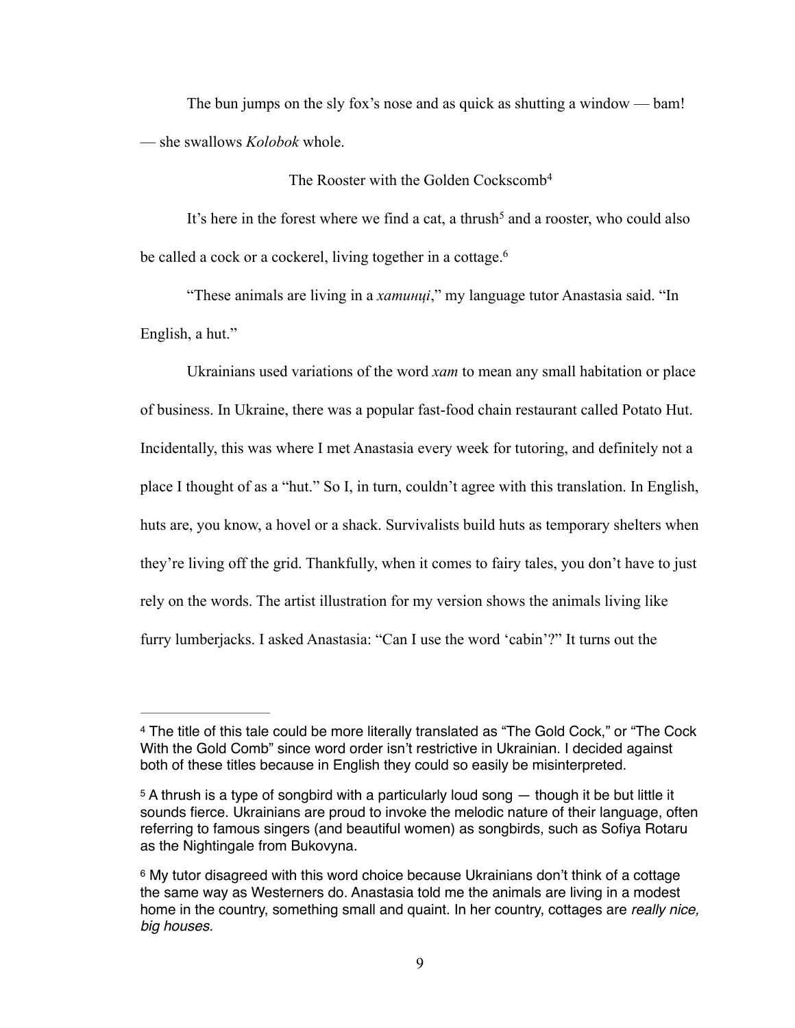The bun jumps on the sly fox's nose and as quick as shutting a window — bam! — she swallows *Kolobok* whole.

## The Rooster with the Golden Cockscomb[4]

It's here in the forest where we find a cat, a thrush[5] and a rooster, who could also be called a cock or a cockerel, living together in a cottage.[6]

"These animals are living in a *хатинці*," my language tutor Anastasia said. "In English, a hut."

Ukrainians used variations of the word *хат* to mean any small habitation or place of business. In Ukraine, there was a popular fast-food chain restaurant called Potato Hut. Incidentally, this was where I met Anastasia every week for tutoring, and definitely not a place I thought of as a "hut." So I, in turn, couldn't agree with this translation. In English, huts are, you know, a hovel or a shack. Survivalists build huts as temporary shelters when they're living off the grid. Thankfully, when it comes to fairy tales, you don't have to just rely on the words. The artist illustration for my version shows the animals living like furry lumberjacks. I asked Anastasia: "Can I use the word 'cabin'?" It turns out the

---

[4] The title of this tale could be more literally translated as "The Gold Cock," or "The Cock With the Gold Comb" since word order isn't restrictive in Ukrainian. I decided against both of these titles because in English they could so easily be misinterpreted.

[5] A thrush is a type of songbird with a particularly loud song — though it be but little it sounds fierce. Ukrainians are proud to invoke the melodic nature of their language, often referring to famous singers (and beautiful women) as songbirds, such as Sofiya Rotaru as the Nightingale from Bukovyna.

[6] My tutor disagreed with this word choice because Ukrainians don't think of a cottage the same way as Westerners do. Anastasia told me the animals are living in a modest home in the country, something small and quaint. In her country, cottages are *really nice, big houses.*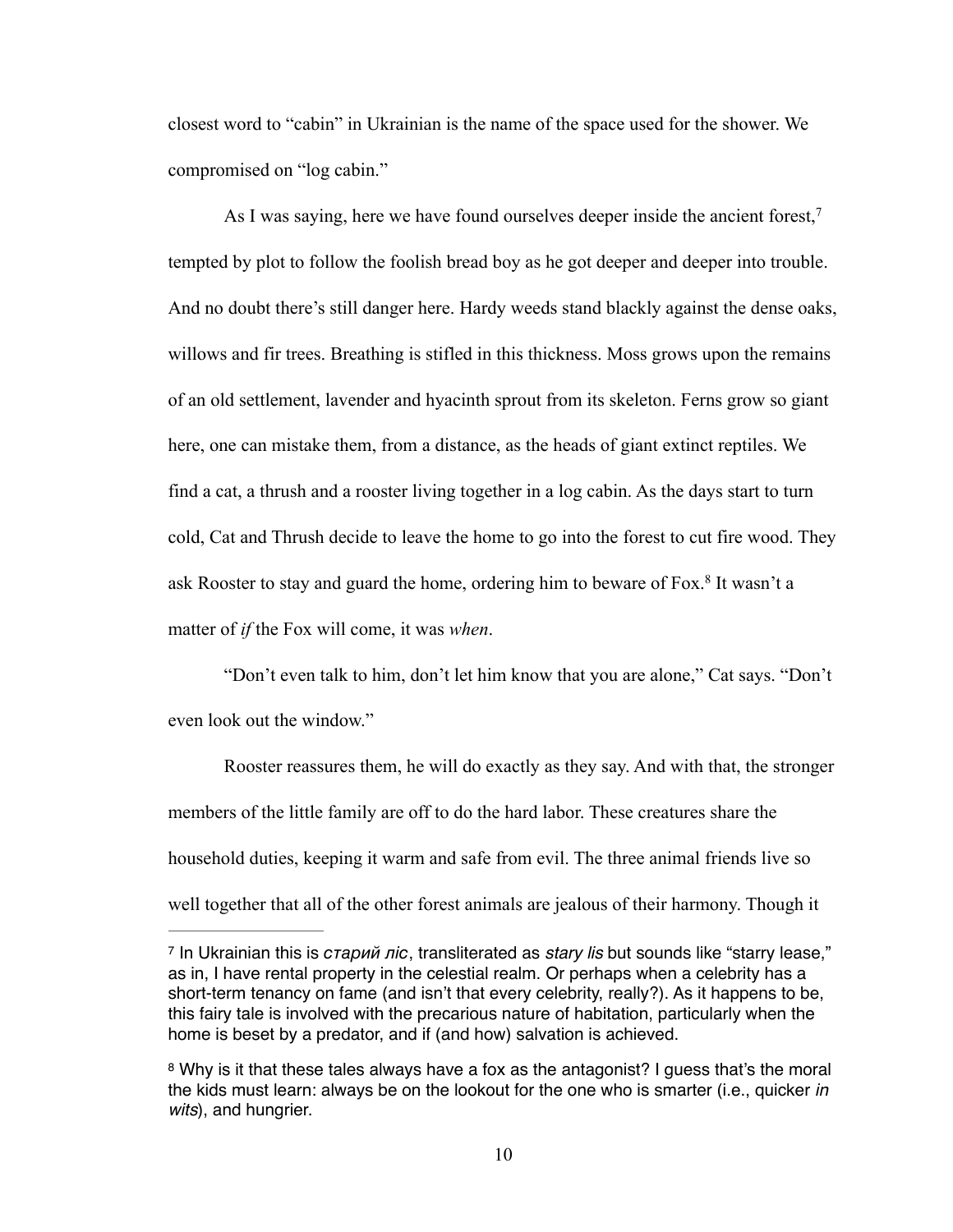closest word to "cabin" in Ukrainian is the name of the space used for the shower. We compromised on "log cabin."

As I was saying, here we have found ourselves deeper inside the ancient forest,[7] tempted by plot to follow the foolish bread boy as he got deeper and deeper into trouble. And no doubt there's still danger here. Hardy weeds stand blackly against the dense oaks, willows and fir trees. Breathing is stifled in this thickness. Moss grows upon the remains of an old settlement, lavender and hyacinth sprout from its skeleton. Ferns grow so giant here, one can mistake them, from a distance, as the heads of giant extinct reptiles. We find a cat, a thrush and a rooster living together in a log cabin. As the days start to turn cold, Cat and Thrush decide to leave the home to go into the forest to cut fire wood. They ask Rooster to stay and guard the home, ordering him to beware of Fox.[8] It wasn't a matter of *if* the Fox will come, it was *when*.

"Don't even talk to him, don't let him know that you are alone," Cat says. "Don't even look out the window."

Rooster reassures them, he will do exactly as they say. And with that, the stronger members of the little family are off to do the hard labor. These creatures share the household duties, keeping it warm and safe from evil. The three animal friends live so well together that all of the other forest animals are jealous of their harmony. Though it

---

[7] In Ukrainian this is *старий ліс*, transliterated as *stary lis* but sounds like "starry lease," as in, I have rental property in the celestial realm. Or perhaps when a celebrity has a short-term tenancy on fame (and isn't that every celebrity, really?). As it happens to be, this fairy tale is involved with the precarious nature of habitation, particularly when the home is beset by a predator, and if (and how) salvation is achieved.

[8] Why is it that these tales always have a fox as the antagonist? I guess that's the moral the kids must learn: always be on the lookout for the one who is smarter (i.e., quicker *in wits*), and hungrier.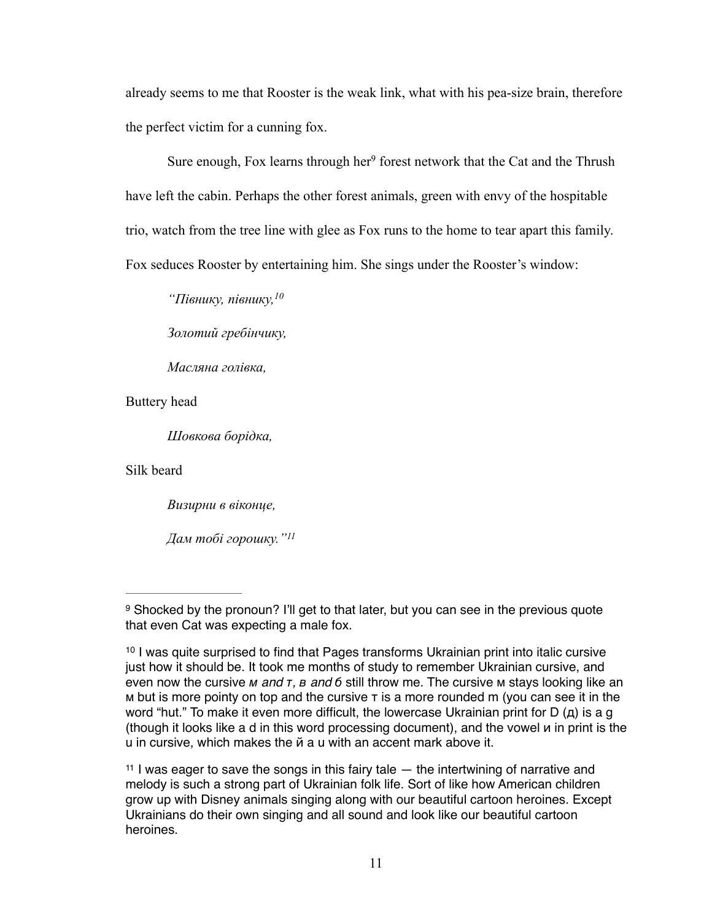already seems to me that Rooster is the weak link, what with his pea-size brain, therefore the perfect victim for a cunning fox.

Sure enough, Fox learns through her[9] forest network that the Cat and the Thrush have left the cabin. Perhaps the other forest animals, green with envy of the hospitable trio, watch from the tree line with glee as Fox runs to the home to tear apart this family. Fox seduces Rooster by entertaining him. She sings under the Rooster's window:

> *"Півнику, півнику,*[10]
>
> *Золотий гребінчику,*
>
> *Масляна голівка,*

Buttery head

> *Шовкова борідка,*

Silk beard

> *Визирни в віконце,*
>
> *Дам тобі горошку."*[11]

---

[9] Shocked by the pronoun? I'll get to that later, but you can see in the previous quote that even Cat was expecting a male fox.

[10] I was quite surprised to find that Pages transforms Ukrainian print into italic cursive just how it should be. It took me months of study to remember Ukrainian cursive, and even now the cursive *м and т, в and б* still throw me. The cursive м stays looking like an м but is more pointy on top and the cursive т is a more rounded m (you can see it in the word "hut." To make it even more difficult, the lowercase Ukrainian print for D (д) is a g (though it looks like a d in this word processing document), and the vowel и in print is the u in cursive, which makes the й a u with an accent mark above it.

[11] I was eager to save the songs in this fairy tale — the intertwining of narrative and melody is such a strong part of Ukrainian folk life. Sort of like how American children grow up with Disney animals singing along with our beautiful cartoon heroines. Except Ukrainians do their own singing and all sound and look like our beautiful cartoon heroines.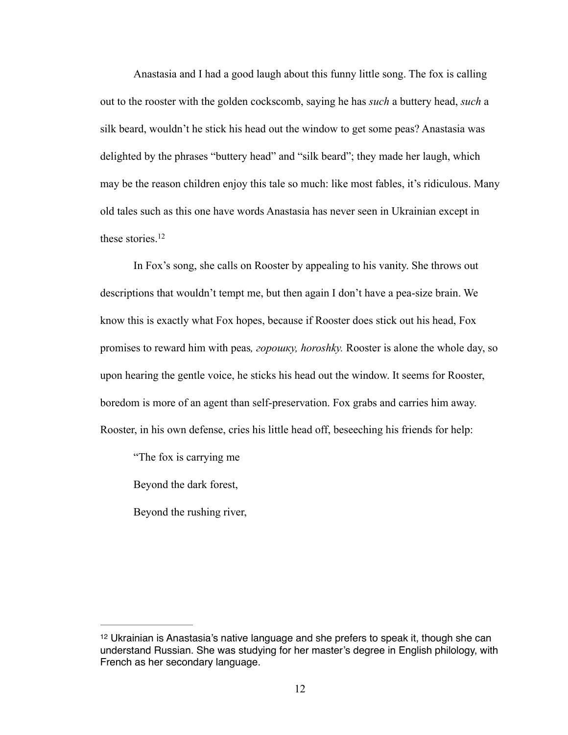Anastasia and I had a good laugh about this funny little song. The fox is calling out to the rooster with the golden cockscomb, saying he has *such* a buttery head, *such* a silk beard, wouldn't he stick his head out the window to get some peas? Anastasia was delighted by the phrases "buttery head" and "silk beard"; they made her laugh, which may be the reason children enjoy this tale so much: like most fables, it's ridiculous. Many old tales such as this one have words Anastasia has never seen in Ukrainian except in these stories.[12]

In Fox's song, she calls on Rooster by appealing to his vanity. She throws out descriptions that wouldn't tempt me, but then again I don't have a pea-size brain. We know this is exactly what Fox hopes, because if Rooster does stick out his head, Fox promises to reward him with peas*, горошку, horoshky.* Rooster is alone the whole day, so upon hearing the gentle voice, he sticks his head out the window. It seems for Rooster, boredom is more of an agent than self-preservation. Fox grabs and carries him away. Rooster, in his own defense, cries his little head off, beseeching his friends for help:

"The fox is carrying me

Beyond the dark forest,

Beyond the rushing river,

---

[12] Ukrainian is Anastasia's native language and she prefers to speak it, though she can understand Russian. She was studying for her master's degree in English philology, with French as her secondary language.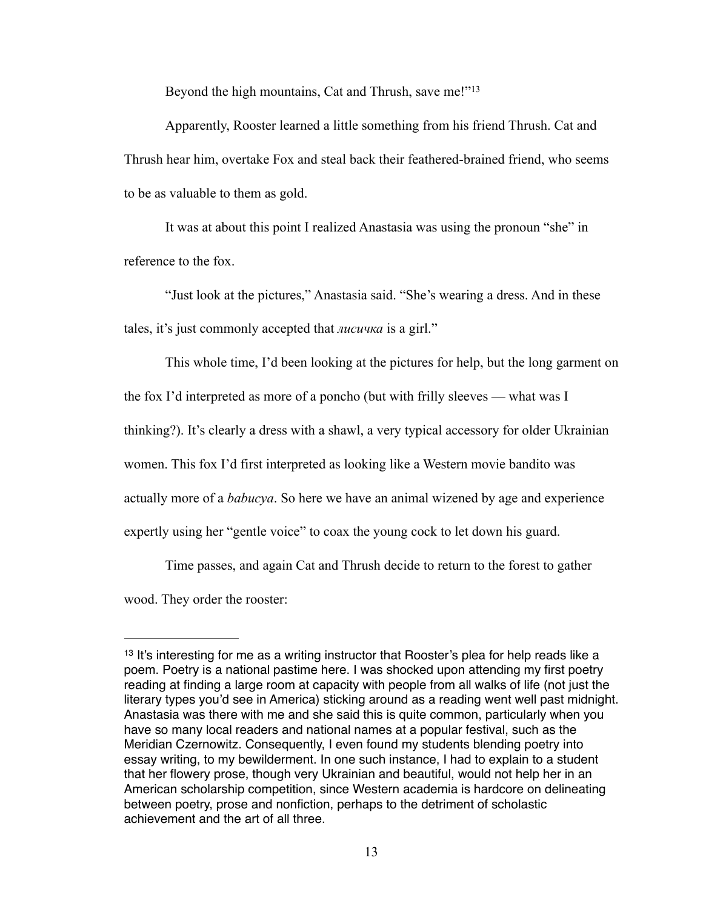Beyond the high mountains, Cat and Thrush, save me!"[13]

Apparently, Rooster learned a little something from his friend Thrush. Cat and Thrush hear him, overtake Fox and steal back their feathered-brained friend, who seems to be as valuable to them as gold.

It was at about this point I realized Anastasia was using the pronoun "she" in reference to the fox.

"Just look at the pictures," Anastasia said. "She's wearing a dress. And in these tales, it's just commonly accepted that *лисичка* is a girl."

This whole time, I'd been looking at the pictures for help, but the long garment on the fox I'd interpreted as more of a poncho (but with frilly sleeves — what was I thinking?). It's clearly a dress with a shawl, a very typical accessory for older Ukrainian women. This fox I'd first interpreted as looking like a Western movie bandito was actually more of a *babucya*. So here we have an animal wizened by age and experience expertly using her "gentle voice" to coax the young cock to let down his guard.

Time passes, and again Cat and Thrush decide to return to the forest to gather wood. They order the rooster:

---

[13] It's interesting for me as a writing instructor that Rooster's plea for help reads like a poem. Poetry is a national pastime here. I was shocked upon attending my first poetry reading at finding a large room at capacity with people from all walks of life (not just the literary types you'd see in America) sticking around as a reading went well past midnight. Anastasia was there with me and she said this is quite common, particularly when you have so many local readers and national names at a popular festival, such as the Meridian Czernowitz. Consequently, I even found my students blending poetry into essay writing, to my bewilderment. In one such instance, I had to explain to a student that her flowery prose, though very Ukrainian and beautiful, would not help her in an American scholarship competition, since Western academia is hardcore on delineating between poetry, prose and nonfiction, perhaps to the detriment of scholastic achievement and the art of all three.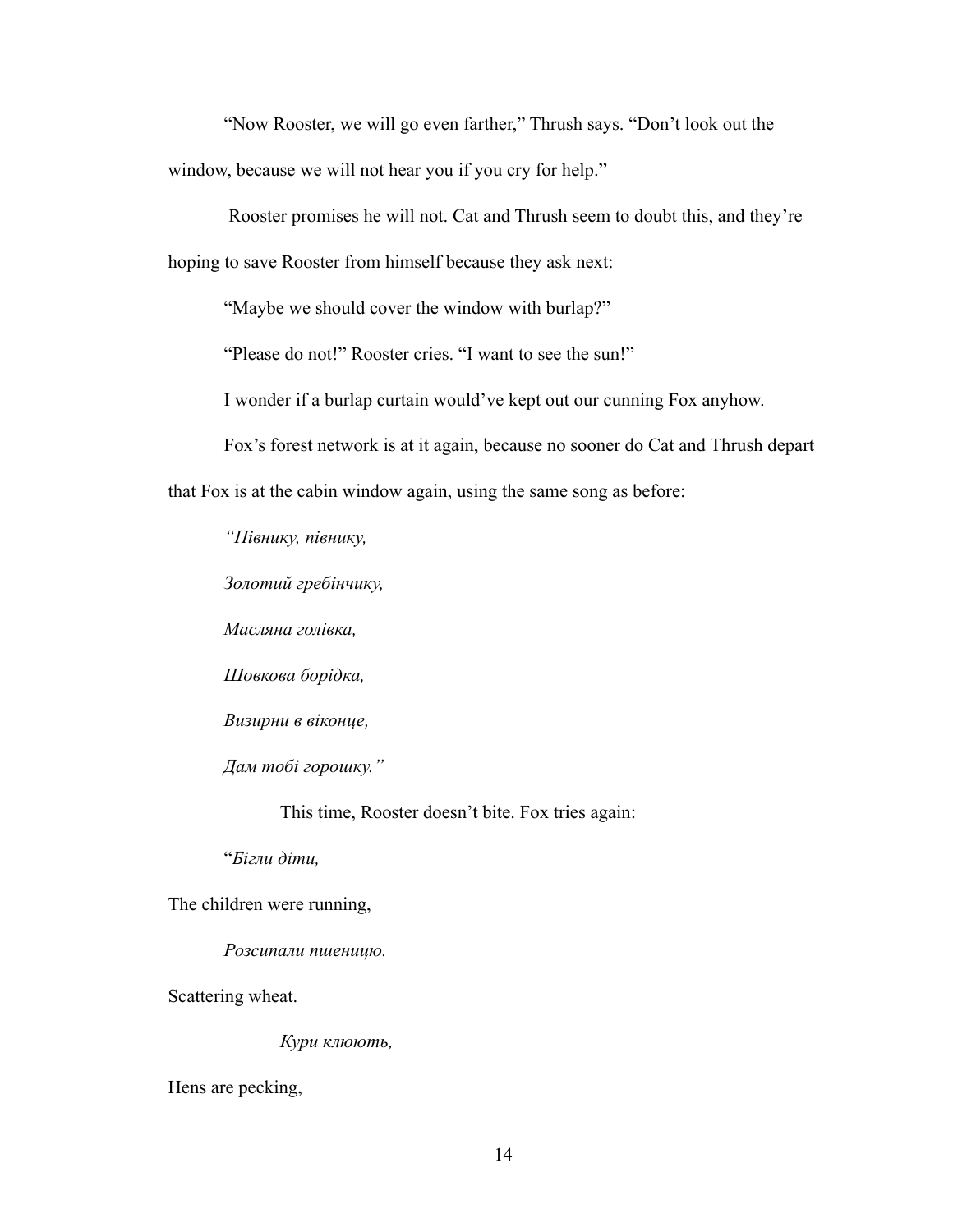"Now Rooster, we will go even farther," Thrush says. "Don't look out the window, because we will not hear you if you cry for help."

Rooster promises he will not. Cat and Thrush seem to doubt this, and they're hoping to save Rooster from himself because they ask next:

"Maybe we should cover the window with burlap?"

"Please do not!" Rooster cries. "I want to see the sun!"

I wonder if a burlap curtain would've kept out our cunning Fox anyhow.

Fox's forest network is at it again, because no sooner do Cat and Thrush depart that Fox is at the cabin window again, using the same song as before:

*"Півнику, півнику,*

*Золотий гребінчику,*

*Масляна голівка,*

*Шовкова борідка,*

*Визирни в віконце,*

*Дам тобі горошку."*

This time, Rooster doesn't bite. Fox tries again:

"*Бігли діти,*

The children were running,

*Розсипали пшеницю.*

Scattering wheat.

*Кури клюють,*

Hens are pecking,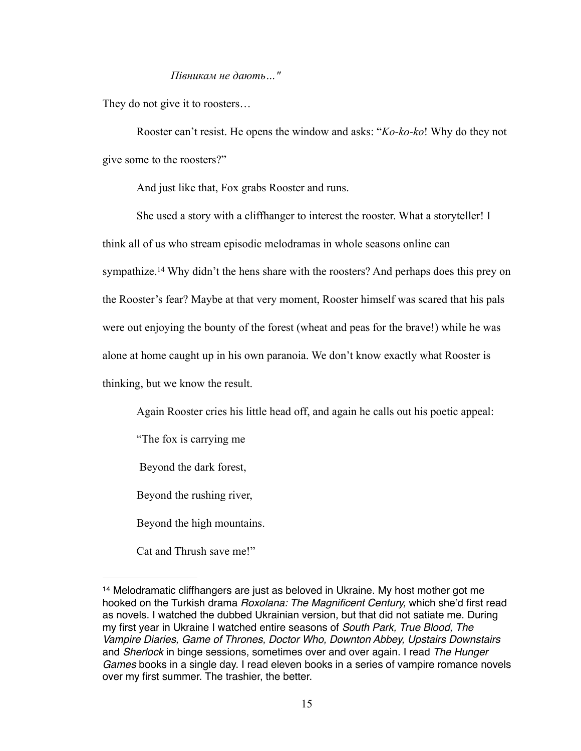*Півникам не дають…"*

They do not give it to roosters…

Rooster can't resist. He opens the window and asks: "*Ko-ko-ko*! Why do they not give some to the roosters?"

And just like that, Fox grabs Rooster and runs.

She used a story with a cliffhanger to interest the rooster. What a storyteller! I think all of us who stream episodic melodramas in whole seasons online can sympathize.[14] Why didn't the hens share with the roosters? And perhaps does this prey on the Rooster's fear? Maybe at that very moment, Rooster himself was scared that his pals were out enjoying the bounty of the forest (wheat and peas for the brave!) while he was alone at home caught up in his own paranoia. We don't know exactly what Rooster is thinking, but we know the result.

Again Rooster cries his little head off, and again he calls out his poetic appeal:

"The fox is carrying me

Beyond the dark forest,

Beyond the rushing river,

Beyond the high mountains.

Cat and Thrush save me!"

---

[14] Melodramatic cliffhangers are just as beloved in Ukraine. My host mother got me hooked on the Turkish drama *Roxolana: The Magnificent Century,* which she'd first read as novels. I watched the dubbed Ukrainian version, but that did not satiate me. During my first year in Ukraine I watched entire seasons of *South Park, True Blood, The Vampire Diaries, Game of Thrones, Doctor Who, Downton Abbey, Upstairs Downstairs* and *Sherlock* in binge sessions, sometimes over and over again. I read *The Hunger Games* books in a single day. I read eleven books in a series of vampire romance novels over my first summer. The trashier, the better.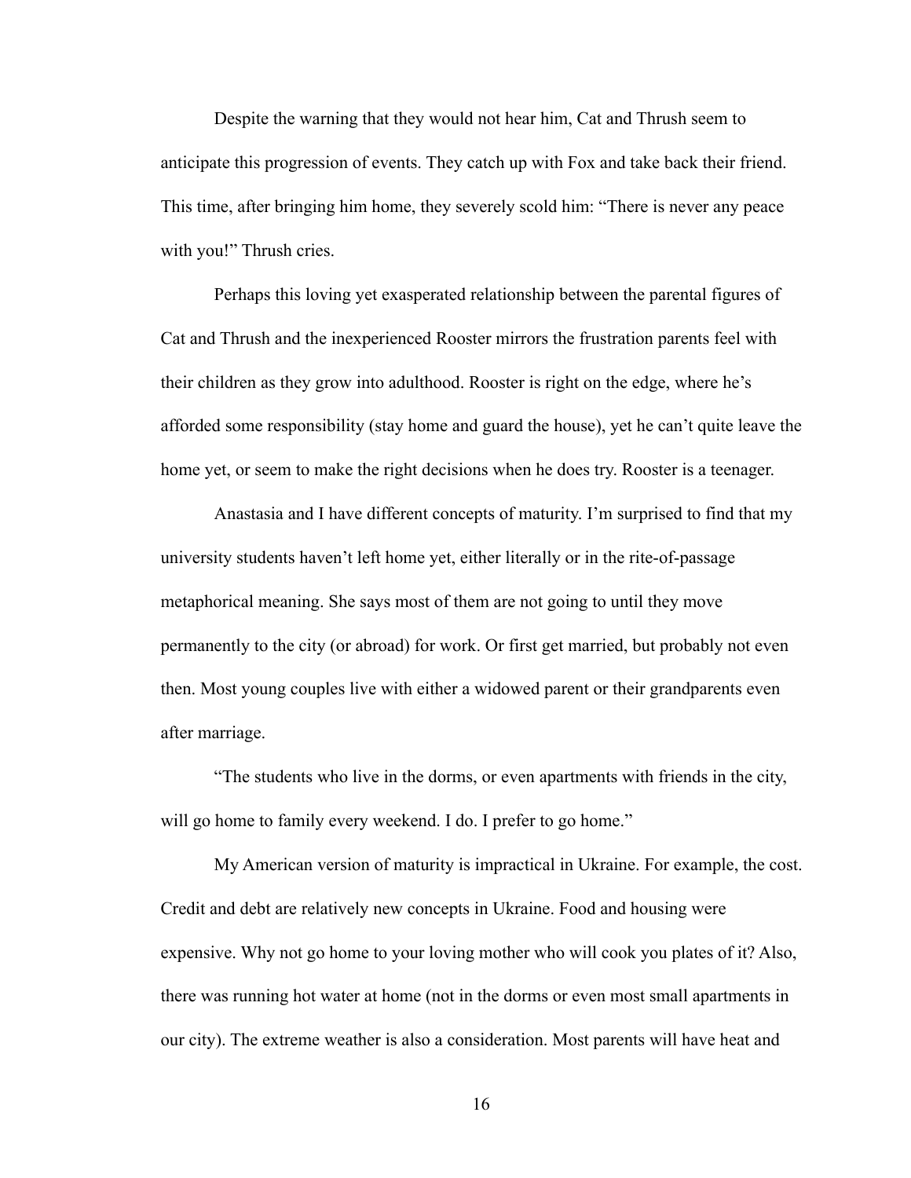Despite the warning that they would not hear him, Cat and Thrush seem to anticipate this progression of events. They catch up with Fox and take back their friend. This time, after bringing him home, they severely scold him: "There is never any peace with you!" Thrush cries.

Perhaps this loving yet exasperated relationship between the parental figures of Cat and Thrush and the inexperienced Rooster mirrors the frustration parents feel with their children as they grow into adulthood. Rooster is right on the edge, where he's afforded some responsibility (stay home and guard the house), yet he can't quite leave the home yet, or seem to make the right decisions when he does try. Rooster is a teenager.

Anastasia and I have different concepts of maturity. I'm surprised to find that my university students haven't left home yet, either literally or in the rite-of-passage metaphorical meaning. She says most of them are not going to until they move permanently to the city (or abroad) for work. Or first get married, but probably not even then. Most young couples live with either a widowed parent or their grandparents even after marriage.

"The students who live in the dorms, or even apartments with friends in the city, will go home to family every weekend. I do. I prefer to go home."

My American version of maturity is impractical in Ukraine. For example, the cost. Credit and debt are relatively new concepts in Ukraine. Food and housing were expensive. Why not go home to your loving mother who will cook you plates of it? Also, there was running hot water at home (not in the dorms or even most small apartments in our city). The extreme weather is also a consideration. Most parents will have heat and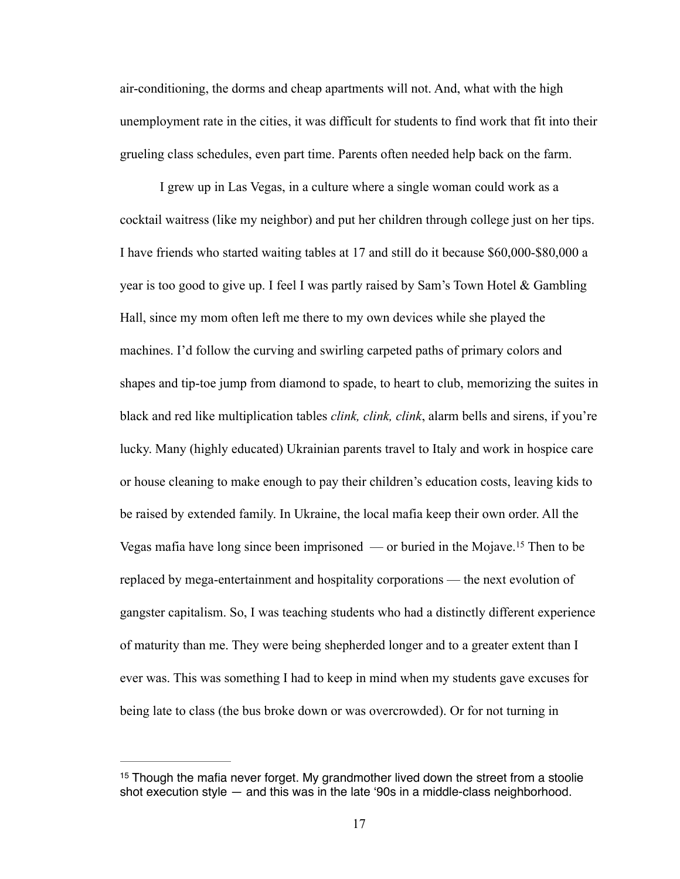air-conditioning, the dorms and cheap apartments will not. And, what with the high unemployment rate in the cities, it was difficult for students to find work that fit into their grueling class schedules, even part time. Parents often needed help back on the farm.

I grew up in Las Vegas, in a culture where a single woman could work as a cocktail waitress (like my neighbor) and put her children through college just on her tips. I have friends who started waiting tables at 17 and still do it because $60,000-$80,000 a year is too good to give up. I feel I was partly raised by Sam's Town Hotel & Gambling Hall, since my mom often left me there to my own devices while she played the machines. I'd follow the curving and swirling carpeted paths of primary colors and shapes and tip-toe jump from diamond to spade, to heart to club, memorizing the suites in black and red like multiplication tables *clink, clink, clink*, alarm bells and sirens, if you're lucky. Many (highly educated) Ukrainian parents travel to Italy and work in hospice care or house cleaning to make enough to pay their children's education costs, leaving kids to be raised by extended family. In Ukraine, the local mafia keep their own order. All the Vegas mafia have long since been imprisoned — or buried in the Mojave.[15] Then to be replaced by mega-entertainment and hospitality corporations — the next evolution of gangster capitalism. So, I was teaching students who had a distinctly different experience of maturity than me. They were being shepherded longer and to a greater extent than I ever was. This was something I had to keep in mind when my students gave excuses for being late to class (the bus broke down or was overcrowded). Or for not turning in

[15] Though the mafia never forget. My grandmother lived down the street from a stoolie shot execution style — and this was in the late '90s in a middle-class neighborhood.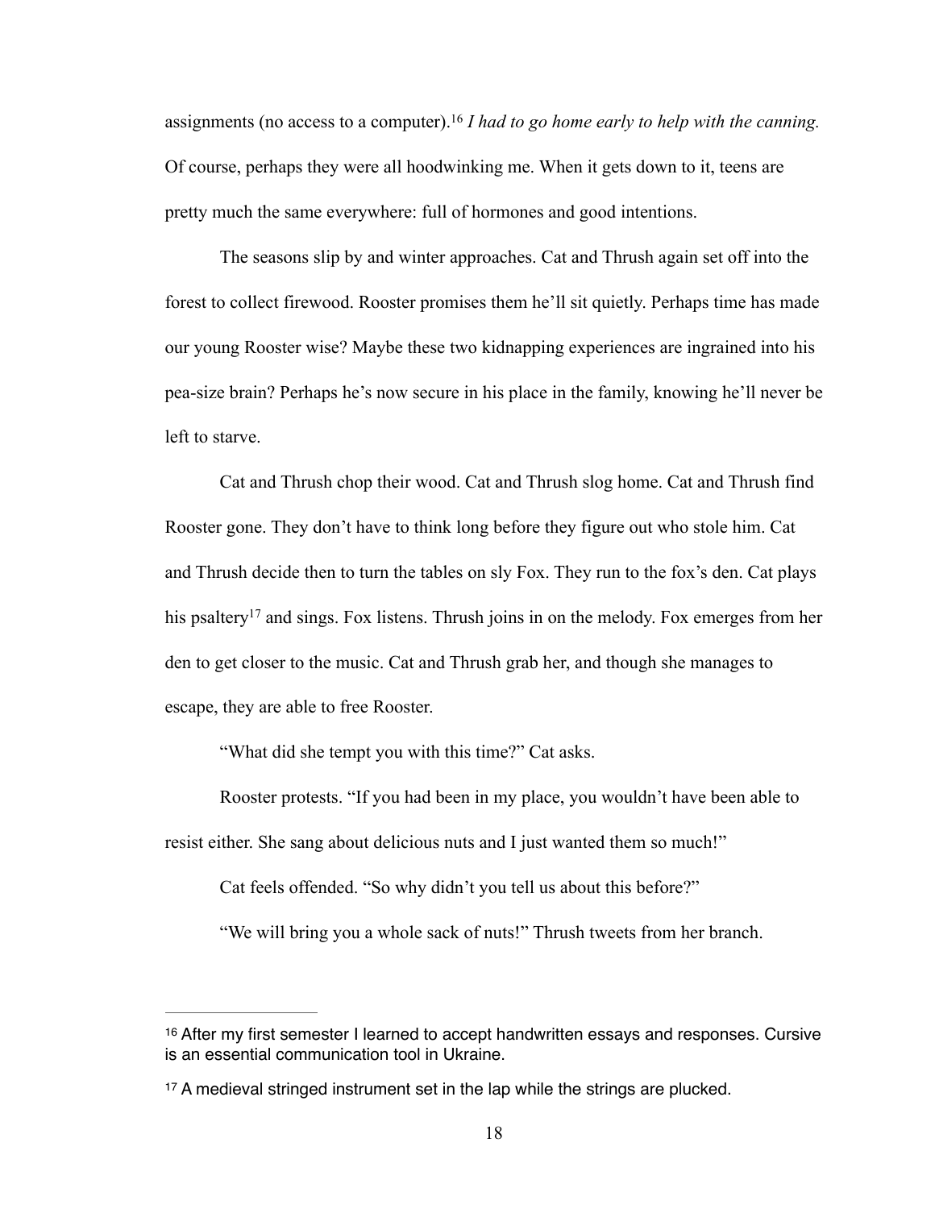assignments (no access to a computer).[16] *I had to go home early to help with the canning.* Of course, perhaps they were all hoodwinking me. When it gets down to it, teens are pretty much the same everywhere: full of hormones and good intentions.

The seasons slip by and winter approaches. Cat and Thrush again set off into the forest to collect firewood. Rooster promises them he'll sit quietly. Perhaps time has made our young Rooster wise? Maybe these two kidnapping experiences are ingrained into his pea-size brain? Perhaps he's now secure in his place in the family, knowing he'll never be left to starve.

Cat and Thrush chop their wood. Cat and Thrush slog home. Cat and Thrush find Rooster gone. They don't have to think long before they figure out who stole him. Cat and Thrush decide then to turn the tables on sly Fox. They run to the fox's den. Cat plays his psaltery[17] and sings. Fox listens. Thrush joins in on the melody. Fox emerges from her den to get closer to the music. Cat and Thrush grab her, and though she manages to escape, they are able to free Rooster.

"What did she tempt you with this time?" Cat asks.

Rooster protests. "If you had been in my place, you wouldn't have been able to resist either. She sang about delicious nuts and I just wanted them so much!"

Cat feels offended. "So why didn't you tell us about this before?"

"We will bring you a whole sack of nuts!" Thrush tweets from her branch.

---

[16] After my first semester I learned to accept handwritten essays and responses. Cursive is an essential communication tool in Ukraine.

[17] A medieval stringed instrument set in the lap while the strings are plucked.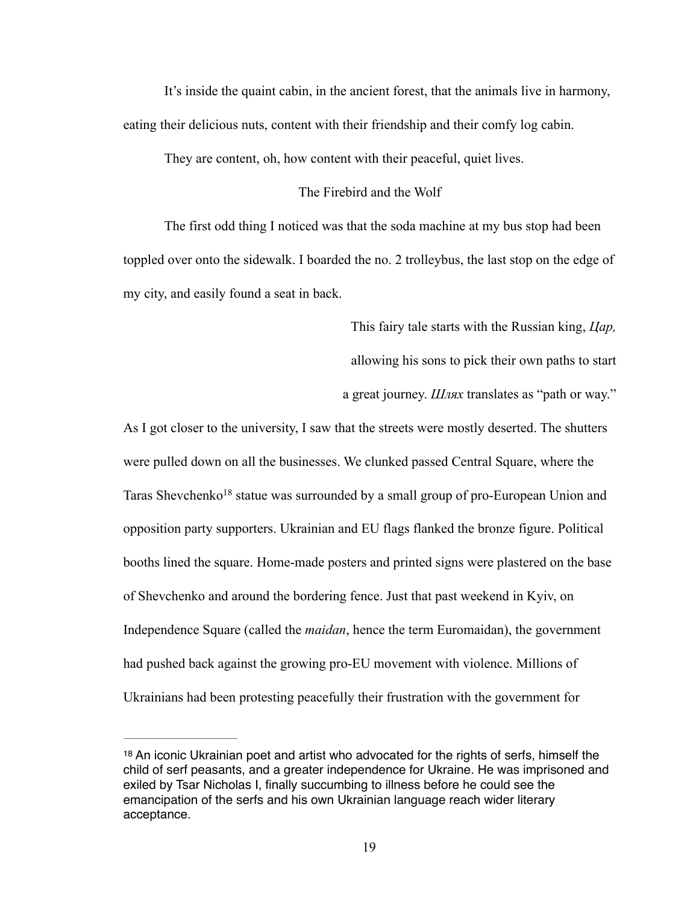It's inside the quaint cabin, in the ancient forest, that the animals live in harmony, eating their delicious nuts, content with their friendship and their comfy log cabin.

They are content, oh, how content with their peaceful, quiet lives.

## The Firebird and the Wolf

The first odd thing I noticed was that the soda machine at my bus stop had been toppled over onto the sidewalk. I boarded the no. 2 trolleybus, the last stop on the edge of my city, and easily found a seat in back.

> This fairy tale starts with the Russian king, *Цар,* allowing his sons to pick their own paths to start a great journey. *Шлях* translates as "path or way."

As I got closer to the university, I saw that the streets were mostly deserted. The shutters were pulled down on all the businesses. We clunked passed Central Square, where the Taras Shevchenko[18] statue was surrounded by a small group of pro-European Union and opposition party supporters. Ukrainian and EU flags flanked the bronze figure. Political booths lined the square. Home-made posters and printed signs were plastered on the base of Shevchenko and around the bordering fence. Just that past weekend in Kyiv, on Independence Square (called the *maidan*, hence the term Euromaidan), the government had pushed back against the growing pro-EU movement with violence. Millions of Ukrainians had been protesting peacefully their frustration with the government for

---

[18] An iconic Ukrainian poet and artist who advocated for the rights of serfs, himself the child of serf peasants, and a greater independence for Ukraine. He was imprisoned and exiled by Tsar Nicholas I, finally succumbing to illness before he could see the emancipation of the serfs and his own Ukrainian language reach wider literary acceptance.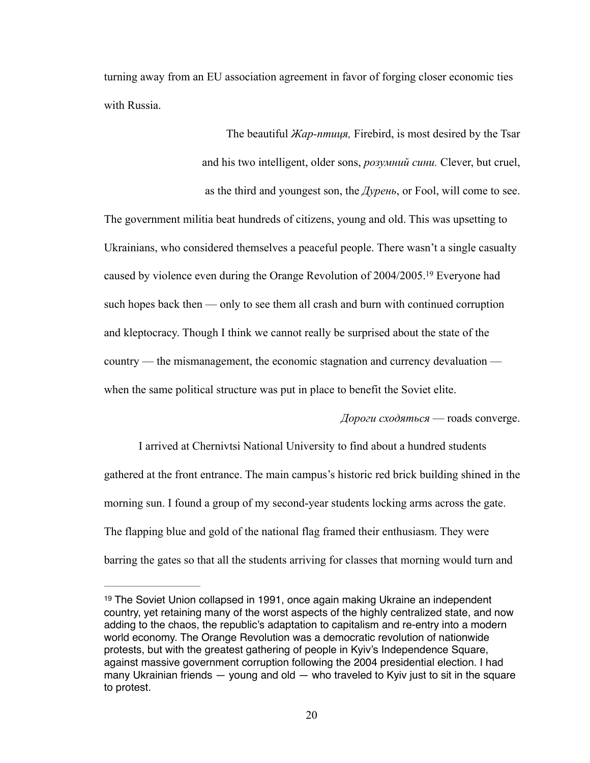turning away from an EU association agreement in favor of forging closer economic ties with Russia.

The beautiful *Жар-птиця,* Firebird, is most desired by the Tsar and his two intelligent, older sons, *розумний сини.* Clever, but cruel, as the third and youngest son, the *Дурень*, or Fool, will come to see.

The government militia beat hundreds of citizens, young and old. This was upsetting to Ukrainians, who considered themselves a peaceful people. There wasn't a single casualty caused by violence even during the Orange Revolution of 2004/2005.[19] Everyone had such hopes back then — only to see them all crash and burn with continued corruption and kleptocracy. Though I think we cannot really be surprised about the state of the country — the mismanagement, the economic stagnation and currency devaluation — when the same political structure was put in place to benefit the Soviet elite.

*Дороги сходяться* — roads converge.

I arrived at Chernivtsi National University to find about a hundred students gathered at the front entrance. The main campus's historic red brick building shined in the morning sun. I found a group of my second-year students locking arms across the gate. The flapping blue and gold of the national flag framed their enthusiasm. They were barring the gates so that all the students arriving for classes that morning would turn and

---

[19] The Soviet Union collapsed in 1991, once again making Ukraine an independent country, yet retaining many of the worst aspects of the highly centralized state, and now adding to the chaos, the republic's adaptation to capitalism and re-entry into a modern world economy. The Orange Revolution was a democratic revolution of nationwide protests, but with the greatest gathering of people in Kyiv's Independence Square, against massive government corruption following the 2004 presidential election. I had many Ukrainian friends — young and old — who traveled to Kyiv just to sit in the square to protest.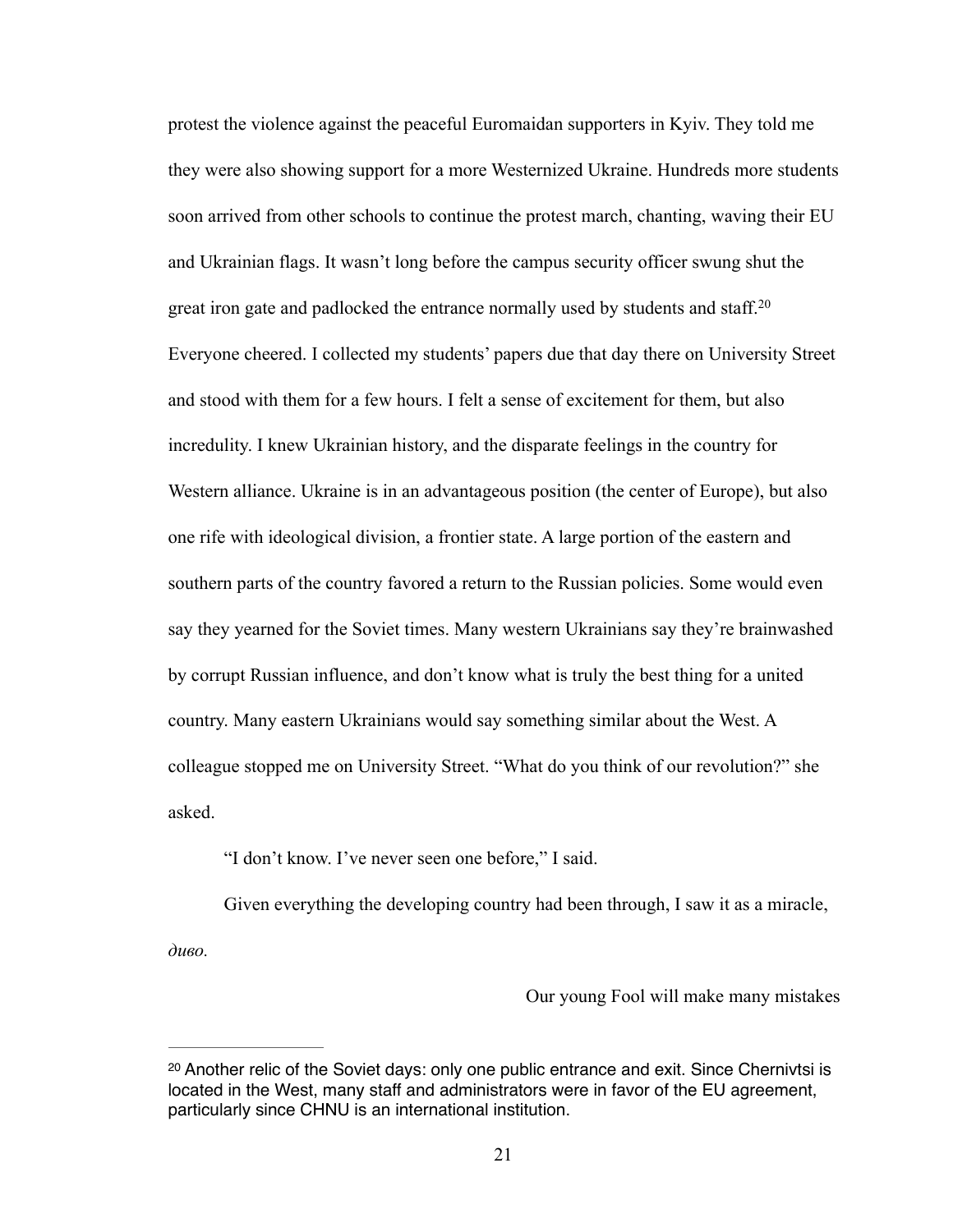protest the violence against the peaceful Euromaidan supporters in Kyiv. They told me they were also showing support for a more Westernized Ukraine. Hundreds more students soon arrived from other schools to continue the protest march, chanting, waving their EU and Ukrainian flags. It wasn't long before the campus security officer swung shut the great iron gate and padlocked the entrance normally used by students and staff.[20] Everyone cheered. I collected my students' papers due that day there on University Street and stood with them for a few hours. I felt a sense of excitement for them, but also incredulity. I knew Ukrainian history, and the disparate feelings in the country for Western alliance. Ukraine is in an advantageous position (the center of Europe), but also one rife with ideological division, a frontier state. A large portion of the eastern and southern parts of the country favored a return to the Russian policies. Some would even say they yearned for the Soviet times. Many western Ukrainians say they're brainwashed by corrupt Russian influence, and don't know what is truly the best thing for a united country. Many eastern Ukrainians would say something similar about the West. A colleague stopped me on University Street. "What do you think of our revolution?" she asked.

"I don't know. I've never seen one before," I said.

Given everything the developing country had been through, I saw it as a miracle, *диво*.

Our young Fool will make many mistakes

---

[20] Another relic of the Soviet days: only one public entrance and exit. Since Chernivtsi is located in the West, many staff and administrators were in favor of the EU agreement, particularly since CHNU is an international institution.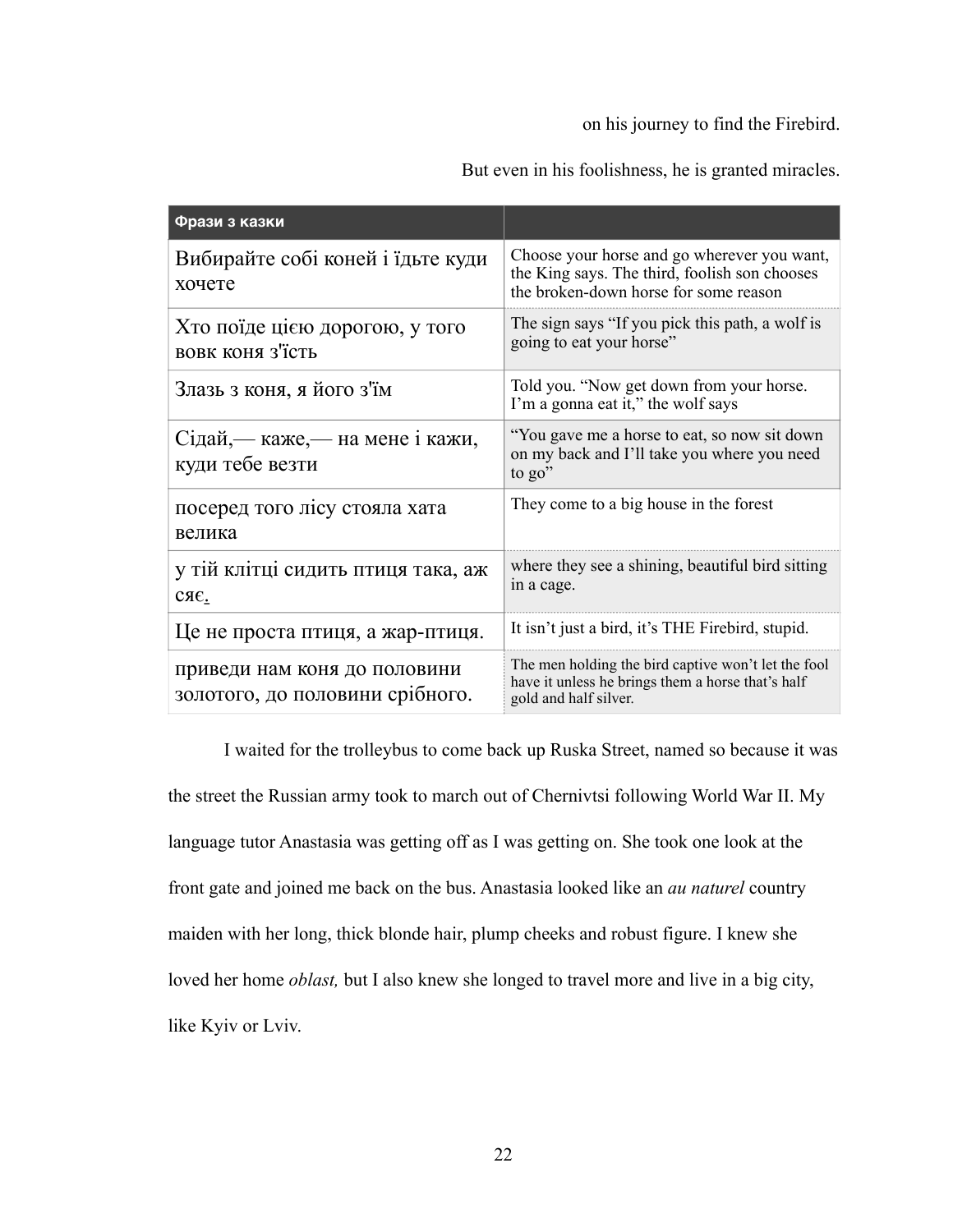on his journey to find the Firebird.

But even in his foolishness, he is granted miracles.

| **Фрази з казки** | |
|---|---|
| Вибирайте собі коней і їдьте куди хочете | Choose your horse and go wherever you want, the King says. The third, foolish son chooses the broken-down horse for some reason |
| Хто поїде цією дорогою, у того вовк коня з'їсть | The sign says "If you pick this path, a wolf is going to eat your horse" |
| Злазь з коня, я його з'їм | Told you. "Now get down from your horse. I'm a gonna eat it," the wolf says |
| Сідай,— каже,— на мене і кажи, куди тебе везти | "You gave me a horse to eat, so now sit down on my back and I'll take you where you need to go" |
| посеред того лісу стояла хата велика | They come to a big house in the forest |
| у тій клітці сидить птиця така, аж сяє. | where they see a shining, beautiful bird sitting in a cage. |
| Це не проста птиця, а жар-птиця. | It isn't just a bird, it's THE Firebird, stupid. |
| приведи нам коня до половини золотого, до половини срібного. | The men holding the bird captive won't let the fool have it unless he brings them a horse that's half gold and half silver. |

I waited for the trolleybus to come back up Ruska Street, named so because it was the street the Russian army took to march out of Chernivtsi following World War II. My language tutor Anastasia was getting off as I was getting on. She took one look at the front gate and joined me back on the bus. Anastasia looked like an *au naturel* country maiden with her long, thick blonde hair, plump cheeks and robust figure. I knew she loved her home *oblast,* but I also knew she longed to travel more and live in a big city, like Kyiv or Lviv.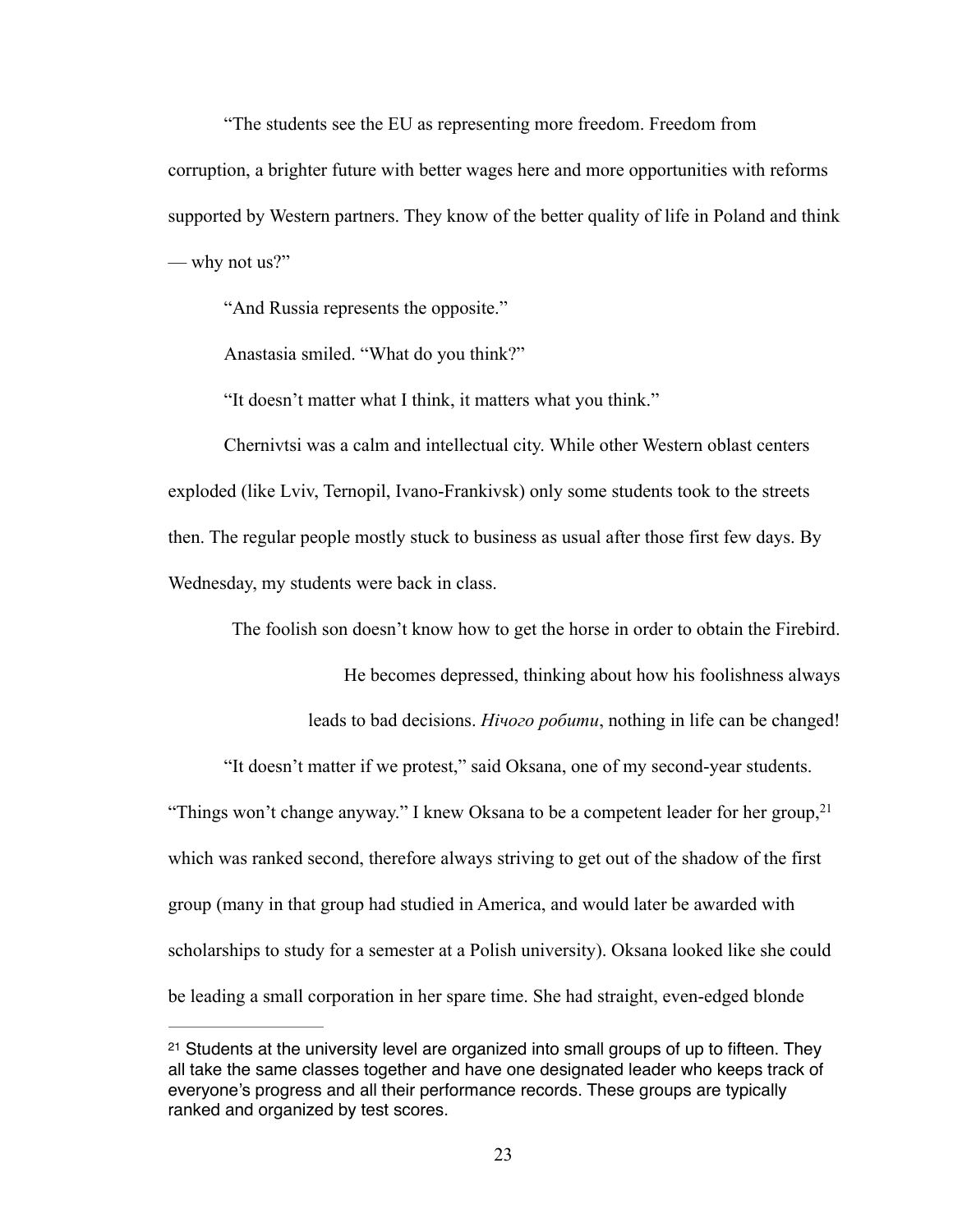"The students see the EU as representing more freedom. Freedom from corruption, a brighter future with better wages here and more opportunities with reforms supported by Western partners. They know of the better quality of life in Poland and think — why not us?"

"And Russia represents the opposite."

Anastasia smiled. "What do you think?"

"It doesn't matter what I think, it matters what you think."

Chernivtsi was a calm and intellectual city. While other Western oblast centers exploded (like Lviv, Ternopil, Ivano-Frankivsk) only some students took to the streets then. The regular people mostly stuck to business as usual after those first few days. By Wednesday, my students were back in class.

> The foolish son doesn't know how to get the horse in order to obtain the Firebird. He becomes depressed, thinking about how his foolishness always leads to bad decisions. *Нічого робити*, nothing in life can be changed!

"It doesn't matter if we protest," said Oksana, one of my second-year students. "Things won't change anyway." I knew Oksana to be a competent leader for her group,[21] which was ranked second, therefore always striving to get out of the shadow of the first group (many in that group had studied in America, and would later be awarded with scholarships to study for a semester at a Polish university). Oksana looked like she could be leading a small corporation in her spare time. She had straight, even-edged blonde

---

[21] Students at the university level are organized into small groups of up to fifteen. They all take the same classes together and have one designated leader who keeps track of everyone's progress and all their performance records. These groups are typically ranked and organized by test scores.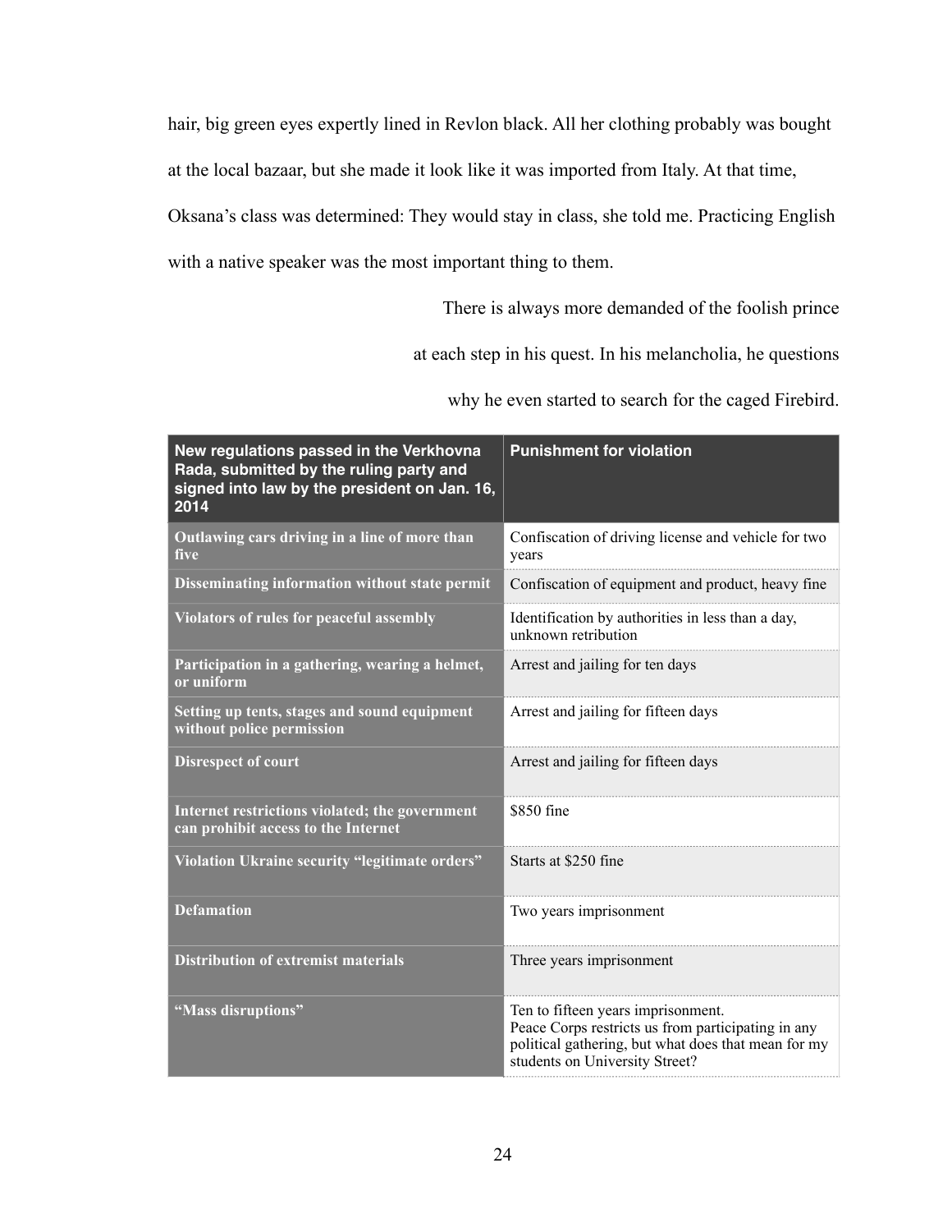hair, big green eyes expertly lined in Revlon black. All her clothing probably was bought at the local bazaar, but she made it look like it was imported from Italy. At that time, Oksana's class was determined: They would stay in class, she told me. Practicing English with a native speaker was the most important thing to them.

> There is always more demanded of the foolish prince
> at each step in his quest. In his melancholia, he questions
> why he even started to search for the caged Firebird.

| New regulations passed in the Verkhovna Rada, submitted by the ruling party and signed into law by the president on Jan. 16, 2014 | Punishment for violation |
|---|---|
| **Outlawing cars driving in a line of more than five** | Confiscation of driving license and vehicle for two years |
| **Disseminating information without state permit** | Confiscation of equipment and product, heavy fine |
| **Violators of rules for peaceful assembly** | Identification by authorities in less than a day, unknown retribution |
| **Participation in a gathering, wearing a helmet, or uniform** | Arrest and jailing for ten days |
| **Setting up tents, stages and sound equipment without police permission** | Arrest and jailing for fifteen days |
| **Disrespect of court** | Arrest and jailing for fifteen days |
| **Internet restrictions violated; the government can prohibit access to the Internet** | $850 fine |
| **Violation Ukraine security "legitimate orders"** | Starts at $250 fine |
| **Defamation** | Two years imprisonment |
| **Distribution of extremist materials** | Three years imprisonment |
| **"Mass disruptions"** | Ten to fifteen years imprisonment. Peace Corps restricts us from participating in any political gathering, but what does that mean for my students on University Street? |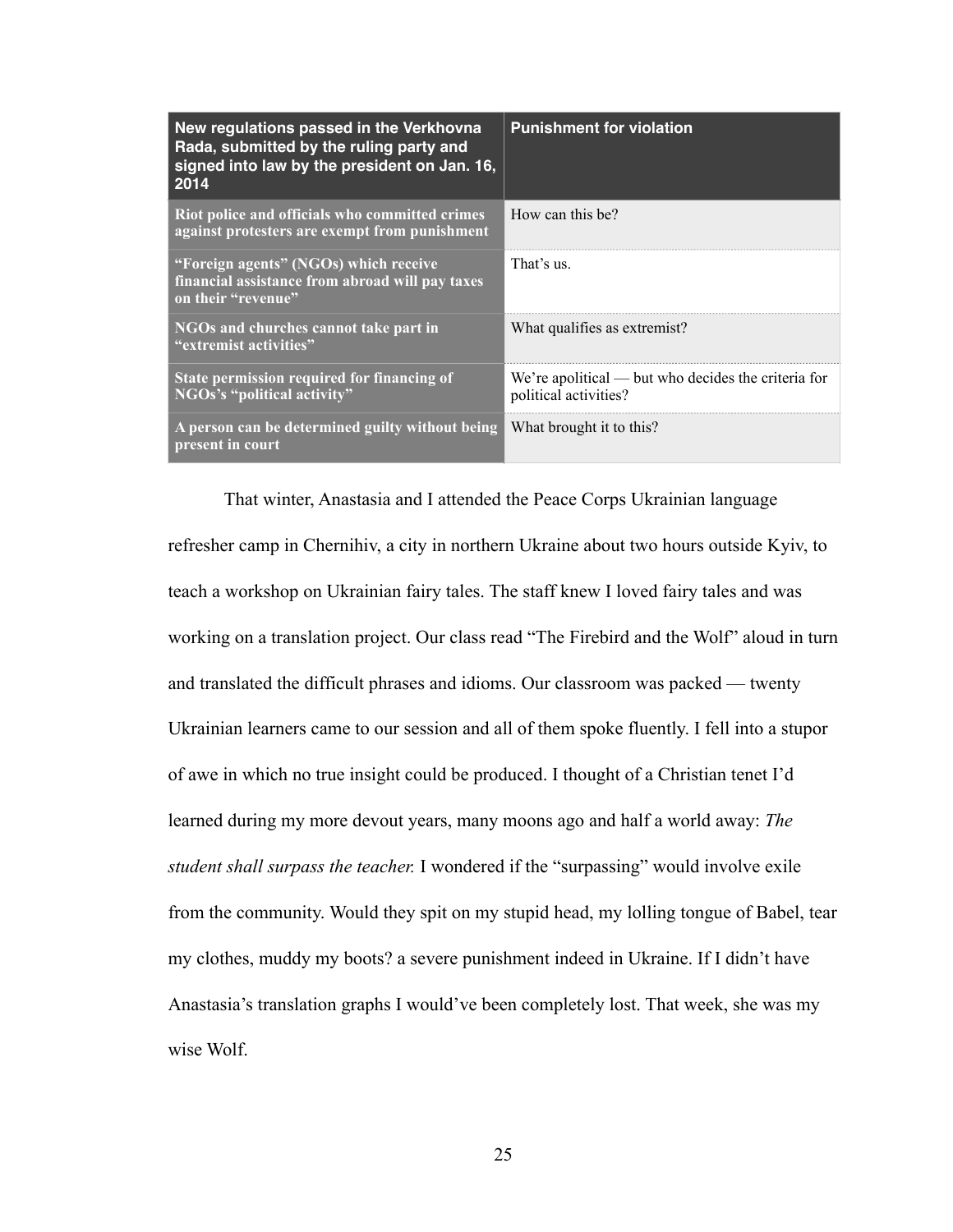| New regulations passed in the Verkhovna Rada, submitted by the ruling party and signed into law by the president on Jan. 16, 2014 | Punishment for violation |
|---|---|
| **Riot police and officials who committed crimes against protesters are exempt from punishment** | How can this be? |
| **“Foreign agents” (NGOs) which receive financial assistance from abroad will pay taxes on their “revenue”** | That’s us. |
| **NGOs and churches cannot take part in “extremist activities”** | What qualifies as extremist? |
| **State permission required for financing of NGOs’s “political activity”** | We’re apolitical — but who decides the criteria for political activities? |
| **A person can be determined guilty without being present in court** | What brought it to this? |

That winter, Anastasia and I attended the Peace Corps Ukrainian language refresher camp in Chernihiv, a city in northern Ukraine about two hours outside Kyiv, to teach a workshop on Ukrainian fairy tales. The staff knew I loved fairy tales and was working on a translation project. Our class read “The Firebird and the Wolf” aloud in turn and translated the difficult phrases and idioms. Our classroom was packed — twenty Ukrainian learners came to our session and all of them spoke fluently. I fell into a stupor of awe in which no true insight could be produced. I thought of a Christian tenet I’d learned during my more devout years, many moons ago and half a world away: *The student shall surpass the teacher.* I wondered if the “surpassing” would involve exile from the community. Would they spit on my stupid head, my lolling tongue of Babel, tear my clothes, muddy my boots? a severe punishment indeed in Ukraine. If I didn’t have Anastasia’s translation graphs I would’ve been completely lost. That week, she was my wise Wolf.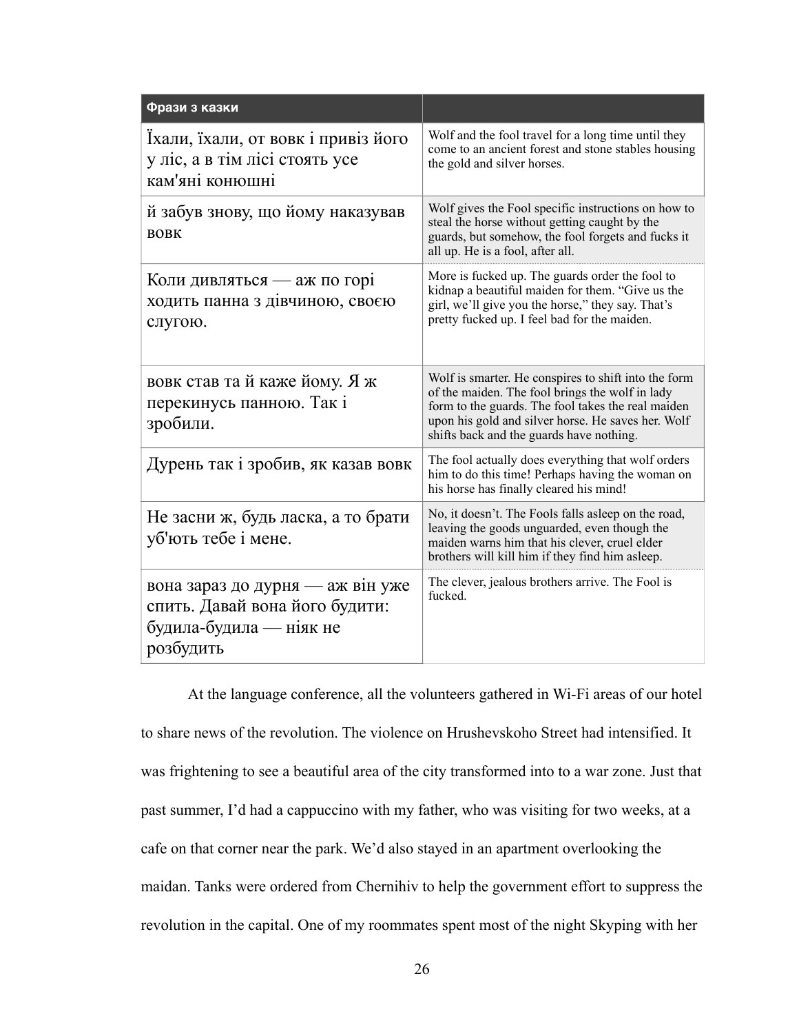| Фрази з казки | |
|---|---|
| Їхали, їхали, от вовк і привіз його у ліс, а в тім лісі стоять усе кам'яні конюшні | Wolf and the fool travel for a long time until they come to an ancient forest and stone stables housing the gold and silver horses. |
| й забув знову, що йому наказував вовк | Wolf gives the Fool specific instructions on how to steal the horse without getting caught by the guards, but somehow, the fool forgets and fucks it all up. He is a fool, after all. |
| Коли дивляться — аж по горі ходить панна з дівчиною, своєю слугою. | More is fucked up. The guards order the fool to kidnap a beautiful maiden for them. "Give us the girl, we'll give you the horse," they say. That's pretty fucked up. I feel bad for the maiden. |
| вовк став та й каже йому. Я ж перекинусь панною. Так і зробили. | Wolf is smarter. He conspires to shift into the form of the maiden. The fool brings the wolf in lady form to the guards. The fool takes the real maiden upon his gold and silver horse. He saves her. Wolf shifts back and the guards have nothing. |
| Дурень так і зробив, як казав вовк | The fool actually does everything that wolf orders him to do this time! Perhaps having the woman on his horse has finally cleared his mind! |
| Не засни ж, будь ласка, а то брати уб'ють тебе і мене. | No, it doesn't. The Fools falls asleep on the road, leaving the goods unguarded, even though the maiden warns him that his clever, cruel elder brothers will kill him if they find him asleep. |
| вона зараз до дурня — аж він уже спить. Давай вона його будити: будила-будила — ніяк не розбудить | The clever, jealous brothers arrive. The Fool is fucked. |

At the language conference, all the volunteers gathered in Wi-Fi areas of our hotel to share news of the revolution. The violence on Hrushevskoho Street had intensified. It was frightening to see a beautiful area of the city transformed into to a war zone. Just that past summer, I'd had a cappuccino with my father, who was visiting for two weeks, at a cafe on that corner near the park. We'd also stayed in an apartment overlooking the maidan. Tanks were ordered from Chernihiv to help the government effort to suppress the revolution in the capital. One of my roommates spent most of the night Skyping with her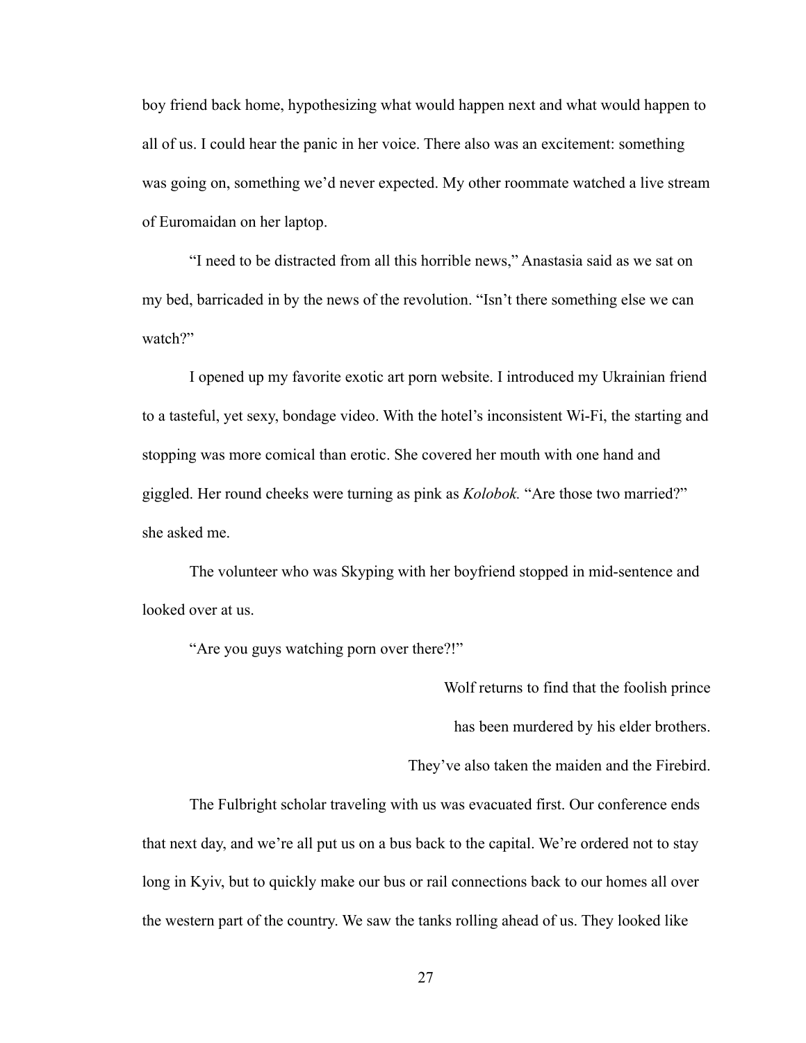boy friend back home, hypothesizing what would happen next and what would happen to all of us. I could hear the panic in her voice. There also was an excitement: something was going on, something we'd never expected. My other roommate watched a live stream of Euromaidan on her laptop.

"I need to be distracted from all this horrible news," Anastasia said as we sat on my bed, barricaded in by the news of the revolution. "Isn't there something else we can watch?"

I opened up my favorite exotic art porn website. I introduced my Ukrainian friend to a tasteful, yet sexy, bondage video. With the hotel's inconsistent Wi-Fi, the starting and stopping was more comical than erotic. She covered her mouth with one hand and giggled. Her round cheeks were turning as pink as *Kolobok.* "Are those two married?" she asked me.

The volunteer who was Skyping with her boyfriend stopped in mid-sentence and looked over at us.

"Are you guys watching porn over there?!"

<div align="right">

Wolf returns to find that the foolish prince

has been murdered by his elder brothers.

They've also taken the maiden and the Firebird.

</div>

The Fulbright scholar traveling with us was evacuated first. Our conference ends that next day, and we're all put us on a bus back to the capital. We're ordered not to stay long in Kyiv, but to quickly make our bus or rail connections back to our homes all over the western part of the country. We saw the tanks rolling ahead of us. They looked like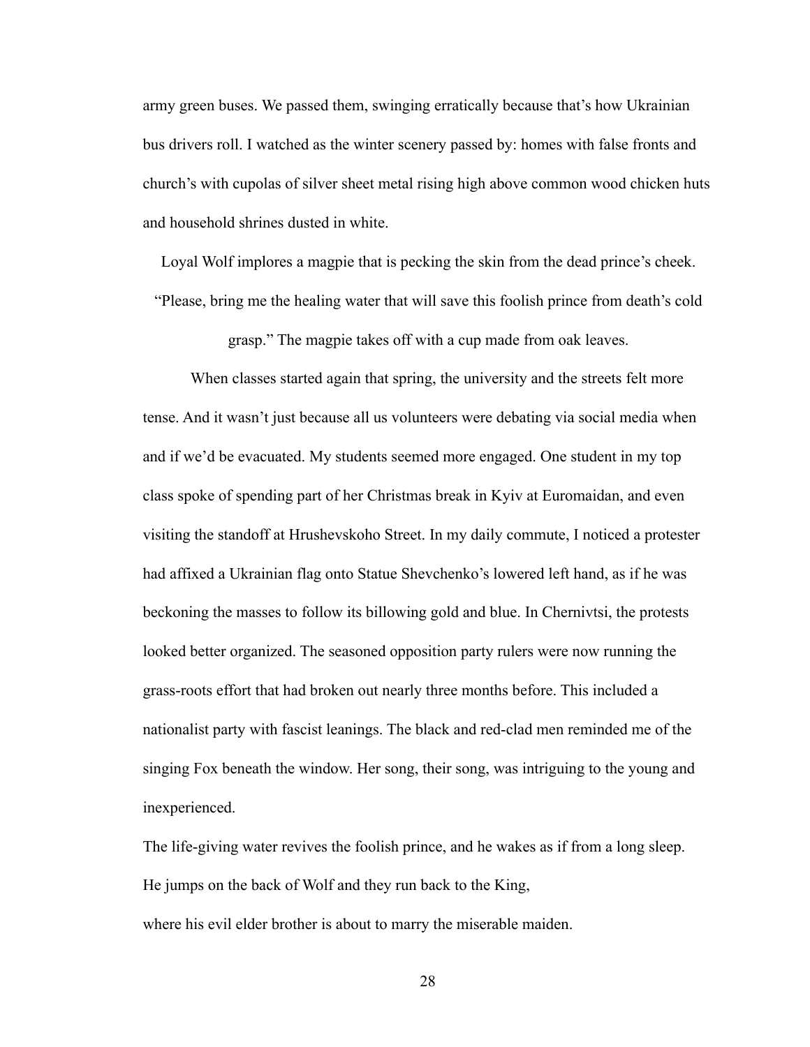army green buses. We passed them, swinging erratically because that's how Ukrainian bus drivers roll. I watched as the winter scenery passed by: homes with false fronts and church's with cupolas of silver sheet metal rising high above common wood chicken huts and household shrines dusted in white.

Loyal Wolf implores a magpie that is pecking the skin from the dead prince's cheek. "Please, bring me the healing water that will save this foolish prince from death's cold grasp." The magpie takes off with a cup made from oak leaves.

When classes started again that spring, the university and the streets felt more tense. And it wasn't just because all us volunteers were debating via social media when and if we'd be evacuated. My students seemed more engaged. One student in my top class spoke of spending part of her Christmas break in Kyiv at Euromaidan, and even visiting the standoff at Hrushevskoho Street. In my daily commute, I noticed a protester had affixed a Ukrainian flag onto Statue Shevchenko's lowered left hand, as if he was beckoning the masses to follow its billowing gold and blue. In Chernivtsi, the protests looked better organized. The seasoned opposition party rulers were now running the grass-roots effort that had broken out nearly three months before. This included a nationalist party with fascist leanings. The black and red-clad men reminded me of the singing Fox beneath the window. Her song, their song, was intriguing to the young and inexperienced.

The life-giving water revives the foolish prince, and he wakes as if from a long sleep. He jumps on the back of Wolf and they run back to the King, where his evil elder brother is about to marry the miserable maiden.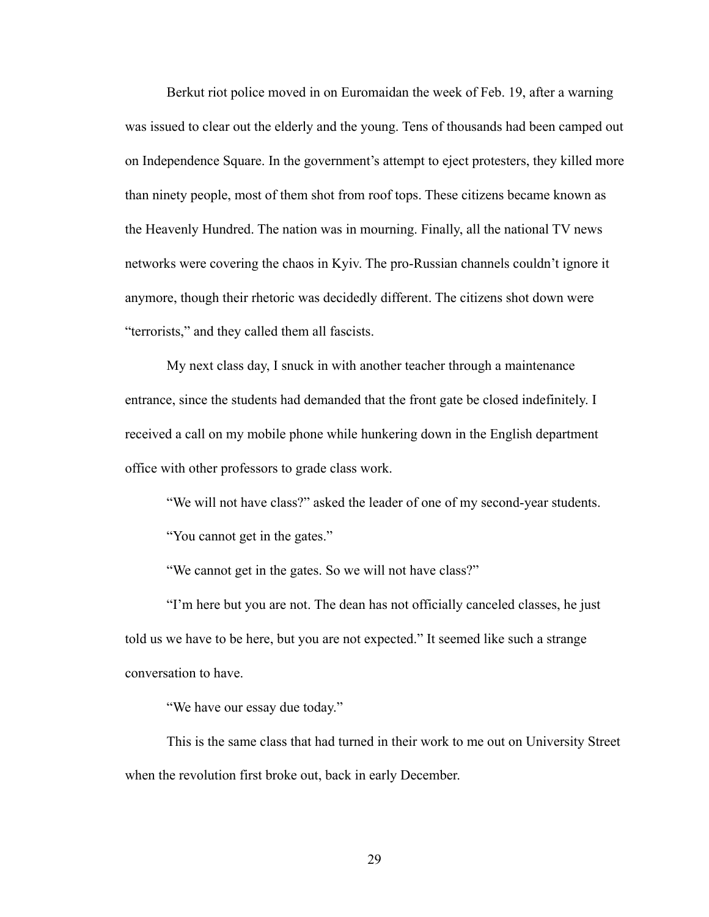Berkut riot police moved in on Euromaidan the week of Feb. 19, after a warning was issued to clear out the elderly and the young. Tens of thousands had been camped out on Independence Square. In the government's attempt to eject protesters, they killed more than ninety people, most of them shot from roof tops. These citizens became known as the Heavenly Hundred. The nation was in mourning. Finally, all the national TV news networks were covering the chaos in Kyiv. The pro-Russian channels couldn't ignore it anymore, though their rhetoric was decidedly different. The citizens shot down were "terrorists," and they called them all fascists.

My next class day, I snuck in with another teacher through a maintenance entrance, since the students had demanded that the front gate be closed indefinitely. I received a call on my mobile phone while hunkering down in the English department office with other professors to grade class work.

"We will not have class?" asked the leader of one of my second-year students.

"You cannot get in the gates."

"We cannot get in the gates. So we will not have class?"

"I'm here but you are not. The dean has not officially canceled classes, he just told us we have to be here, but you are not expected." It seemed like such a strange conversation to have.

"We have our essay due today."

This is the same class that had turned in their work to me out on University Street when the revolution first broke out, back in early December.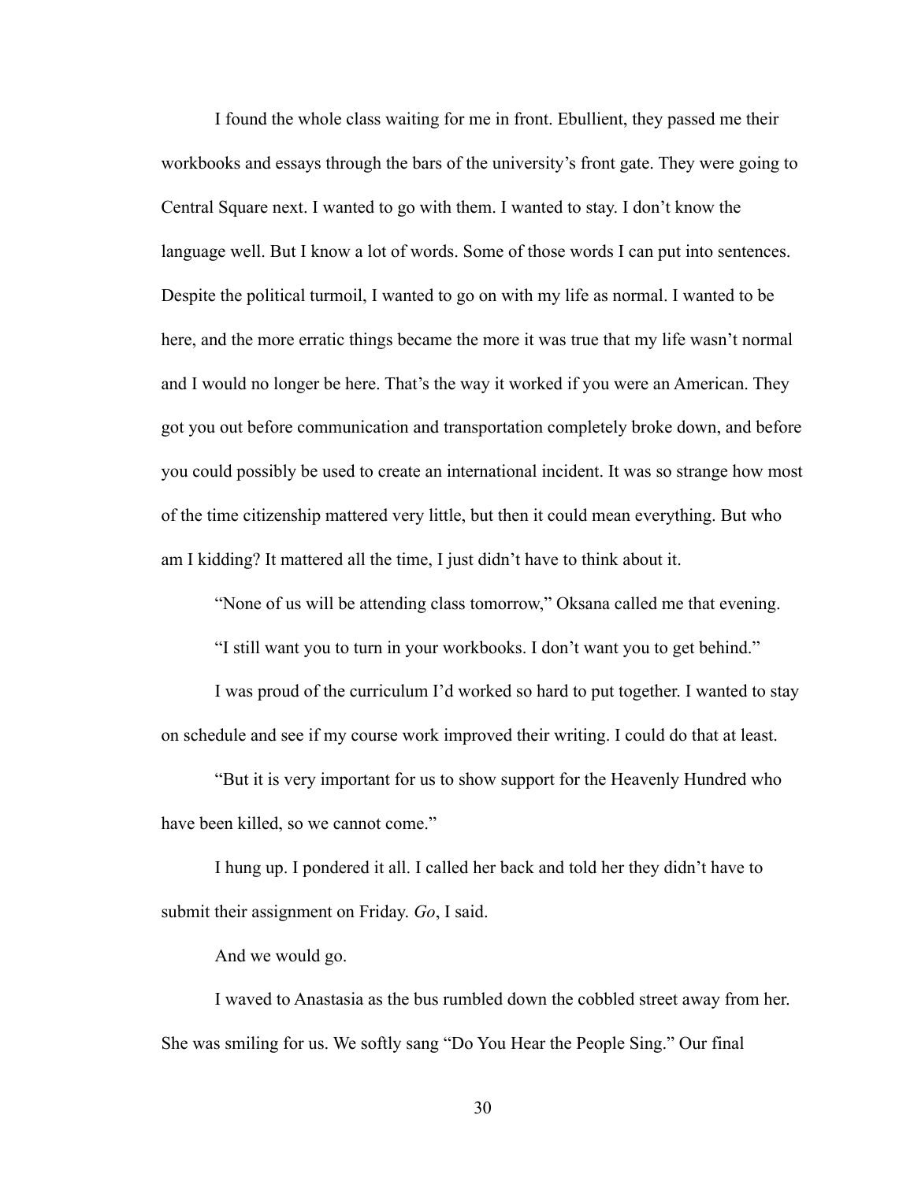I found the whole class waiting for me in front. Ebullient, they passed me their workbooks and essays through the bars of the university's front gate. They were going to Central Square next. I wanted to go with them. I wanted to stay. I don't know the language well. But I know a lot of words. Some of those words I can put into sentences. Despite the political turmoil, I wanted to go on with my life as normal. I wanted to be here, and the more erratic things became the more it was true that my life wasn't normal and I would no longer be here. That's the way it worked if you were an American. They got you out before communication and transportation completely broke down, and before you could possibly be used to create an international incident. It was so strange how most of the time citizenship mattered very little, but then it could mean everything. But who am I kidding? It mattered all the time, I just didn't have to think about it.

"None of us will be attending class tomorrow," Oksana called me that evening.

"I still want you to turn in your workbooks. I don't want you to get behind."

I was proud of the curriculum I'd worked so hard to put together. I wanted to stay on schedule and see if my course work improved their writing. I could do that at least.

"But it is very important for us to show support for the Heavenly Hundred who have been killed, so we cannot come."

I hung up. I pondered it all. I called her back and told her they didn't have to submit their assignment on Friday. *Go*, I said.

And we would go.

I waved to Anastasia as the bus rumbled down the cobbled street away from her. She was smiling for us. We softly sang "Do You Hear the People Sing." Our final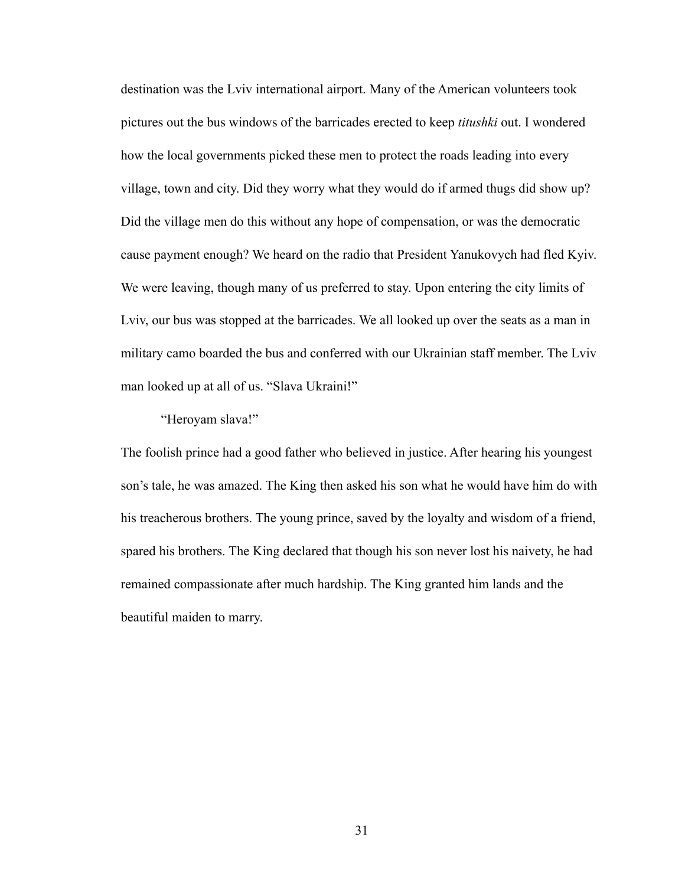destination was the Lviv international airport. Many of the American volunteers took pictures out the bus windows of the barricades erected to keep *titushki* out. I wondered how the local governments picked these men to protect the roads leading into every village, town and city. Did they worry what they would do if armed thugs did show up? Did the village men do this without any hope of compensation, or was the democratic cause payment enough? We heard on the radio that President Yanukovych had fled Kyiv. We were leaving, though many of us preferred to stay. Upon entering the city limits of Lviv, our bus was stopped at the barricades. We all looked up over the seats as a man in military camo boarded the bus and conferred with our Ukrainian staff member. The Lviv man looked up at all of us. "Slava Ukraini!"

"Heroyam slava!"

The foolish prince had a good father who believed in justice. After hearing his youngest son's tale, he was amazed. The King then asked his son what he would have him do with his treacherous brothers. The young prince, saved by the loyalty and wisdom of a friend, spared his brothers. The King declared that though his son never lost his naivety, he had remained compassionate after much hardship. The King granted him lands and the beautiful maiden to marry.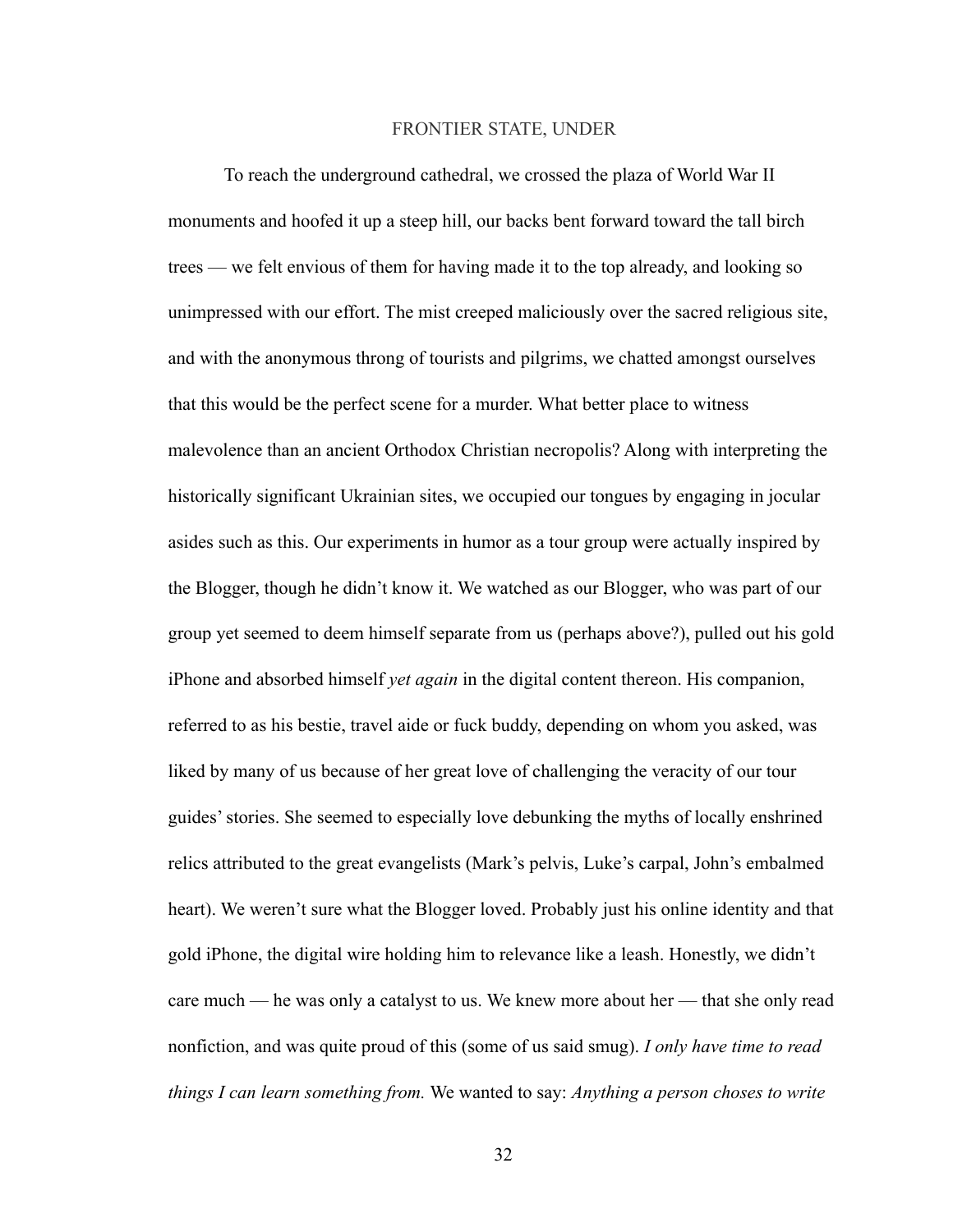# FRONTIER STATE, UNDER

To reach the underground cathedral, we crossed the plaza of World War II monuments and hoofed it up a steep hill, our backs bent forward toward the tall birch trees — we felt envious of them for having made it to the top already, and looking so unimpressed with our effort. The mist creeped maliciously over the sacred religious site, and with the anonymous throng of tourists and pilgrims, we chatted amongst ourselves that this would be the perfect scene for a murder. What better place to witness malevolence than an ancient Orthodox Christian necropolis? Along with interpreting the historically significant Ukrainian sites, we occupied our tongues by engaging in jocular asides such as this. Our experiments in humor as a tour group were actually inspired by the Blogger, though he didn't know it. We watched as our Blogger, who was part of our group yet seemed to deem himself separate from us (perhaps above?), pulled out his gold iPhone and absorbed himself *yet again* in the digital content thereon. His companion, referred to as his bestie, travel aide or fuck buddy, depending on whom you asked, was liked by many of us because of her great love of challenging the veracity of our tour guides' stories. She seemed to especially love debunking the myths of locally enshrined relics attributed to the great evangelists (Mark's pelvis, Luke's carpal, John's embalmed heart). We weren't sure what the Blogger loved. Probably just his online identity and that gold iPhone, the digital wire holding him to relevance like a leash. Honestly, we didn't care much — he was only a catalyst to us. We knew more about her — that she only read nonfiction, and was quite proud of this (some of us said smug). *I only have time to read things I can learn something from.* We wanted to say: *Anything a person choses to write*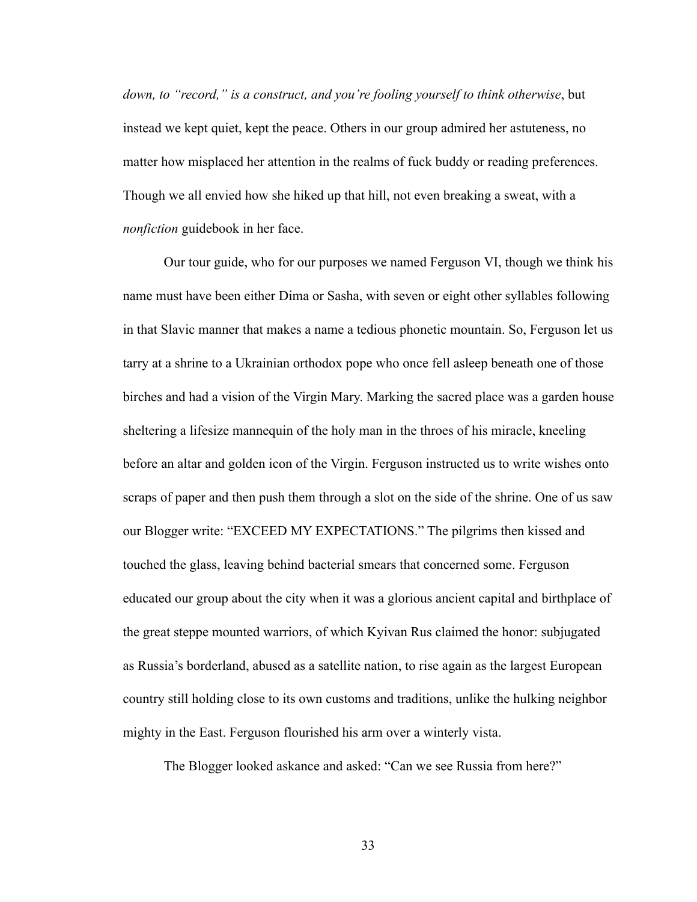*down, to "record," is a construct, and you're fooling yourself to think otherwise*, but instead we kept quiet, kept the peace. Others in our group admired her astuteness, no matter how misplaced her attention in the realms of fuck buddy or reading preferences. Though we all envied how she hiked up that hill, not even breaking a sweat, with a *nonfiction* guidebook in her face.

Our tour guide, who for our purposes we named Ferguson VI, though we think his name must have been either Dima or Sasha, with seven or eight other syllables following in that Slavic manner that makes a name a tedious phonetic mountain. So, Ferguson let us tarry at a shrine to a Ukrainian orthodox pope who once fell asleep beneath one of those birches and had a vision of the Virgin Mary. Marking the sacred place was a garden house sheltering a lifesize mannequin of the holy man in the throes of his miracle, kneeling before an altar and golden icon of the Virgin. Ferguson instructed us to write wishes onto scraps of paper and then push them through a slot on the side of the shrine. One of us saw our Blogger write: "EXCEED MY EXPECTATIONS." The pilgrims then kissed and touched the glass, leaving behind bacterial smears that concerned some. Ferguson educated our group about the city when it was a glorious ancient capital and birthplace of the great steppe mounted warriors, of which Kyivan Rus claimed the honor: subjugated as Russia's borderland, abused as a satellite nation, to rise again as the largest European country still holding close to its own customs and traditions, unlike the hulking neighbor mighty in the East. Ferguson flourished his arm over a winterly vista.

The Blogger looked askance and asked: "Can we see Russia from here?"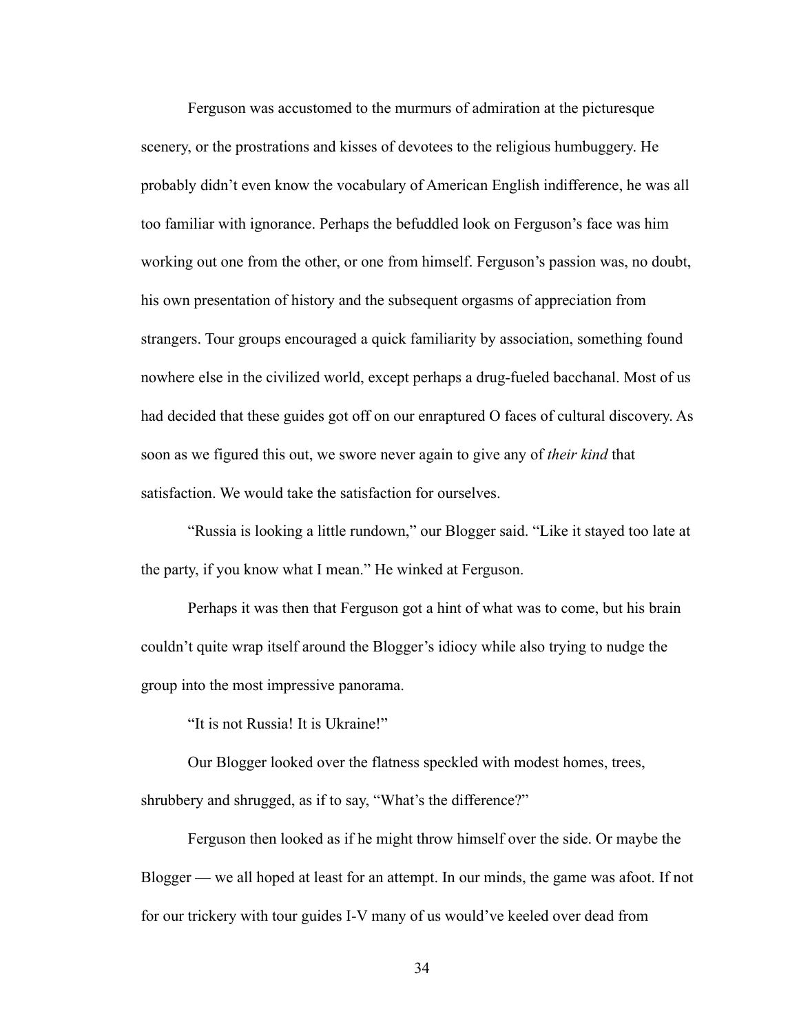Ferguson was accustomed to the murmurs of admiration at the picturesque scenery, or the prostrations and kisses of devotees to the religious humbuggery. He probably didn't even know the vocabulary of American English indifference, he was all too familiar with ignorance. Perhaps the befuddled look on Ferguson's face was him working out one from the other, or one from himself. Ferguson's passion was, no doubt, his own presentation of history and the subsequent orgasms of appreciation from strangers. Tour groups encouraged a quick familiarity by association, something found nowhere else in the civilized world, except perhaps a drug-fueled bacchanal. Most of us had decided that these guides got off on our enraptured O faces of cultural discovery. As soon as we figured this out, we swore never again to give any of *their kind* that satisfaction. We would take the satisfaction for ourselves.

"Russia is looking a little rundown," our Blogger said. "Like it stayed too late at the party, if you know what I mean." He winked at Ferguson.

Perhaps it was then that Ferguson got a hint of what was to come, but his brain couldn't quite wrap itself around the Blogger's idiocy while also trying to nudge the group into the most impressive panorama.

"It is not Russia! It is Ukraine!"

Our Blogger looked over the flatness speckled with modest homes, trees, shrubbery and shrugged, as if to say, "What's the difference?"

Ferguson then looked as if he might throw himself over the side. Or maybe the Blogger — we all hoped at least for an attempt. In our minds, the game was afoot. If not for our trickery with tour guides I-V many of us would've keeled over dead from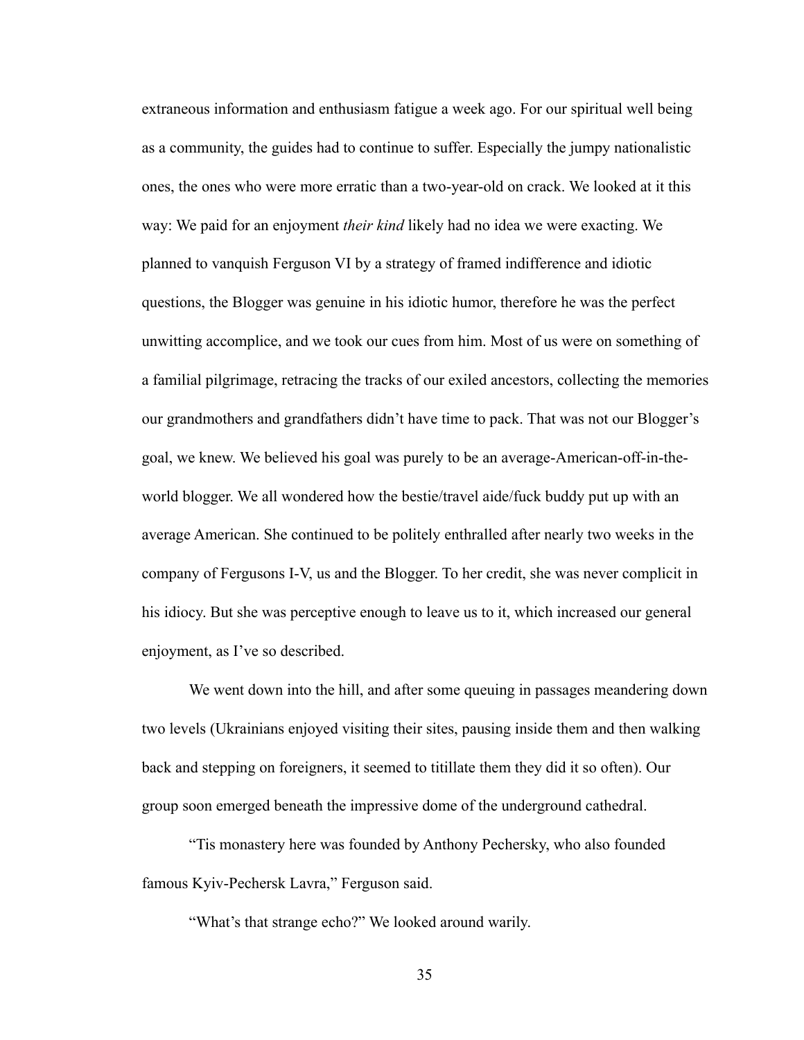extraneous information and enthusiasm fatigue a week ago. For our spiritual well being as a community, the guides had to continue to suffer. Especially the jumpy nationalistic ones, the ones who were more erratic than a two-year-old on crack. We looked at it this way: We paid for an enjoyment *their kind* likely had no idea we were exacting. We planned to vanquish Ferguson VI by a strategy of framed indifference and idiotic questions, the Blogger was genuine in his idiotic humor, therefore he was the perfect unwitting accomplice, and we took our cues from him. Most of us were on something of a familial pilgrimage, retracing the tracks of our exiled ancestors, collecting the memories our grandmothers and grandfathers didn't have time to pack. That was not our Blogger's goal, we knew. We believed his goal was purely to be an average-American-off-in-the-world blogger. We all wondered how the bestie/travel aide/fuck buddy put up with an average American. She continued to be politely enthralled after nearly two weeks in the company of Fergusons I-V, us and the Blogger. To her credit, she was never complicit in his idiocy. But she was perceptive enough to leave us to it, which increased our general enjoyment, as I've so described.

We went down into the hill, and after some queuing in passages meandering down two levels (Ukrainians enjoyed visiting their sites, pausing inside them and then walking back and stepping on foreigners, it seemed to titillate them they did it so often). Our group soon emerged beneath the impressive dome of the underground cathedral.

"Tis monastery here was founded by Anthony Pechersky, who also founded famous Kyiv-Pechersk Lavra," Ferguson said.

"What's that strange echo?" We looked around warily.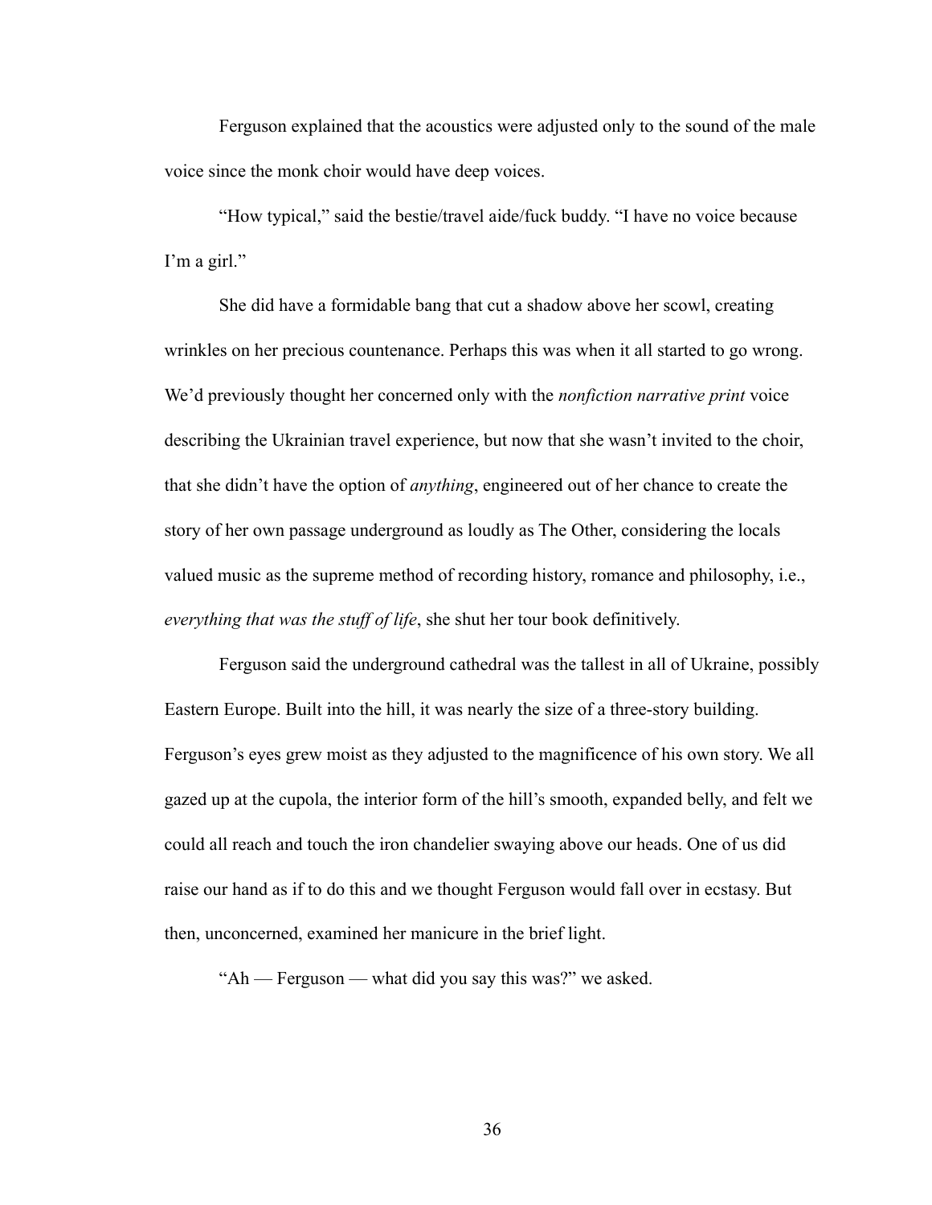Ferguson explained that the acoustics were adjusted only to the sound of the male voice since the monk choir would have deep voices.

"How typical," said the bestie/travel aide/fuck buddy. "I have no voice because I'm a girl."

She did have a formidable bang that cut a shadow above her scowl, creating wrinkles on her precious countenance. Perhaps this was when it all started to go wrong. We'd previously thought her concerned only with the *nonfiction narrative print* voice describing the Ukrainian travel experience, but now that she wasn't invited to the choir, that she didn't have the option of *anything*, engineered out of her chance to create the story of her own passage underground as loudly as The Other, considering the locals valued music as the supreme method of recording history, romance and philosophy, i.e., *everything that was the stuff of life*, she shut her tour book definitively.

Ferguson said the underground cathedral was the tallest in all of Ukraine, possibly Eastern Europe. Built into the hill, it was nearly the size of a three-story building. Ferguson's eyes grew moist as they adjusted to the magnificence of his own story. We all gazed up at the cupola, the interior form of the hill's smooth, expanded belly, and felt we could all reach and touch the iron chandelier swaying above our heads. One of us did raise our hand as if to do this and we thought Ferguson would fall over in ecstasy. But then, unconcerned, examined her manicure in the brief light.

"Ah — Ferguson — what did you say this was?" we asked.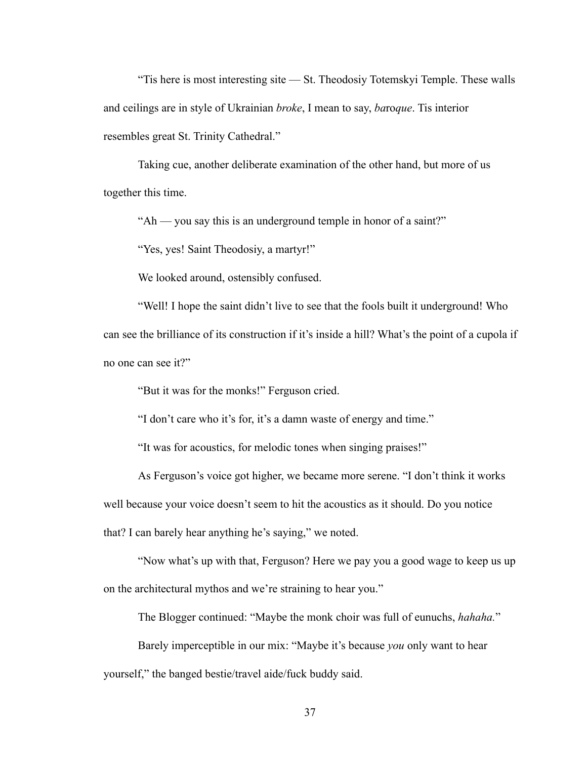"Tis here is most interesting site — St. Theodosiy Totemskyi Temple. These walls and ceilings are in style of Ukrainian *broke*, I mean to say, *ba*r*oque*. Tis interior resembles great St. Trinity Cathedral."

Taking cue, another deliberate examination of the other hand, but more of us together this time.

"Ah — you say this is an underground temple in honor of a saint?"

"Yes, yes! Saint Theodosiy, a martyr!"

We looked around, ostensibly confused.

"Well! I hope the saint didn't live to see that the fools built it underground! Who can see the brilliance of its construction if it's inside a hill? What's the point of a cupola if no one can see it?"

"But it was for the monks!" Ferguson cried.

"I don't care who it's for, it's a damn waste of energy and time."

"It was for acoustics, for melodic tones when singing praises!"

As Ferguson's voice got higher, we became more serene. "I don't think it works well because your voice doesn't seem to hit the acoustics as it should. Do you notice that? I can barely hear anything he's saying," we noted.

"Now what's up with that, Ferguson? Here we pay you a good wage to keep us up on the architectural mythos and we're straining to hear you."

The Blogger continued: "Maybe the monk choir was full of eunuchs, *hahaha.*"

Barely imperceptible in our mix: "Maybe it's because *you* only want to hear yourself," the banged bestie/travel aide/fuck buddy said.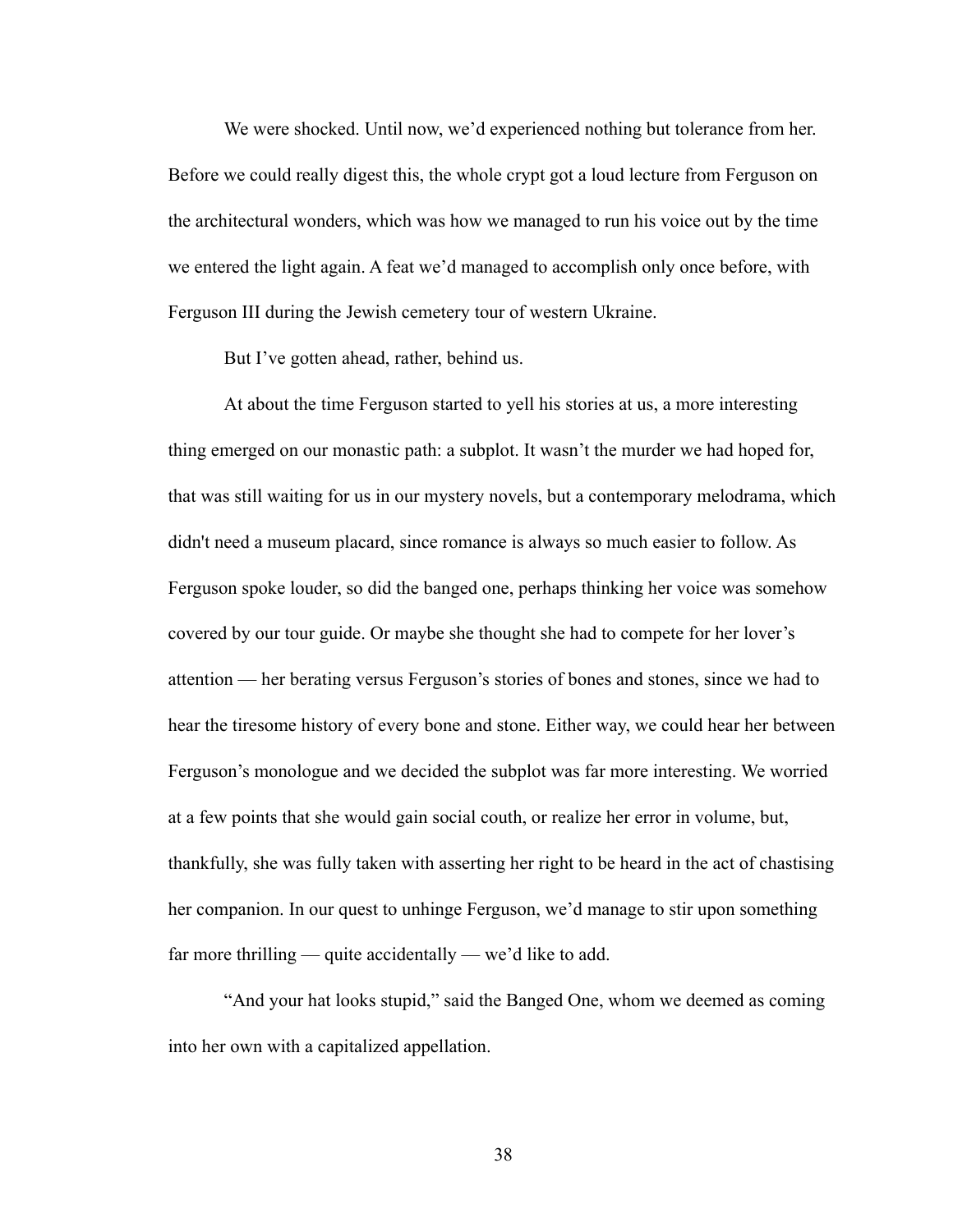We were shocked. Until now, we'd experienced nothing but tolerance from her. Before we could really digest this, the whole crypt got a loud lecture from Ferguson on the architectural wonders, which was how we managed to run his voice out by the time we entered the light again. A feat we'd managed to accomplish only once before, with Ferguson III during the Jewish cemetery tour of western Ukraine.

But I've gotten ahead, rather, behind us.

At about the time Ferguson started to yell his stories at us, a more interesting thing emerged on our monastic path: a subplot. It wasn't the murder we had hoped for, that was still waiting for us in our mystery novels, but a contemporary melodrama, which didn't need a museum placard, since romance is always so much easier to follow. As Ferguson spoke louder, so did the banged one, perhaps thinking her voice was somehow covered by our tour guide. Or maybe she thought she had to compete for her lover's attention — her berating versus Ferguson's stories of bones and stones, since we had to hear the tiresome history of every bone and stone. Either way, we could hear her between Ferguson's monologue and we decided the subplot was far more interesting. We worried at a few points that she would gain social couth, or realize her error in volume, but, thankfully, she was fully taken with asserting her right to be heard in the act of chastising her companion. In our quest to unhinge Ferguson, we'd manage to stir upon something far more thrilling — quite accidentally — we'd like to add.

"And your hat looks stupid," said the Banged One, whom we deemed as coming into her own with a capitalized appellation.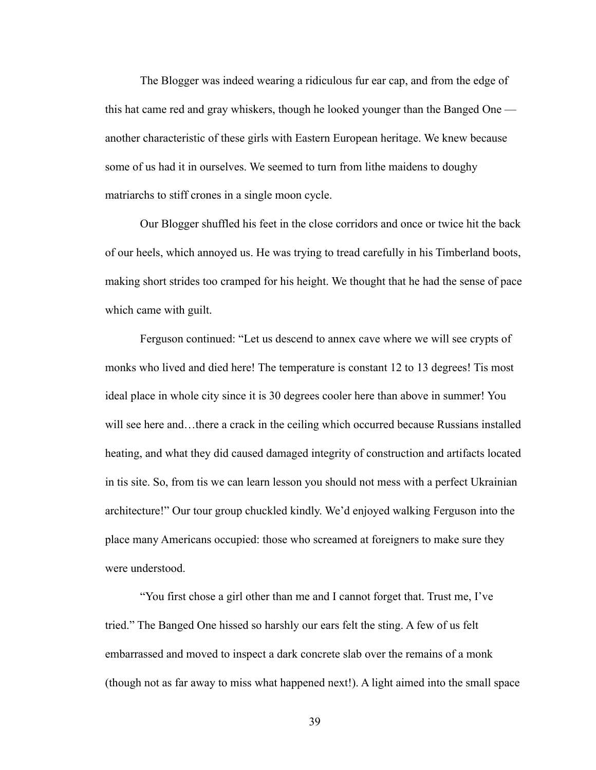The Blogger was indeed wearing a ridiculous fur ear cap, and from the edge of this hat came red and gray whiskers, though he looked younger than the Banged One — another characteristic of these girls with Eastern European heritage. We knew because some of us had it in ourselves. We seemed to turn from lithe maidens to doughy matriarchs to stiff crones in a single moon cycle.

Our Blogger shuffled his feet in the close corridors and once or twice hit the back of our heels, which annoyed us. He was trying to tread carefully in his Timberland boots, making short strides too cramped for his height. We thought that he had the sense of pace which came with guilt.

Ferguson continued: "Let us descend to annex cave where we will see crypts of monks who lived and died here! The temperature is constant 12 to 13 degrees! Tis most ideal place in whole city since it is 30 degrees cooler here than above in summer! You will see here and…there a crack in the ceiling which occurred because Russians installed heating, and what they did caused damaged integrity of construction and artifacts located in tis site. So, from tis we can learn lesson you should not mess with a perfect Ukrainian architecture!" Our tour group chuckled kindly. We'd enjoyed walking Ferguson into the place many Americans occupied: those who screamed at foreigners to make sure they were understood.

"You first chose a girl other than me and I cannot forget that. Trust me, I've tried." The Banged One hissed so harshly our ears felt the sting. A few of us felt embarrassed and moved to inspect a dark concrete slab over the remains of a monk (though not as far away to miss what happened next!). A light aimed into the small space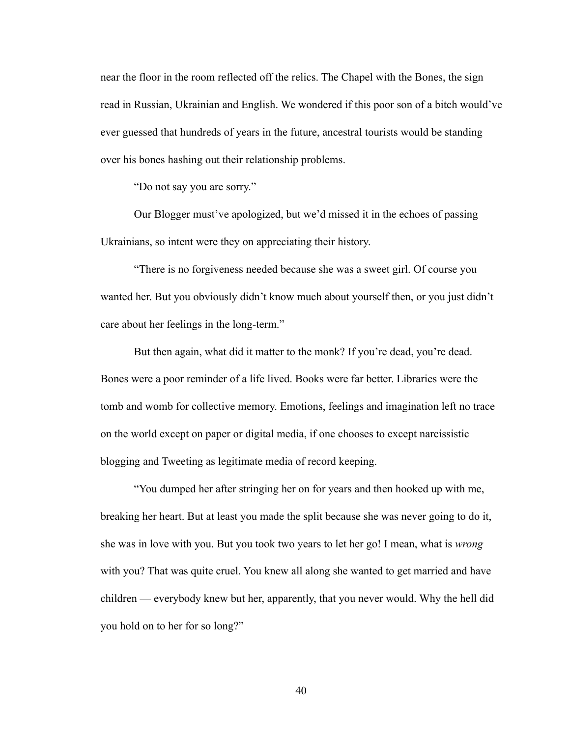near the floor in the room reflected off the relics. The Chapel with the Bones, the sign read in Russian, Ukrainian and English. We wondered if this poor son of a bitch would've ever guessed that hundreds of years in the future, ancestral tourists would be standing over his bones hashing out their relationship problems.

"Do not say you are sorry."

Our Blogger must've apologized, but we'd missed it in the echoes of passing Ukrainians, so intent were they on appreciating their history.

"There is no forgiveness needed because she was a sweet girl. Of course you wanted her. But you obviously didn't know much about yourself then, or you just didn't care about her feelings in the long-term."

But then again, what did it matter to the monk? If you're dead, you're dead. Bones were a poor reminder of a life lived. Books were far better. Libraries were the tomb and womb for collective memory. Emotions, feelings and imagination left no trace on the world except on paper or digital media, if one chooses to except narcissistic blogging and Tweeting as legitimate media of record keeping.

"You dumped her after stringing her on for years and then hooked up with me, breaking her heart. But at least you made the split because she was never going to do it, she was in love with you. But you took two years to let her go! I mean, what is *wrong* with you? That was quite cruel. You knew all along she wanted to get married and have children — everybody knew but her, apparently, that you never would. Why the hell did you hold on to her for so long?"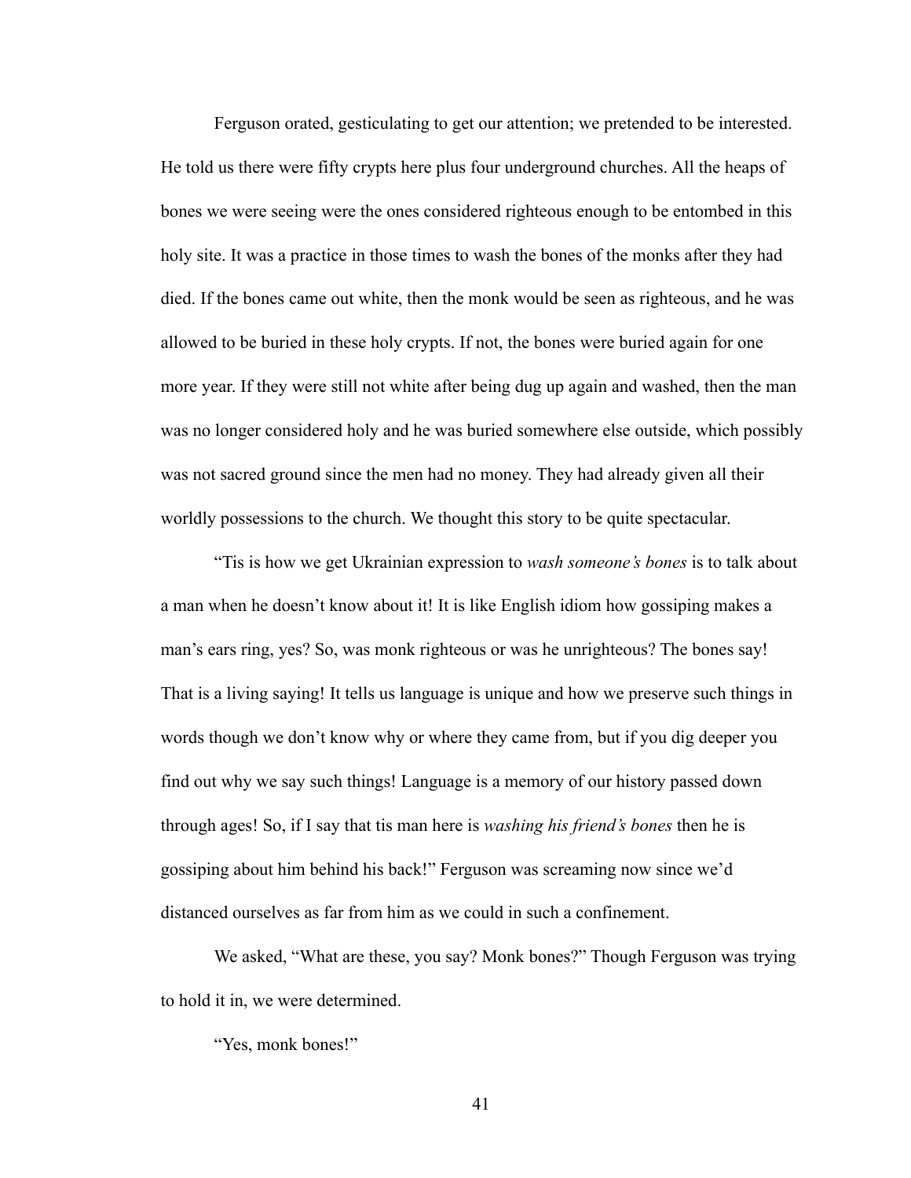Ferguson orated, gesticulating to get our attention; we pretended to be interested. He told us there were fifty crypts here plus four underground churches. All the heaps of bones we were seeing were the ones considered righteous enough to be entombed in this holy site. It was a practice in those times to wash the bones of the monks after they had died. If the bones came out white, then the monk would be seen as righteous, and he was allowed to be buried in these holy crypts. If not, the bones were buried again for one more year. If they were still not white after being dug up again and washed, then the man was no longer considered holy and he was buried somewhere else outside, which possibly was not sacred ground since the men had no money. They had already given all their worldly possessions to the church. We thought this story to be quite spectacular.

"Tis is how we get Ukrainian expression to *wash someone's bones* is to talk about a man when he doesn't know about it! It is like English idiom how gossiping makes a man's ears ring, yes? So, was monk righteous or was he unrighteous? The bones say! That is a living saying! It tells us language is unique and how we preserve such things in words though we don't know why or where they came from, but if you dig deeper you find out why we say such things! Language is a memory of our history passed down through ages! So, if I say that tis man here is *washing his friend's bones* then he is gossiping about him behind his back!" Ferguson was screaming now since we'd distanced ourselves as far from him as we could in such a confinement.

We asked, "What are these, you say? Monk bones?" Though Ferguson was trying to hold it in, we were determined.

"Yes, monk bones!"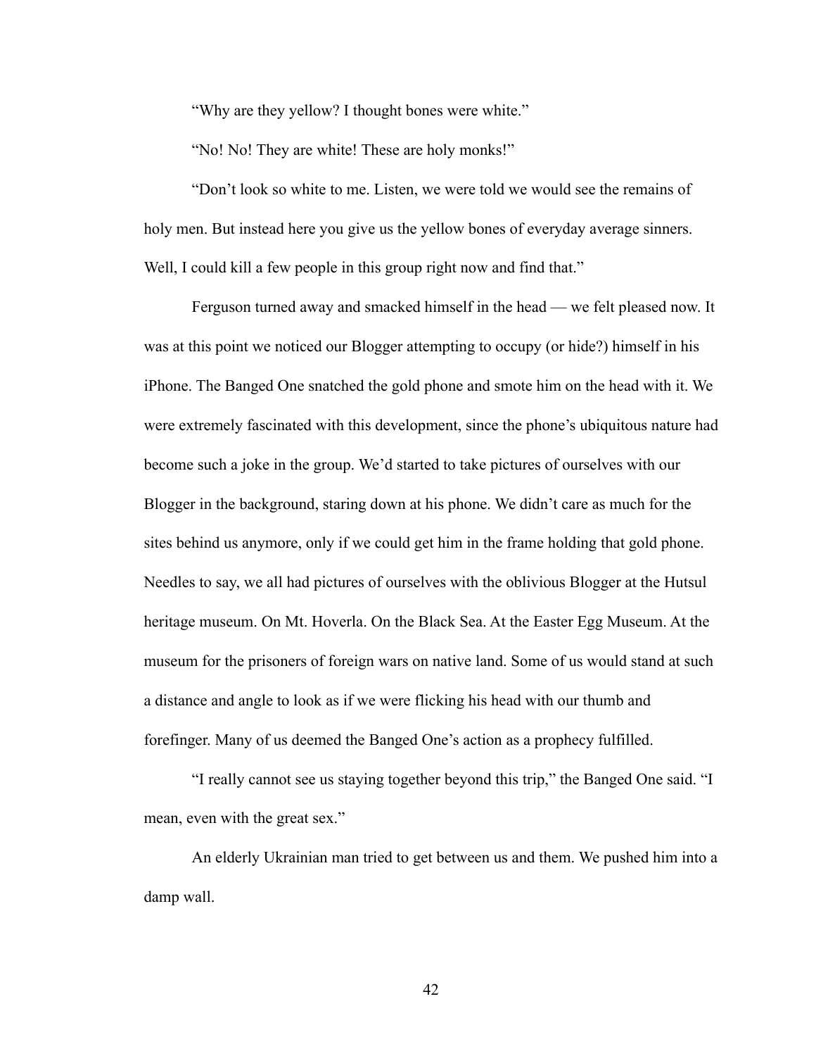"Why are they yellow? I thought bones were white."

"No! No! They are white! These are holy monks!"

"Don't look so white to me. Listen, we were told we would see the remains of holy men. But instead here you give us the yellow bones of everyday average sinners. Well, I could kill a few people in this group right now and find that."

Ferguson turned away and smacked himself in the head — we felt pleased now. It was at this point we noticed our Blogger attempting to occupy (or hide?) himself in his iPhone. The Banged One snatched the gold phone and smote him on the head with it. We were extremely fascinated with this development, since the phone's ubiquitous nature had become such a joke in the group. We'd started to take pictures of ourselves with our Blogger in the background, staring down at his phone. We didn't care as much for the sites behind us anymore, only if we could get him in the frame holding that gold phone. Needles to say, we all had pictures of ourselves with the oblivious Blogger at the Hutsul heritage museum. On Mt. Hoverla. On the Black Sea. At the Easter Egg Museum. At the museum for the prisoners of foreign wars on native land. Some of us would stand at such a distance and angle to look as if we were flicking his head with our thumb and forefinger. Many of us deemed the Banged One's action as a prophecy fulfilled.

"I really cannot see us staying together beyond this trip," the Banged One said. "I mean, even with the great sex."

An elderly Ukrainian man tried to get between us and them. We pushed him into a damp wall.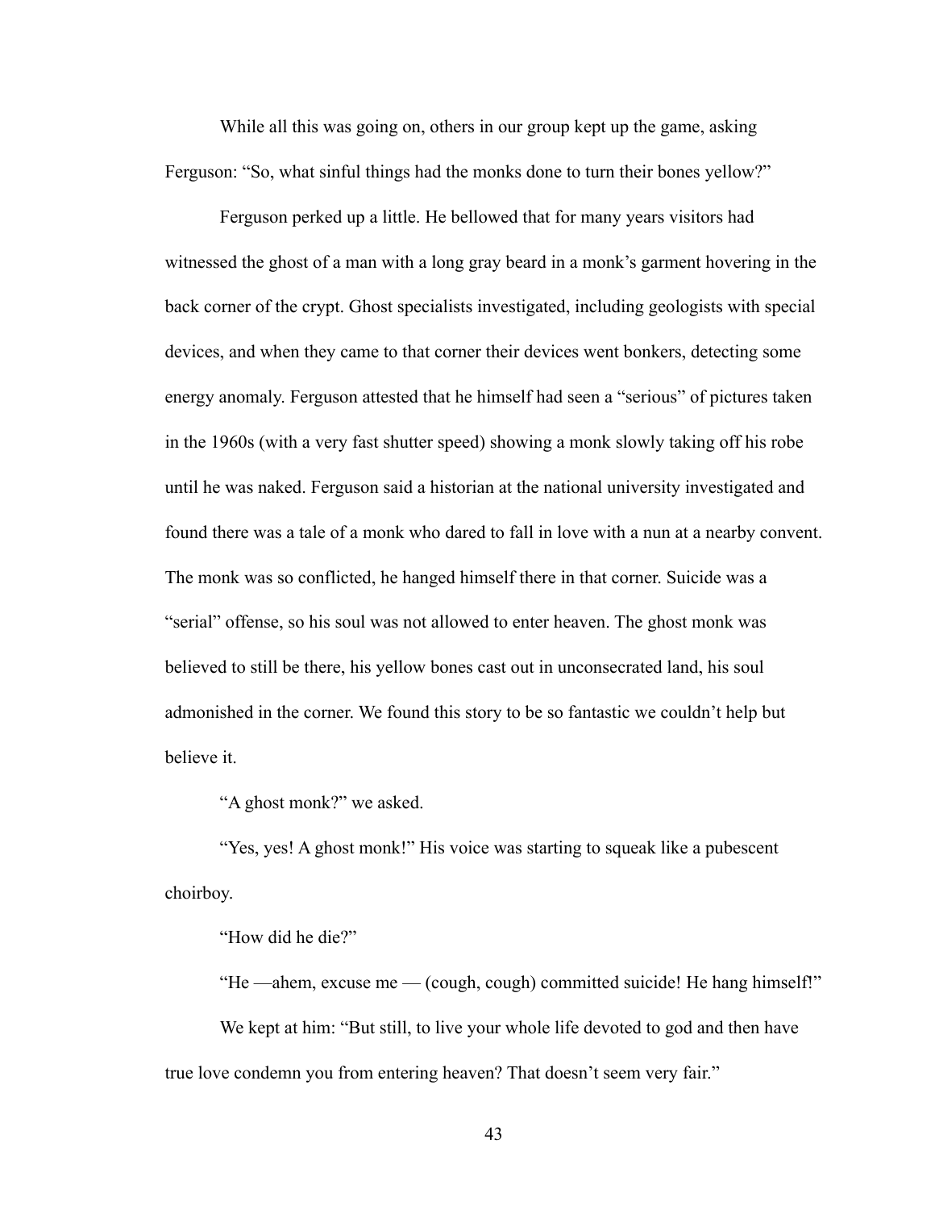While all this was going on, others in our group kept up the game, asking Ferguson: "So, what sinful things had the monks done to turn their bones yellow?"

Ferguson perked up a little. He bellowed that for many years visitors had witnessed the ghost of a man with a long gray beard in a monk's garment hovering in the back corner of the crypt. Ghost specialists investigated, including geologists with special devices, and when they came to that corner their devices went bonkers, detecting some energy anomaly. Ferguson attested that he himself had seen a "serious" of pictures taken in the 1960s (with a very fast shutter speed) showing a monk slowly taking off his robe until he was naked. Ferguson said a historian at the national university investigated and found there was a tale of a monk who dared to fall in love with a nun at a nearby convent. The monk was so conflicted, he hanged himself there in that corner. Suicide was a "serial" offense, so his soul was not allowed to enter heaven. The ghost monk was believed to still be there, his yellow bones cast out in unconsecrated land, his soul admonished in the corner. We found this story to be so fantastic we couldn't help but believe it.

"A ghost monk?" we asked.

"Yes, yes! A ghost monk!" His voice was starting to squeak like a pubescent choirboy.

"How did he die?"

"He —ahem, excuse me — (cough, cough) committed suicide! He hang himself!"

We kept at him: "But still, to live your whole life devoted to god and then have true love condemn you from entering heaven? That doesn't seem very fair."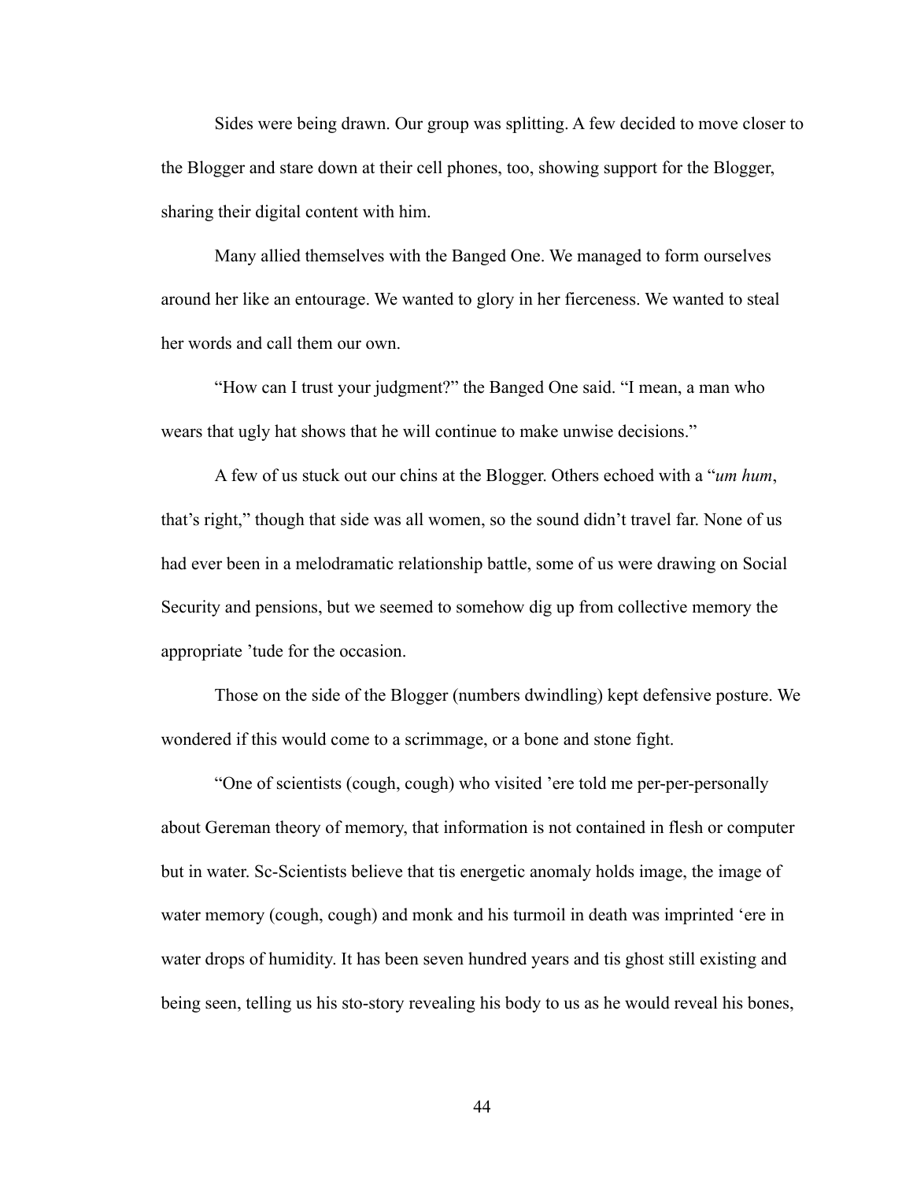Sides were being drawn. Our group was splitting. A few decided to move closer to the Blogger and stare down at their cell phones, too, showing support for the Blogger, sharing their digital content with him.

Many allied themselves with the Banged One. We managed to form ourselves around her like an entourage. We wanted to glory in her fierceness. We wanted to steal her words and call them our own.

"How can I trust your judgment?" the Banged One said. "I mean, a man who wears that ugly hat shows that he will continue to make unwise decisions."

A few of us stuck out our chins at the Blogger. Others echoed with a "*um hum*, that's right," though that side was all women, so the sound didn't travel far. None of us had ever been in a melodramatic relationship battle, some of us were drawing on Social Security and pensions, but we seemed to somehow dig up from collective memory the appropriate 'tude for the occasion.

Those on the side of the Blogger (numbers dwindling) kept defensive posture. We wondered if this would come to a scrimmage, or a bone and stone fight.

"One of scientists (cough, cough) who visited 'ere told me per-per-personally about Gereman theory of memory, that information is not contained in flesh or computer but in water. Sc-Scientists believe that tis energetic anomaly holds image, the image of water memory (cough, cough) and monk and his turmoil in death was imprinted 'ere in water drops of humidity. It has been seven hundred years and tis ghost still existing and being seen, telling us his sto-story revealing his body to us as he would reveal his bones,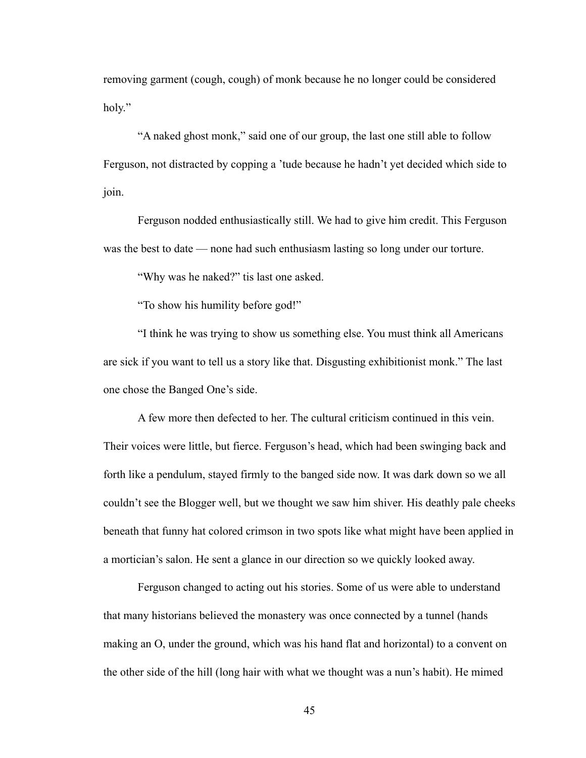removing garment (cough, cough) of monk because he no longer could be considered holy."

"A naked ghost monk," said one of our group, the last one still able to follow Ferguson, not distracted by copping a 'tude because he hadn't yet decided which side to join.

Ferguson nodded enthusiastically still. We had to give him credit. This Ferguson was the best to date — none had such enthusiasm lasting so long under our torture.

"Why was he naked?" tis last one asked.

"To show his humility before god!"

"I think he was trying to show us something else. You must think all Americans are sick if you want to tell us a story like that. Disgusting exhibitionist monk." The last one chose the Banged One's side.

A few more then defected to her. The cultural criticism continued in this vein. Their voices were little, but fierce. Ferguson's head, which had been swinging back and forth like a pendulum, stayed firmly to the banged side now. It was dark down so we all couldn't see the Blogger well, but we thought we saw him shiver. His deathly pale cheeks beneath that funny hat colored crimson in two spots like what might have been applied in a mortician's salon. He sent a glance in our direction so we quickly looked away.

Ferguson changed to acting out his stories. Some of us were able to understand that many historians believed the monastery was once connected by a tunnel (hands making an O, under the ground, which was his hand flat and horizontal) to a convent on the other side of the hill (long hair with what we thought was a nun's habit). He mimed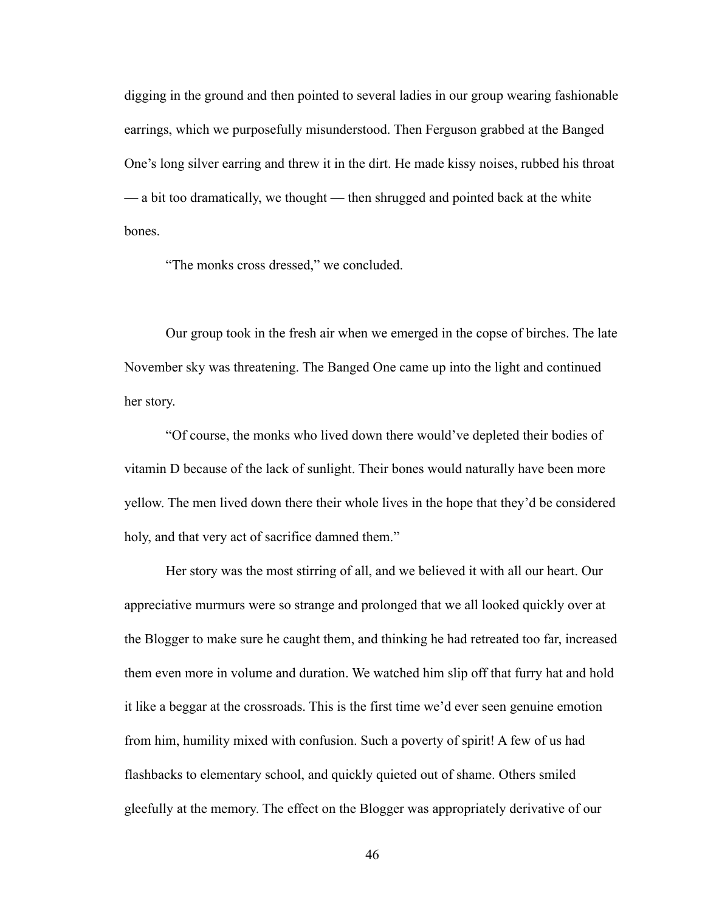digging in the ground and then pointed to several ladies in our group wearing fashionable earrings, which we purposefully misunderstood. Then Ferguson grabbed at the Banged One's long silver earring and threw it in the dirt. He made kissy noises, rubbed his throat — a bit too dramatically, we thought — then shrugged and pointed back at the white bones.

"The monks cross dressed," we concluded.

Our group took in the fresh air when we emerged in the copse of birches. The late November sky was threatening. The Banged One came up into the light and continued her story.

"Of course, the monks who lived down there would've depleted their bodies of vitamin D because of the lack of sunlight. Their bones would naturally have been more yellow. The men lived down there their whole lives in the hope that they'd be considered holy, and that very act of sacrifice damned them."

Her story was the most stirring of all, and we believed it with all our heart. Our appreciative murmurs were so strange and prolonged that we all looked quickly over at the Blogger to make sure he caught them, and thinking he had retreated too far, increased them even more in volume and duration. We watched him slip off that furry hat and hold it like a beggar at the crossroads. This is the first time we'd ever seen genuine emotion from him, humility mixed with confusion. Such a poverty of spirit! A few of us had flashbacks to elementary school, and quickly quieted out of shame. Others smiled gleefully at the memory. The effect on the Blogger was appropriately derivative of our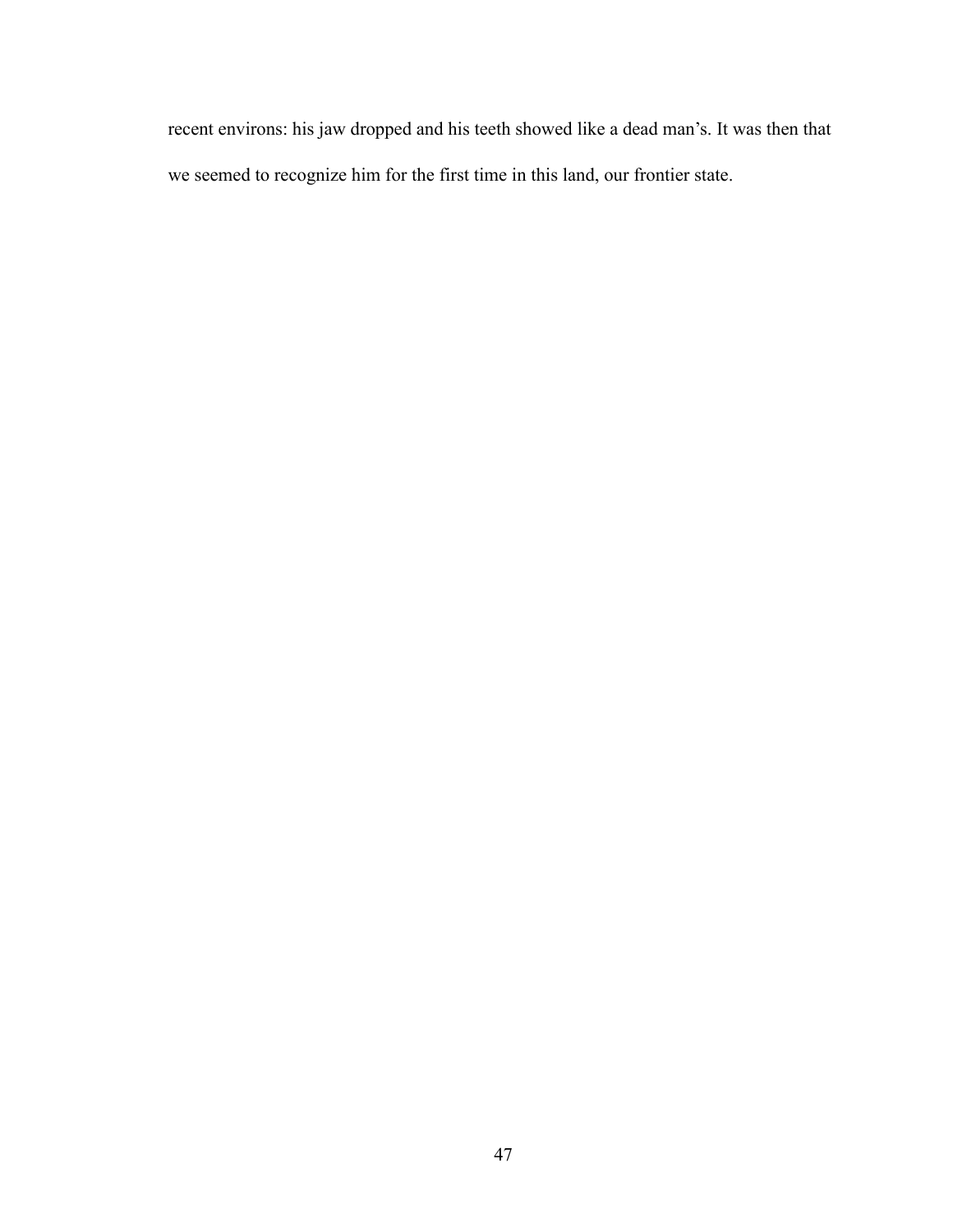recent environs: his jaw dropped and his teeth showed like a dead man's. It was then that we seemed to recognize him for the first time in this land, our frontier state.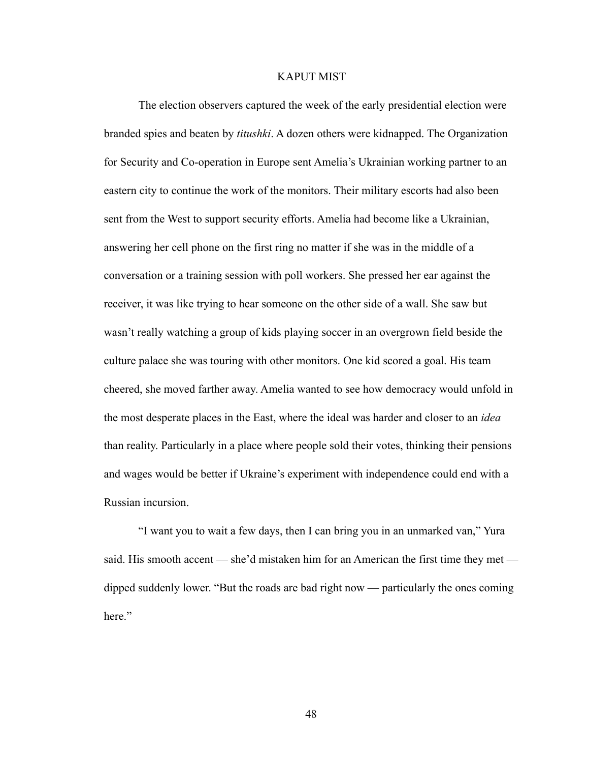# KAPUT MIST

The election observers captured the week of the early presidential election were branded spies and beaten by *titushki*. A dozen others were kidnapped. The Organization for Security and Co-operation in Europe sent Amelia's Ukrainian working partner to an eastern city to continue the work of the monitors. Their military escorts had also been sent from the West to support security efforts. Amelia had become like a Ukrainian, answering her cell phone on the first ring no matter if she was in the middle of a conversation or a training session with poll workers. She pressed her ear against the receiver, it was like trying to hear someone on the other side of a wall. She saw but wasn't really watching a group of kids playing soccer in an overgrown field beside the culture palace she was touring with other monitors. One kid scored a goal. His team cheered, she moved farther away. Amelia wanted to see how democracy would unfold in the most desperate places in the East, where the ideal was harder and closer to an *idea* than reality. Particularly in a place where people sold their votes, thinking their pensions and wages would be better if Ukraine's experiment with independence could end with a Russian incursion.

"I want you to wait a few days, then I can bring you in an unmarked van," Yura said. His smooth accent — she'd mistaken him for an American the first time they met — dipped suddenly lower. "But the roads are bad right now — particularly the ones coming here."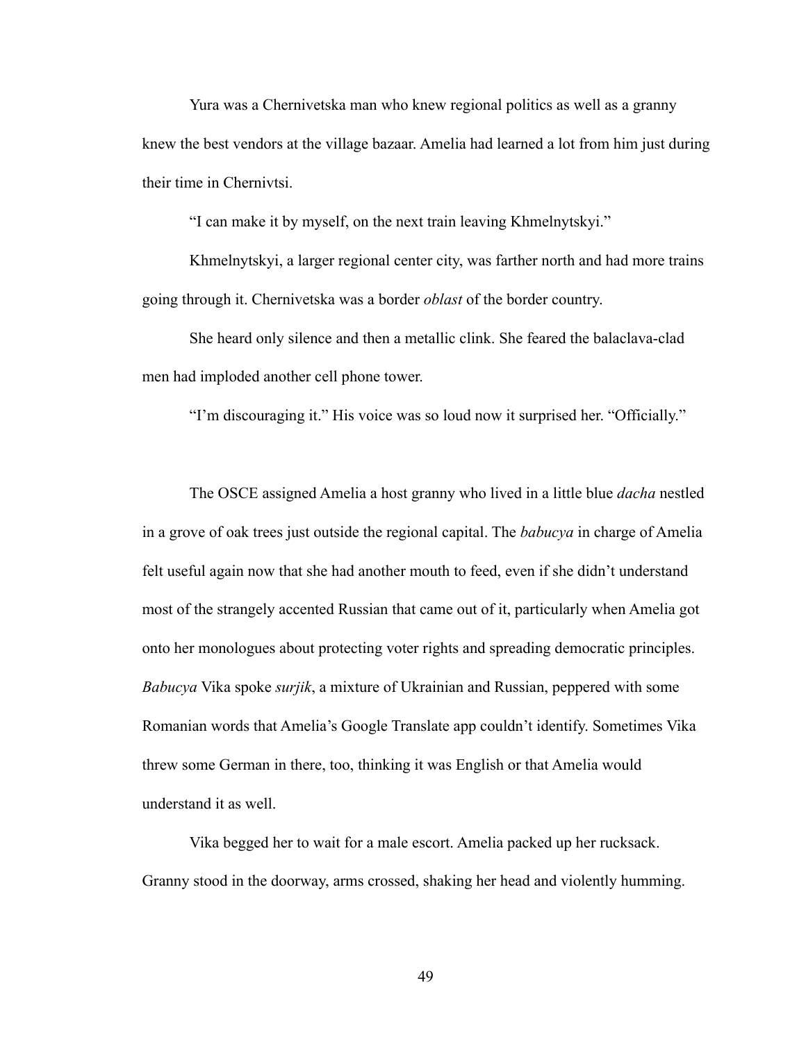Yura was a Chernivetska man who knew regional politics as well as a granny knew the best vendors at the village bazaar. Amelia had learned a lot from him just during their time in Chernivtsi.

"I can make it by myself, on the next train leaving Khmelnytskyi."

Khmelnytskyi, a larger regional center city, was farther north and had more trains going through it. Chernivetska was a border *oblast* of the border country.

She heard only silence and then a metallic clink. She feared the balaclava-clad men had imploded another cell phone tower.

"I'm discouraging it." His voice was so loud now it surprised her. "Officially."

The OSCE assigned Amelia a host granny who lived in a little blue *dacha* nestled in a grove of oak trees just outside the regional capital. The *babucya* in charge of Amelia felt useful again now that she had another mouth to feed, even if she didn't understand most of the strangely accented Russian that came out of it, particularly when Amelia got onto her monologues about protecting voter rights and spreading democratic principles. *Babucya* Vika spoke *surjik*, a mixture of Ukrainian and Russian, peppered with some Romanian words that Amelia's Google Translate app couldn't identify. Sometimes Vika threw some German in there, too, thinking it was English or that Amelia would understand it as well.

Vika begged her to wait for a male escort. Amelia packed up her rucksack. Granny stood in the doorway, arms crossed, shaking her head and violently humming.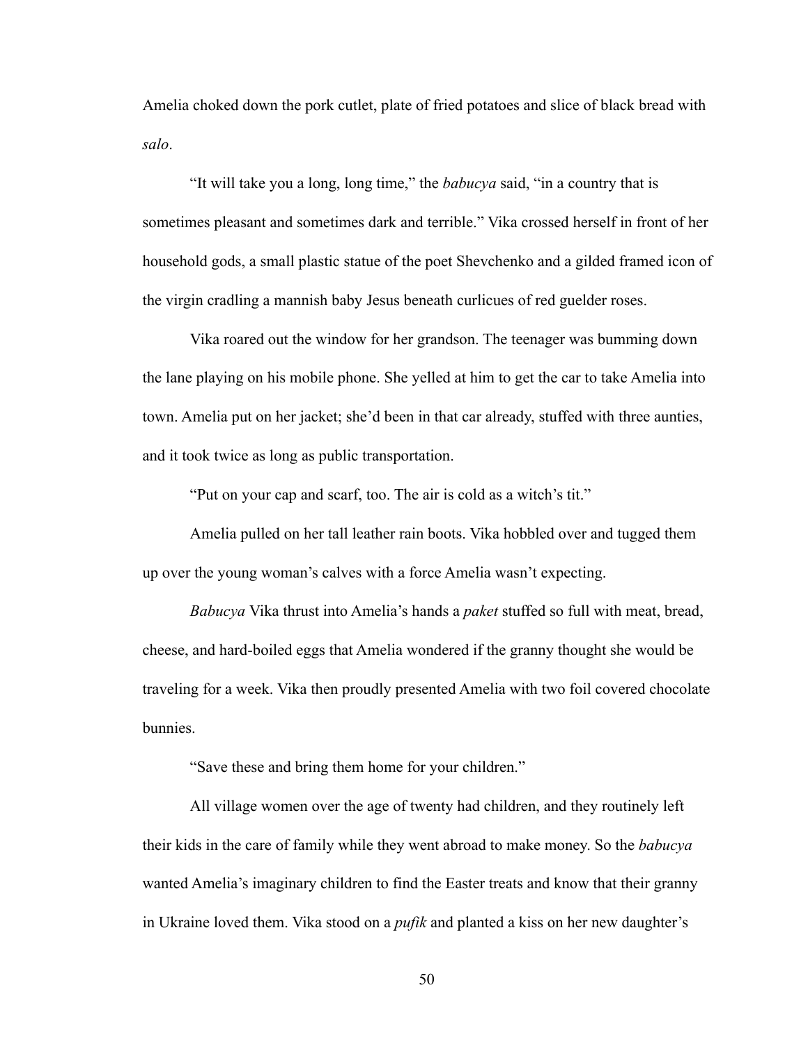Amelia choked down the pork cutlet, plate of fried potatoes and slice of black bread with *salo*.

"It will take you a long, long time," the *babucya* said, "in a country that is sometimes pleasant and sometimes dark and terrible." Vika crossed herself in front of her household gods, a small plastic statue of the poet Shevchenko and a gilded framed icon of the virgin cradling a mannish baby Jesus beneath curlicues of red guelder roses.

Vika roared out the window for her grandson. The teenager was bumming down the lane playing on his mobile phone. She yelled at him to get the car to take Amelia into town. Amelia put on her jacket; she'd been in that car already, stuffed with three aunties, and it took twice as long as public transportation.

"Put on your cap and scarf, too. The air is cold as a witch's tit."

Amelia pulled on her tall leather rain boots. Vika hobbled over and tugged them up over the young woman's calves with a force Amelia wasn't expecting.

*Babucya* Vika thrust into Amelia's hands a *paket* stuffed so full with meat, bread, cheese, and hard-boiled eggs that Amelia wondered if the granny thought she would be traveling for a week. Vika then proudly presented Amelia with two foil covered chocolate bunnies.

"Save these and bring them home for your children."

All village women over the age of twenty had children, and they routinely left their kids in the care of family while they went abroad to make money. So the *babucya* wanted Amelia's imaginary children to find the Easter treats and know that their granny in Ukraine loved them. Vika stood on a *pufik* and planted a kiss on her new daughter's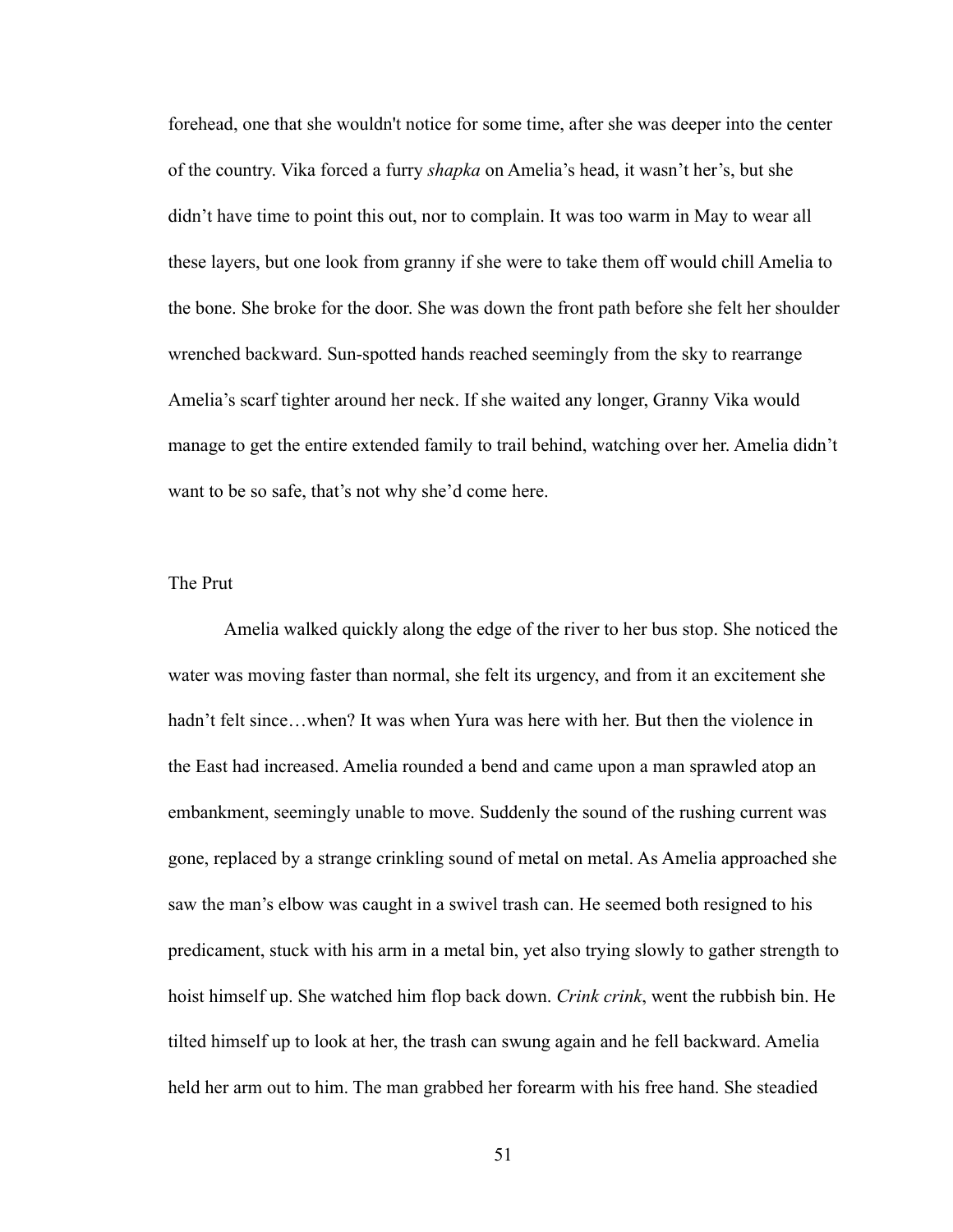forehead, one that she wouldn't notice for some time, after she was deeper into the center of the country. Vika forced a furry *shapka* on Amelia's head, it wasn't her's, but she didn't have time to point this out, nor to complain. It was too warm in May to wear all these layers, but one look from granny if she were to take them off would chill Amelia to the bone. She broke for the door. She was down the front path before she felt her shoulder wrenched backward. Sun-spotted hands reached seemingly from the sky to rearrange Amelia's scarf tighter around her neck. If she waited any longer, Granny Vika would manage to get the entire extended family to trail behind, watching over her. Amelia didn't want to be so safe, that's not why she'd come here.

## The Prut

Amelia walked quickly along the edge of the river to her bus stop. She noticed the water was moving faster than normal, she felt its urgency, and from it an excitement she hadn't felt since…when? It was when Yura was here with her. But then the violence in the East had increased. Amelia rounded a bend and came upon a man sprawled atop an embankment, seemingly unable to move. Suddenly the sound of the rushing current was gone, replaced by a strange crinkling sound of metal on metal. As Amelia approached she saw the man's elbow was caught in a swivel trash can. He seemed both resigned to his predicament, stuck with his arm in a metal bin, yet also trying slowly to gather strength to hoist himself up. She watched him flop back down. *Crink crink*, went the rubbish bin. He tilted himself up to look at her, the trash can swung again and he fell backward. Amelia held her arm out to him. The man grabbed her forearm with his free hand. She steadied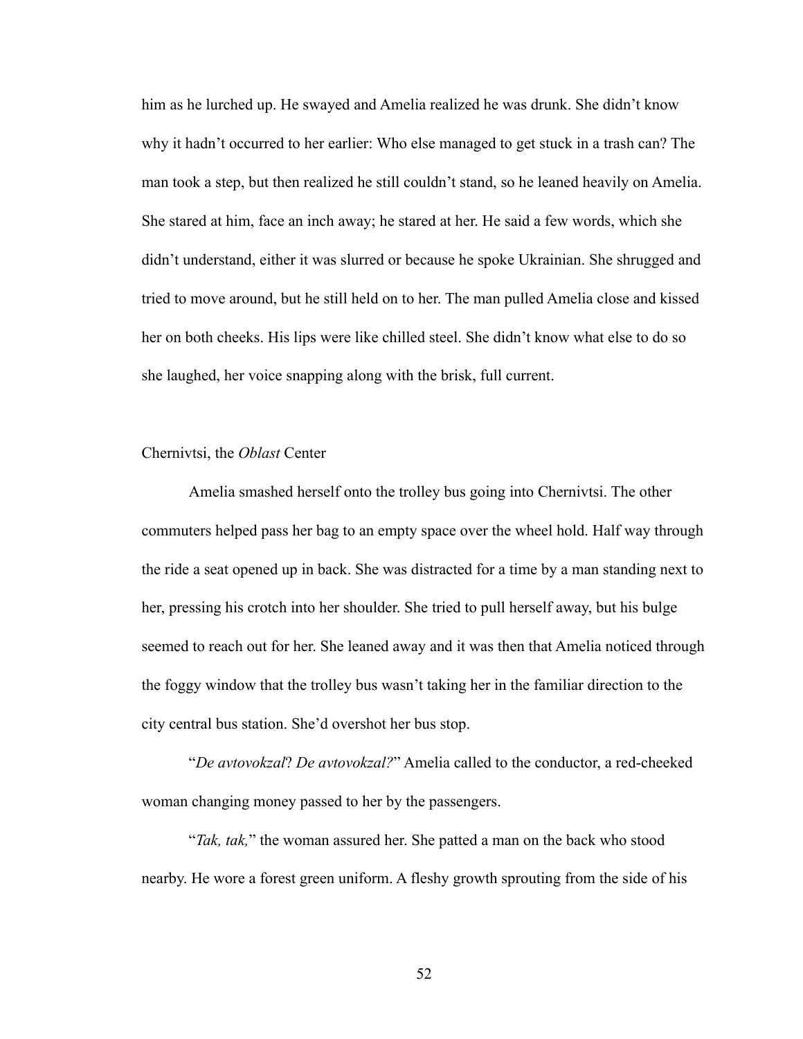him as he lurched up. He swayed and Amelia realized he was drunk. She didn't know why it hadn't occurred to her earlier: Who else managed to get stuck in a trash can? The man took a step, but then realized he still couldn't stand, so he leaned heavily on Amelia. She stared at him, face an inch away; he stared at her. He said a few words, which she didn't understand, either it was slurred or because he spoke Ukrainian. She shrugged and tried to move around, but he still held on to her. The man pulled Amelia close and kissed her on both cheeks. His lips were like chilled steel. She didn't know what else to do so she laughed, her voice snapping along with the brisk, full current.

Chernivtsi, the *Oblast* Center

Amelia smashed herself onto the trolley bus going into Chernivtsi. The other commuters helped pass her bag to an empty space over the wheel hold. Half way through the ride a seat opened up in back. She was distracted for a time by a man standing next to her, pressing his crotch into her shoulder. She tried to pull herself away, but his bulge seemed to reach out for her. She leaned away and it was then that Amelia noticed through the foggy window that the trolley bus wasn't taking her in the familiar direction to the city central bus station. She'd overshot her bus stop.

"*De avtovokzal*? *De avtovokzal?*" Amelia called to the conductor, a red-cheeked woman changing money passed to her by the passengers.

"*Tak, tak,*" the woman assured her. She patted a man on the back who stood nearby. He wore a forest green uniform. A fleshy growth sprouting from the side of his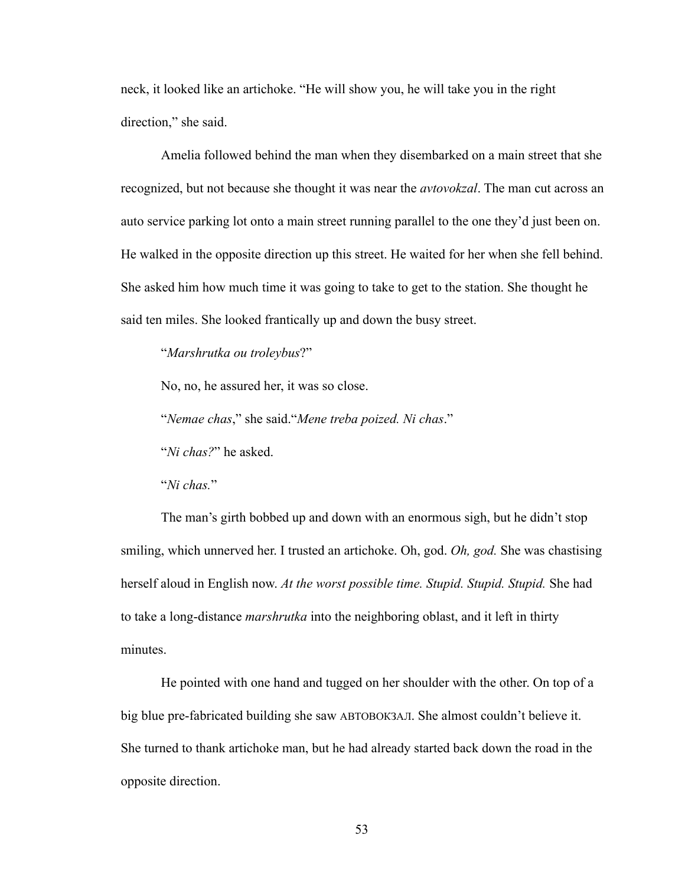neck, it looked like an artichoke. "He will show you, he will take you in the right direction," she said.

Amelia followed behind the man when they disembarked on a main street that she recognized, but not because she thought it was near the *avtovokzal*. The man cut across an auto service parking lot onto a main street running parallel to the one they'd just been on. He walked in the opposite direction up this street. He waited for her when she fell behind. She asked him how much time it was going to take to get to the station. She thought he said ten miles. She looked frantically up and down the busy street.

"*Marshrutka ou troleybus*?"

No, no, he assured her, it was so close.

"*Nemae chas*," she said."*Mene treba poized. Ni chas*."

"*Ni chas?*" he asked.

"*Ni chas.*"

The man's girth bobbed up and down with an enormous sigh, but he didn't stop smiling, which unnerved her. I trusted an artichoke. Oh, god. *Oh, god.* She was chastising herself aloud in English now. *At the worst possible time. Stupid. Stupid. Stupid.* She had to take a long-distance *marshrutka* into the neighboring oblast, and it left in thirty minutes.

He pointed with one hand and tugged on her shoulder with the other. On top of a big blue pre-fabricated building she saw АВТОВОКЗАЛ. She almost couldn't believe it. She turned to thank artichoke man, but he had already started back down the road in the opposite direction.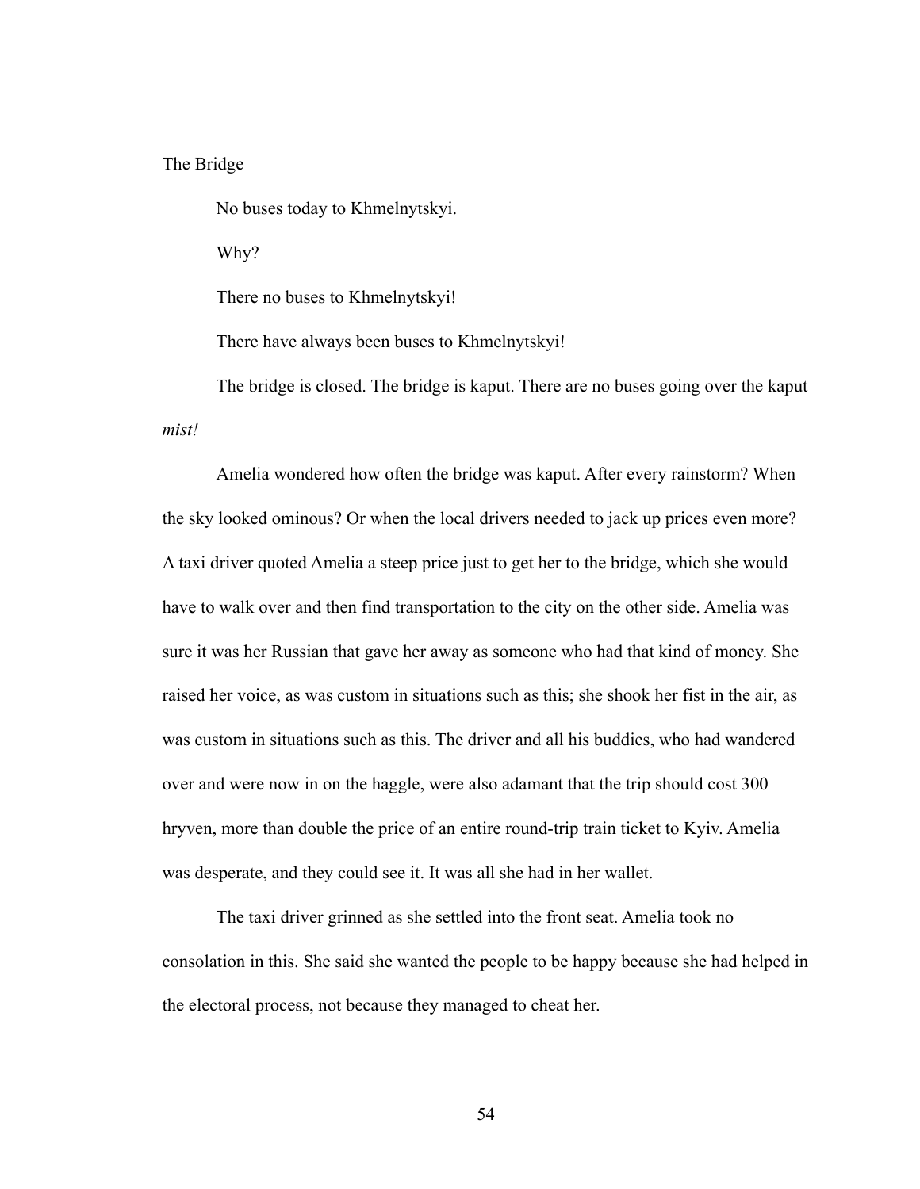# The Bridge

No buses today to Khmelnytskyi.

Why?

There no buses to Khmelnytskyi!

There have always been buses to Khmelnytskyi!

The bridge is closed. The bridge is kaput. There are no buses going over the kaput *mist!*

Amelia wondered how often the bridge was kaput. After every rainstorm? When the sky looked ominous? Or when the local drivers needed to jack up prices even more? A taxi driver quoted Amelia a steep price just to get her to the bridge, which she would have to walk over and then find transportation to the city on the other side. Amelia was sure it was her Russian that gave her away as someone who had that kind of money. She raised her voice, as was custom in situations such as this; she shook her fist in the air, as was custom in situations such as this. The driver and all his buddies, who had wandered over and were now in on the haggle, were also adamant that the trip should cost 300 hryven, more than double the price of an entire round-trip train ticket to Kyiv. Amelia was desperate, and they could see it. It was all she had in her wallet.

The taxi driver grinned as she settled into the front seat. Amelia took no consolation in this. She said she wanted the people to be happy because she had helped in the electoral process, not because they managed to cheat her.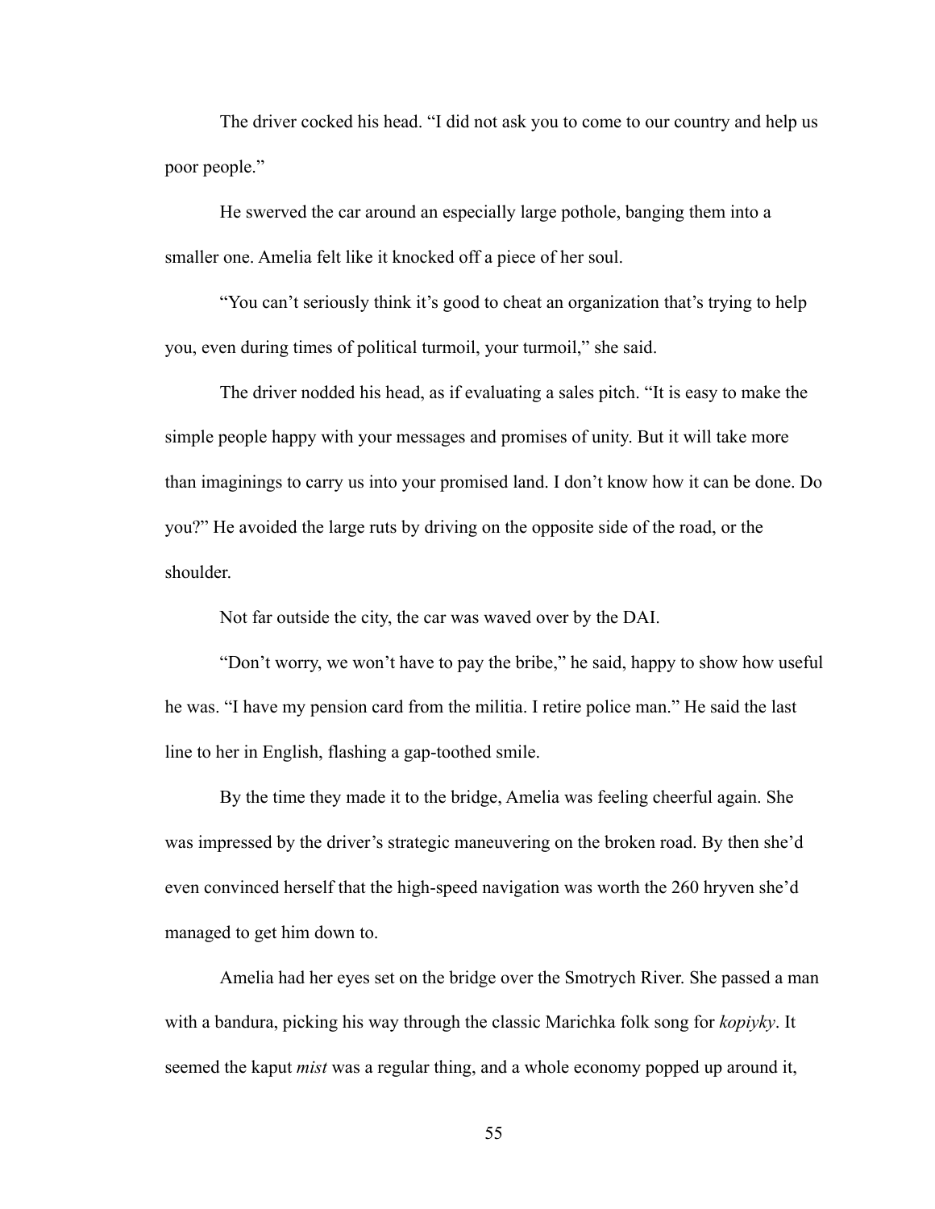The driver cocked his head. "I did not ask you to come to our country and help us poor people."

He swerved the car around an especially large pothole, banging them into a smaller one. Amelia felt like it knocked off a piece of her soul.

"You can't seriously think it's good to cheat an organization that's trying to help you, even during times of political turmoil, your turmoil," she said.

The driver nodded his head, as if evaluating a sales pitch. "It is easy to make the simple people happy with your messages and promises of unity. But it will take more than imaginings to carry us into your promised land. I don't know how it can be done. Do you?" He avoided the large ruts by driving on the opposite side of the road, or the shoulder.

Not far outside the city, the car was waved over by the DAI.

"Don't worry, we won't have to pay the bribe," he said, happy to show how useful he was. "I have my pension card from the militia. I retire police man." He said the last line to her in English, flashing a gap-toothed smile.

By the time they made it to the bridge, Amelia was feeling cheerful again. She was impressed by the driver's strategic maneuvering on the broken road. By then she'd even convinced herself that the high-speed navigation was worth the 260 hryven she'd managed to get him down to.

Amelia had her eyes set on the bridge over the Smotrych River. She passed a man with a bandura, picking his way through the classic Marichka folk song for *kopiyky*. It seemed the kaput *mist* was a regular thing, and a whole economy popped up around it,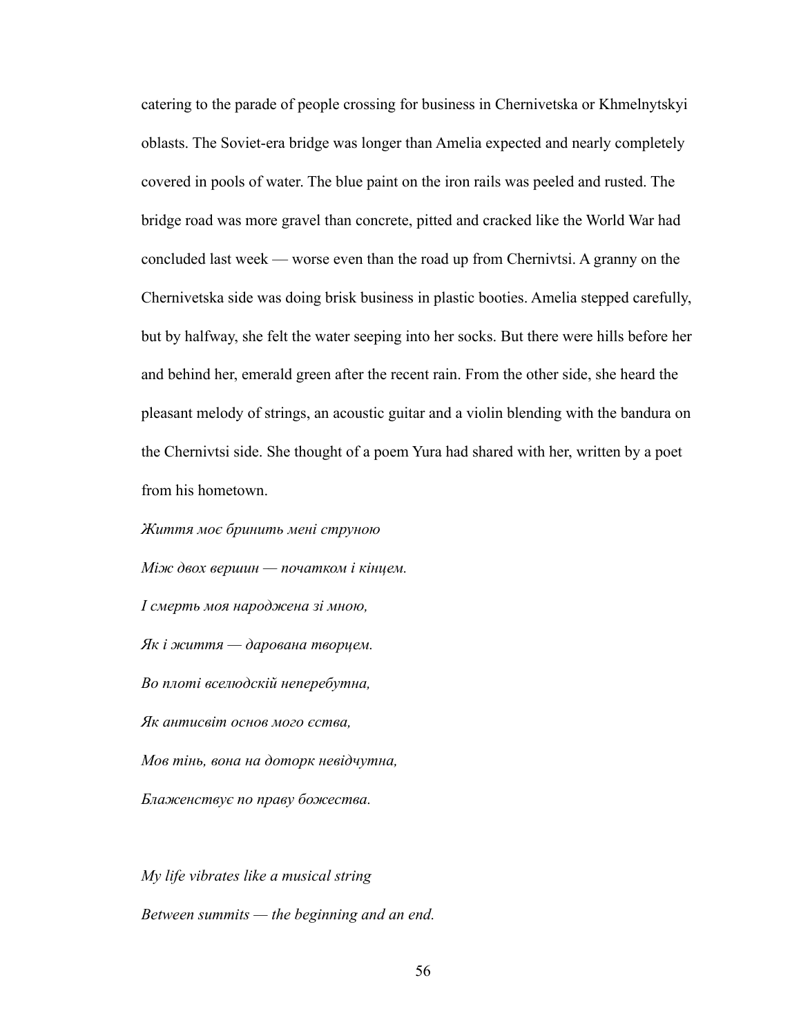catering to the parade of people crossing for business in Chernivetska or Khmelnytskyi oblasts. The Soviet-era bridge was longer than Amelia expected and nearly completely covered in pools of water. The blue paint on the iron rails was peeled and rusted. The bridge road was more gravel than concrete, pitted and cracked like the World War had concluded last week — worse even than the road up from Chernivtsi. A granny on the Chernivetska side was doing brisk business in plastic booties. Amelia stepped carefully, but by halfway, she felt the water seeping into her socks. But there were hills before her and behind her, emerald green after the recent rain. From the other side, she heard the pleasant melody of strings, an acoustic guitar and a violin blending with the bandura on the Chernivtsi side. She thought of a poem Yura had shared with her, written by a poet from his hometown.

*Життя моє бринить мені струною*

*Між двох вершин — початком і кінцем.*

*І смерть моя народжена зі мною,*

*Як і життя — дарована творцем.*

*Во плоті вселюдскій неперебутна,*

*Як антисвіт основ мого єства,*

*Мов тінь, вона на доторк невідчутна,*

*Блаженствує по праву божества.*

*My life vibrates like a musical string*

*Between summits — the beginning and an end.*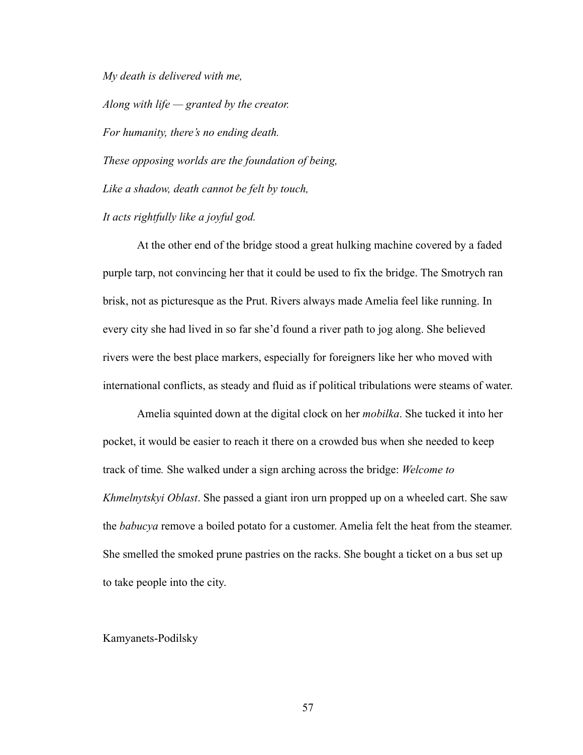*My death is delivered with me,*

*Along with life — granted by the creator.*

*For humanity, there's no ending death.*

*These opposing worlds are the foundation of being,*

*Like a shadow, death cannot be felt by touch,*

*It acts rightfully like a joyful god.*

At the other end of the bridge stood a great hulking machine covered by a faded purple tarp, not convincing her that it could be used to fix the bridge. The Smotrych ran brisk, not as picturesque as the Prut. Rivers always made Amelia feel like running. In every city she had lived in so far she'd found a river path to jog along. She believed rivers were the best place markers, especially for foreigners like her who moved with international conflicts, as steady and fluid as if political tribulations were steams of water.

Amelia squinted down at the digital clock on her *mobilka*. She tucked it into her pocket, it would be easier to reach it there on a crowded bus when she needed to keep track of time. She walked under a sign arching across the bridge: *Welcome to Khmelnytskyi Oblast*. She passed a giant iron urn propped up on a wheeled cart. She saw the *babucya* remove a boiled potato for a customer. Amelia felt the heat from the steamer. She smelled the smoked prune pastries on the racks. She bought a ticket on a bus set up to take people into the city.

Kamyanets-Podilsky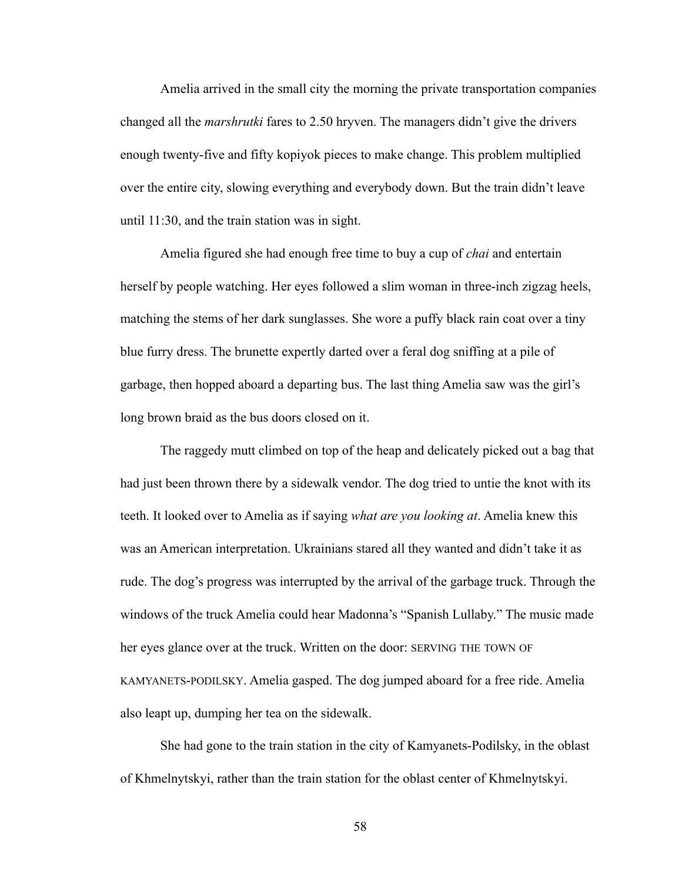Amelia arrived in the small city the morning the private transportation companies changed all the *marshrutki* fares to 2.50 hryven. The managers didn't give the drivers enough twenty-five and fifty kopiyok pieces to make change. This problem multiplied over the entire city, slowing everything and everybody down. But the train didn't leave until 11:30, and the train station was in sight.

Amelia figured she had enough free time to buy a cup of *chai* and entertain herself by people watching. Her eyes followed a slim woman in three-inch zigzag heels, matching the stems of her dark sunglasses. She wore a puffy black rain coat over a tiny blue furry dress. The brunette expertly darted over a feral dog sniffing at a pile of garbage, then hopped aboard a departing bus. The last thing Amelia saw was the girl's long brown braid as the bus doors closed on it.

The raggedy mutt climbed on top of the heap and delicately picked out a bag that had just been thrown there by a sidewalk vendor. The dog tried to untie the knot with its teeth. It looked over to Amelia as if saying *what are you looking at*. Amelia knew this was an American interpretation. Ukrainians stared all they wanted and didn't take it as rude. The dog's progress was interrupted by the arrival of the garbage truck. Through the windows of the truck Amelia could hear Madonna's "Spanish Lullaby." The music made her eyes glance over at the truck. Written on the door: SERVING THE TOWN OF KAMYANETS-PODILSKY. Amelia gasped. The dog jumped aboard for a free ride. Amelia also leapt up, dumping her tea on the sidewalk.

She had gone to the train station in the city of Kamyanets-Podilsky, in the oblast of Khmelnytskyi, rather than the train station for the oblast center of Khmelnytskyi.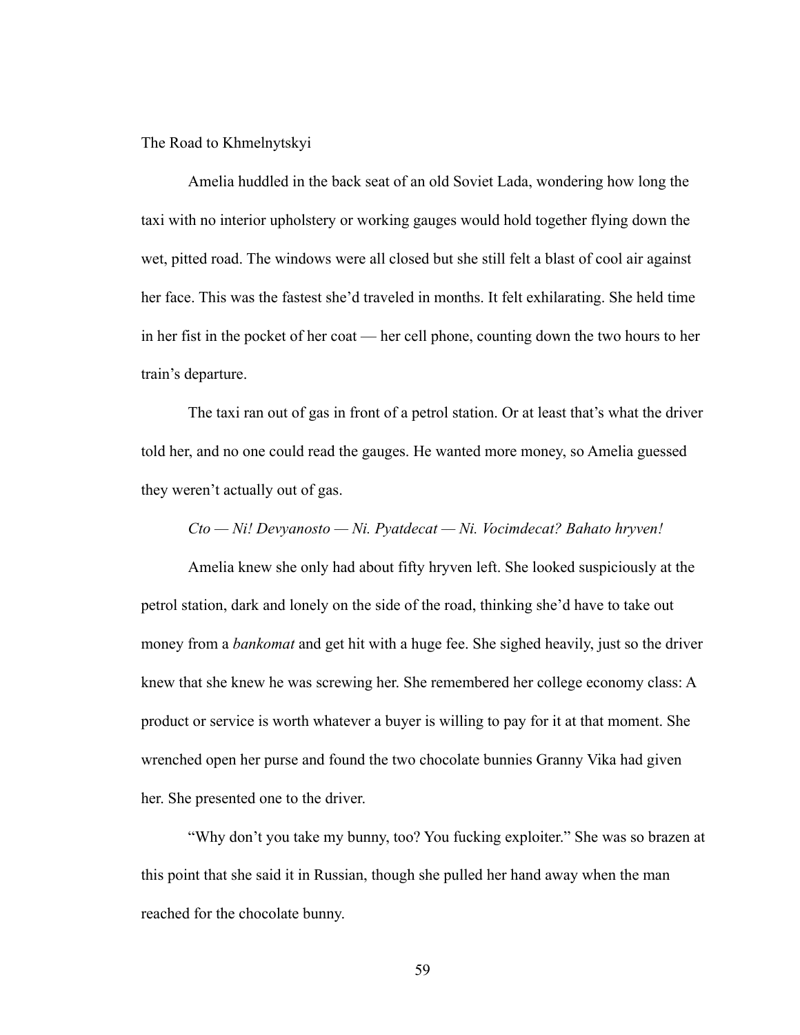## The Road to Khmelnytskyi

Amelia huddled in the back seat of an old Soviet Lada, wondering how long the taxi with no interior upholstery or working gauges would hold together flying down the wet, pitted road. The windows were all closed but she still felt a blast of cool air against her face. This was the fastest she'd traveled in months. It felt exhilarating. She held time in her fist in the pocket of her coat — her cell phone, counting down the two hours to her train's departure.

The taxi ran out of gas in front of a petrol station. Or at least that's what the driver told her, and no one could read the gauges. He wanted more money, so Amelia guessed they weren't actually out of gas.

*Cto — Ni! Devyanosto — Ni. Pyatdecat — Ni. Vocimdecat? Bahato hryven!*

Amelia knew she only had about fifty hryven left. She looked suspiciously at the petrol station, dark and lonely on the side of the road, thinking she'd have to take out money from a *bankomat* and get hit with a huge fee. She sighed heavily, just so the driver knew that she knew he was screwing her. She remembered her college economy class: A product or service is worth whatever a buyer is willing to pay for it at that moment. She wrenched open her purse and found the two chocolate bunnies Granny Vika had given her. She presented one to the driver.

"Why don't you take my bunny, too? You fucking exploiter." She was so brazen at this point that she said it in Russian, though she pulled her hand away when the man reached for the chocolate bunny.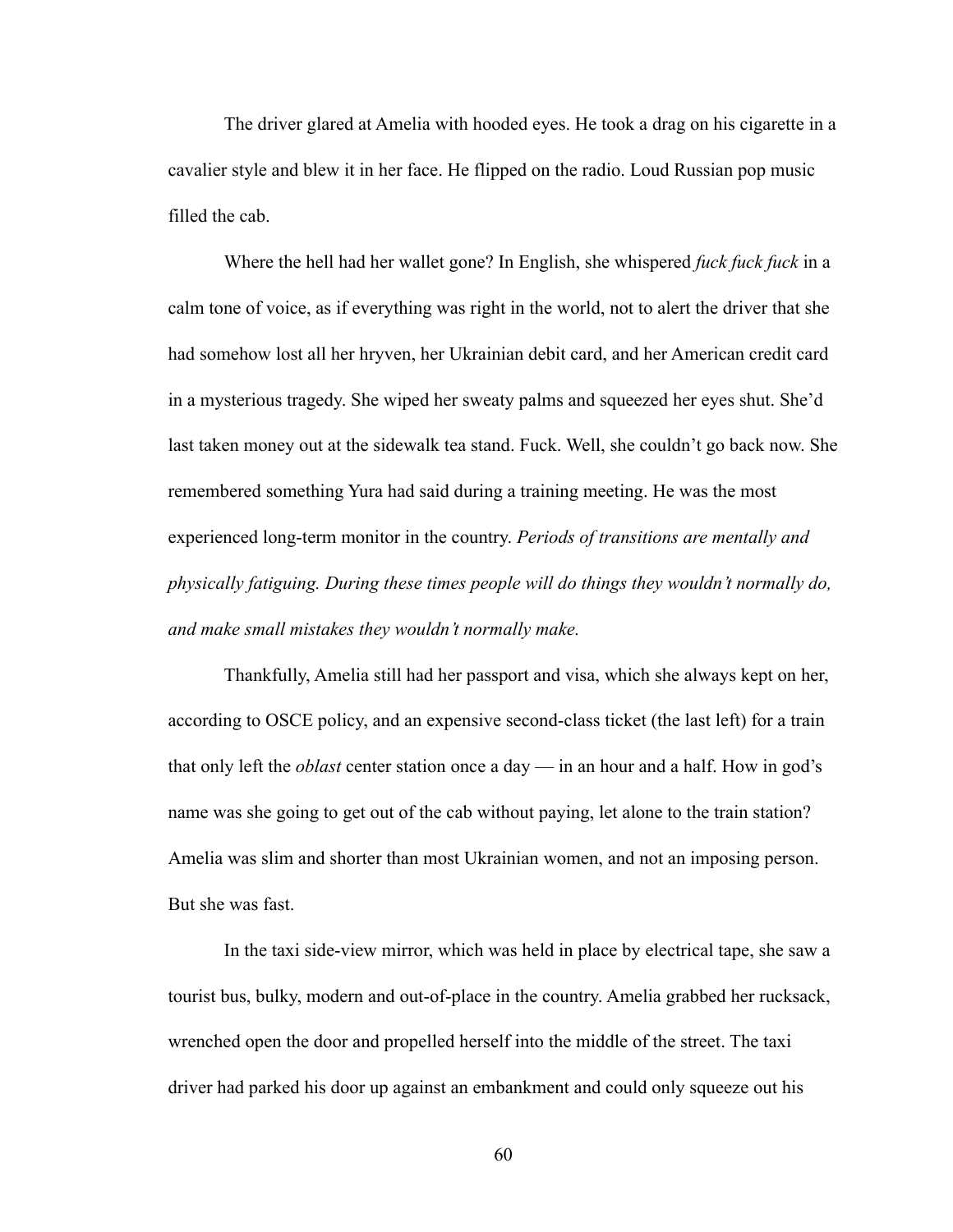The driver glared at Amelia with hooded eyes. He took a drag on his cigarette in a cavalier style and blew it in her face. He flipped on the radio. Loud Russian pop music filled the cab.

Where the hell had her wallet gone? In English, she whispered *fuck fuck fuck* in a calm tone of voice, as if everything was right in the world, not to alert the driver that she had somehow lost all her hryven, her Ukrainian debit card, and her American credit card in a mysterious tragedy. She wiped her sweaty palms and squeezed her eyes shut. She'd last taken money out at the sidewalk tea stand. Fuck. Well, she couldn't go back now. She remembered something Yura had said during a training meeting. He was the most experienced long-term monitor in the country. *Periods of transitions are mentally and physically fatiguing. During these times people will do things they wouldn't normally do, and make small mistakes they wouldn't normally make.*

Thankfully, Amelia still had her passport and visa, which she always kept on her, according to OSCE policy, and an expensive second-class ticket (the last left) for a train that only left the *oblast* center station once a day — in an hour and a half. How in god's name was she going to get out of the cab without paying, let alone to the train station? Amelia was slim and shorter than most Ukrainian women, and not an imposing person. But she was fast.

In the taxi side-view mirror, which was held in place by electrical tape, she saw a tourist bus, bulky, modern and out-of-place in the country. Amelia grabbed her rucksack, wrenched open the door and propelled herself into the middle of the street. The taxi driver had parked his door up against an embankment and could only squeeze out his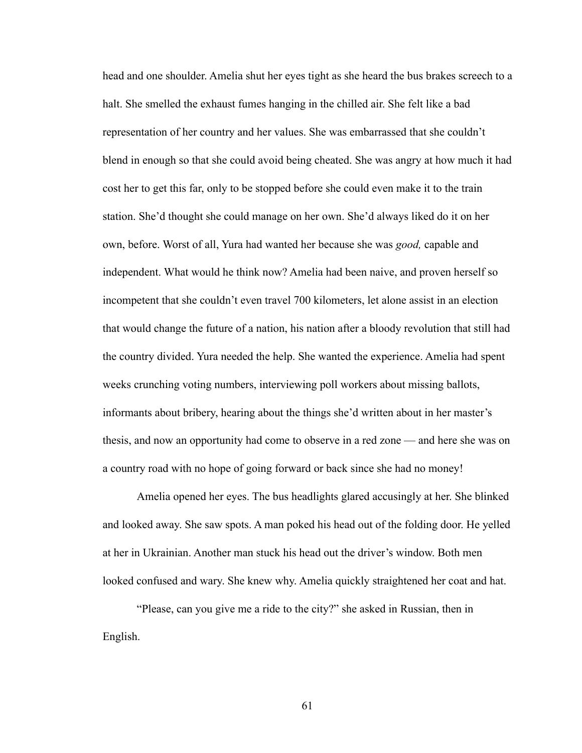head and one shoulder. Amelia shut her eyes tight as she heard the bus brakes screech to a halt. She smelled the exhaust fumes hanging in the chilled air. She felt like a bad representation of her country and her values. She was embarrassed that she couldn't blend in enough so that she could avoid being cheated. She was angry at how much it had cost her to get this far, only to be stopped before she could even make it to the train station. She'd thought she could manage on her own. She'd always liked do it on her own, before. Worst of all, Yura had wanted her because she was *good,* capable and independent. What would he think now? Amelia had been naive, and proven herself so incompetent that she couldn't even travel 700 kilometers, let alone assist in an election that would change the future of a nation, his nation after a bloody revolution that still had the country divided. Yura needed the help. She wanted the experience. Amelia had spent weeks crunching voting numbers, interviewing poll workers about missing ballots, informants about bribery, hearing about the things she'd written about in her master's thesis, and now an opportunity had come to observe in a red zone — and here she was on a country road with no hope of going forward or back since she had no money!

Amelia opened her eyes. The bus headlights glared accusingly at her. She blinked and looked away. She saw spots. A man poked his head out of the folding door. He yelled at her in Ukrainian. Another man stuck his head out the driver's window. Both men looked confused and wary. She knew why. Amelia quickly straightened her coat and hat.

"Please, can you give me a ride to the city?" she asked in Russian, then in English.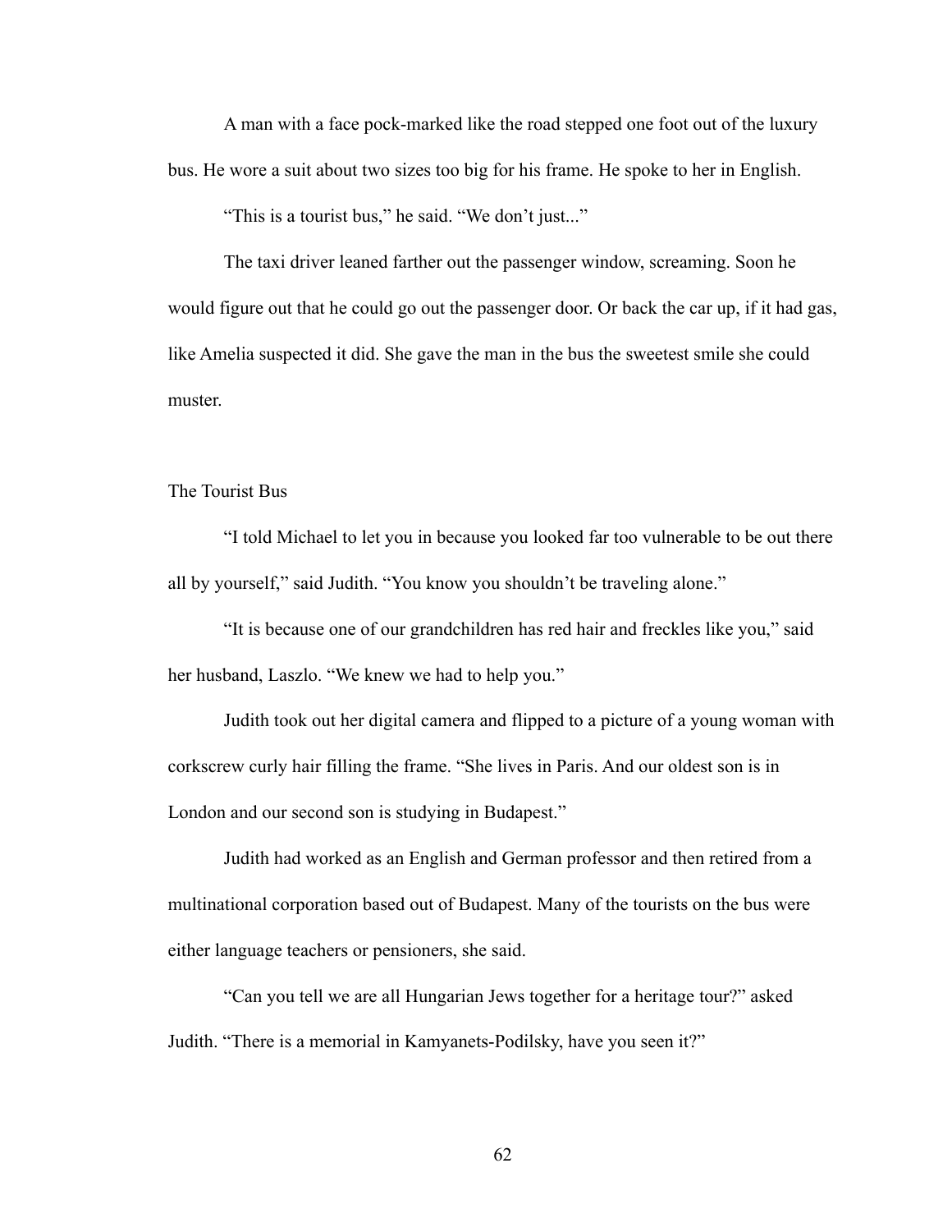A man with a face pock-marked like the road stepped one foot out of the luxury bus. He wore a suit about two sizes too big for his frame. He spoke to her in English.

"This is a tourist bus," he said. "We don't just..."

The taxi driver leaned farther out the passenger window, screaming. Soon he would figure out that he could go out the passenger door. Or back the car up, if it had gas, like Amelia suspected it did. She gave the man in the bus the sweetest smile she could muster.

## The Tourist Bus

"I told Michael to let you in because you looked far too vulnerable to be out there all by yourself," said Judith. "You know you shouldn't be traveling alone."

"It is because one of our grandchildren has red hair and freckles like you," said her husband, Laszlo. "We knew we had to help you."

Judith took out her digital camera and flipped to a picture of a young woman with corkscrew curly hair filling the frame. "She lives in Paris. And our oldest son is in London and our second son is studying in Budapest."

Judith had worked as an English and German professor and then retired from a multinational corporation based out of Budapest. Many of the tourists on the bus were either language teachers or pensioners, she said.

"Can you tell we are all Hungarian Jews together for a heritage tour?" asked Judith. "There is a memorial in Kamyanets-Podilsky, have you seen it?"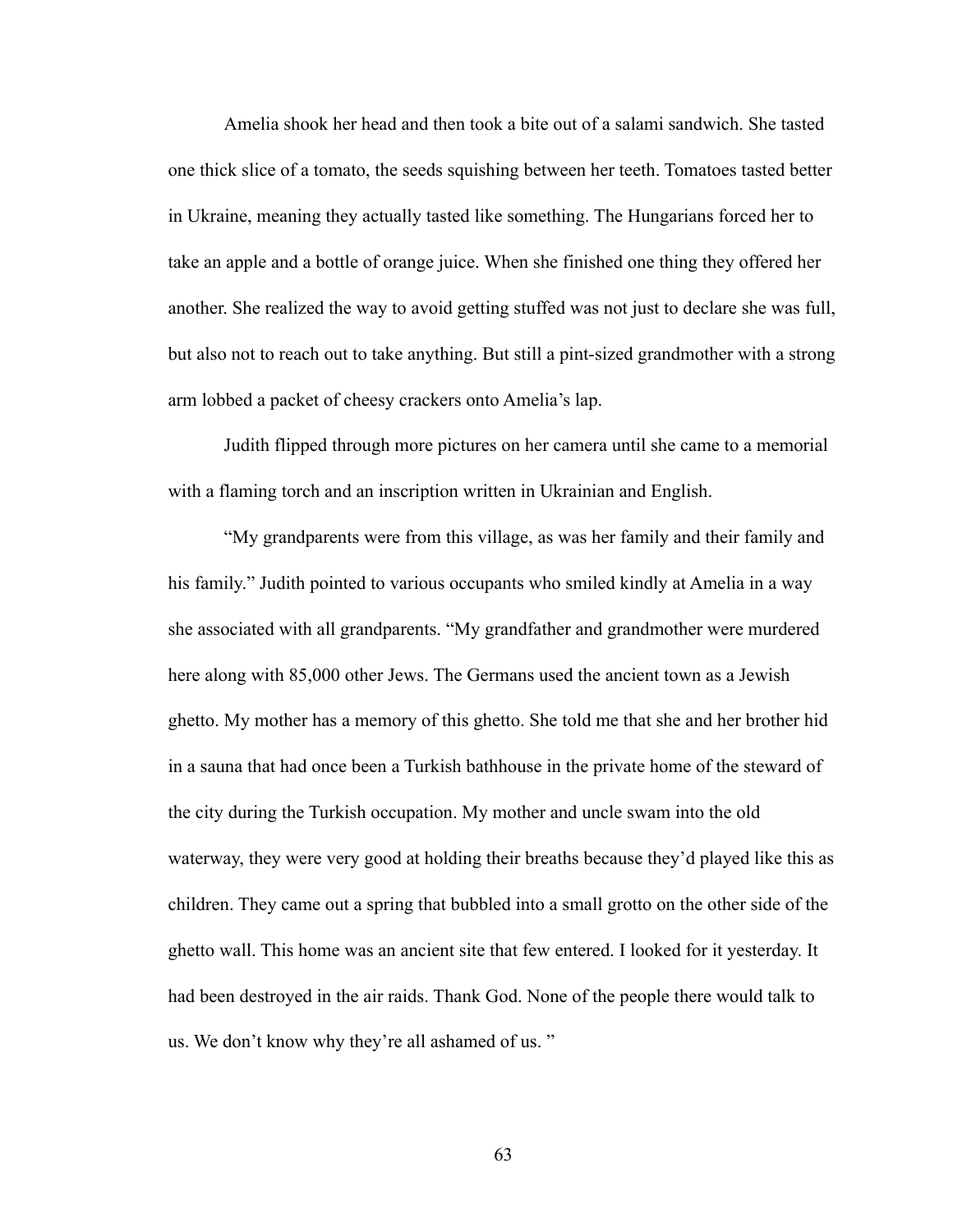Amelia shook her head and then took a bite out of a salami sandwich. She tasted one thick slice of a tomato, the seeds squishing between her teeth. Tomatoes tasted better in Ukraine, meaning they actually tasted like something. The Hungarians forced her to take an apple and a bottle of orange juice. When she finished one thing they offered her another. She realized the way to avoid getting stuffed was not just to declare she was full, but also not to reach out to take anything. But still a pint-sized grandmother with a strong arm lobbed a packet of cheesy crackers onto Amelia's lap.

Judith flipped through more pictures on her camera until she came to a memorial with a flaming torch and an inscription written in Ukrainian and English.

"My grandparents were from this village, as was her family and their family and his family." Judith pointed to various occupants who smiled kindly at Amelia in a way she associated with all grandparents. "My grandfather and grandmother were murdered here along with 85,000 other Jews. The Germans used the ancient town as a Jewish ghetto. My mother has a memory of this ghetto. She told me that she and her brother hid in a sauna that had once been a Turkish bathhouse in the private home of the steward of the city during the Turkish occupation. My mother and uncle swam into the old waterway, they were very good at holding their breaths because they'd played like this as children. They came out a spring that bubbled into a small grotto on the other side of the ghetto wall. This home was an ancient site that few entered. I looked for it yesterday. It had been destroyed in the air raids. Thank God. None of the people there would talk to us. We don't know why they're all ashamed of us. "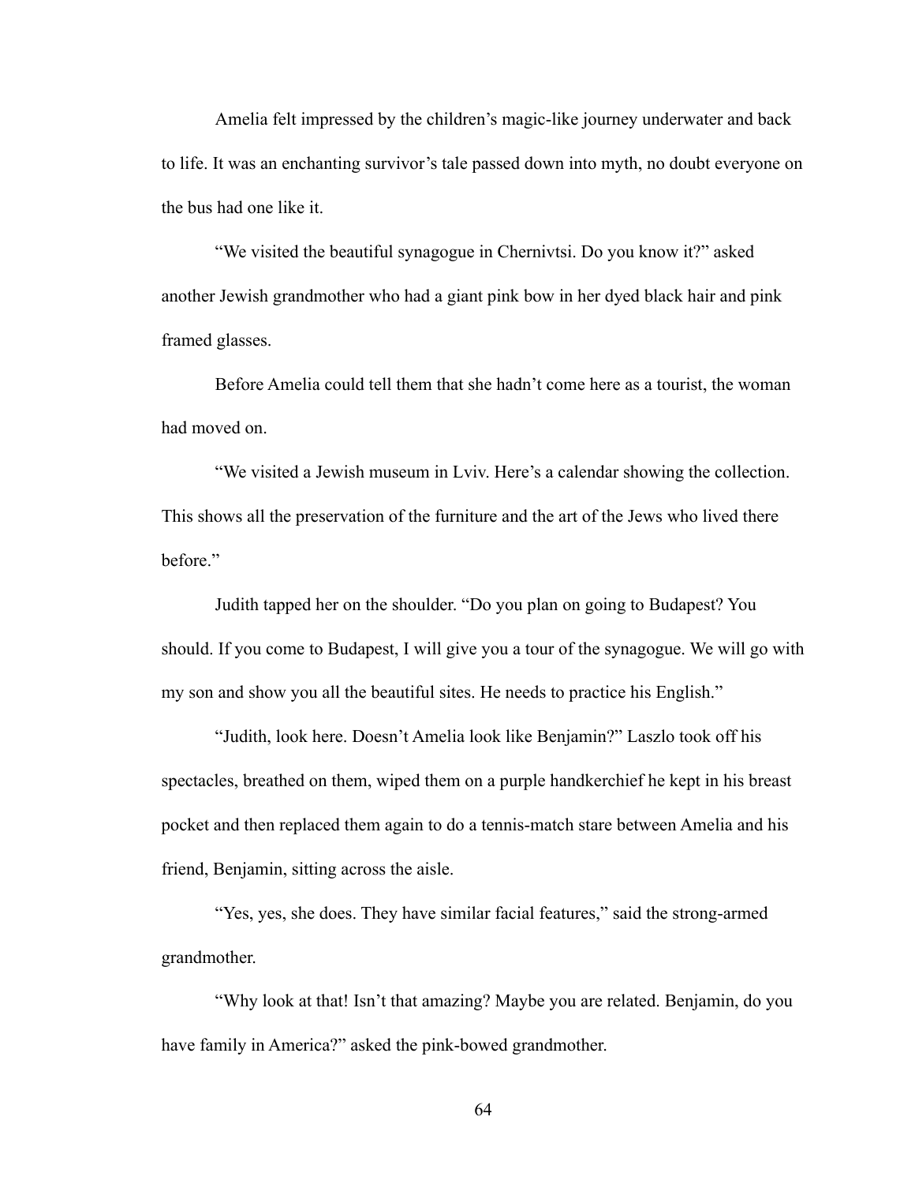Amelia felt impressed by the children's magic-like journey underwater and back to life. It was an enchanting survivor's tale passed down into myth, no doubt everyone on the bus had one like it.

"We visited the beautiful synagogue in Chernivtsi. Do you know it?" asked another Jewish grandmother who had a giant pink bow in her dyed black hair and pink framed glasses.

Before Amelia could tell them that she hadn't come here as a tourist, the woman had moved on.

"We visited a Jewish museum in Lviv. Here's a calendar showing the collection. This shows all the preservation of the furniture and the art of the Jews who lived there before."

Judith tapped her on the shoulder. "Do you plan on going to Budapest? You should. If you come to Budapest, I will give you a tour of the synagogue. We will go with my son and show you all the beautiful sites. He needs to practice his English."

"Judith, look here. Doesn't Amelia look like Benjamin?" Laszlo took off his spectacles, breathed on them, wiped them on a purple handkerchief he kept in his breast pocket and then replaced them again to do a tennis-match stare between Amelia and his friend, Benjamin, sitting across the aisle.

"Yes, yes, she does. They have similar facial features," said the strong-armed grandmother.

"Why look at that! Isn't that amazing? Maybe you are related. Benjamin, do you have family in America?" asked the pink-bowed grandmother.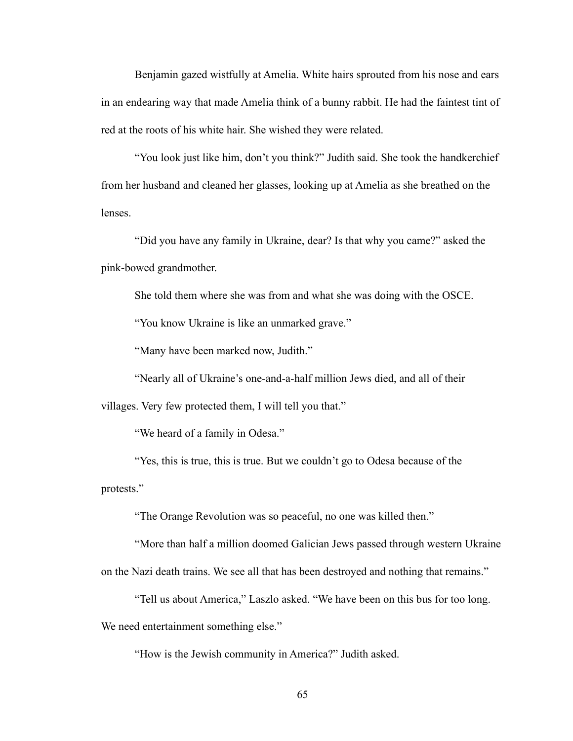Benjamin gazed wistfully at Amelia. White hairs sprouted from his nose and ears in an endearing way that made Amelia think of a bunny rabbit. He had the faintest tint of red at the roots of his white hair. She wished they were related.

"You look just like him, don't you think?" Judith said. She took the handkerchief from her husband and cleaned her glasses, looking up at Amelia as she breathed on the lenses.

"Did you have any family in Ukraine, dear? Is that why you came?" asked the pink-bowed grandmother.

She told them where she was from and what she was doing with the OSCE.

"You know Ukraine is like an unmarked grave."

"Many have been marked now, Judith."

"Nearly all of Ukraine's one-and-a-half million Jews died, and all of their villages. Very few protected them, I will tell you that."

"We heard of a family in Odesa."

"Yes, this is true, this is true. But we couldn't go to Odesa because of the protests."

"The Orange Revolution was so peaceful, no one was killed then."

"More than half a million doomed Galician Jews passed through western Ukraine on the Nazi death trains. We see all that has been destroyed and nothing that remains."

"Tell us about America," Laszlo asked. "We have been on this bus for too long. We need entertainment something else."

"How is the Jewish community in America?" Judith asked.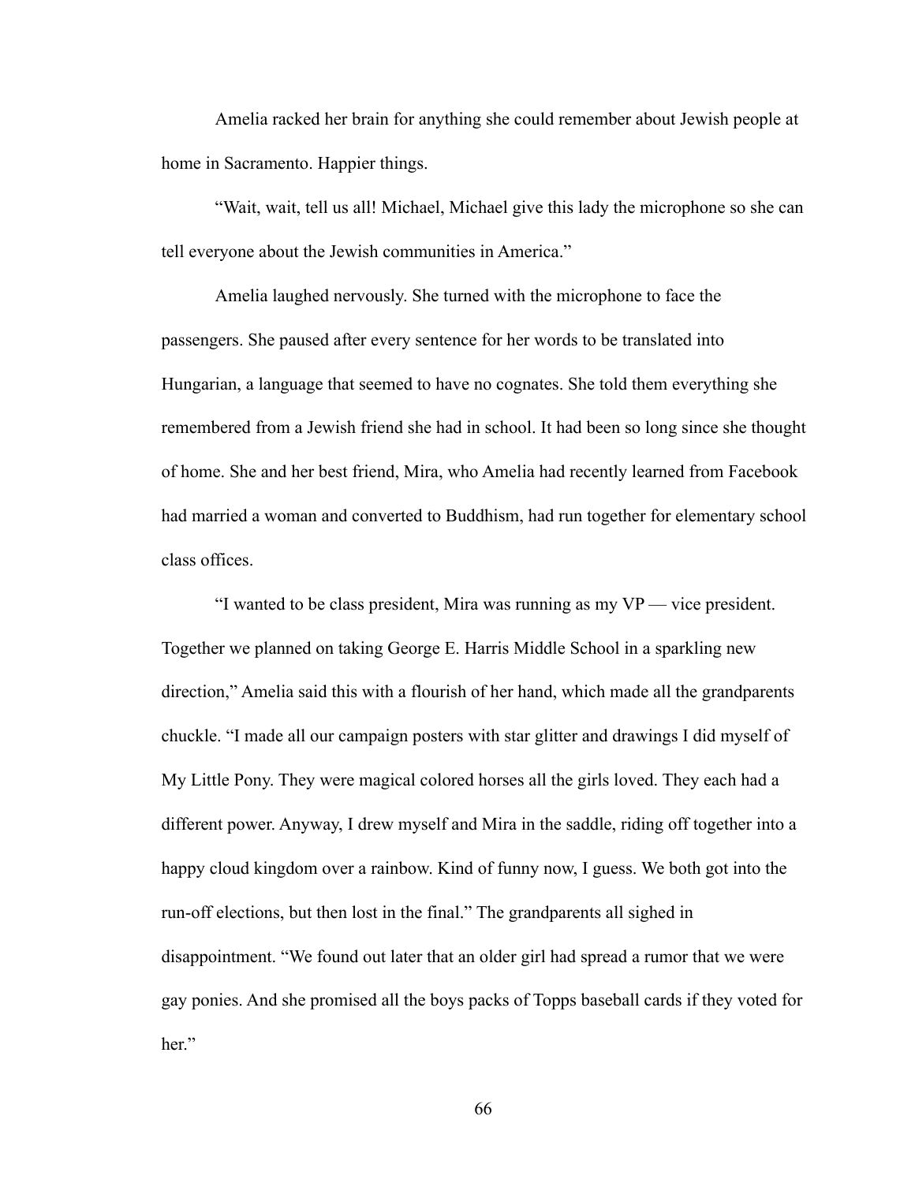Amelia racked her brain for anything she could remember about Jewish people at home in Sacramento. Happier things.

"Wait, wait, tell us all! Michael, Michael give this lady the microphone so she can tell everyone about the Jewish communities in America."

Amelia laughed nervously. She turned with the microphone to face the passengers. She paused after every sentence for her words to be translated into Hungarian, a language that seemed to have no cognates. She told them everything she remembered from a Jewish friend she had in school. It had been so long since she thought of home. She and her best friend, Mira, who Amelia had recently learned from Facebook had married a woman and converted to Buddhism, had run together for elementary school class offices.

"I wanted to be class president, Mira was running as my VP — vice president. Together we planned on taking George E. Harris Middle School in a sparkling new direction," Amelia said this with a flourish of her hand, which made all the grandparents chuckle. "I made all our campaign posters with star glitter and drawings I did myself of My Little Pony. They were magical colored horses all the girls loved. They each had a different power. Anyway, I drew myself and Mira in the saddle, riding off together into a happy cloud kingdom over a rainbow. Kind of funny now, I guess. We both got into the run-off elections, but then lost in the final." The grandparents all sighed in disappointment. "We found out later that an older girl had spread a rumor that we were gay ponies. And she promised all the boys packs of Topps baseball cards if they voted for her."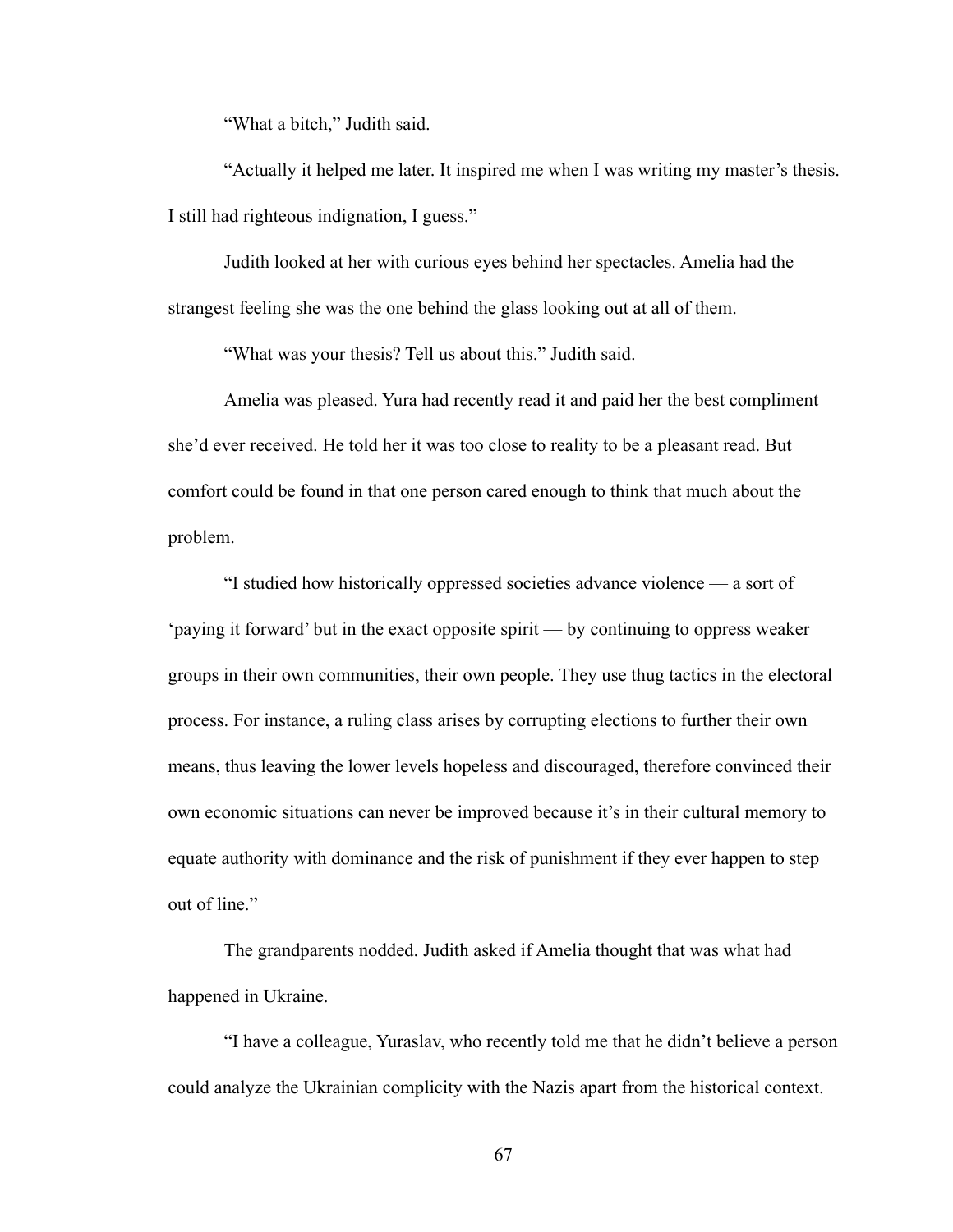"What a bitch," Judith said.

"Actually it helped me later. It inspired me when I was writing my master's thesis. I still had righteous indignation, I guess."

Judith looked at her with curious eyes behind her spectacles. Amelia had the strangest feeling she was the one behind the glass looking out at all of them.

"What was your thesis? Tell us about this." Judith said.

Amelia was pleased. Yura had recently read it and paid her the best compliment she'd ever received. He told her it was too close to reality to be a pleasant read. But comfort could be found in that one person cared enough to think that much about the problem.

"I studied how historically oppressed societies advance violence — a sort of 'paying it forward' but in the exact opposite spirit — by continuing to oppress weaker groups in their own communities, their own people. They use thug tactics in the electoral process. For instance, a ruling class arises by corrupting elections to further their own means, thus leaving the lower levels hopeless and discouraged, therefore convinced their own economic situations can never be improved because it's in their cultural memory to equate authority with dominance and the risk of punishment if they ever happen to step out of line."

The grandparents nodded. Judith asked if Amelia thought that was what had happened in Ukraine.

"I have a colleague, Yuraslav, who recently told me that he didn't believe a person could analyze the Ukrainian complicity with the Nazis apart from the historical context.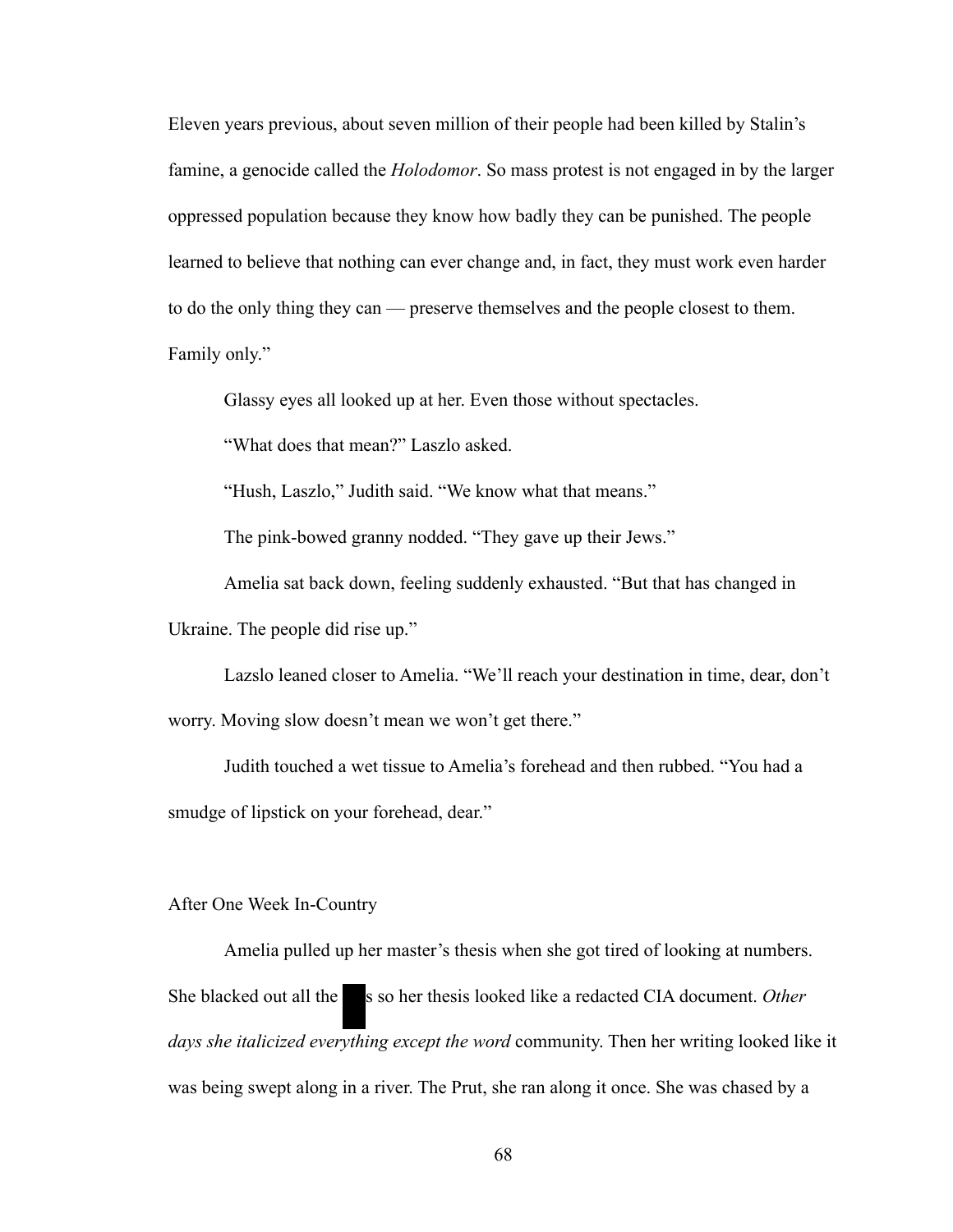Eleven years previous, about seven million of their people had been killed by Stalin's famine, a genocide called the *Holodomor*. So mass protest is not engaged in by the larger oppressed population because they know how badly they can be punished. The people learned to believe that nothing can ever change and, in fact, they must work even harder to do the only thing they can — preserve themselves and the people closest to them. Family only."

Glassy eyes all looked up at her. Even those without spectacles.

"What does that mean?" Laszlo asked.

"Hush, Laszlo," Judith said. "We know what that means."

The pink-bowed granny nodded. "They gave up their Jews."

Amelia sat back down, feeling suddenly exhausted. "But that has changed in Ukraine. The people did rise up."

Lazslo leaned closer to Amelia. "We'll reach your destination in time, dear, don't worry. Moving slow doesn't mean we won't get there."

Judith touched a wet tissue to Amelia's forehead and then rubbed. "You had a smudge of lipstick on your forehead, dear."

After One Week In-Country

Amelia pulled up her master's thesis when she got tired of looking at numbers. She blacked out all the █s so her thesis looked like a redacted CIA document. *Other days she italicized everything except the word* community. Then her writing looked like it was being swept along in a river. The Prut, she ran along it once. She was chased by a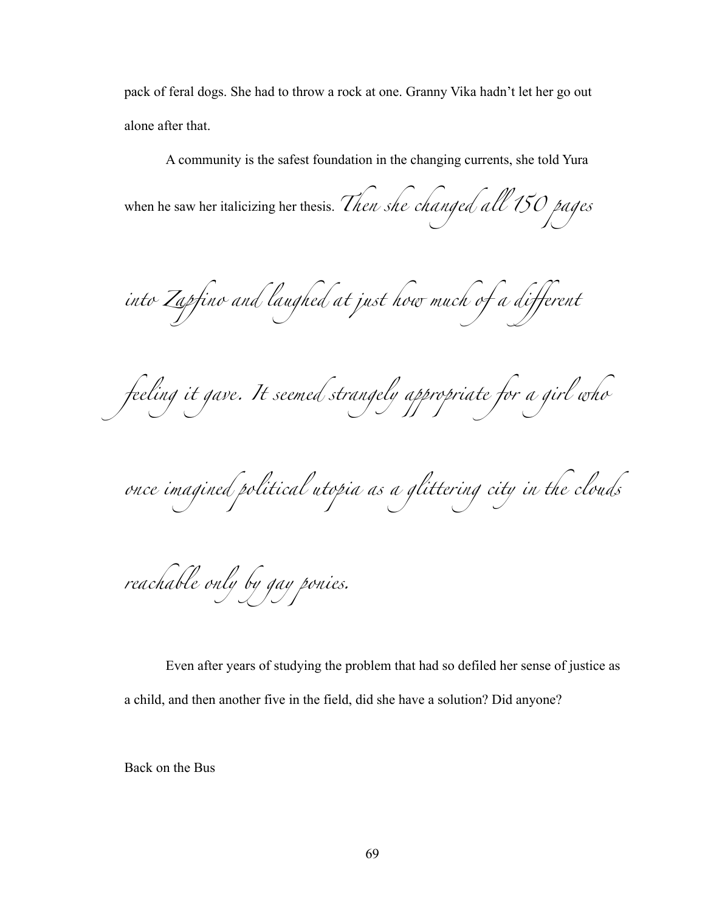pack of feral dogs. She had to throw a rock at one. Granny Vika hadn't let her go out alone after that.

A community is the safest foundation in the changing currents, she told Yura when he saw her italicizing her thesis. *Then she changed all 150 pages into Zapfino and laughed at just how much of a different feeling it gave. It seemed strangely appropriate for a girl who once imagined political utopia as a glittering city in the clouds reachable only by gay ponies.*

Even after years of studying the problem that had so defiled her sense of justice as a child, and then another five in the field, did she have a solution? Did anyone?

Back on the Bus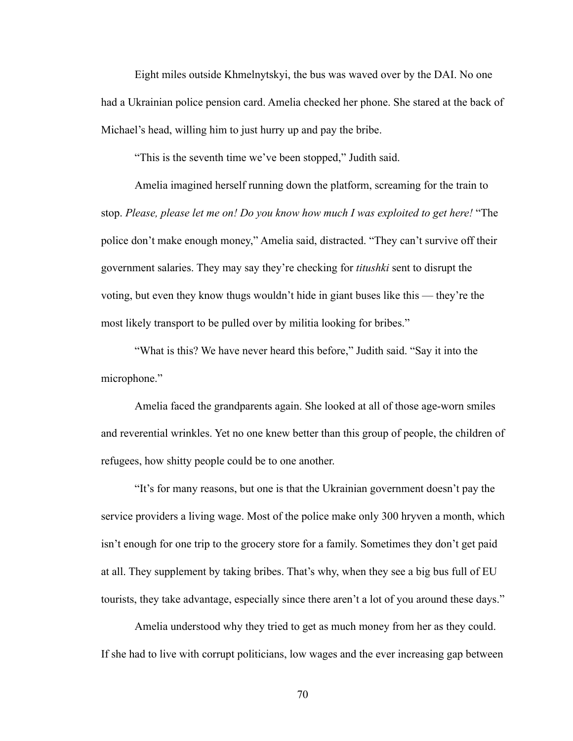Eight miles outside Khmelnytskyi, the bus was waved over by the DAI. No one had a Ukrainian police pension card. Amelia checked her phone. She stared at the back of Michael's head, willing him to just hurry up and pay the bribe.

"This is the seventh time we've been stopped," Judith said.

Amelia imagined herself running down the platform, screaming for the train to stop. *Please, please let me on! Do you know how much I was exploited to get here!* "The police don't make enough money," Amelia said, distracted. "They can't survive off their government salaries. They may say they're checking for *titushki* sent to disrupt the voting, but even they know thugs wouldn't hide in giant buses like this — they're the most likely transport to be pulled over by militia looking for bribes."

"What is this? We have never heard this before," Judith said. "Say it into the microphone."

Amelia faced the grandparents again. She looked at all of those age-worn smiles and reverential wrinkles. Yet no one knew better than this group of people, the children of refugees, how shitty people could be to one another.

"It's for many reasons, but one is that the Ukrainian government doesn't pay the service providers a living wage. Most of the police make only 300 hryven a month, which isn't enough for one trip to the grocery store for a family. Sometimes they don't get paid at all. They supplement by taking bribes. That's why, when they see a big bus full of EU tourists, they take advantage, especially since there aren't a lot of you around these days."

Amelia understood why they tried to get as much money from her as they could. If she had to live with corrupt politicians, low wages and the ever increasing gap between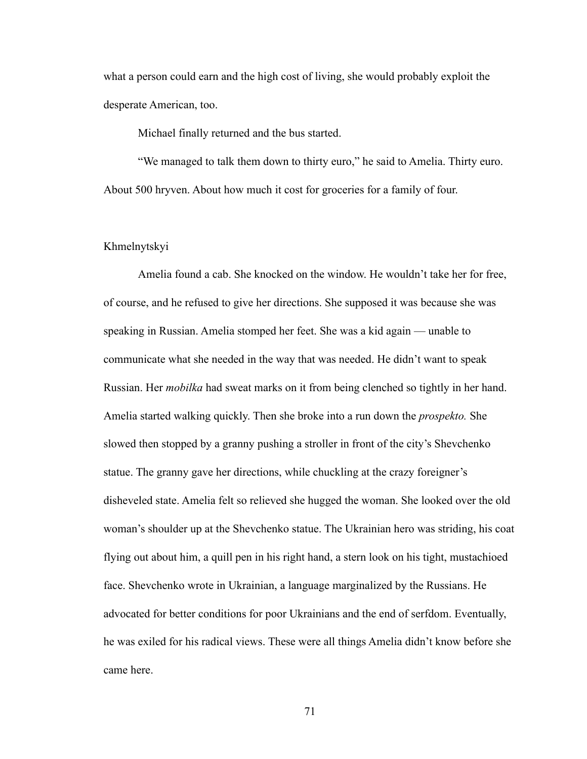what a person could earn and the high cost of living, she would probably exploit the desperate American, too.

Michael finally returned and the bus started.

"We managed to talk them down to thirty euro," he said to Amelia. Thirty euro. About 500 hryven. About how much it cost for groceries for a family of four.

Khmelnytskyi

Amelia found a cab. She knocked on the window. He wouldn't take her for free, of course, and he refused to give her directions. She supposed it was because she was speaking in Russian. Amelia stomped her feet. She was a kid again — unable to communicate what she needed in the way that was needed. He didn't want to speak Russian. Her *mobilka* had sweat marks on it from being clenched so tightly in her hand. Amelia started walking quickly. Then she broke into a run down the *prospekto.* She slowed then stopped by a granny pushing a stroller in front of the city's Shevchenko statue. The granny gave her directions, while chuckling at the crazy foreigner's disheveled state. Amelia felt so relieved she hugged the woman. She looked over the old woman's shoulder up at the Shevchenko statue. The Ukrainian hero was striding, his coat flying out about him, a quill pen in his right hand, a stern look on his tight, mustachioed face. Shevchenko wrote in Ukrainian, a language marginalized by the Russians. He advocated for better conditions for poor Ukrainians and the end of serfdom. Eventually, he was exiled for his radical views. These were all things Amelia didn't know before she came here.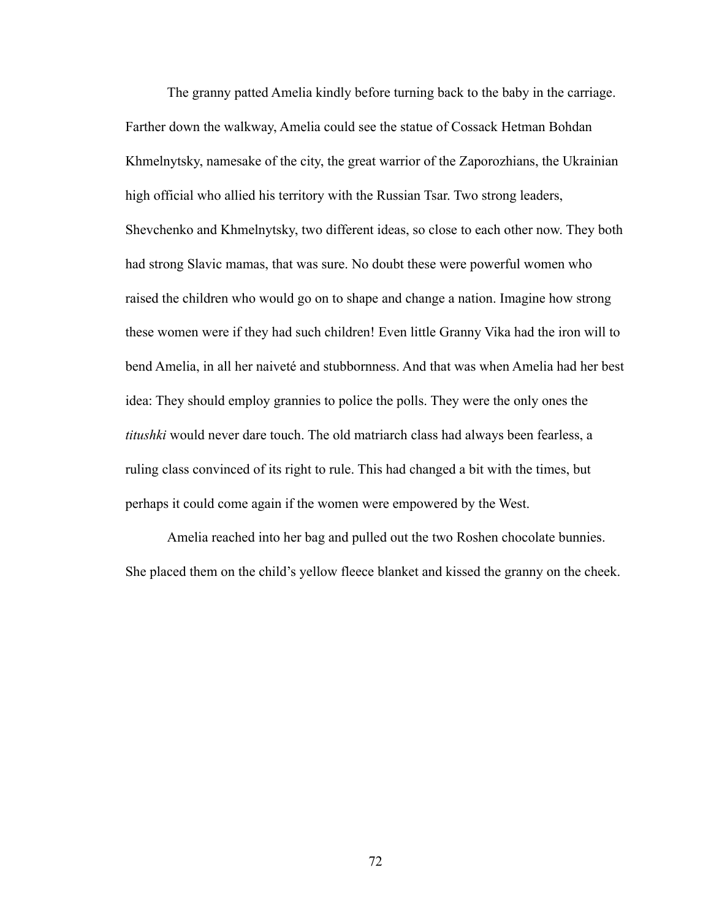The granny patted Amelia kindly before turning back to the baby in the carriage. Farther down the walkway, Amelia could see the statue of Cossack Hetman Bohdan Khmelnytsky, namesake of the city, the great warrior of the Zaporozhians, the Ukrainian high official who allied his territory with the Russian Tsar. Two strong leaders, Shevchenko and Khmelnytsky, two different ideas, so close to each other now. They both had strong Slavic mamas, that was sure. No doubt these were powerful women who raised the children who would go on to shape and change a nation. Imagine how strong these women were if they had such children! Even little Granny Vika had the iron will to bend Amelia, in all her naiveté and stubbornness. And that was when Amelia had her best idea: They should employ grannies to police the polls. They were the only ones the *titushki* would never dare touch. The old matriarch class had always been fearless, a ruling class convinced of its right to rule. This had changed a bit with the times, but perhaps it could come again if the women were empowered by the West.

Amelia reached into her bag and pulled out the two Roshen chocolate bunnies. She placed them on the child's yellow fleece blanket and kissed the granny on the cheek.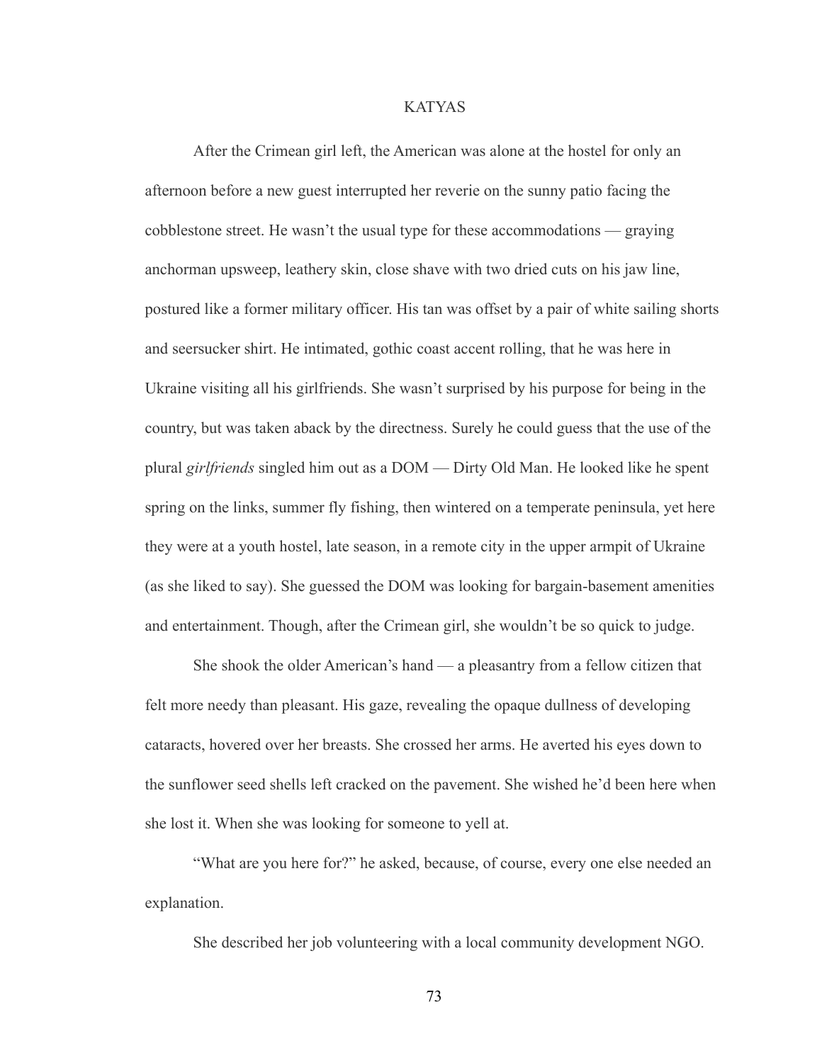# KATYAS

After the Crimean girl left, the American was alone at the hostel for only an afternoon before a new guest interrupted her reverie on the sunny patio facing the cobblestone street. He wasn't the usual type for these accommodations — graying anchorman upsweep, leathery skin, close shave with two dried cuts on his jaw line, postured like a former military officer. His tan was offset by a pair of white sailing shorts and seersucker shirt. He intimated, gothic coast accent rolling, that he was here in Ukraine visiting all his girlfriends. She wasn't surprised by his purpose for being in the country, but was taken aback by the directness. Surely he could guess that the use of the plural *girlfriends* singled him out as a DOM — Dirty Old Man. He looked like he spent spring on the links, summer fly fishing, then wintered on a temperate peninsula, yet here they were at a youth hostel, late season, in a remote city in the upper armpit of Ukraine (as she liked to say). She guessed the DOM was looking for bargain-basement amenities and entertainment. Though, after the Crimean girl, she wouldn't be so quick to judge.

She shook the older American's hand — a pleasantry from a fellow citizen that felt more needy than pleasant. His gaze, revealing the opaque dullness of developing cataracts, hovered over her breasts. She crossed her arms. He averted his eyes down to the sunflower seed shells left cracked on the pavement. She wished he'd been here when she lost it. When she was looking for someone to yell at.

"What are you here for?" he asked, because, of course, every one else needed an explanation.

She described her job volunteering with a local community development NGO.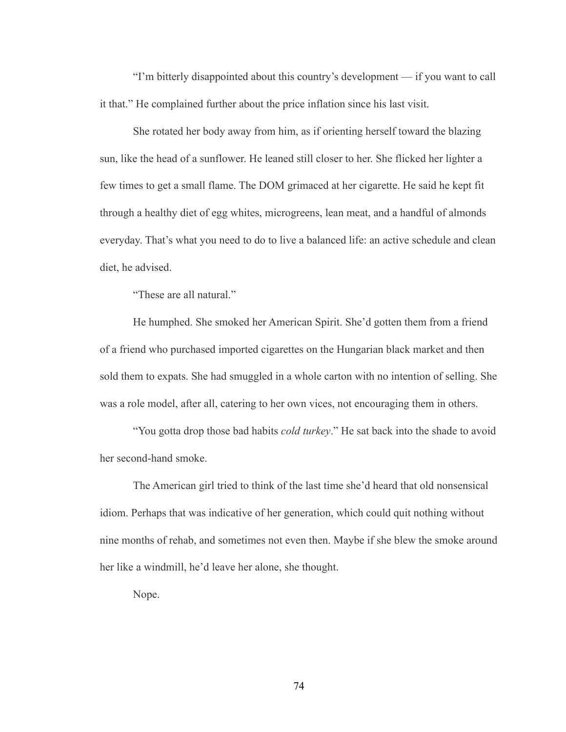"I'm bitterly disappointed about this country's development — if you want to call it that." He complained further about the price inflation since his last visit.

She rotated her body away from him, as if orienting herself toward the blazing sun, like the head of a sunflower. He leaned still closer to her. She flicked her lighter a few times to get a small flame. The DOM grimaced at her cigarette. He said he kept fit through a healthy diet of egg whites, microgreens, lean meat, and a handful of almonds everyday. That's what you need to do to live a balanced life: an active schedule and clean diet, he advised.

"These are all natural."

He humphed. She smoked her American Spirit. She'd gotten them from a friend of a friend who purchased imported cigarettes on the Hungarian black market and then sold them to expats. She had smuggled in a whole carton with no intention of selling. She was a role model, after all, catering to her own vices, not encouraging them in others.

"You gotta drop those bad habits *cold turkey*." He sat back into the shade to avoid her second-hand smoke.

The American girl tried to think of the last time she'd heard that old nonsensical idiom. Perhaps that was indicative of her generation, which could quit nothing without nine months of rehab, and sometimes not even then. Maybe if she blew the smoke around her like a windmill, he'd leave her alone, she thought.

Nope.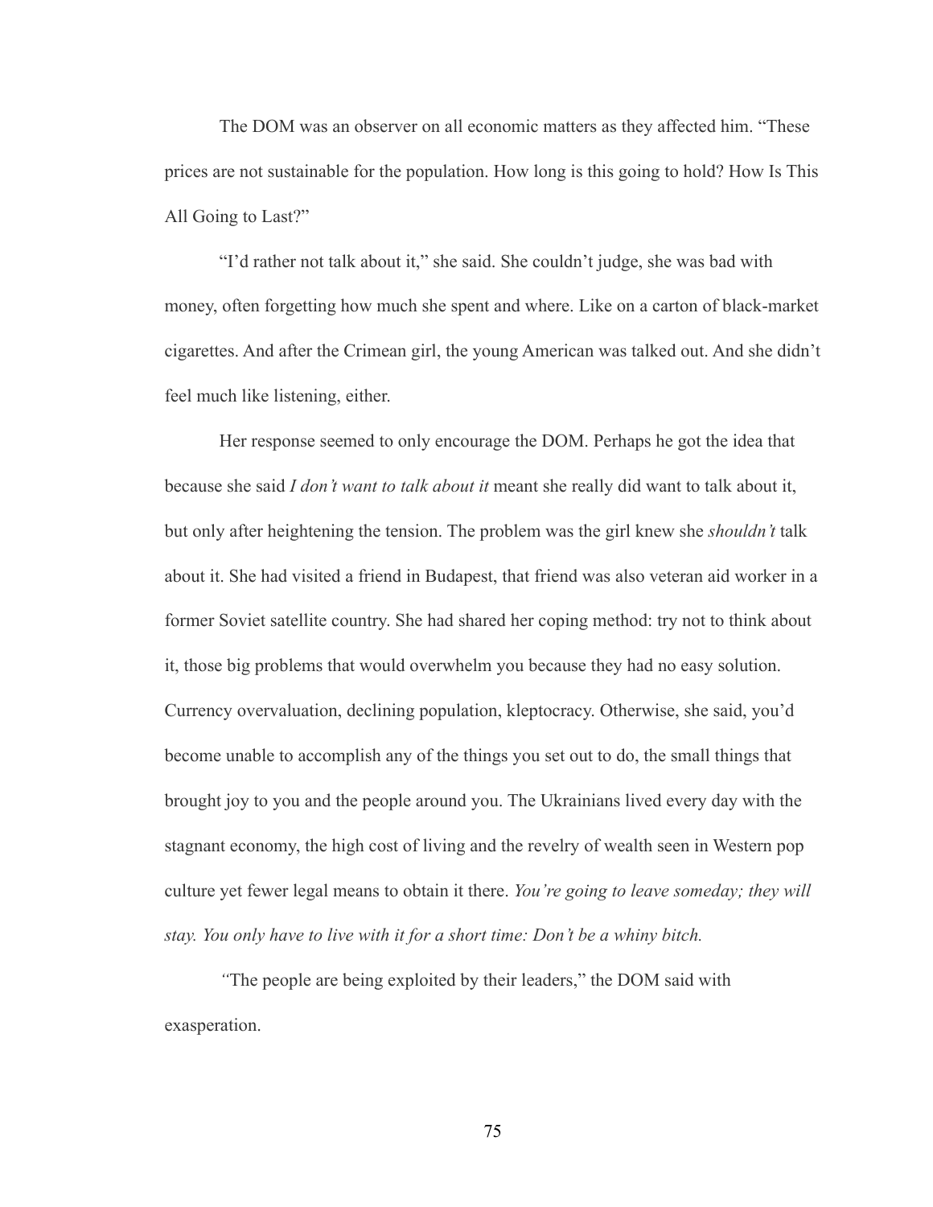The DOM was an observer on all economic matters as they affected him. "These prices are not sustainable for the population. How long is this going to hold? How Is This All Going to Last?"

"I'd rather not talk about it," she said. She couldn't judge, she was bad with money, often forgetting how much she spent and where. Like on a carton of black-market cigarettes. And after the Crimean girl, the young American was talked out. And she didn't feel much like listening, either.

Her response seemed to only encourage the DOM. Perhaps he got the idea that because she said *I don't want to talk about it* meant she really did want to talk about it, but only after heightening the tension. The problem was the girl knew she *shouldn't* talk about it. She had visited a friend in Budapest, that friend was also veteran aid worker in a former Soviet satellite country. She had shared her coping method: try not to think about it, those big problems that would overwhelm you because they had no easy solution. Currency overvaluation, declining population, kleptocracy. Otherwise, she said, you'd become unable to accomplish any of the things you set out to do, the small things that brought joy to you and the people around you. The Ukrainians lived every day with the stagnant economy, the high cost of living and the revelry of wealth seen in Western pop culture yet fewer legal means to obtain it there. *You're going to leave someday; they will stay. You only have to live with it for a short time: Don't be a whiny bitch.*

*"*The people are being exploited by their leaders," the DOM said with exasperation.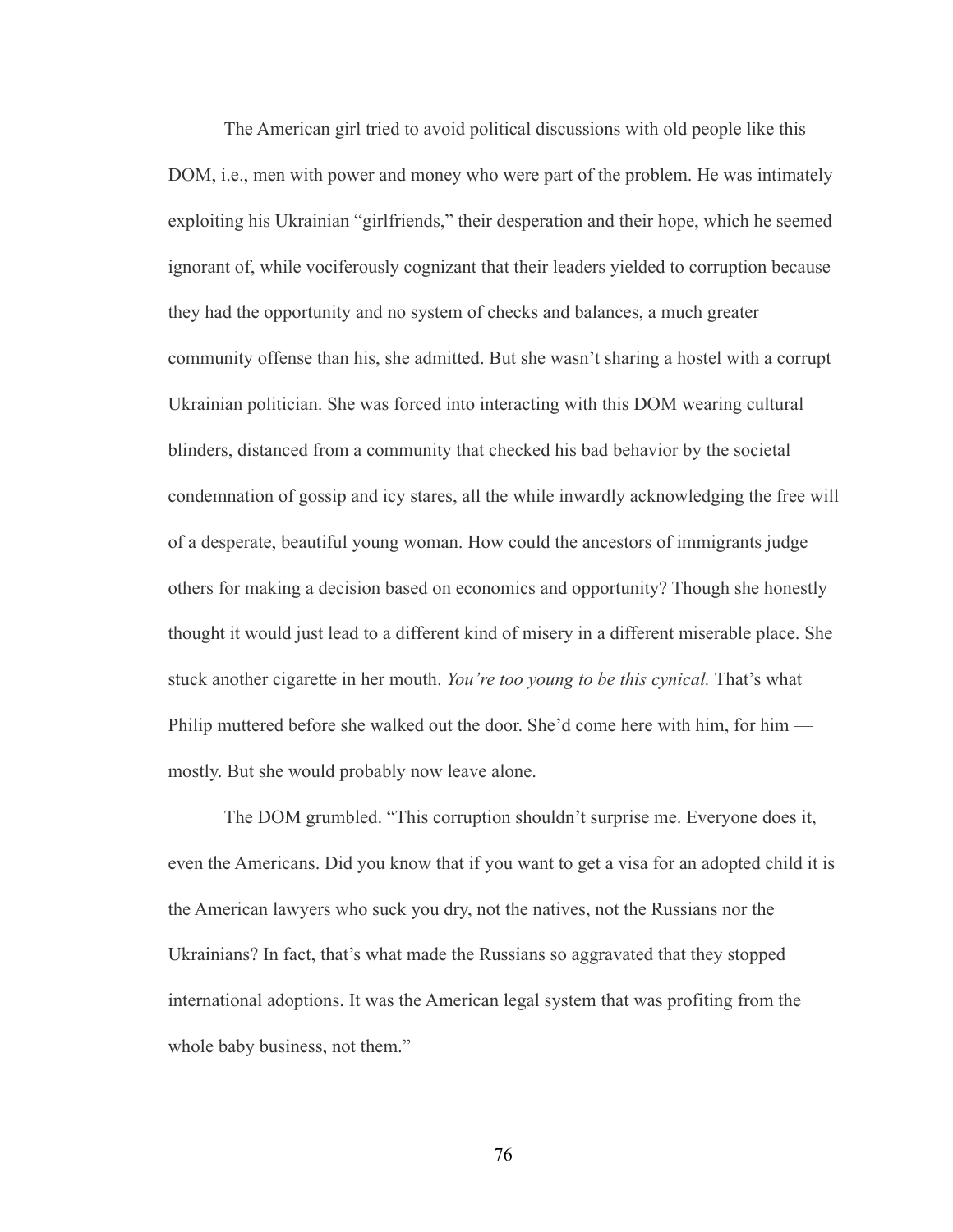The American girl tried to avoid political discussions with old people like this DOM, i.e., men with power and money who were part of the problem. He was intimately exploiting his Ukrainian "girlfriends," their desperation and their hope, which he seemed ignorant of, while vociferously cognizant that their leaders yielded to corruption because they had the opportunity and no system of checks and balances, a much greater community offense than his, she admitted. But she wasn't sharing a hostel with a corrupt Ukrainian politician. She was forced into interacting with this DOM wearing cultural blinders, distanced from a community that checked his bad behavior by the societal condemnation of gossip and icy stares, all the while inwardly acknowledging the free will of a desperate, beautiful young woman. How could the ancestors of immigrants judge others for making a decision based on economics and opportunity? Though she honestly thought it would just lead to a different kind of misery in a different miserable place. She stuck another cigarette in her mouth. *You're too young to be this cynical.* That's what Philip muttered before she walked out the door. She'd come here with him, for him — mostly. But she would probably now leave alone.

The DOM grumbled. "This corruption shouldn't surprise me. Everyone does it, even the Americans. Did you know that if you want to get a visa for an adopted child it is the American lawyers who suck you dry, not the natives, not the Russians nor the Ukrainians? In fact, that's what made the Russians so aggravated that they stopped international adoptions. It was the American legal system that was profiting from the whole baby business, not them."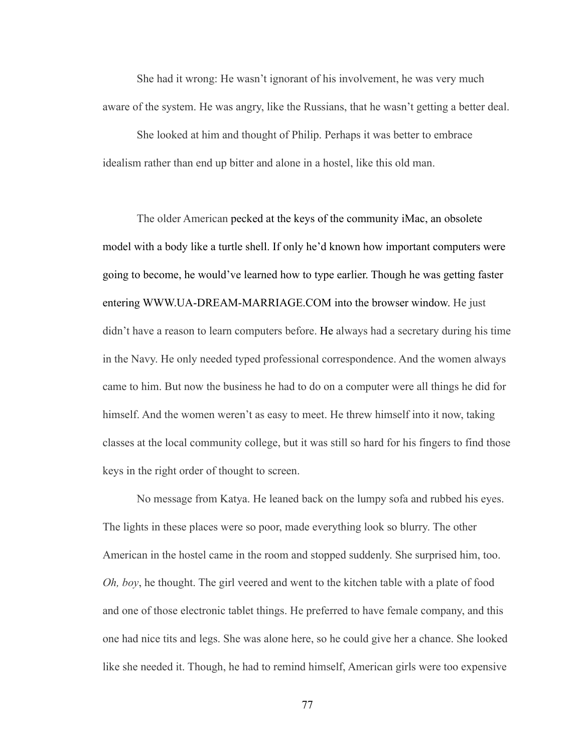She had it wrong: He wasn't ignorant of his involvement, he was very much aware of the system. He was angry, like the Russians, that he wasn't getting a better deal.

She looked at him and thought of Philip. Perhaps it was better to embrace idealism rather than end up bitter and alone in a hostel, like this old man.

The older American pecked at the keys of the community iMac, an obsolete model with a body like a turtle shell. If only he'd known how important computers were going to become, he would've learned how to type earlier. Though he was getting faster entering WWW.UA-DREAM-MARRIAGE.COM into the browser window. He just didn't have a reason to learn computers before. He always had a secretary during his time in the Navy. He only needed typed professional correspondence. And the women always came to him. But now the business he had to do on a computer were all things he did for himself. And the women weren't as easy to meet. He threw himself into it now, taking classes at the local community college, but it was still so hard for his fingers to find those keys in the right order of thought to screen.

No message from Katya. He leaned back on the lumpy sofa and rubbed his eyes. The lights in these places were so poor, made everything look so blurry. The other American in the hostel came in the room and stopped suddenly. She surprised him, too. *Oh, boy*, he thought. The girl veered and went to the kitchen table with a plate of food and one of those electronic tablet things. He preferred to have female company, and this one had nice tits and legs. She was alone here, so he could give her a chance. She looked like she needed it. Though, he had to remind himself, American girls were too expensive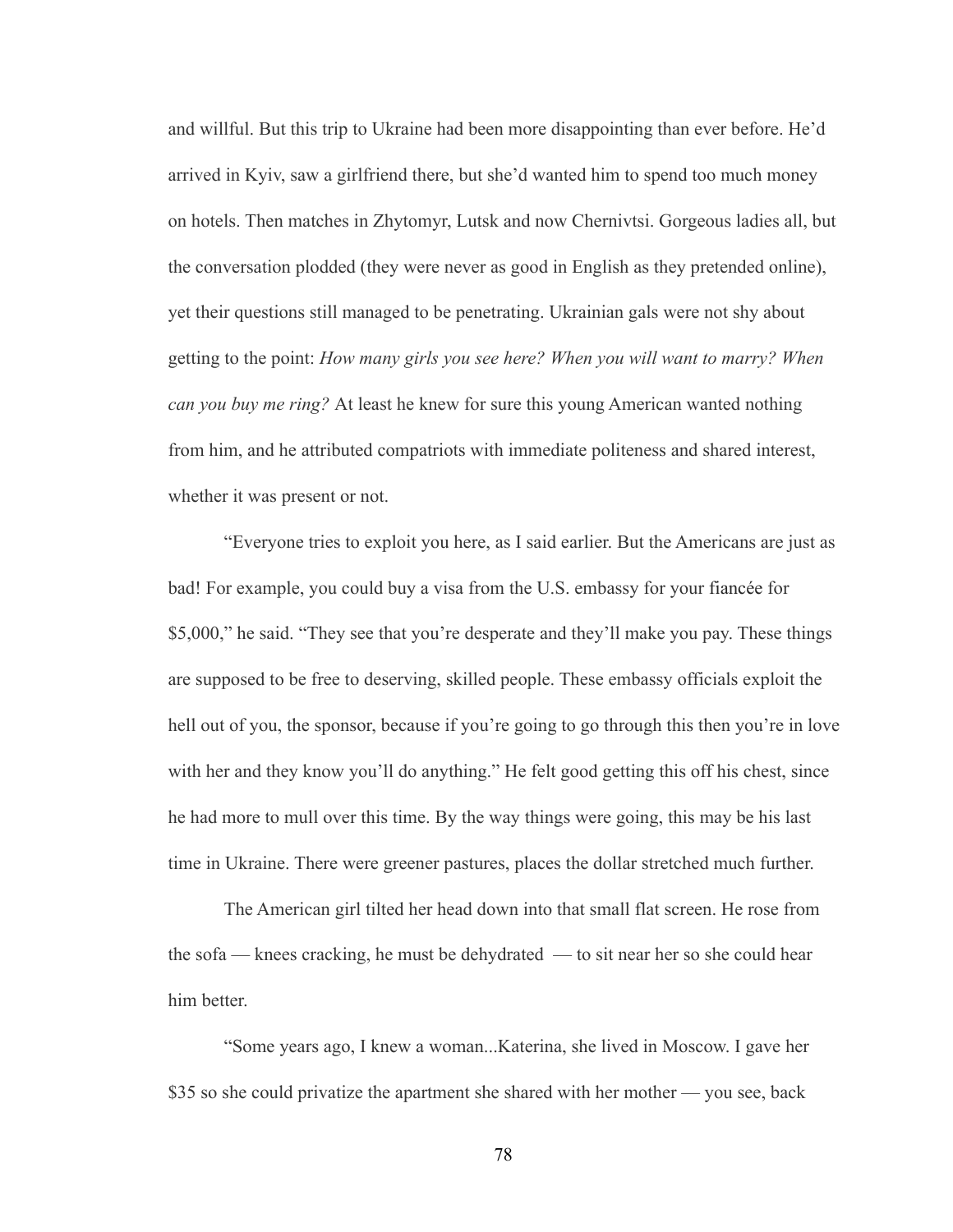and willful. But this trip to Ukraine had been more disappointing than ever before. He'd arrived in Kyiv, saw a girlfriend there, but she'd wanted him to spend too much money on hotels. Then matches in Zhytomyr, Lutsk and now Chernivtsi. Gorgeous ladies all, but the conversation plodded (they were never as good in English as they pretended online), yet their questions still managed to be penetrating. Ukrainian gals were not shy about getting to the point: *How many girls you see here? When you will want to marry? When can you buy me ring?* At least he knew for sure this young American wanted nothing from him, and he attributed compatriots with immediate politeness and shared interest, whether it was present or not.

"Everyone tries to exploit you here, as I said earlier. But the Americans are just as bad! For example, you could buy a visa from the U.S. embassy for your fiancée for $5,000," he said. "They see that you're desperate and they'll make you pay. These things are supposed to be free to deserving, skilled people. These embassy officials exploit the hell out of you, the sponsor, because if you're going to go through this then you're in love with her and they know you'll do anything." He felt good getting this off his chest, since he had more to mull over this time. By the way things were going, this may be his last time in Ukraine. There were greener pastures, places the dollar stretched much further.

The American girl tilted her head down into that small flat screen. He rose from the sofa — knees cracking, he must be dehydrated — to sit near her so she could hear him better.

"Some years ago, I knew a woman...Katerina, she lived in Moscow. I gave her $35 so she could privatize the apartment she shared with her mother — you see, back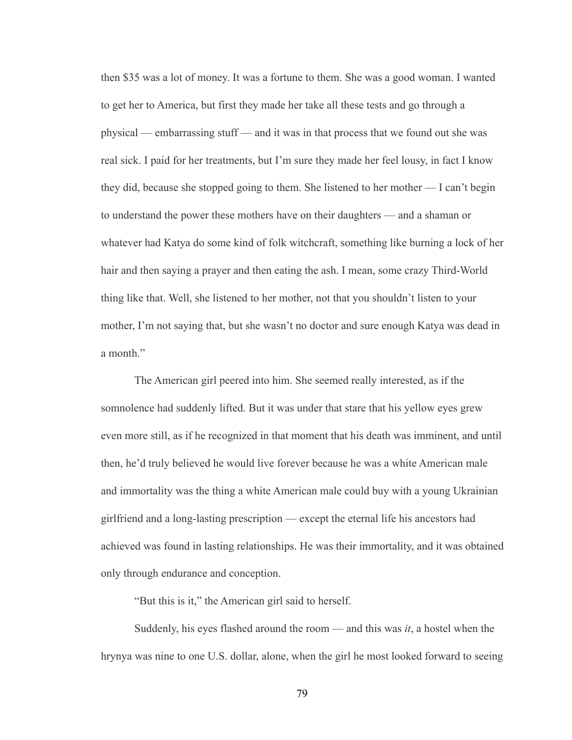then $35 was a lot of money. It was a fortune to them. She was a good woman. I wanted to get her to America, but first they made her take all these tests and go through a physical — embarrassing stuff — and it was in that process that we found out she was real sick. I paid for her treatments, but I'm sure they made her feel lousy, in fact I know they did, because she stopped going to them. She listened to her mother — I can't begin to understand the power these mothers have on their daughters — and a shaman or whatever had Katya do some kind of folk witchcraft, something like burning a lock of her hair and then saying a prayer and then eating the ash. I mean, some crazy Third-World thing like that. Well, she listened to her mother, not that you shouldn't listen to your mother, I'm not saying that, but she wasn't no doctor and sure enough Katya was dead in a month."

The American girl peered into him. She seemed really interested, as if the somnolence had suddenly lifted. But it was under that stare that his yellow eyes grew even more still, as if he recognized in that moment that his death was imminent, and until then, he'd truly believed he would live forever because he was a white American male and immortality was the thing a white American male could buy with a young Ukrainian girlfriend and a long-lasting prescription — except the eternal life his ancestors had achieved was found in lasting relationships. He was their immortality, and it was obtained only through endurance and conception.

"But this is it," the American girl said to herself.

Suddenly, his eyes flashed around the room — and this was *it*, a hostel when the hrynya was nine to one U.S. dollar, alone, when the girl he most looked forward to seeing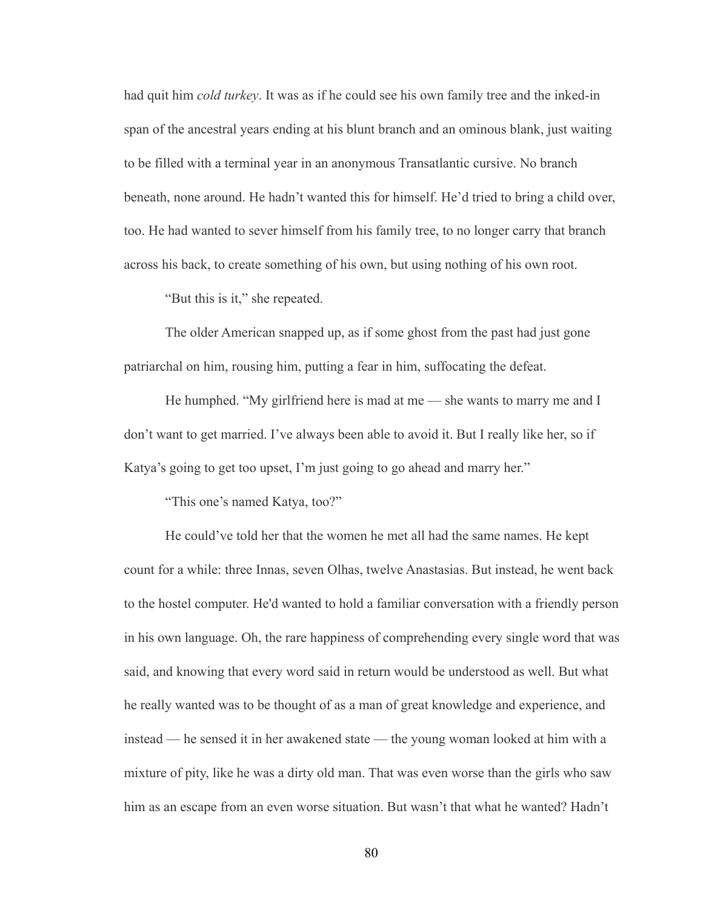had quit him *cold turkey*. It was as if he could see his own family tree and the inked-in span of the ancestral years ending at his blunt branch and an ominous blank, just waiting to be filled with a terminal year in an anonymous Transatlantic cursive. No branch beneath, none around. He hadn't wanted this for himself. He'd tried to bring a child over, too. He had wanted to sever himself from his family tree, to no longer carry that branch across his back, to create something of his own, but using nothing of his own root.

"But this is it," she repeated.

The older American snapped up, as if some ghost from the past had just gone patriarchal on him, rousing him, putting a fear in him, suffocating the defeat.

He humphed. "My girlfriend here is mad at me — she wants to marry me and I don't want to get married. I've always been able to avoid it. But I really like her, so if Katya's going to get too upset, I'm just going to go ahead and marry her."

"This one's named Katya, too?"

He could've told her that the women he met all had the same names. He kept count for a while: three Innas, seven Olhas, twelve Anastasias. But instead, he went back to the hostel computer. He'd wanted to hold a familiar conversation with a friendly person in his own language. Oh, the rare happiness of comprehending every single word that was said, and knowing that every word said in return would be understood as well. But what he really wanted was to be thought of as a man of great knowledge and experience, and instead — he sensed it in her awakened state — the young woman looked at him with a mixture of pity, like he was a dirty old man. That was even worse than the girls who saw him as an escape from an even worse situation. But wasn't that what he wanted? Hadn't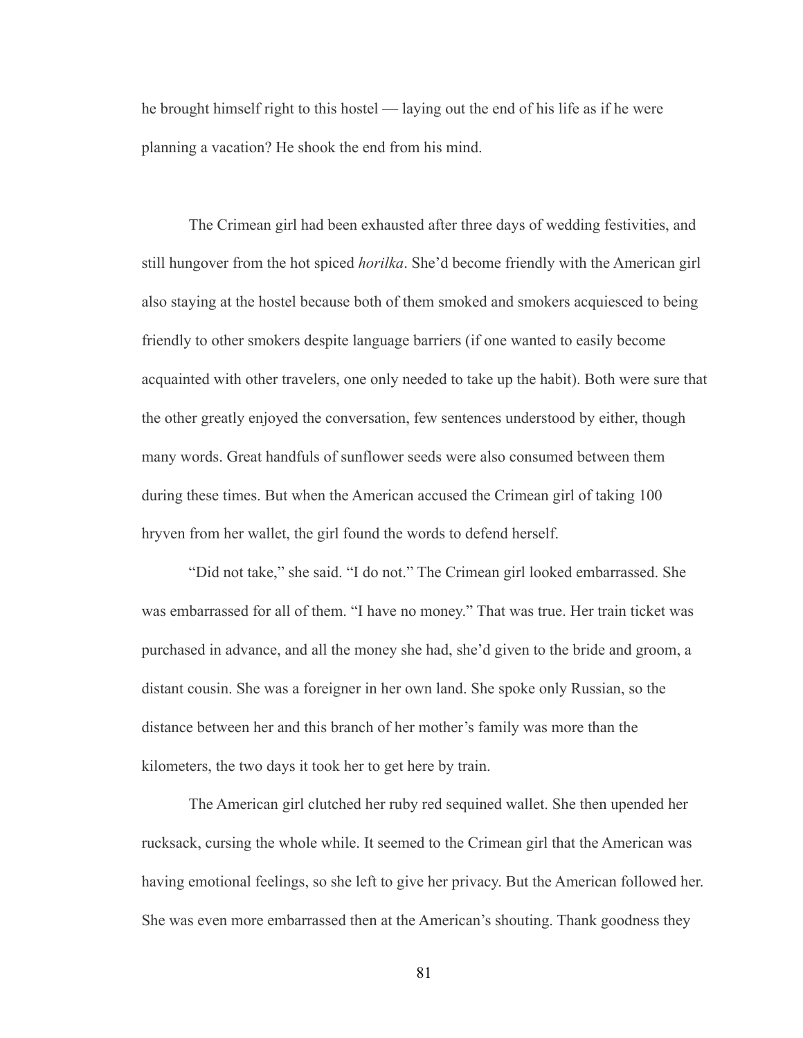he brought himself right to this hostel — laying out the end of his life as if he were planning a vacation? He shook the end from his mind.

The Crimean girl had been exhausted after three days of wedding festivities, and still hungover from the hot spiced *horilka*. She'd become friendly with the American girl also staying at the hostel because both of them smoked and smokers acquiesced to being friendly to other smokers despite language barriers (if one wanted to easily become acquainted with other travelers, one only needed to take up the habit). Both were sure that the other greatly enjoyed the conversation, few sentences understood by either, though many words. Great handfuls of sunflower seeds were also consumed between them during these times. But when the American accused the Crimean girl of taking 100 hryven from her wallet, the girl found the words to defend herself.

"Did not take," she said. "I do not." The Crimean girl looked embarrassed. She was embarrassed for all of them. "I have no money." That was true. Her train ticket was purchased in advance, and all the money she had, she'd given to the bride and groom, a distant cousin. She was a foreigner in her own land. She spoke only Russian, so the distance between her and this branch of her mother's family was more than the kilometers, the two days it took her to get here by train.

The American girl clutched her ruby red sequined wallet. She then upended her rucksack, cursing the whole while. It seemed to the Crimean girl that the American was having emotional feelings, so she left to give her privacy. But the American followed her. She was even more embarrassed then at the American's shouting. Thank goodness they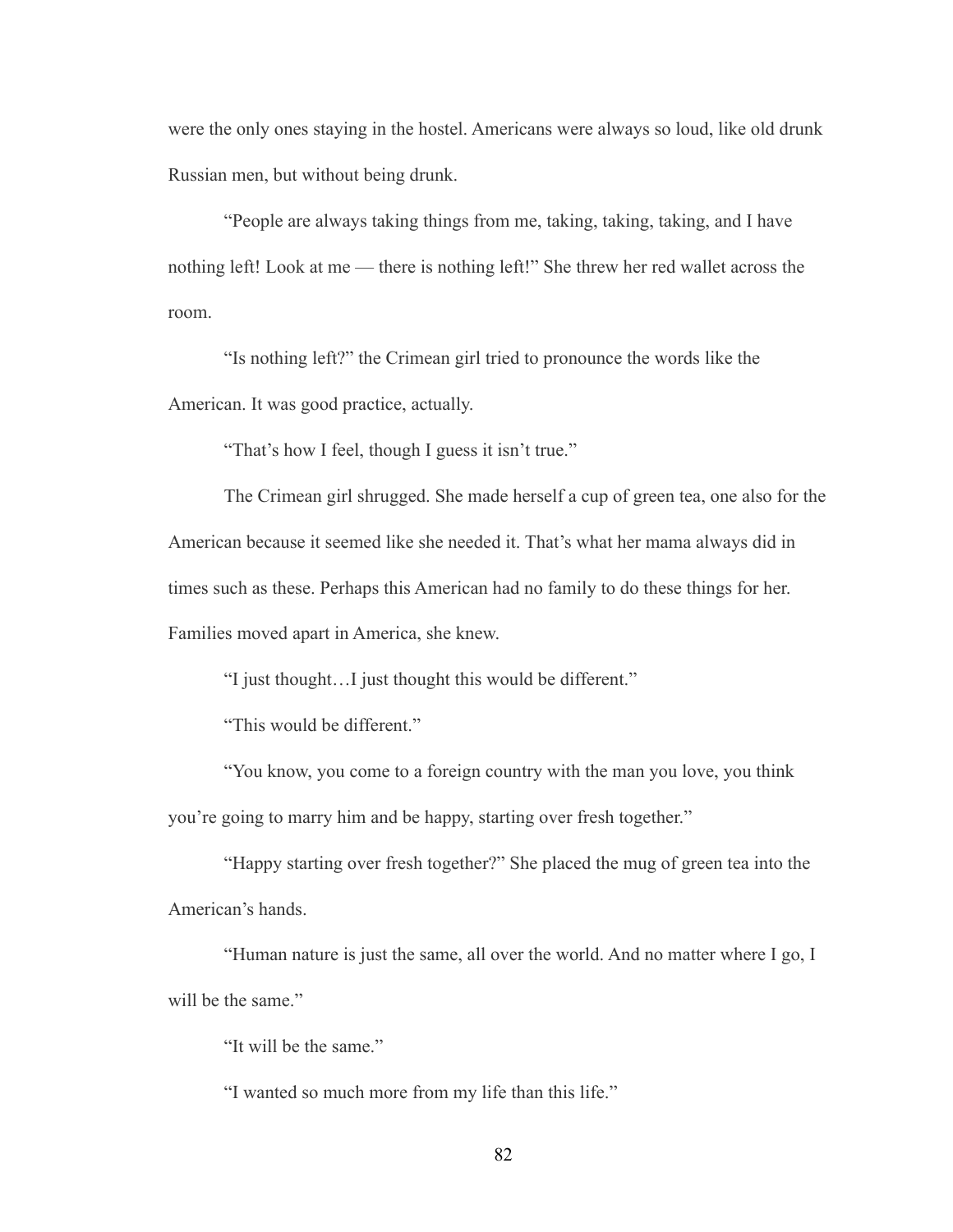were the only ones staying in the hostel. Americans were always so loud, like old drunk Russian men, but without being drunk.

"People are always taking things from me, taking, taking, taking, and I have nothing left! Look at me — there is nothing left!" She threw her red wallet across the room.

"Is nothing left?" the Crimean girl tried to pronounce the words like the American. It was good practice, actually.

"That's how I feel, though I guess it isn't true."

The Crimean girl shrugged. She made herself a cup of green tea, one also for the American because it seemed like she needed it. That's what her mama always did in times such as these. Perhaps this American had no family to do these things for her. Families moved apart in America, she knew.

"I just thought…I just thought this would be different."

"This would be different."

"You know, you come to a foreign country with the man you love, you think you're going to marry him and be happy, starting over fresh together."

"Happy starting over fresh together?" She placed the mug of green tea into the American's hands.

"Human nature is just the same, all over the world. And no matter where I go, I will be the same."

"It will be the same."

"I wanted so much more from my life than this life."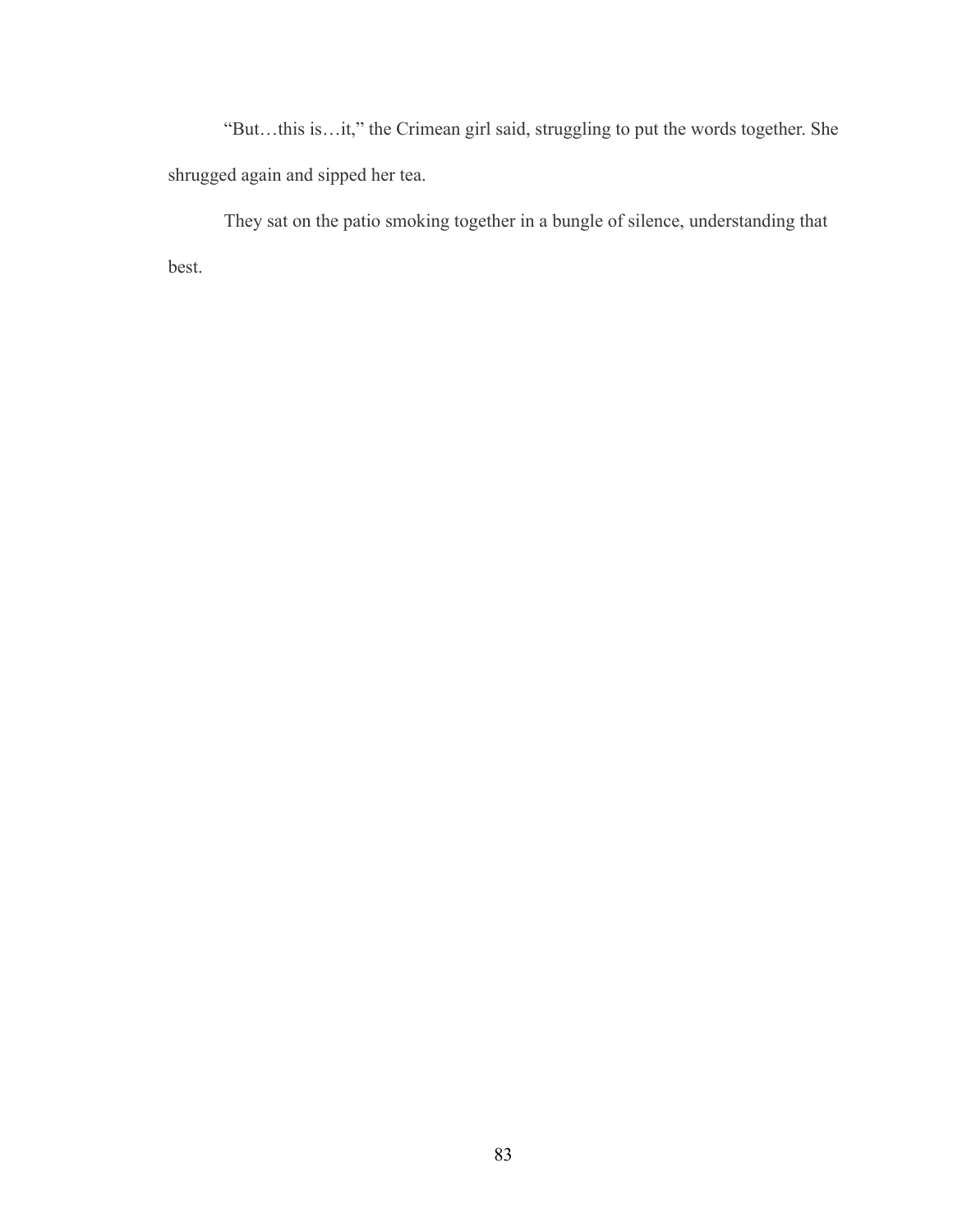"But…this is…it," the Crimean girl said, struggling to put the words together. She shrugged again and sipped her tea.

They sat on the patio smoking together in a bungle of silence, understanding that best.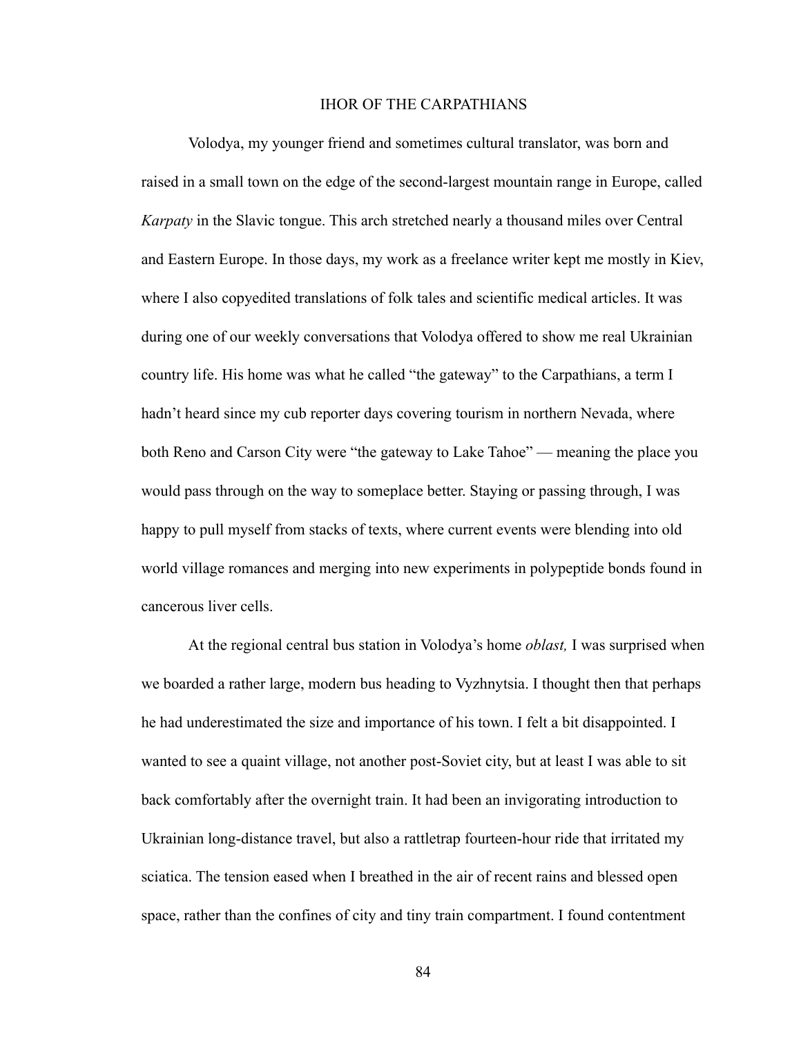# IHOR OF THE CARPATHIANS

Volodya, my younger friend and sometimes cultural translator, was born and raised in a small town on the edge of the second-largest mountain range in Europe, called *Karpaty* in the Slavic tongue. This arch stretched nearly a thousand miles over Central and Eastern Europe. In those days, my work as a freelance writer kept me mostly in Kiev, where I also copyedited translations of folk tales and scientific medical articles. It was during one of our weekly conversations that Volodya offered to show me real Ukrainian country life. His home was what he called "the gateway" to the Carpathians, a term I hadn't heard since my cub reporter days covering tourism in northern Nevada, where both Reno and Carson City were "the gateway to Lake Tahoe" — meaning the place you would pass through on the way to someplace better. Staying or passing through, I was happy to pull myself from stacks of texts, where current events were blending into old world village romances and merging into new experiments in polypeptide bonds found in cancerous liver cells.

At the regional central bus station in Volodya's home *oblast,* I was surprised when we boarded a rather large, modern bus heading to Vyzhnytsia. I thought then that perhaps he had underestimated the size and importance of his town. I felt a bit disappointed. I wanted to see a quaint village, not another post-Soviet city, but at least I was able to sit back comfortably after the overnight train. It had been an invigorating introduction to Ukrainian long-distance travel, but also a rattletrap fourteen-hour ride that irritated my sciatica. The tension eased when I breathed in the air of recent rains and blessed open space, rather than the confines of city and tiny train compartment. I found contentment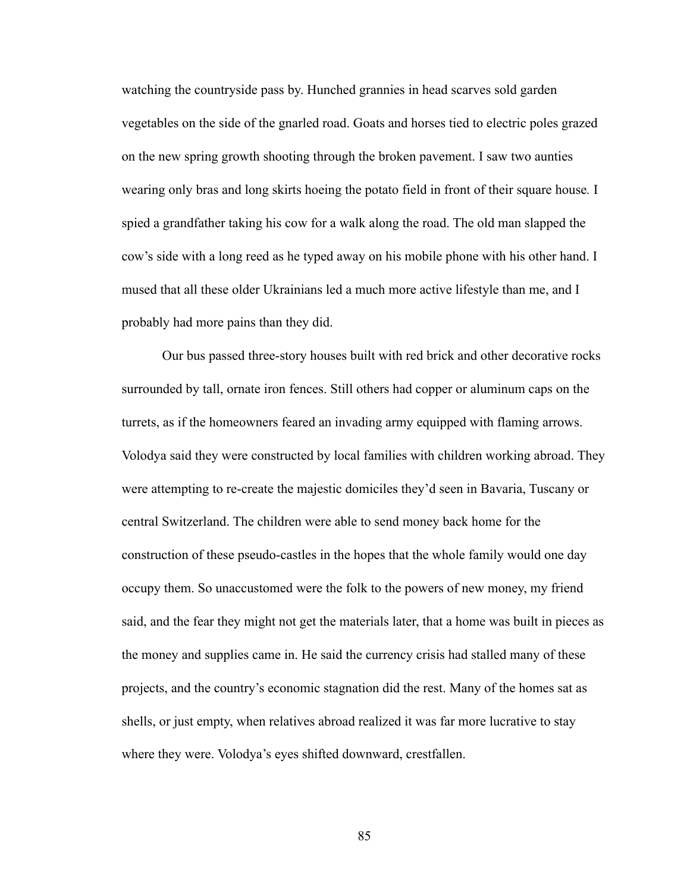watching the countryside pass by. Hunched grannies in head scarves sold garden vegetables on the side of the gnarled road. Goats and horses tied to electric poles grazed on the new spring growth shooting through the broken pavement. I saw two aunties wearing only bras and long skirts hoeing the potato field in front of their square house. I spied a grandfather taking his cow for a walk along the road. The old man slapped the cow's side with a long reed as he typed away on his mobile phone with his other hand. I mused that all these older Ukrainians led a much more active lifestyle than me, and I probably had more pains than they did.

Our bus passed three-story houses built with red brick and other decorative rocks surrounded by tall, ornate iron fences. Still others had copper or aluminum caps on the turrets, as if the homeowners feared an invading army equipped with flaming arrows. Volodya said they were constructed by local families with children working abroad. They were attempting to re-create the majestic domiciles they'd seen in Bavaria, Tuscany or central Switzerland. The children were able to send money back home for the construction of these pseudo-castles in the hopes that the whole family would one day occupy them. So unaccustomed were the folk to the powers of new money, my friend said, and the fear they might not get the materials later, that a home was built in pieces as the money and supplies came in. He said the currency crisis had stalled many of these projects, and the country's economic stagnation did the rest. Many of the homes sat as shells, or just empty, when relatives abroad realized it was far more lucrative to stay where they were. Volodya's eyes shifted downward, crestfallen.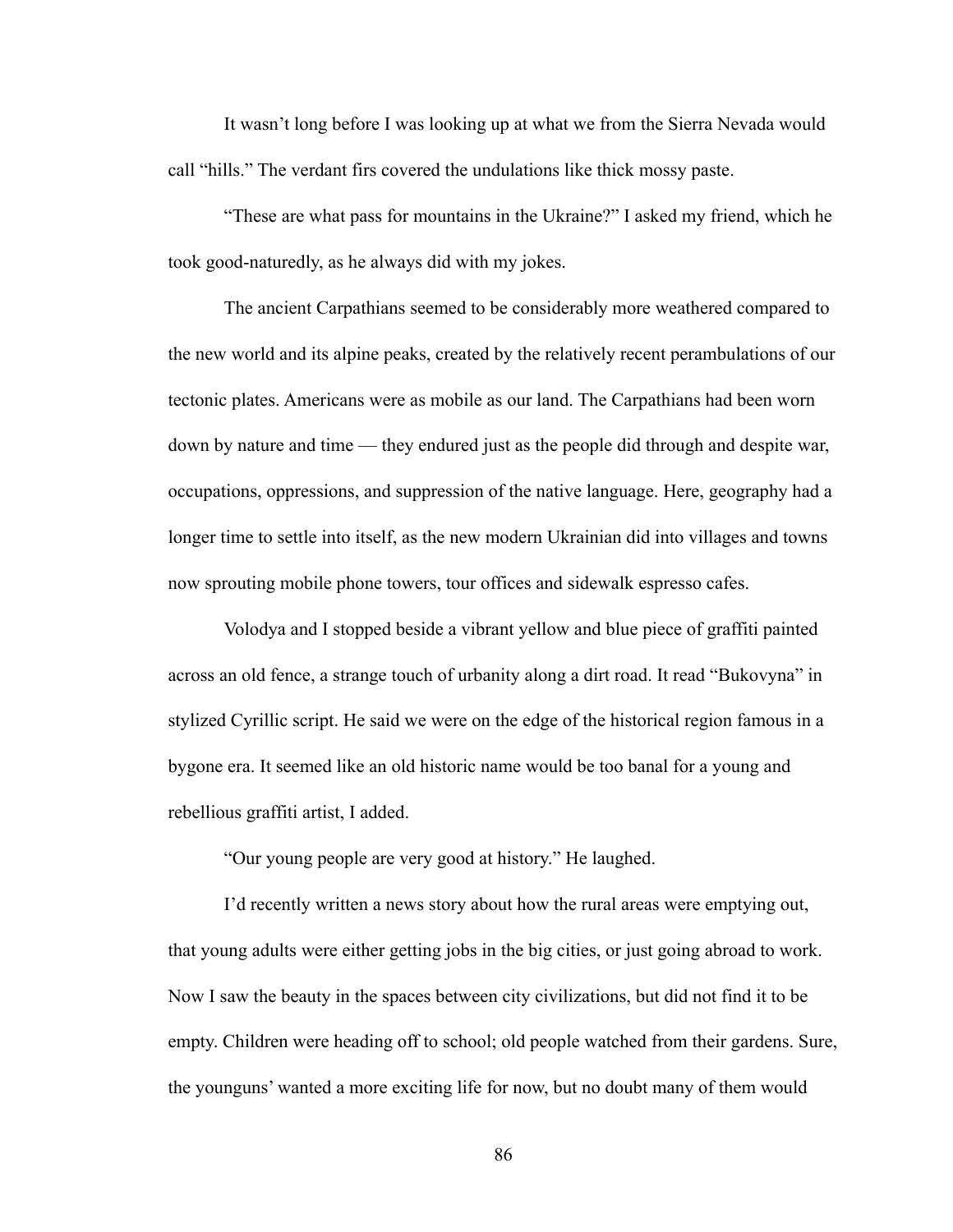It wasn't long before I was looking up at what we from the Sierra Nevada would call "hills." The verdant firs covered the undulations like thick mossy paste.

"These are what pass for mountains in the Ukraine?" I asked my friend, which he took good-naturedly, as he always did with my jokes.

The ancient Carpathians seemed to be considerably more weathered compared to the new world and its alpine peaks, created by the relatively recent perambulations of our tectonic plates. Americans were as mobile as our land. The Carpathians had been worn down by nature and time — they endured just as the people did through and despite war, occupations, oppressions, and suppression of the native language. Here, geography had a longer time to settle into itself, as the new modern Ukrainian did into villages and towns now sprouting mobile phone towers, tour offices and sidewalk espresso cafes.

Volodya and I stopped beside a vibrant yellow and blue piece of graffiti painted across an old fence, a strange touch of urbanity along a dirt road. It read "Bukovyna" in stylized Cyrillic script. He said we were on the edge of the historical region famous in a bygone era. It seemed like an old historic name would be too banal for a young and rebellious graffiti artist, I added.

"Our young people are very good at history." He laughed.

I'd recently written a news story about how the rural areas were emptying out, that young adults were either getting jobs in the big cities, or just going abroad to work. Now I saw the beauty in the spaces between city civilizations, but did not find it to be empty. Children were heading off to school; old people watched from their gardens. Sure, the younguns' wanted a more exciting life for now, but no doubt many of them would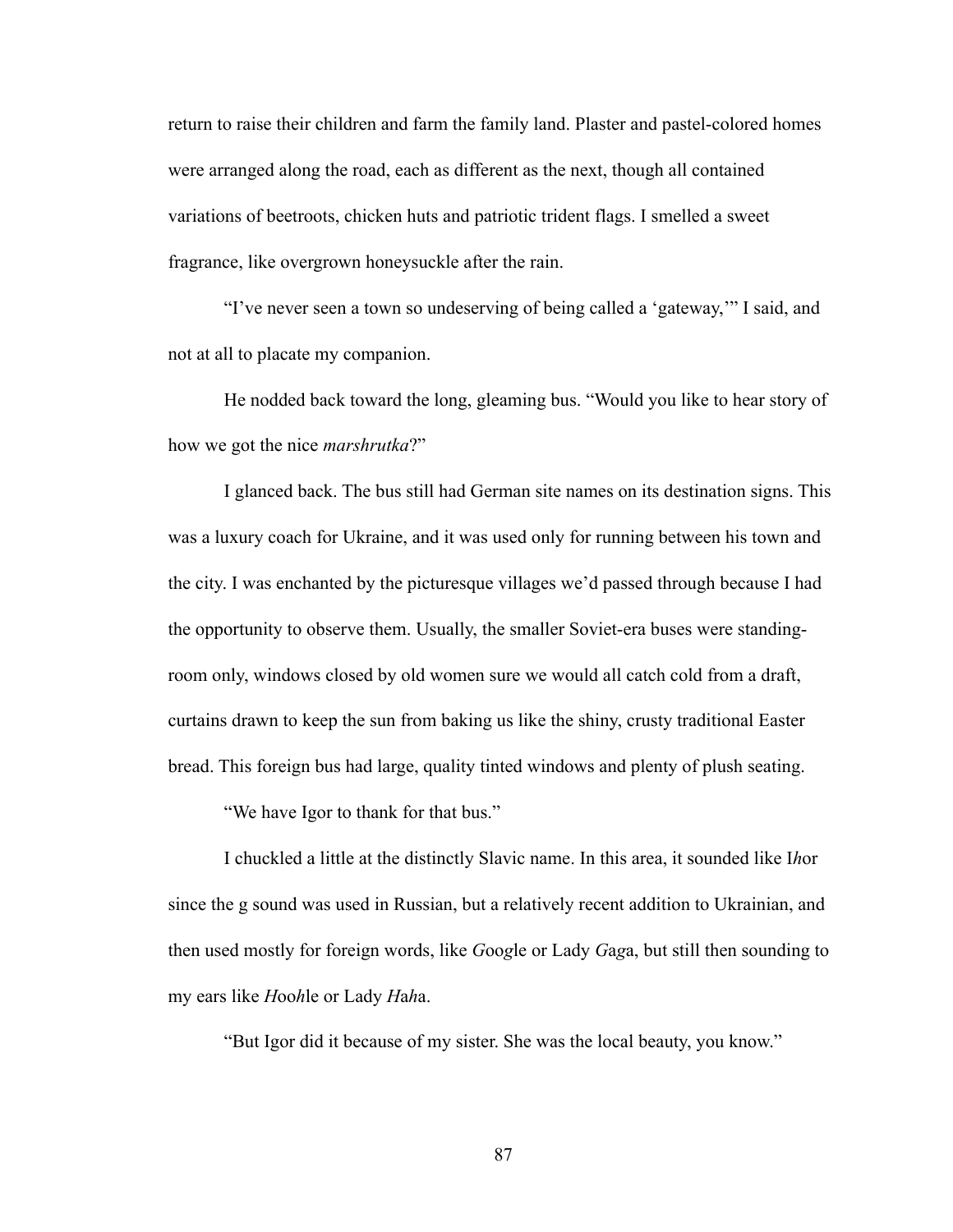return to raise their children and farm the family land. Plaster and pastel-colored homes were arranged along the road, each as different as the next, though all contained variations of beetroots, chicken huts and patriotic trident flags. I smelled a sweet fragrance, like overgrown honeysuckle after the rain.

"I've never seen a town so undeserving of being called a 'gateway,'" I said, and not at all to placate my companion.

He nodded back toward the long, gleaming bus. "Would you like to hear story of how we got the nice *marshrutka*?"

I glanced back. The bus still had German site names on its destination signs. This was a luxury coach for Ukraine, and it was used only for running between his town and the city. I was enchanted by the picturesque villages we'd passed through because I had the opportunity to observe them. Usually, the smaller Soviet-era buses were standing-room only, windows closed by old women sure we would all catch cold from a draft, curtains drawn to keep the sun from baking us like the shiny, crusty traditional Easter bread. This foreign bus had large, quality tinted windows and plenty of plush seating.

"We have Igor to thank for that bus."

I chuckled a little at the distinctly Slavic name. In this area, it sounded like I*h*or since the g sound was used in Russian, but a relatively recent addition to Ukrainian, and then used mostly for foreign words, like *G*oo*g*le or Lady *G*a*g*a, but still then sounding to my ears like *H*oo*h*le or Lady *H*a*h*a.

"But Igor did it because of my sister. She was the local beauty, you know."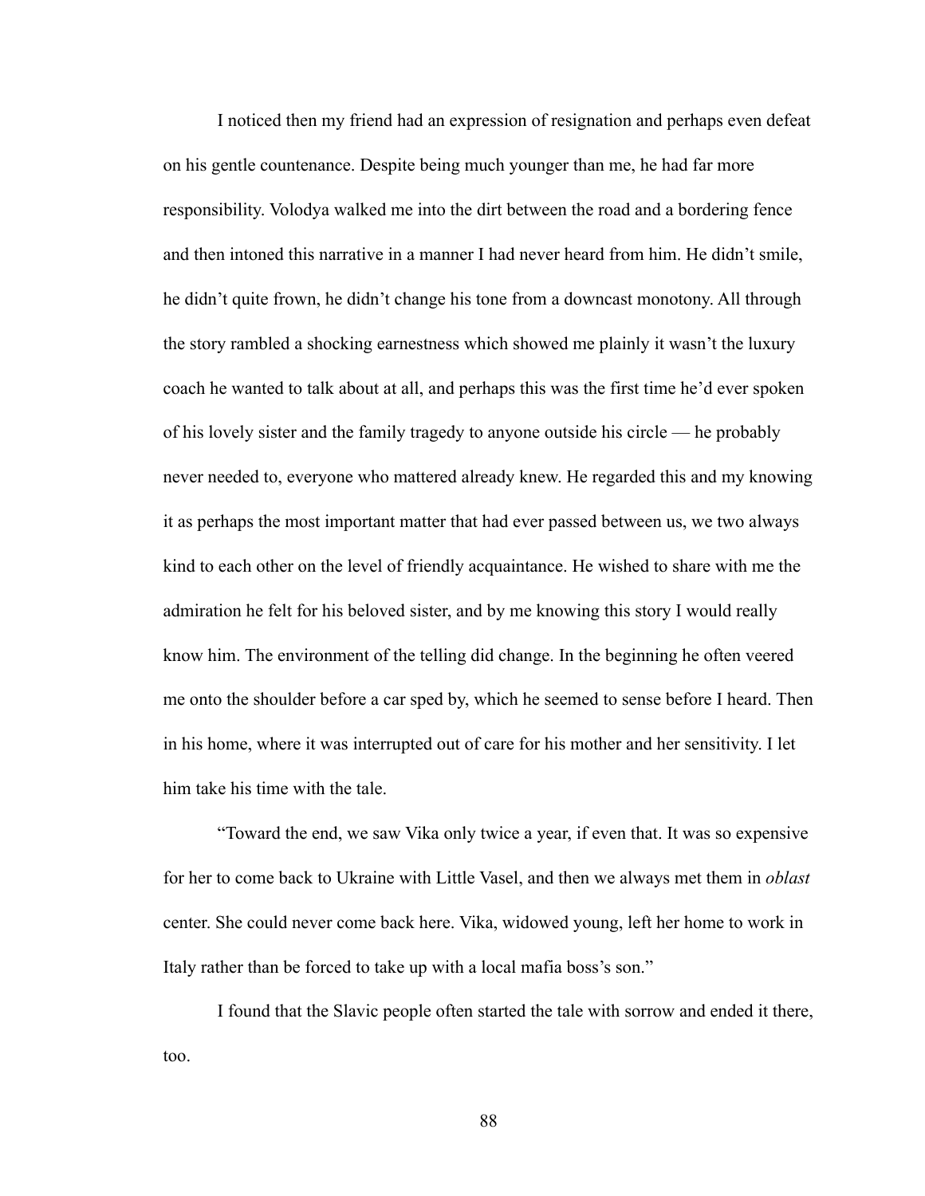I noticed then my friend had an expression of resignation and perhaps even defeat on his gentle countenance. Despite being much younger than me, he had far more responsibility. Volodya walked me into the dirt between the road and a bordering fence and then intoned this narrative in a manner I had never heard from him. He didn't smile, he didn't quite frown, he didn't change his tone from a downcast monotony. All through the story rambled a shocking earnestness which showed me plainly it wasn't the luxury coach he wanted to talk about at all, and perhaps this was the first time he'd ever spoken of his lovely sister and the family tragedy to anyone outside his circle — he probably never needed to, everyone who mattered already knew. He regarded this and my knowing it as perhaps the most important matter that had ever passed between us, we two always kind to each other on the level of friendly acquaintance. He wished to share with me the admiration he felt for his beloved sister, and by me knowing this story I would really know him. The environment of the telling did change. In the beginning he often veered me onto the shoulder before a car sped by, which he seemed to sense before I heard. Then in his home, where it was interrupted out of care for his mother and her sensitivity. I let him take his time with the tale.

"Toward the end, we saw Vika only twice a year, if even that. It was so expensive for her to come back to Ukraine with Little Vasel, and then we always met them in *oblast* center. She could never come back here. Vika, widowed young, left her home to work in Italy rather than be forced to take up with a local mafia boss's son."

I found that the Slavic people often started the tale with sorrow and ended it there, too.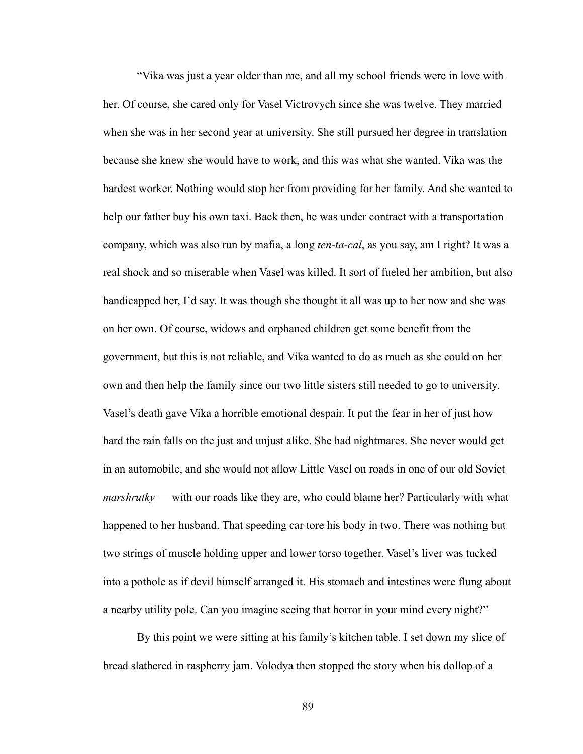"Vika was just a year older than me, and all my school friends were in love with her. Of course, she cared only for Vasel Victrovych since she was twelve. They married when she was in her second year at university. She still pursued her degree in translation because she knew she would have to work, and this was what she wanted. Vika was the hardest worker. Nothing would stop her from providing for her family. And she wanted to help our father buy his own taxi. Back then, he was under contract with a transportation company, which was also run by mafia, a long *ten-ta-cal*, as you say, am I right? It was a real shock and so miserable when Vasel was killed. It sort of fueled her ambition, but also handicapped her, I'd say. It was though she thought it all was up to her now and she was on her own. Of course, widows and orphaned children get some benefit from the government, but this is not reliable, and Vika wanted to do as much as she could on her own and then help the family since our two little sisters still needed to go to university. Vasel's death gave Vika a horrible emotional despair. It put the fear in her of just how hard the rain falls on the just and unjust alike. She had nightmares. She never would get in an automobile, and she would not allow Little Vasel on roads in one of our old Soviet *marshrutky* — with our roads like they are, who could blame her? Particularly with what happened to her husband. That speeding car tore his body in two. There was nothing but two strings of muscle holding upper and lower torso together. Vasel's liver was tucked into a pothole as if devil himself arranged it. His stomach and intestines were flung about a nearby utility pole. Can you imagine seeing that horror in your mind every night?"

By this point we were sitting at his family's kitchen table. I set down my slice of bread slathered in raspberry jam. Volodya then stopped the story when his dollop of a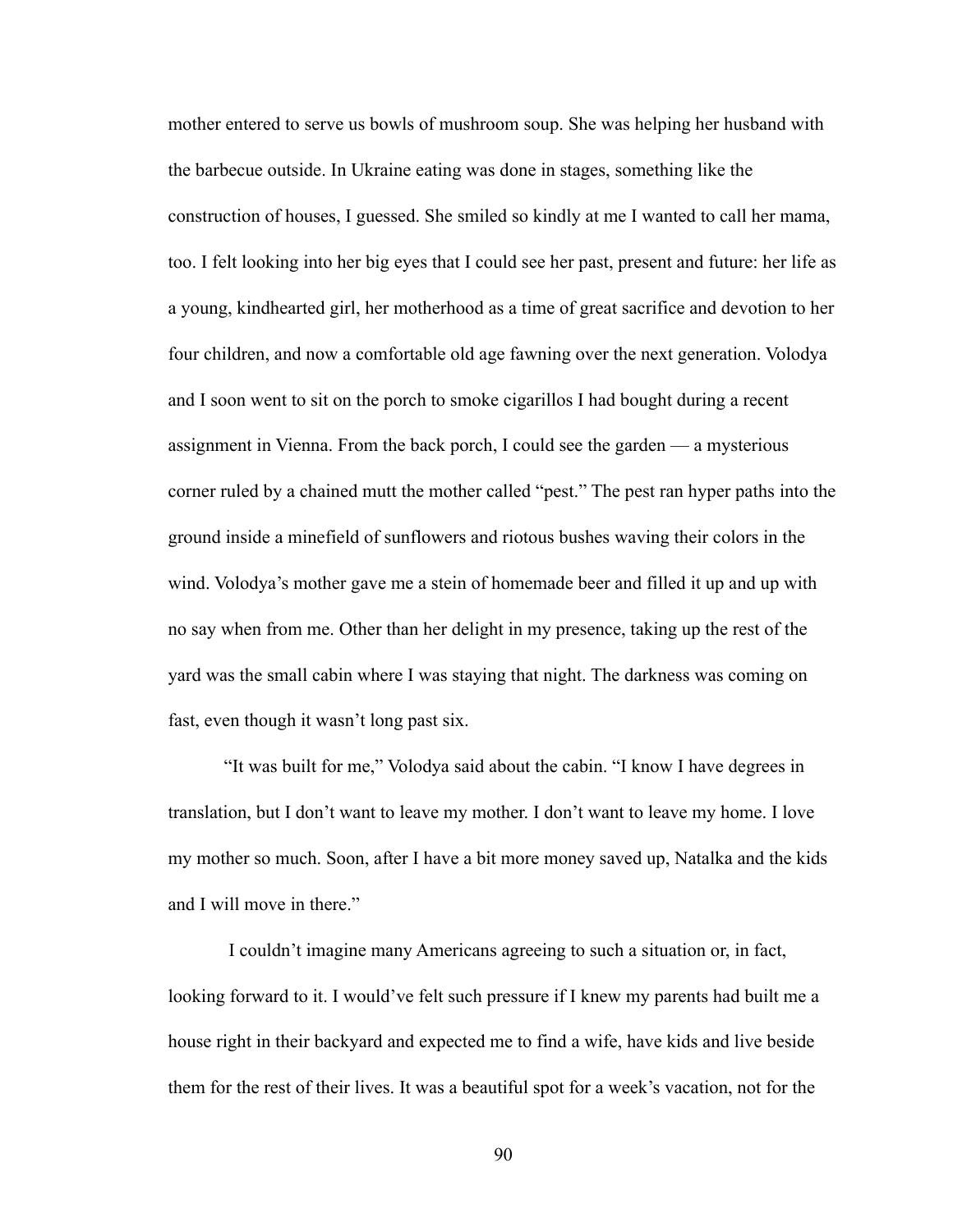mother entered to serve us bowls of mushroom soup. She was helping her husband with the barbecue outside. In Ukraine eating was done in stages, something like the construction of houses, I guessed. She smiled so kindly at me I wanted to call her mama, too. I felt looking into her big eyes that I could see her past, present and future: her life as a young, kindhearted girl, her motherhood as a time of great sacrifice and devotion to her four children, and now a comfortable old age fawning over the next generation. Volodya and I soon went to sit on the porch to smoke cigarillos I had bought during a recent assignment in Vienna. From the back porch, I could see the garden — a mysterious corner ruled by a chained mutt the mother called "pest." The pest ran hyper paths into the ground inside a minefield of sunflowers and riotous bushes waving their colors in the wind. Volodya's mother gave me a stein of homemade beer and filled it up and up with no say when from me. Other than her delight in my presence, taking up the rest of the yard was the small cabin where I was staying that night. The darkness was coming on fast, even though it wasn't long past six.

"It was built for me," Volodya said about the cabin. "I know I have degrees in translation, but I don't want to leave my mother. I don't want to leave my home. I love my mother so much. Soon, after I have a bit more money saved up, Natalka and the kids and I will move in there."

I couldn't imagine many Americans agreeing to such a situation or, in fact, looking forward to it. I would've felt such pressure if I knew my parents had built me a house right in their backyard and expected me to find a wife, have kids and live beside them for the rest of their lives. It was a beautiful spot for a week's vacation, not for the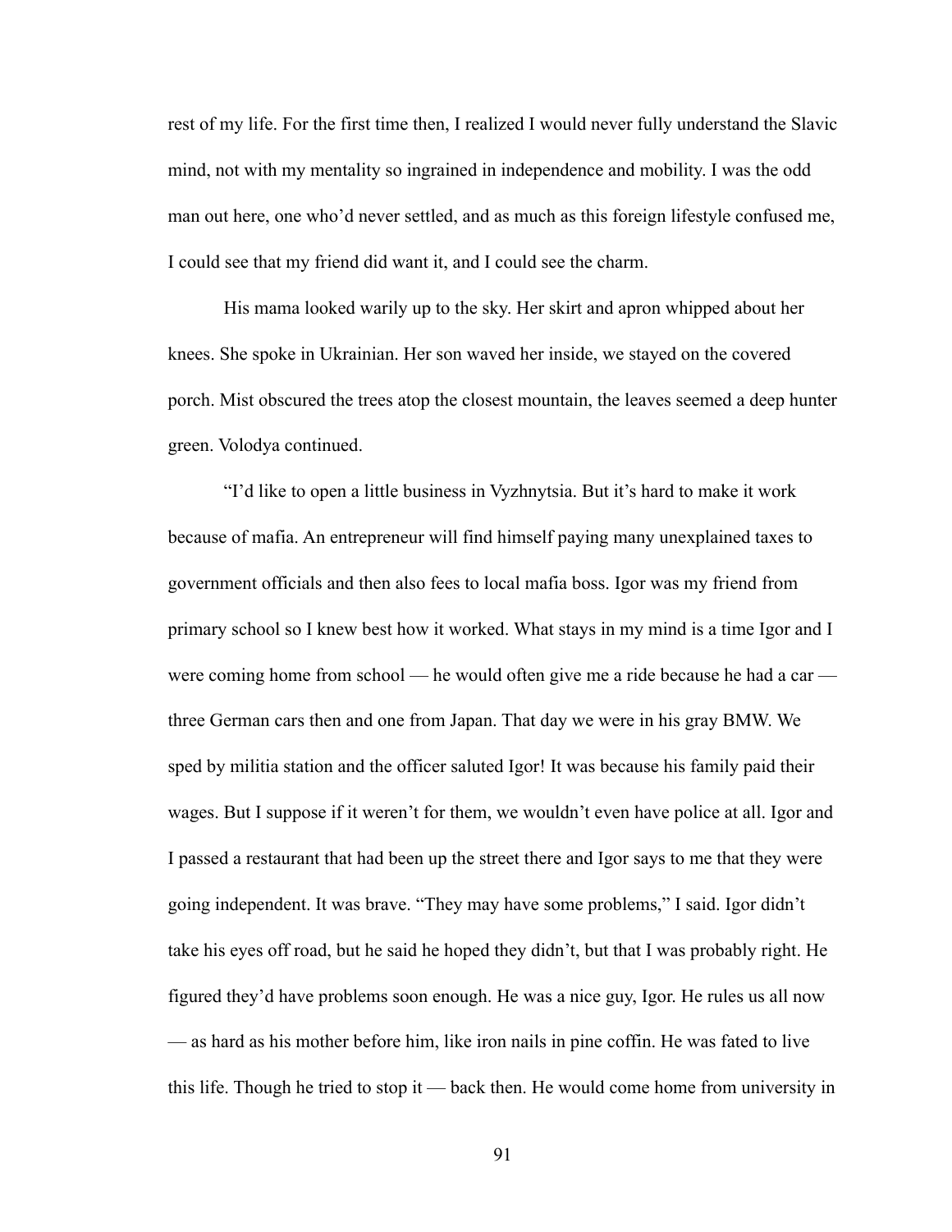rest of my life. For the first time then, I realized I would never fully understand the Slavic mind, not with my mentality so ingrained in independence and mobility. I was the odd man out here, one who'd never settled, and as much as this foreign lifestyle confused me, I could see that my friend did want it, and I could see the charm.

His mama looked warily up to the sky. Her skirt and apron whipped about her knees. She spoke in Ukrainian. Her son waved her inside, we stayed on the covered porch. Mist obscured the trees atop the closest mountain, the leaves seemed a deep hunter green. Volodya continued.

"I'd like to open a little business in Vyzhnytsia. But it's hard to make it work because of mafia. An entrepreneur will find himself paying many unexplained taxes to government officials and then also fees to local mafia boss. Igor was my friend from primary school so I knew best how it worked. What stays in my mind is a time Igor and I were coming home from school — he would often give me a ride because he had a car — three German cars then and one from Japan. That day we were in his gray BMW. We sped by militia station and the officer saluted Igor! It was because his family paid their wages. But I suppose if it weren't for them, we wouldn't even have police at all. Igor and I passed a restaurant that had been up the street there and Igor says to me that they were going independent. It was brave. "They may have some problems," I said. Igor didn't take his eyes off road, but he said he hoped they didn't, but that I was probably right. He figured they'd have problems soon enough. He was a nice guy, Igor. He rules us all now — as hard as his mother before him, like iron nails in pine coffin. He was fated to live this life. Though he tried to stop it — back then. He would come home from university in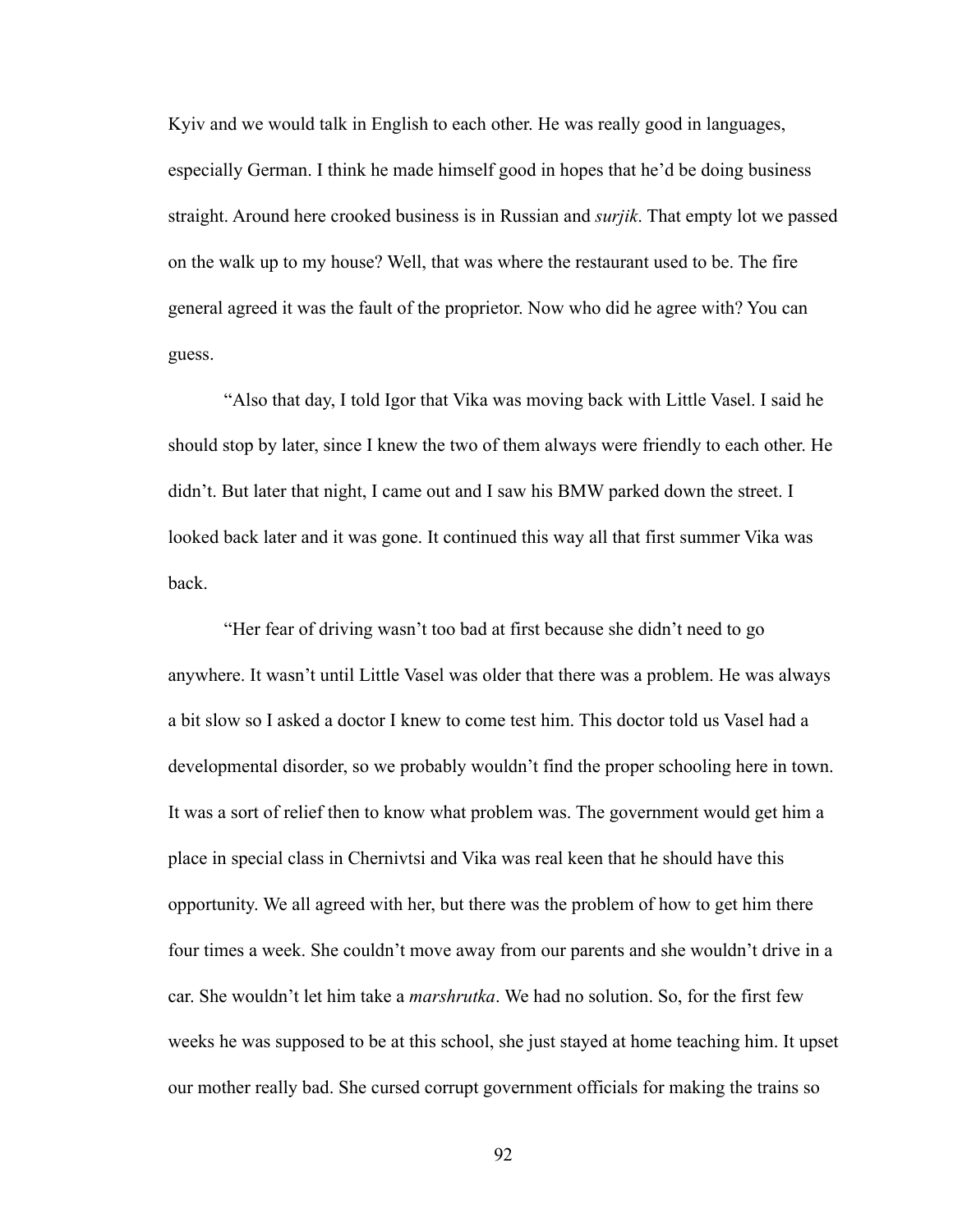Kyiv and we would talk in English to each other. He was really good in languages, especially German. I think he made himself good in hopes that he'd be doing business straight. Around here crooked business is in Russian and *surjik*. That empty lot we passed on the walk up to my house? Well, that was where the restaurant used to be. The fire general agreed it was the fault of the proprietor. Now who did he agree with? You can guess.

"Also that day, I told Igor that Vika was moving back with Little Vasel. I said he should stop by later, since I knew the two of them always were friendly to each other. He didn't. But later that night, I came out and I saw his BMW parked down the street. I looked back later and it was gone. It continued this way all that first summer Vika was back.

"Her fear of driving wasn't too bad at first because she didn't need to go anywhere. It wasn't until Little Vasel was older that there was a problem. He was always a bit slow so I asked a doctor I knew to come test him. This doctor told us Vasel had a developmental disorder, so we probably wouldn't find the proper schooling here in town. It was a sort of relief then to know what problem was. The government would get him a place in special class in Chernivtsi and Vika was real keen that he should have this opportunity. We all agreed with her, but there was the problem of how to get him there four times a week. She couldn't move away from our parents and she wouldn't drive in a car. She wouldn't let him take a *marshrutka*. We had no solution. So, for the first few weeks he was supposed to be at this school, she just stayed at home teaching him. It upset our mother really bad. She cursed corrupt government officials for making the trains so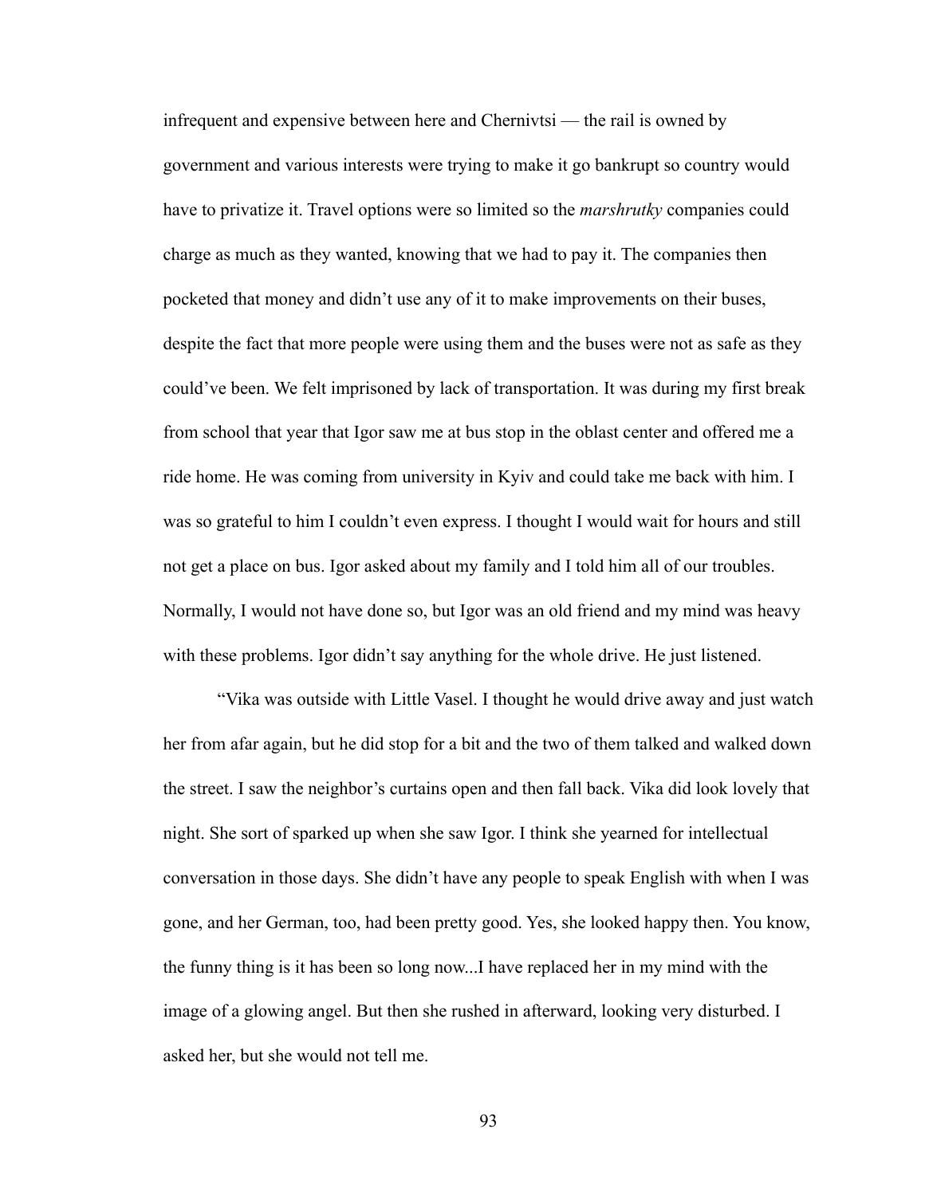infrequent and expensive between here and Chernivtsi — the rail is owned by government and various interests were trying to make it go bankrupt so country would have to privatize it. Travel options were so limited so the *marshrutky* companies could charge as much as they wanted, knowing that we had to pay it. The companies then pocketed that money and didn't use any of it to make improvements on their buses, despite the fact that more people were using them and the buses were not as safe as they could've been. We felt imprisoned by lack of transportation. It was during my first break from school that year that Igor saw me at bus stop in the oblast center and offered me a ride home. He was coming from university in Kyiv and could take me back with him. I was so grateful to him I couldn't even express. I thought I would wait for hours and still not get a place on bus. Igor asked about my family and I told him all of our troubles. Normally, I would not have done so, but Igor was an old friend and my mind was heavy with these problems. Igor didn't say anything for the whole drive. He just listened.

"Vika was outside with Little Vasel. I thought he would drive away and just watch her from afar again, but he did stop for a bit and the two of them talked and walked down the street. I saw the neighbor's curtains open and then fall back. Vika did look lovely that night. She sort of sparked up when she saw Igor. I think she yearned for intellectual conversation in those days. She didn't have any people to speak English with when I was gone, and her German, too, had been pretty good. Yes, she looked happy then. You know, the funny thing is it has been so long now...I have replaced her in my mind with the image of a glowing angel. But then she rushed in afterward, looking very disturbed. I asked her, but she would not tell me.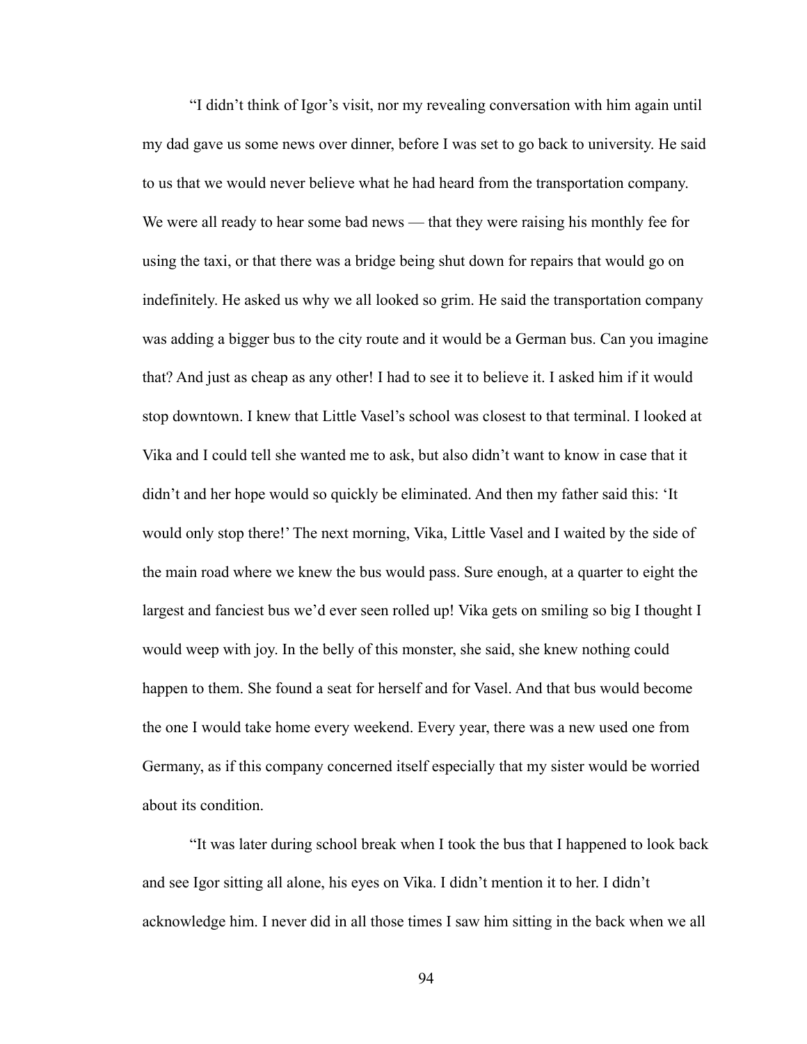"I didn't think of Igor's visit, nor my revealing conversation with him again until my dad gave us some news over dinner, before I was set to go back to university. He said to us that we would never believe what he had heard from the transportation company. We were all ready to hear some bad news — that they were raising his monthly fee for using the taxi, or that there was a bridge being shut down for repairs that would go on indefinitely. He asked us why we all looked so grim. He said the transportation company was adding a bigger bus to the city route and it would be a German bus. Can you imagine that? And just as cheap as any other! I had to see it to believe it. I asked him if it would stop downtown. I knew that Little Vasel's school was closest to that terminal. I looked at Vika and I could tell she wanted me to ask, but also didn't want to know in case that it didn't and her hope would so quickly be eliminated. And then my father said this: 'It would only stop there!' The next morning, Vika, Little Vasel and I waited by the side of the main road where we knew the bus would pass. Sure enough, at a quarter to eight the largest and fanciest bus we'd ever seen rolled up! Vika gets on smiling so big I thought I would weep with joy. In the belly of this monster, she said, she knew nothing could happen to them. She found a seat for herself and for Vasel. And that bus would become the one I would take home every weekend. Every year, there was a new used one from Germany, as if this company concerned itself especially that my sister would be worried about its condition.

"It was later during school break when I took the bus that I happened to look back and see Igor sitting all alone, his eyes on Vika. I didn't mention it to her. I didn't acknowledge him. I never did in all those times I saw him sitting in the back when we all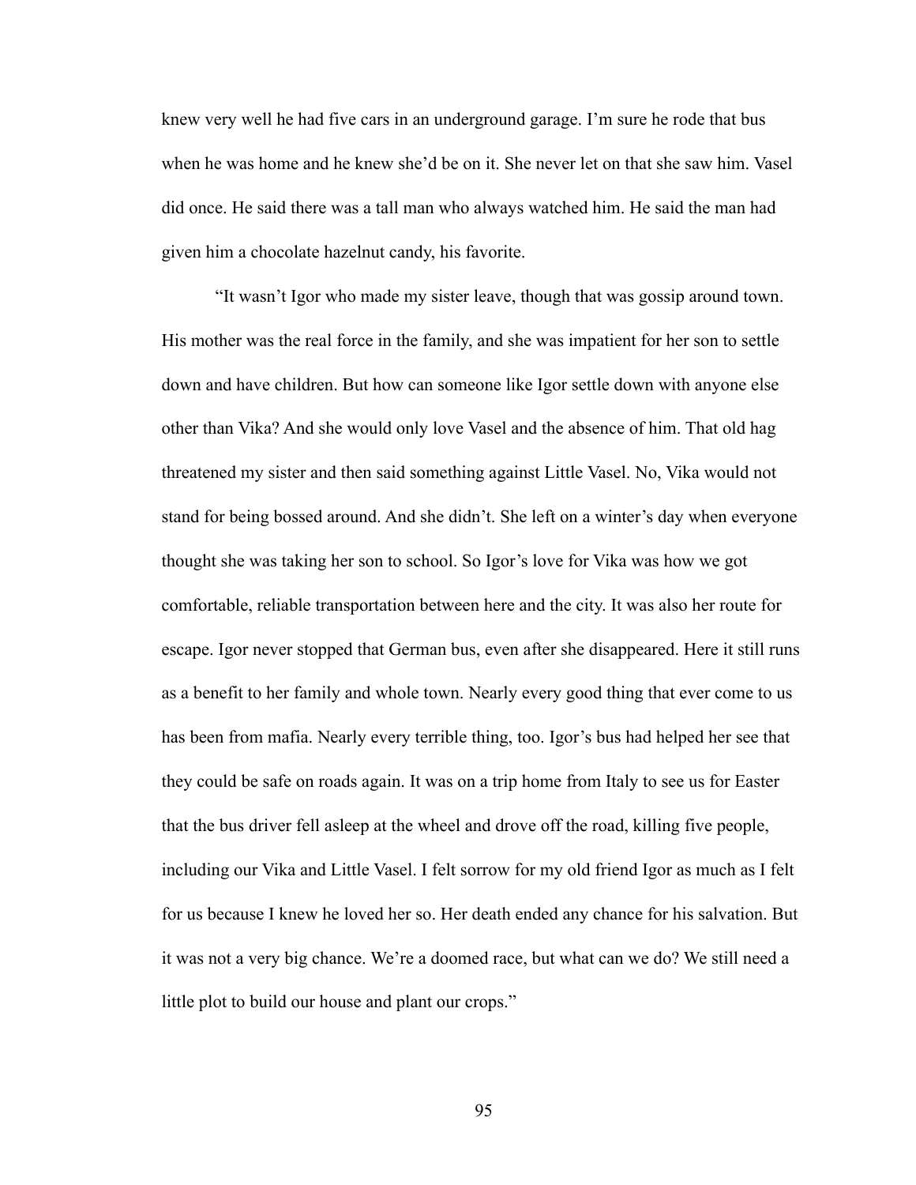knew very well he had five cars in an underground garage. I'm sure he rode that bus when he was home and he knew she'd be on it. She never let on that she saw him. Vasel did once. He said there was a tall man who always watched him. He said the man had given him a chocolate hazelnut candy, his favorite.

"It wasn't Igor who made my sister leave, though that was gossip around town. His mother was the real force in the family, and she was impatient for her son to settle down and have children. But how can someone like Igor settle down with anyone else other than Vika? And she would only love Vasel and the absence of him. That old hag threatened my sister and then said something against Little Vasel. No, Vika would not stand for being bossed around. And she didn't. She left on a winter's day when everyone thought she was taking her son to school. So Igor's love for Vika was how we got comfortable, reliable transportation between here and the city. It was also her route for escape. Igor never stopped that German bus, even after she disappeared. Here it still runs as a benefit to her family and whole town. Nearly every good thing that ever come to us has been from mafia. Nearly every terrible thing, too. Igor's bus had helped her see that they could be safe on roads again. It was on a trip home from Italy to see us for Easter that the bus driver fell asleep at the wheel and drove off the road, killing five people, including our Vika and Little Vasel. I felt sorrow for my old friend Igor as much as I felt for us because I knew he loved her so. Her death ended any chance for his salvation. But it was not a very big chance. We're a doomed race, but what can we do? We still need a little plot to build our house and plant our crops."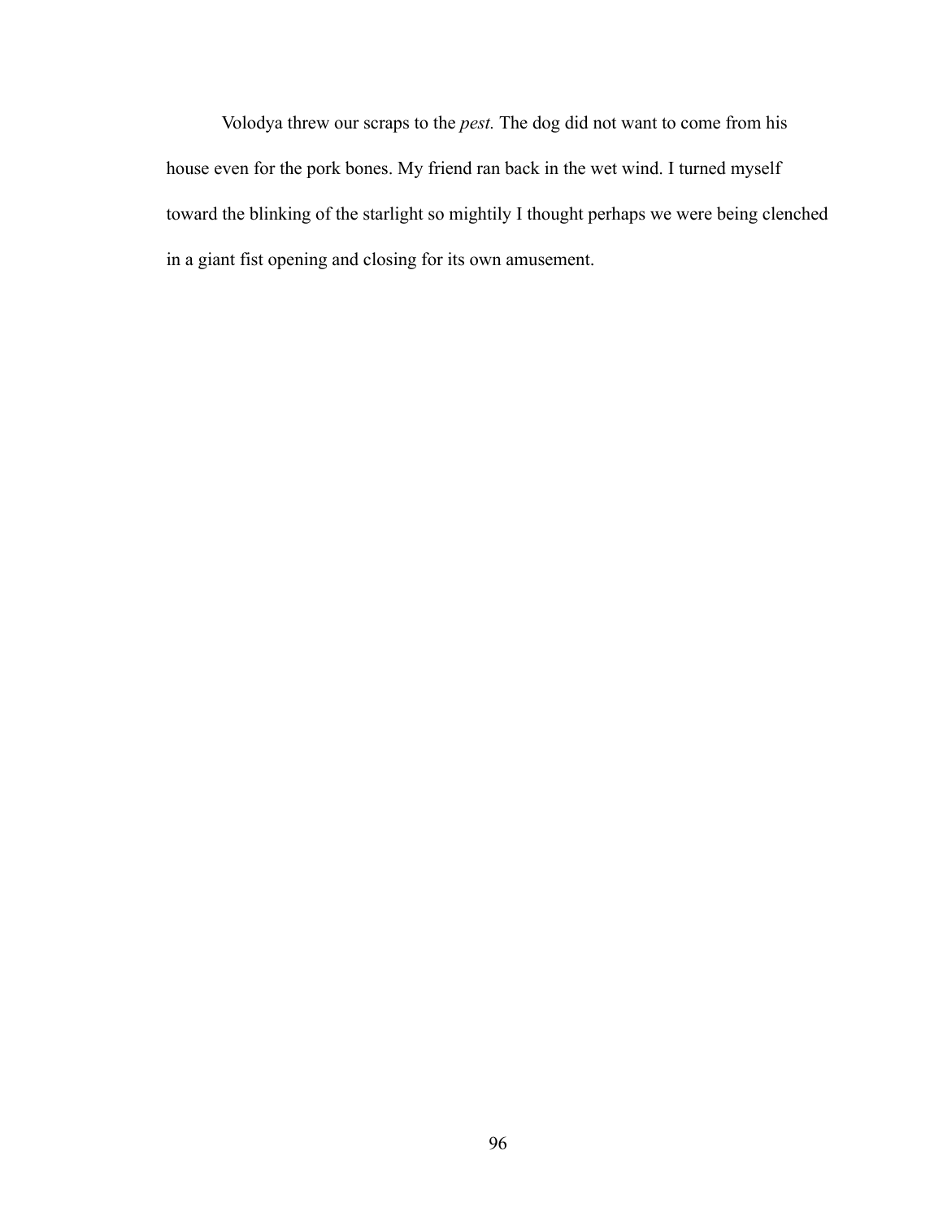Volodya threw our scraps to the *pest.* The dog did not want to come from his house even for the pork bones. My friend ran back in the wet wind. I turned myself toward the blinking of the starlight so mightily I thought perhaps we were being clenched in a giant fist opening and closing for its own amusement.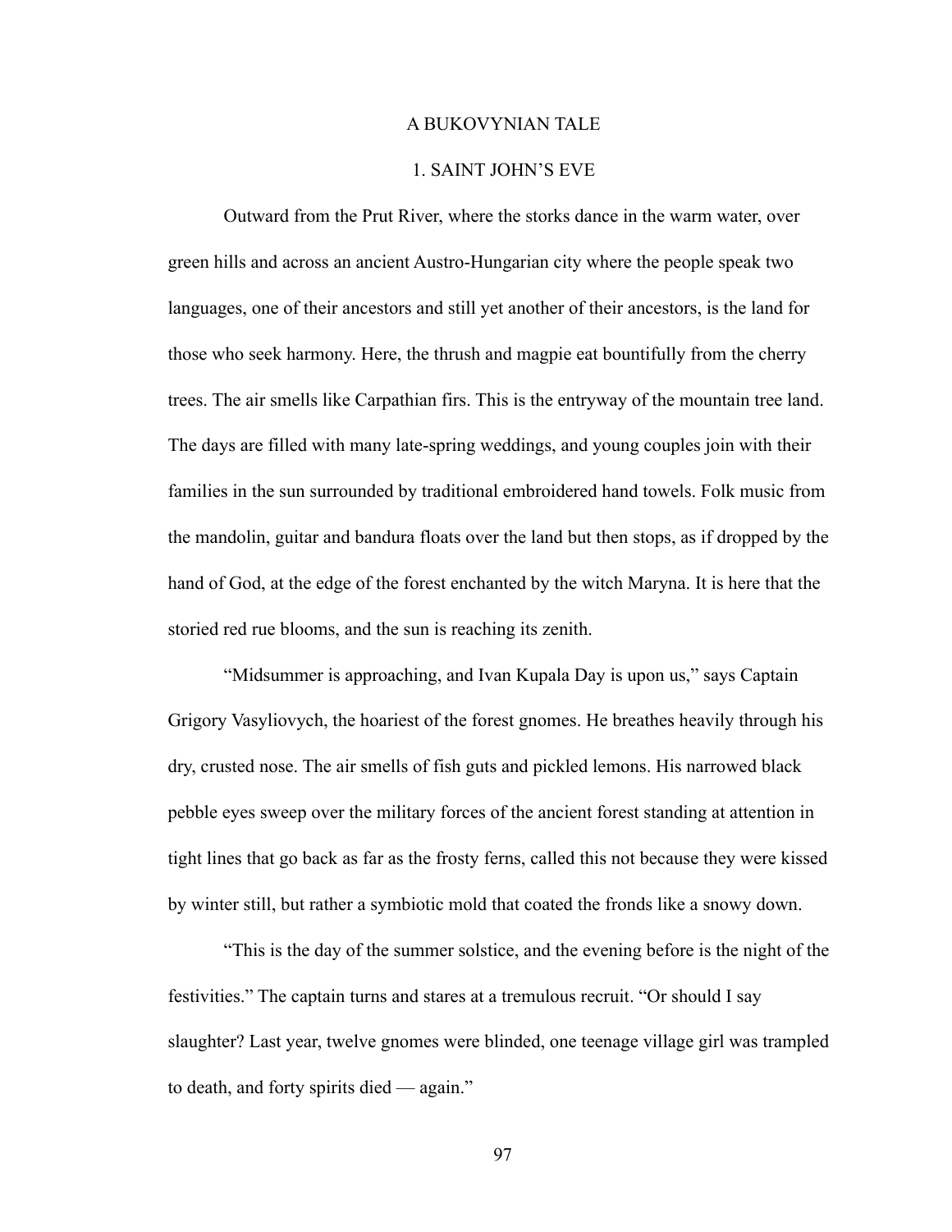# A BUKOVYNIAN TALE

## 1. SAINT JOHN'S EVE

Outward from the Prut River, where the storks dance in the warm water, over green hills and across an ancient Austro-Hungarian city where the people speak two languages, one of their ancestors and still yet another of their ancestors, is the land for those who seek harmony. Here, the thrush and magpie eat bountifully from the cherry trees. The air smells like Carpathian firs. This is the entryway of the mountain tree land. The days are filled with many late-spring weddings, and young couples join with their families in the sun surrounded by traditional embroidered hand towels. Folk music from the mandolin, guitar and bandura floats over the land but then stops, as if dropped by the hand of God, at the edge of the forest enchanted by the witch Maryna. It is here that the storied red rue blooms, and the sun is reaching its zenith.

"Midsummer is approaching, and Ivan Kupala Day is upon us," says Captain Grigory Vasyliovych, the hoariest of the forest gnomes. He breathes heavily through his dry, crusted nose. The air smells of fish guts and pickled lemons. His narrowed black pebble eyes sweep over the military forces of the ancient forest standing at attention in tight lines that go back as far as the frosty ferns, called this not because they were kissed by winter still, but rather a symbiotic mold that coated the fronds like a snowy down.

"This is the day of the summer solstice, and the evening before is the night of the festivities." The captain turns and stares at a tremulous recruit. "Or should I say slaughter? Last year, twelve gnomes were blinded, one teenage village girl was trampled to death, and forty spirits died — again."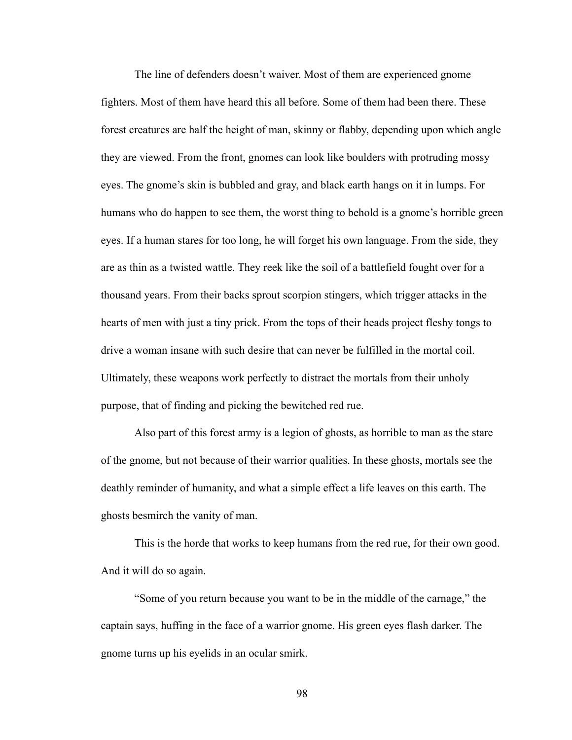The line of defenders doesn't waiver. Most of them are experienced gnome fighters. Most of them have heard this all before. Some of them had been there. These forest creatures are half the height of man, skinny or flabby, depending upon which angle they are viewed. From the front, gnomes can look like boulders with protruding mossy eyes. The gnome's skin is bubbled and gray, and black earth hangs on it in lumps. For humans who do happen to see them, the worst thing to behold is a gnome's horrible green eyes. If a human stares for too long, he will forget his own language. From the side, they are as thin as a twisted wattle. They reek like the soil of a battlefield fought over for a thousand years. From their backs sprout scorpion stingers, which trigger attacks in the hearts of men with just a tiny prick. From the tops of their heads project fleshy tongs to drive a woman insane with such desire that can never be fulfilled in the mortal coil. Ultimately, these weapons work perfectly to distract the mortals from their unholy purpose, that of finding and picking the bewitched red rue.

Also part of this forest army is a legion of ghosts, as horrible to man as the stare of the gnome, but not because of their warrior qualities. In these ghosts, mortals see the deathly reminder of humanity, and what a simple effect a life leaves on this earth. The ghosts besmirch the vanity of man.

This is the horde that works to keep humans from the red rue, for their own good. And it will do so again.

"Some of you return because you want to be in the middle of the carnage," the captain says, huffing in the face of a warrior gnome. His green eyes flash darker. The gnome turns up his eyelids in an ocular smirk.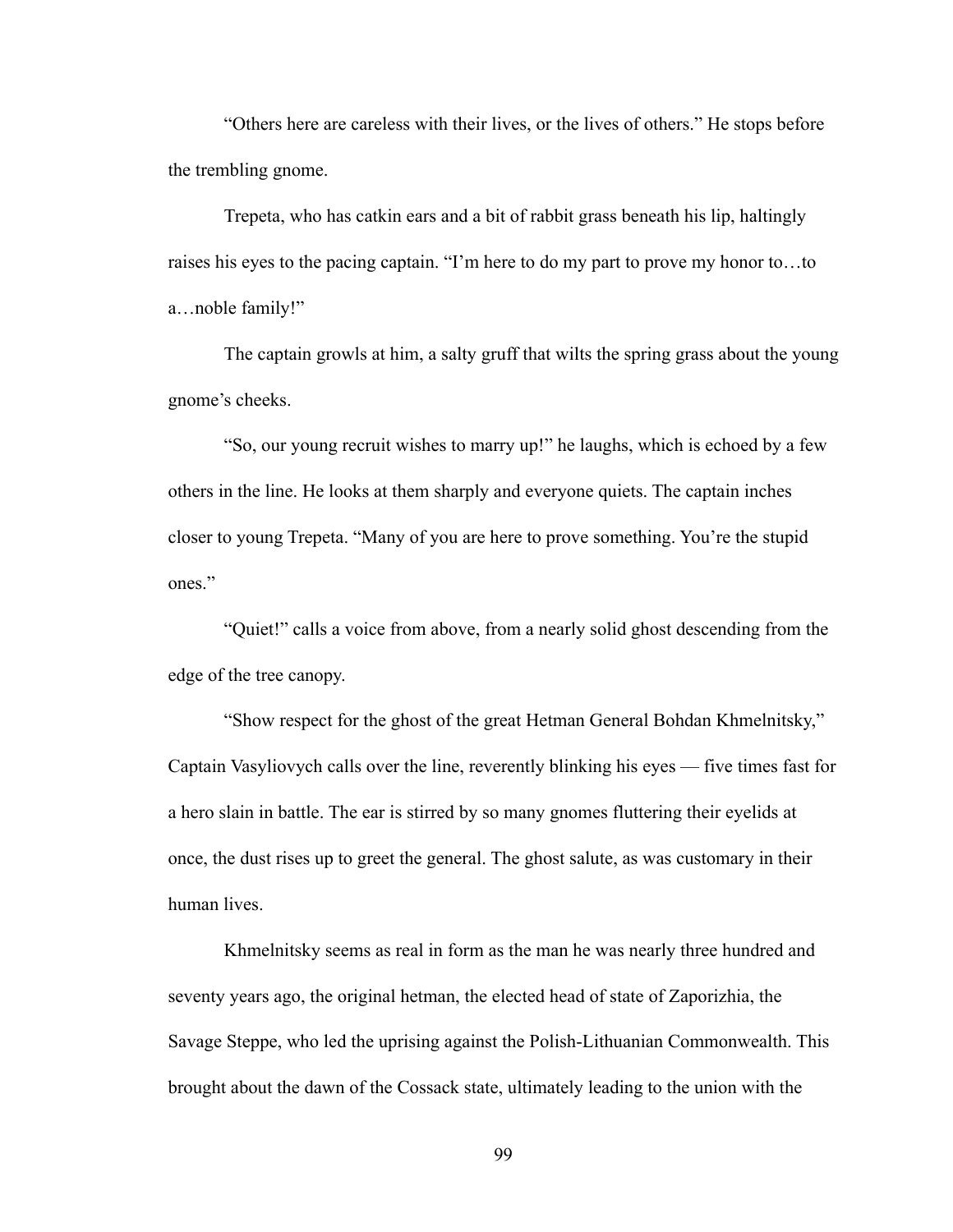"Others here are careless with their lives, or the lives of others." He stops before the trembling gnome.

Trepeta, who has catkin ears and a bit of rabbit grass beneath his lip, haltingly raises his eyes to the pacing captain. "I'm here to do my part to prove my honor to…to a…noble family!"

The captain growls at him, a salty gruff that wilts the spring grass about the young gnome's cheeks.

"So, our young recruit wishes to marry up!" he laughs, which is echoed by a few others in the line. He looks at them sharply and everyone quiets. The captain inches closer to young Trepeta. "Many of you are here to prove something. You're the stupid ones."

"Quiet!" calls a voice from above, from a nearly solid ghost descending from the edge of the tree canopy.

"Show respect for the ghost of the great Hetman General Bohdan Khmelnitsky," Captain Vasyliovych calls over the line, reverently blinking his eyes — five times fast for a hero slain in battle. The ear is stirred by so many gnomes fluttering their eyelids at once, the dust rises up to greet the general. The ghost salute, as was customary in their human lives.

Khmelnitsky seems as real in form as the man he was nearly three hundred and seventy years ago, the original hetman, the elected head of state of Zaporizhia, the Savage Steppe, who led the uprising against the Polish-Lithuanian Commonwealth. This brought about the dawn of the Cossack state, ultimately leading to the union with the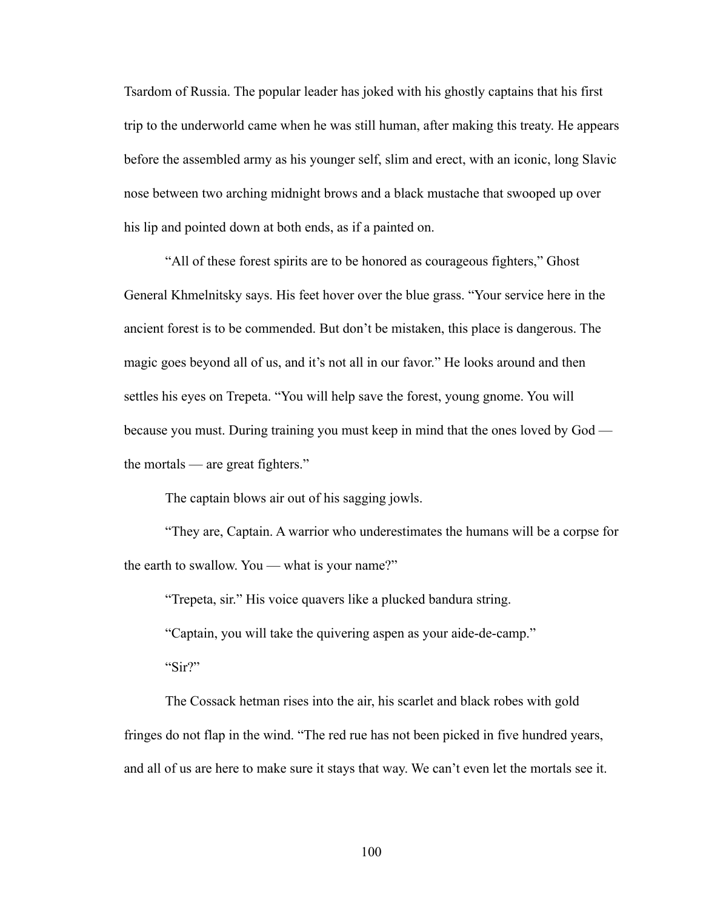Tsardom of Russia. The popular leader has joked with his ghostly captains that his first trip to the underworld came when he was still human, after making this treaty. He appears before the assembled army as his younger self, slim and erect, with an iconic, long Slavic nose between two arching midnight brows and a black mustache that swooped up over his lip and pointed down at both ends, as if a painted on.

"All of these forest spirits are to be honored as courageous fighters," Ghost General Khmelnitsky says. His feet hover over the blue grass. "Your service here in the ancient forest is to be commended. But don't be mistaken, this place is dangerous. The magic goes beyond all of us, and it's not all in our favor." He looks around and then settles his eyes on Trepeta. "You will help save the forest, young gnome. You will because you must. During training you must keep in mind that the ones loved by God — the mortals — are great fighters."

The captain blows air out of his sagging jowls.

"They are, Captain. A warrior who underestimates the humans will be a corpse for the earth to swallow. You — what is your name?"

"Trepeta, sir." His voice quavers like a plucked bandura string.

"Captain, you will take the quivering aspen as your aide-de-camp."

"Sir?"

The Cossack hetman rises into the air, his scarlet and black robes with gold fringes do not flap in the wind. "The red rue has not been picked in five hundred years, and all of us are here to make sure it stays that way. We can't even let the mortals see it.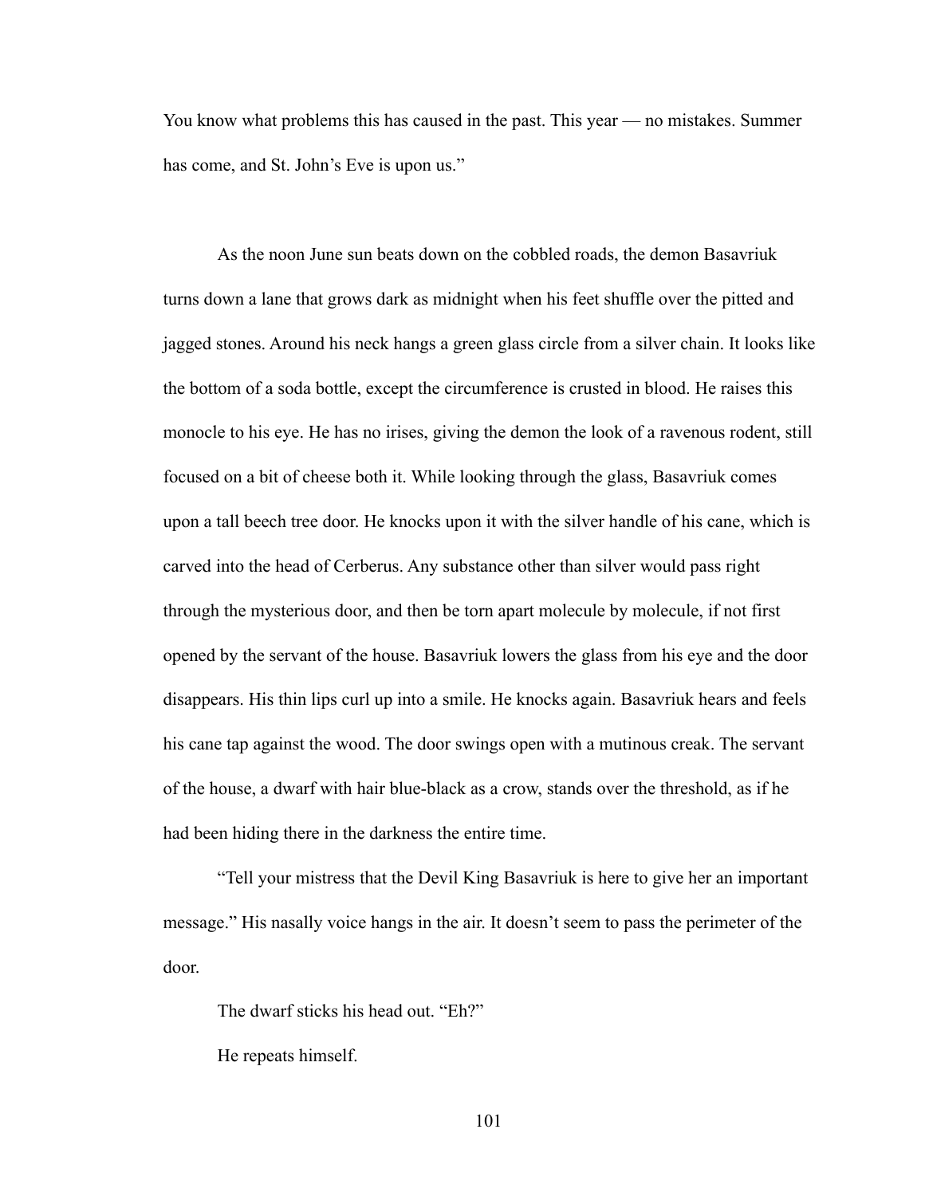You know what problems this has caused in the past. This year — no mistakes. Summer has come, and St. John's Eve is upon us."

As the noon June sun beats down on the cobbled roads, the demon Basavriuk turns down a lane that grows dark as midnight when his feet shuffle over the pitted and jagged stones. Around his neck hangs a green glass circle from a silver chain. It looks like the bottom of a soda bottle, except the circumference is crusted in blood. He raises this monocle to his eye. He has no irises, giving the demon the look of a ravenous rodent, still focused on a bit of cheese both it. While looking through the glass, Basavriuk comes upon a tall beech tree door. He knocks upon it with the silver handle of his cane, which is carved into the head of Cerberus. Any substance other than silver would pass right through the mysterious door, and then be torn apart molecule by molecule, if not first opened by the servant of the house. Basavriuk lowers the glass from his eye and the door disappears. His thin lips curl up into a smile. He knocks again. Basavriuk hears and feels his cane tap against the wood. The door swings open with a mutinous creak. The servant of the house, a dwarf with hair blue-black as a crow, stands over the threshold, as if he had been hiding there in the darkness the entire time.

"Tell your mistress that the Devil King Basavriuk is here to give her an important message." His nasally voice hangs in the air. It doesn't seem to pass the perimeter of the door.

The dwarf sticks his head out. "Eh?"

He repeats himself.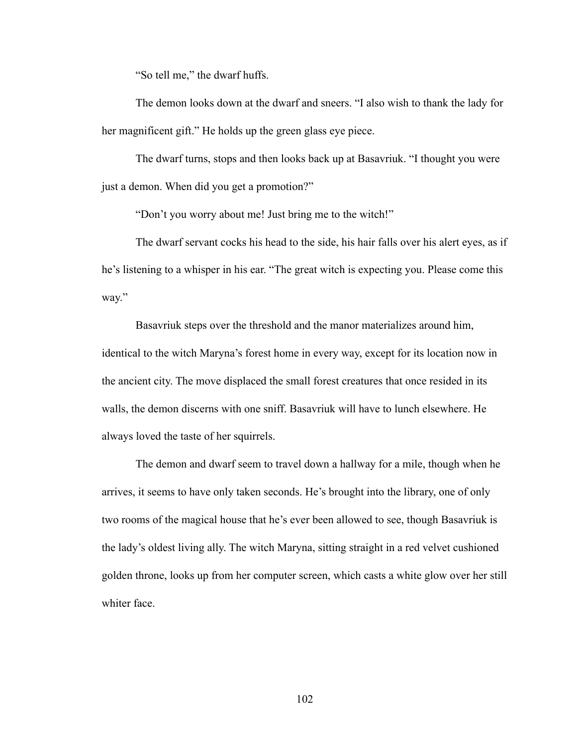"So tell me," the dwarf huffs.

The demon looks down at the dwarf and sneers. "I also wish to thank the lady for her magnificent gift." He holds up the green glass eye piece.

The dwarf turns, stops and then looks back up at Basavriuk. "I thought you were just a demon. When did you get a promotion?"

"Don't you worry about me! Just bring me to the witch!"

The dwarf servant cocks his head to the side, his hair falls over his alert eyes, as if he's listening to a whisper in his ear. "The great witch is expecting you. Please come this way."

Basavriuk steps over the threshold and the manor materializes around him, identical to the witch Maryna's forest home in every way, except for its location now in the ancient city. The move displaced the small forest creatures that once resided in its walls, the demon discerns with one sniff. Basavriuk will have to lunch elsewhere. He always loved the taste of her squirrels.

The demon and dwarf seem to travel down a hallway for a mile, though when he arrives, it seems to have only taken seconds. He's brought into the library, one of only two rooms of the magical house that he's ever been allowed to see, though Basavriuk is the lady's oldest living ally. The witch Maryna, sitting straight in a red velvet cushioned golden throne, looks up from her computer screen, which casts a white glow over her still whiter face.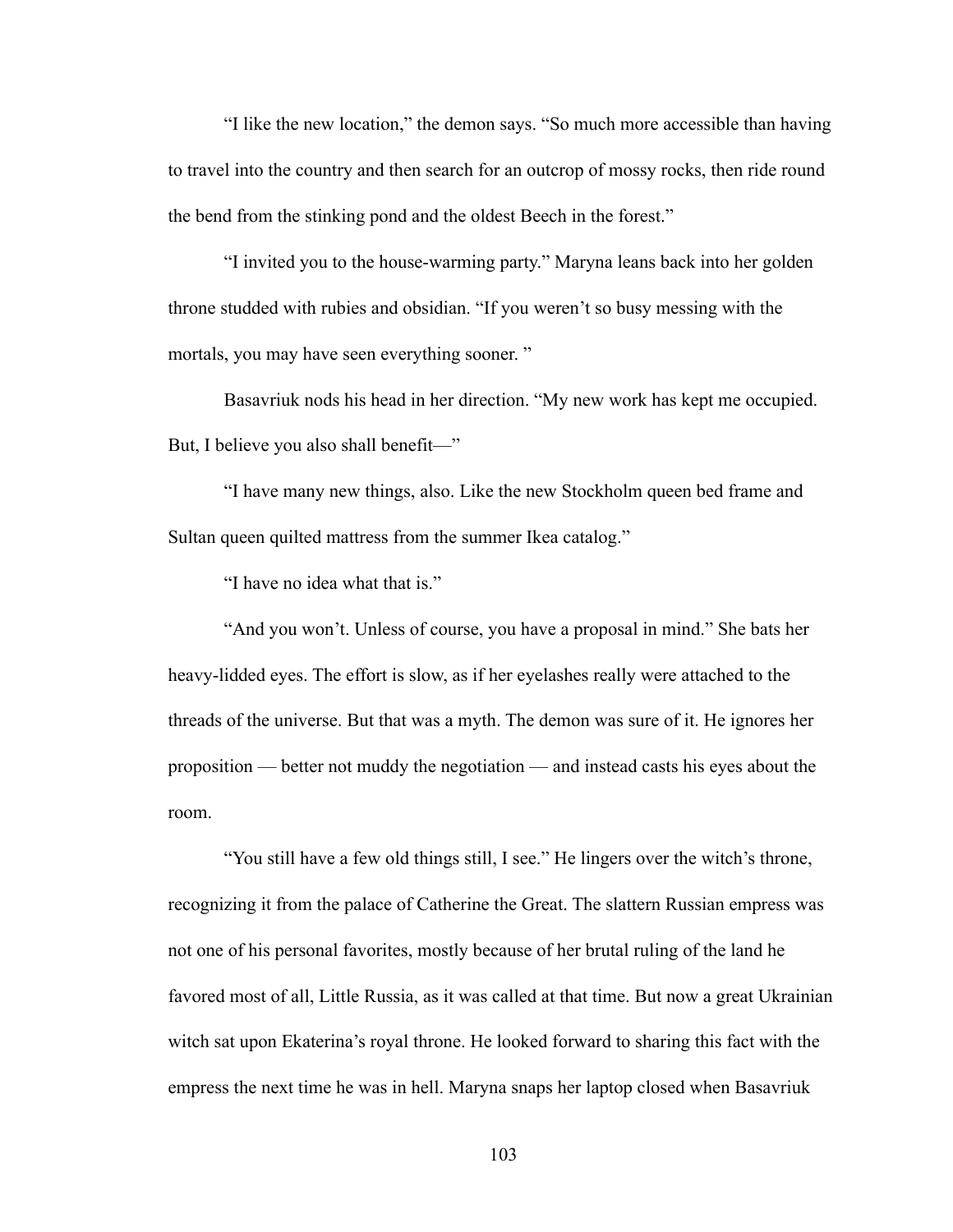"I like the new location," the demon says. "So much more accessible than having to travel into the country and then search for an outcrop of mossy rocks, then ride round the bend from the stinking pond and the oldest Beech in the forest."

"I invited you to the house-warming party." Maryna leans back into her golden throne studded with rubies and obsidian. "If you weren't so busy messing with the mortals, you may have seen everything sooner. "

Basavriuk nods his head in her direction. "My new work has kept me occupied. But, I believe you also shall benefit—"

"I have many new things, also. Like the new Stockholm queen bed frame and Sultan queen quilted mattress from the summer Ikea catalog."

"I have no idea what that is."

"And you won't. Unless of course, you have a proposal in mind." She bats her heavy-lidded eyes. The effort is slow, as if her eyelashes really were attached to the threads of the universe. But that was a myth. The demon was sure of it. He ignores her proposition — better not muddy the negotiation — and instead casts his eyes about the room.

"You still have a few old things still, I see." He lingers over the witch's throne, recognizing it from the palace of Catherine the Great. The slattern Russian empress was not one of his personal favorites, mostly because of her brutal ruling of the land he favored most of all, Little Russia, as it was called at that time. But now a great Ukrainian witch sat upon Ekaterina's royal throne. He looked forward to sharing this fact with the empress the next time he was in hell. Maryna snaps her laptop closed when Basavriuk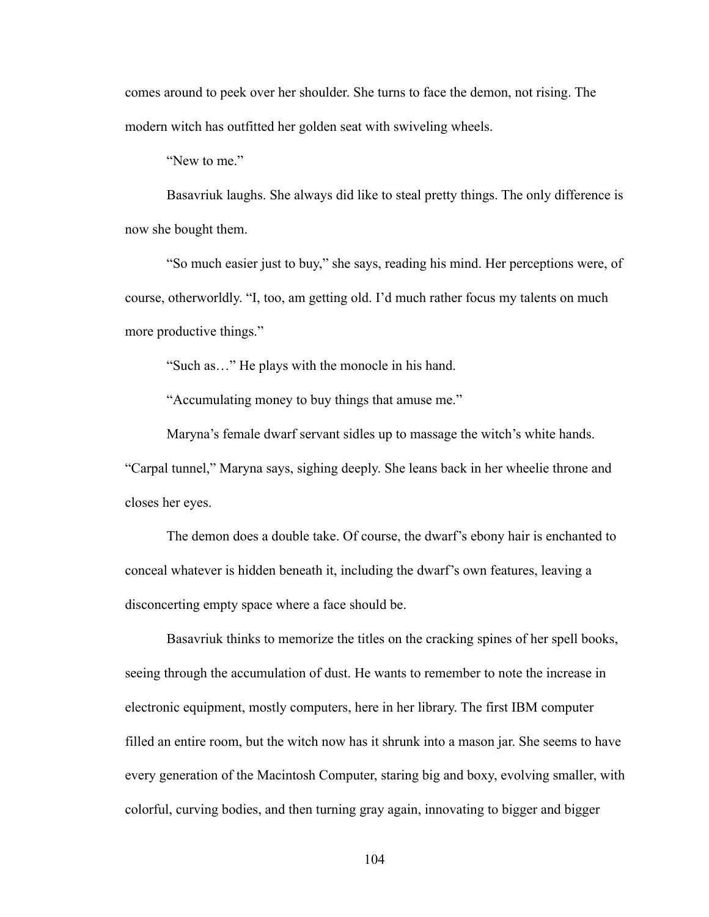comes around to peek over her shoulder. She turns to face the demon, not rising. The modern witch has outfitted her golden seat with swiveling wheels.

"New to me."

Basavriuk laughs. She always did like to steal pretty things. The only difference is now she bought them.

"So much easier just to buy," she says, reading his mind. Her perceptions were, of course, otherworldly. "I, too, am getting old. I'd much rather focus my talents on much more productive things."

"Such as…" He plays with the monocle in his hand.

"Accumulating money to buy things that amuse me."

Maryna's female dwarf servant sidles up to massage the witch's white hands. "Carpal tunnel," Maryna says, sighing deeply. She leans back in her wheelie throne and closes her eyes.

The demon does a double take. Of course, the dwarf's ebony hair is enchanted to conceal whatever is hidden beneath it, including the dwarf's own features, leaving a disconcerting empty space where a face should be.

Basavriuk thinks to memorize the titles on the cracking spines of her spell books, seeing through the accumulation of dust. He wants to remember to note the increase in electronic equipment, mostly computers, here in her library. The first IBM computer filled an entire room, but the witch now has it shrunk into a mason jar. She seems to have every generation of the Macintosh Computer, staring big and boxy, evolving smaller, with colorful, curving bodies, and then turning gray again, innovating to bigger and bigger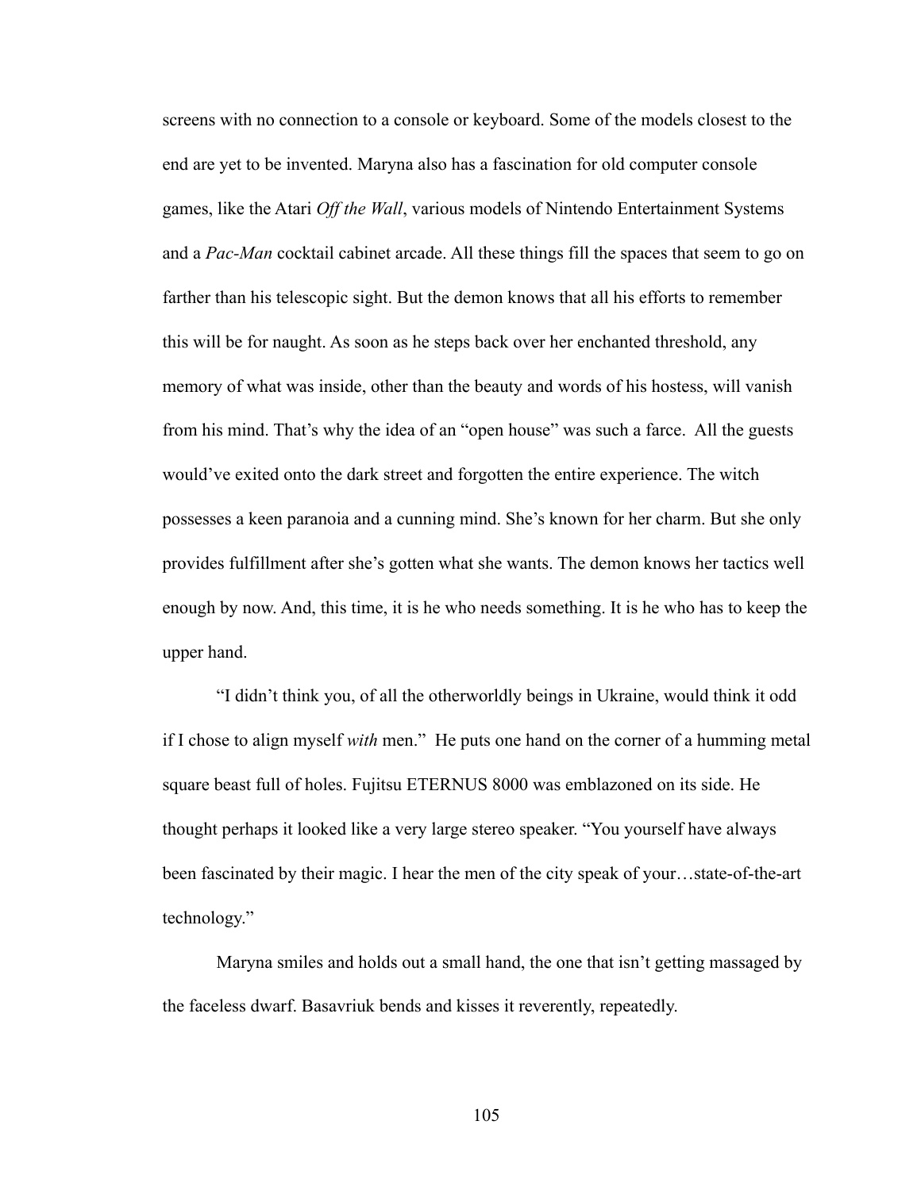screens with no connection to a console or keyboard. Some of the models closest to the end are yet to be invented. Maryna also has a fascination for old computer console games, like the Atari *Off the Wall*, various models of Nintendo Entertainment Systems and a *Pac-Man* cocktail cabinet arcade. All these things fill the spaces that seem to go on farther than his telescopic sight. But the demon knows that all his efforts to remember this will be for naught. As soon as he steps back over her enchanted threshold, any memory of what was inside, other than the beauty and words of his hostess, will vanish from his mind. That's why the idea of an "open house" was such a farce. All the guests would've exited onto the dark street and forgotten the entire experience. The witch possesses a keen paranoia and a cunning mind. She's known for her charm. But she only provides fulfillment after she's gotten what she wants. The demon knows her tactics well enough by now. And, this time, it is he who needs something. It is he who has to keep the upper hand.

"I didn't think you, of all the otherworldly beings in Ukraine, would think it odd if I chose to align myself *with* men." He puts one hand on the corner of a humming metal square beast full of holes. Fujitsu ETERNUS 8000 was emblazoned on its side. He thought perhaps it looked like a very large stereo speaker. "You yourself have always been fascinated by their magic. I hear the men of the city speak of your…state-of-the-art technology."

Maryna smiles and holds out a small hand, the one that isn't getting massaged by the faceless dwarf. Basavriuk bends and kisses it reverently, repeatedly.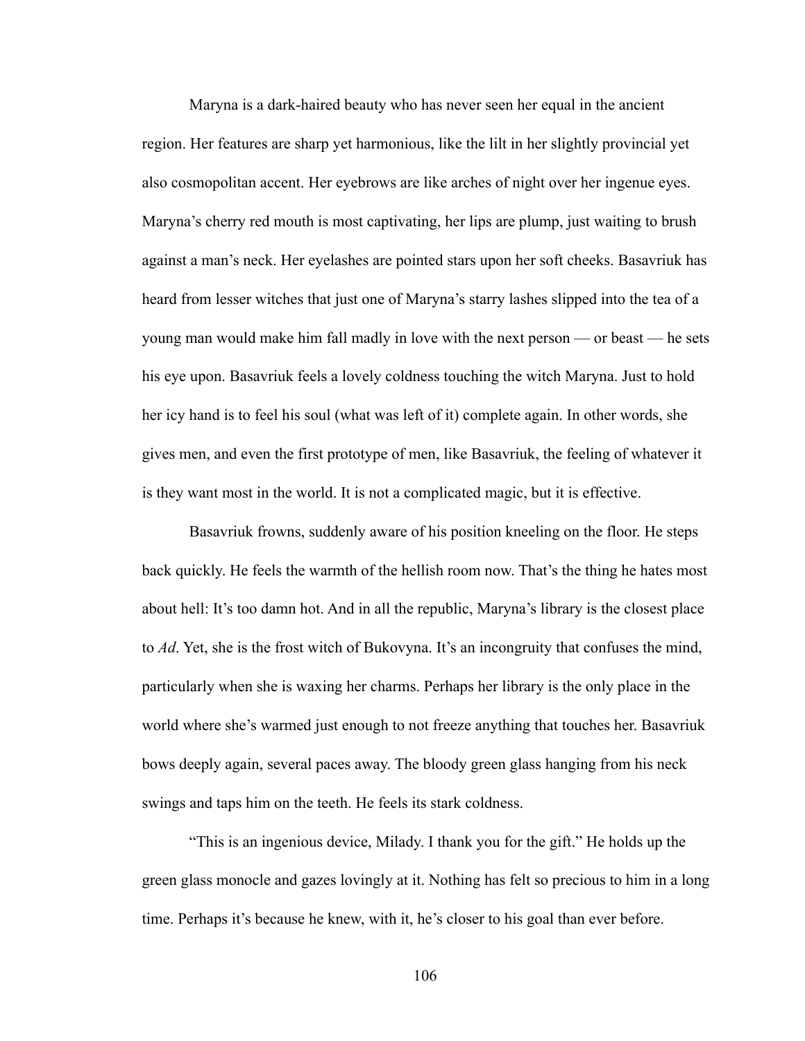Maryna is a dark-haired beauty who has never seen her equal in the ancient region. Her features are sharp yet harmonious, like the lilt in her slightly provincial yet also cosmopolitan accent. Her eyebrows are like arches of night over her ingenue eyes. Maryna's cherry red mouth is most captivating, her lips are plump, just waiting to brush against a man's neck. Her eyelashes are pointed stars upon her soft cheeks. Basavriuk has heard from lesser witches that just one of Maryna's starry lashes slipped into the tea of a young man would make him fall madly in love with the next person — or beast — he sets his eye upon. Basavriuk feels a lovely coldness touching the witch Maryna. Just to hold her icy hand is to feel his soul (what was left of it) complete again. In other words, she gives men, and even the first prototype of men, like Basavriuk, the feeling of whatever it is they want most in the world. It is not a complicated magic, but it is effective.

Basavriuk frowns, suddenly aware of his position kneeling on the floor. He steps back quickly. He feels the warmth of the hellish room now. That's the thing he hates most about hell: It's too damn hot. And in all the republic, Maryna's library is the closest place to *Ad*. Yet, she is the frost witch of Bukovyna. It's an incongruity that confuses the mind, particularly when she is waxing her charms. Perhaps her library is the only place in the world where she's warmed just enough to not freeze anything that touches her. Basavriuk bows deeply again, several paces away. The bloody green glass hanging from his neck swings and taps him on the teeth. He feels its stark coldness.

"This is an ingenious device, Milady. I thank you for the gift." He holds up the green glass monocle and gazes lovingly at it. Nothing has felt so precious to him in a long time. Perhaps it's because he knew, with it, he's closer to his goal than ever before.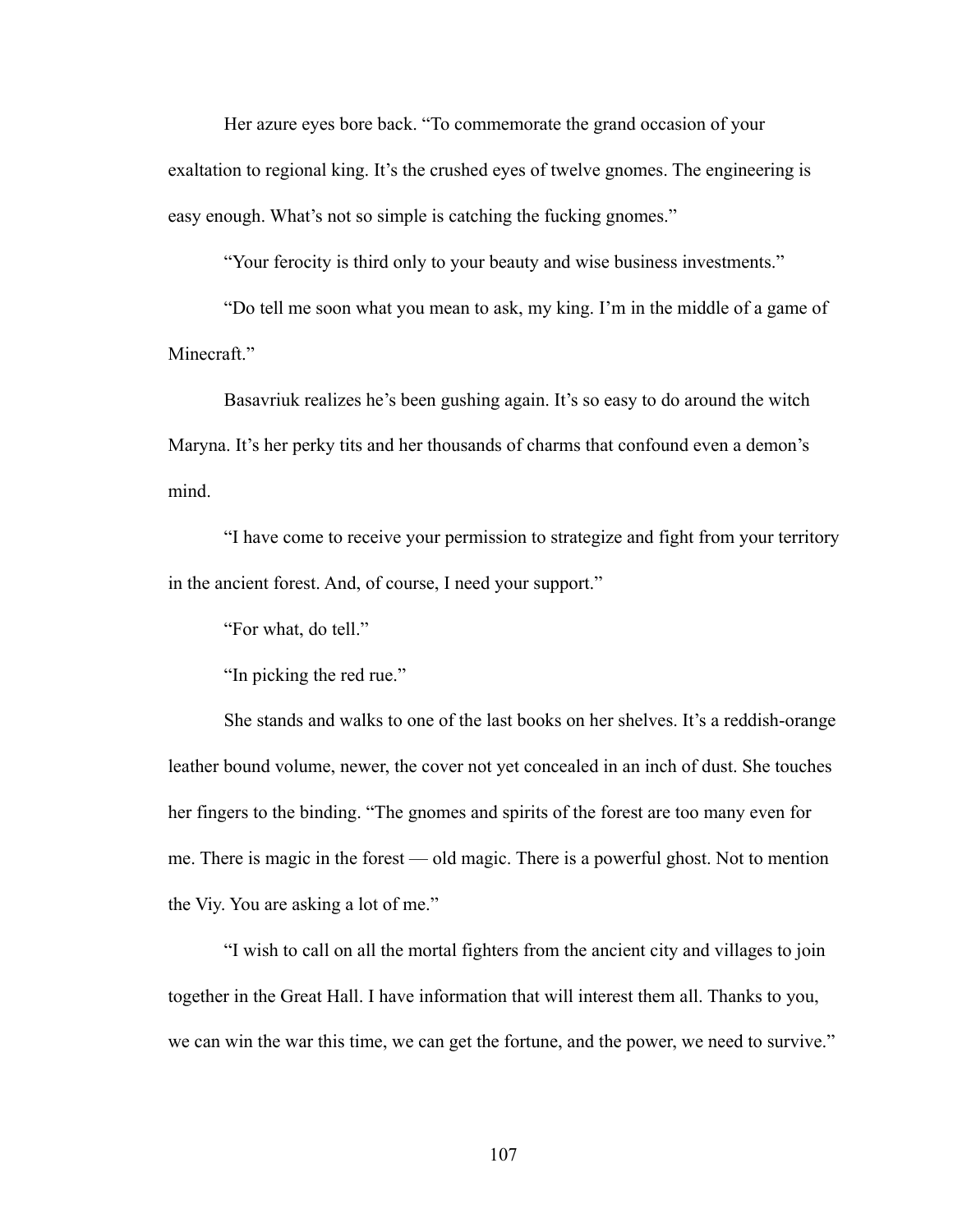Her azure eyes bore back. "To commemorate the grand occasion of your exaltation to regional king. It's the crushed eyes of twelve gnomes. The engineering is easy enough. What's not so simple is catching the fucking gnomes."

"Your ferocity is third only to your beauty and wise business investments."

"Do tell me soon what you mean to ask, my king. I'm in the middle of a game of Minecraft."

Basavriuk realizes he's been gushing again. It's so easy to do around the witch Maryna. It's her perky tits and her thousands of charms that confound even a demon's mind.

"I have come to receive your permission to strategize and fight from your territory in the ancient forest. And, of course, I need your support."

"For what, do tell."

"In picking the red rue."

She stands and walks to one of the last books on her shelves. It's a reddish-orange leather bound volume, newer, the cover not yet concealed in an inch of dust. She touches her fingers to the binding. "The gnomes and spirits of the forest are too many even for me. There is magic in the forest — old magic. There is a powerful ghost. Not to mention the Viy. You are asking a lot of me."

"I wish to call on all the mortal fighters from the ancient city and villages to join together in the Great Hall. I have information that will interest them all. Thanks to you, we can win the war this time, we can get the fortune, and the power, we need to survive."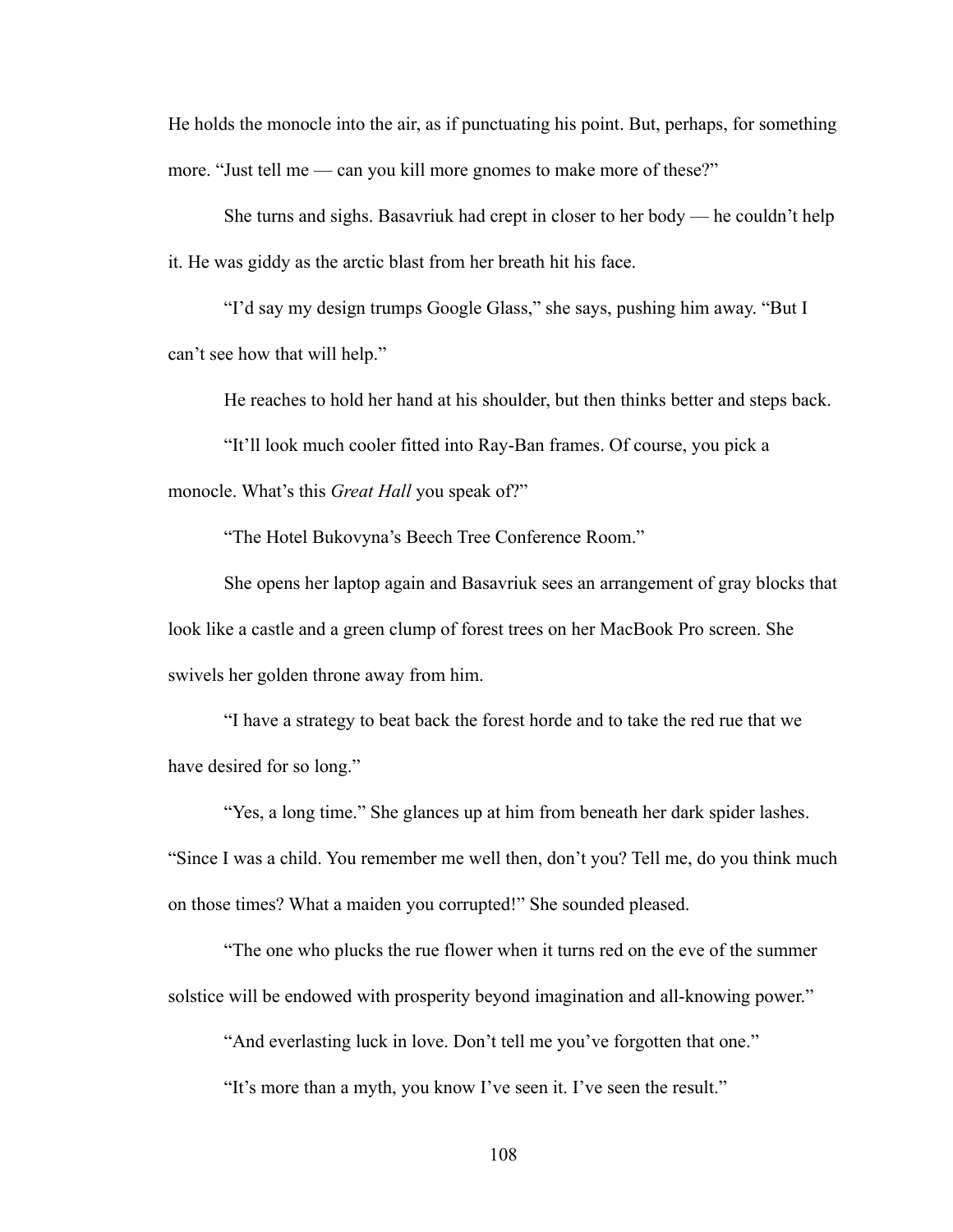He holds the monocle into the air, as if punctuating his point. But, perhaps, for something more. "Just tell me — can you kill more gnomes to make more of these?"

She turns and sighs. Basavriuk had crept in closer to her body — he couldn't help it. He was giddy as the arctic blast from her breath hit his face.

"I'd say my design trumps Google Glass," she says, pushing him away. "But I can't see how that will help."

He reaches to hold her hand at his shoulder, but then thinks better and steps back.

"It'll look much cooler fitted into Ray-Ban frames. Of course, you pick a monocle. What's this *Great Hall* you speak of?"

"The Hotel Bukovyna's Beech Tree Conference Room."

She opens her laptop again and Basavriuk sees an arrangement of gray blocks that look like a castle and a green clump of forest trees on her MacBook Pro screen. She swivels her golden throne away from him.

"I have a strategy to beat back the forest horde and to take the red rue that we have desired for so long."

"Yes, a long time." She glances up at him from beneath her dark spider lashes. "Since I was a child. You remember me well then, don't you? Tell me, do you think much on those times? What a maiden you corrupted!" She sounded pleased.

"The one who plucks the rue flower when it turns red on the eve of the summer solstice will be endowed with prosperity beyond imagination and all-knowing power."

"And everlasting luck in love. Don't tell me you've forgotten that one."

"It's more than a myth, you know I've seen it. I've seen the result."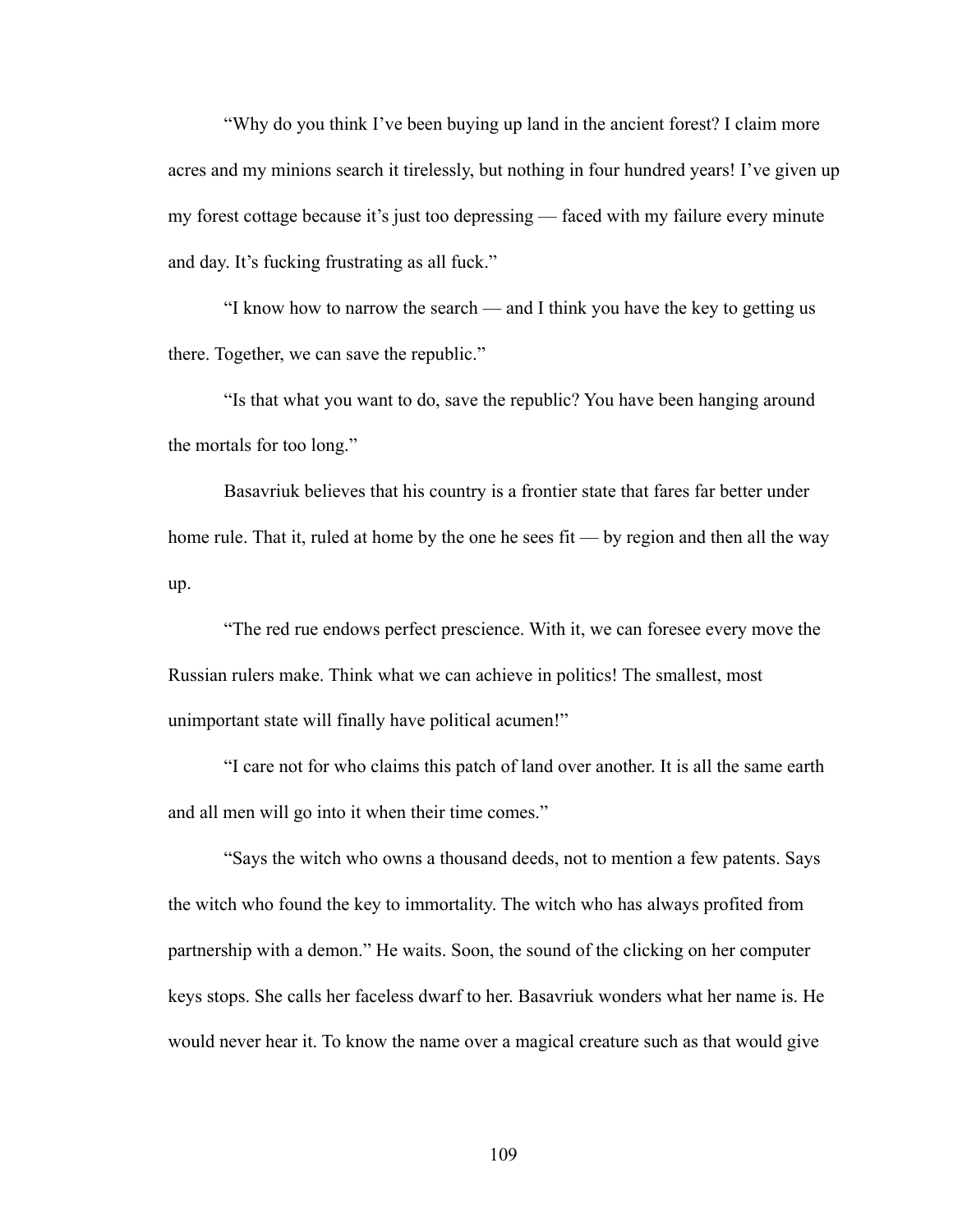"Why do you think I've been buying up land in the ancient forest? I claim more acres and my minions search it tirelessly, but nothing in four hundred years! I've given up my forest cottage because it's just too depressing — faced with my failure every minute and day. It's fucking frustrating as all fuck."

"I know how to narrow the search — and I think you have the key to getting us there. Together, we can save the republic."

"Is that what you want to do, save the republic? You have been hanging around the mortals for too long."

Basavriuk believes that his country is a frontier state that fares far better under home rule. That it, ruled at home by the one he sees fit — by region and then all the way up.

"The red rue endows perfect prescience. With it, we can foresee every move the Russian rulers make. Think what we can achieve in politics! The smallest, most unimportant state will finally have political acumen!"

"I care not for who claims this patch of land over another. It is all the same earth and all men will go into it when their time comes."

"Says the witch who owns a thousand deeds, not to mention a few patents. Says the witch who found the key to immortality. The witch who has always profited from partnership with a demon." He waits. Soon, the sound of the clicking on her computer keys stops. She calls her faceless dwarf to her. Basavriuk wonders what her name is. He would never hear it. To know the name over a magical creature such as that would give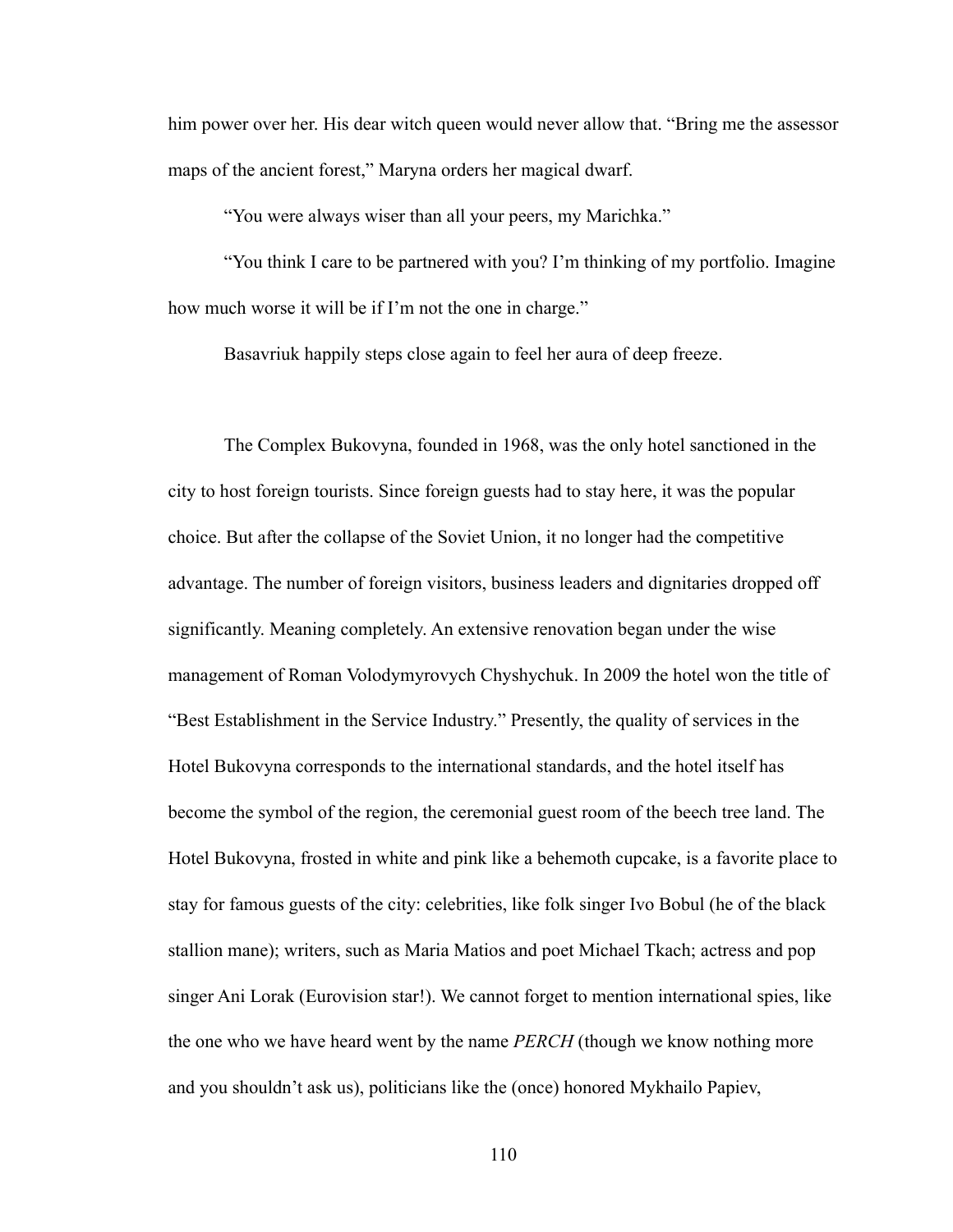him power over her. His dear witch queen would never allow that. “Bring me the assessor maps of the ancient forest,” Maryna orders her magical dwarf.

“You were always wiser than all your peers, my Marichka.”

“You think I care to be partnered with you? I’m thinking of my portfolio. Imagine how much worse it will be if I’m not the one in charge.”

Basavriuk happily steps close again to feel her aura of deep freeze.

The Complex Bukovyna, founded in 1968, was the only hotel sanctioned in the city to host foreign tourists. Since foreign guests had to stay here, it was the popular choice. But after the collapse of the Soviet Union, it no longer had the competitive advantage. The number of foreign visitors, business leaders and dignitaries dropped off significantly. Meaning completely. An extensive renovation began under the wise management of Roman Volodymyrovych Chyshychuk. In 2009 the hotel won the title of “Best Establishment in the Service Industry.” Presently, the quality of services in the Hotel Bukovyna corresponds to the international standards, and the hotel itself has become the symbol of the region, the ceremonial guest room of the beech tree land. The Hotel Bukovyna, frosted in white and pink like a behemoth cupcake, is a favorite place to stay for famous guests of the city: celebrities, like folk singer Ivo Bobul (he of the black stallion mane); writers, such as Maria Matios and poet Michael Tkach; actress and pop singer Ani Lorak (Eurovision star!). We cannot forget to mention international spies, like the one who we have heard went by the name *PERCH* (though we know nothing more and you shouldn’t ask us), politicians like the (once) honored Mykhailo Papiev,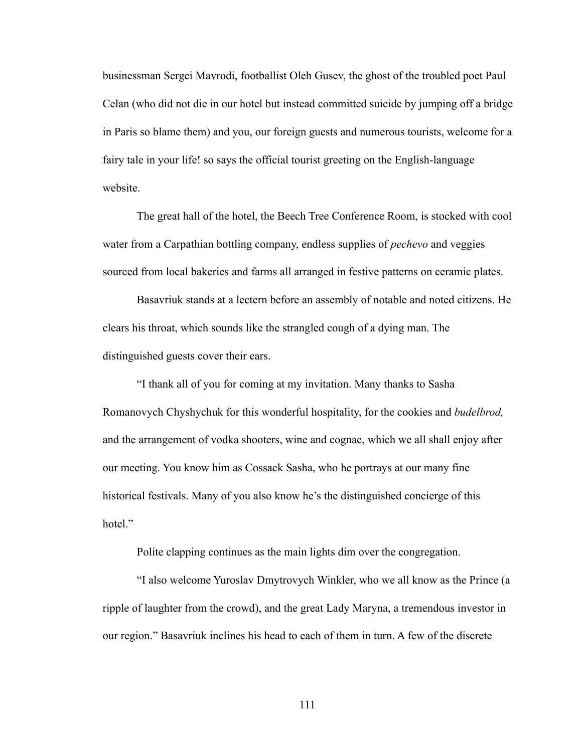businessman Sergei Mavrodi, footballist Oleh Gusev, the ghost of the troubled poet Paul Celan (who did not die in our hotel but instead committed suicide by jumping off a bridge in Paris so blame them) and you, our foreign guests and numerous tourists, welcome for a fairy tale in your life! so says the official tourist greeting on the English-language website.

The great hall of the hotel, the Beech Tree Conference Room, is stocked with cool water from a Carpathian bottling company, endless supplies of *pechevo* and veggies sourced from local bakeries and farms all arranged in festive patterns on ceramic plates.

Basavriuk stands at a lectern before an assembly of notable and noted citizens. He clears his throat, which sounds like the strangled cough of a dying man. The distinguished guests cover their ears.

"I thank all of you for coming at my invitation. Many thanks to Sasha Romanovych Chyshychuk for this wonderful hospitality, for the cookies and *budelbrod,* and the arrangement of vodka shooters, wine and cognac, which we all shall enjoy after our meeting. You know him as Cossack Sasha, who he portrays at our many fine historical festivals. Many of you also know he's the distinguished concierge of this hotel."

Polite clapping continues as the main lights dim over the congregation.

"I also welcome Yuroslav Dmytrovych Winkler, who we all know as the Prince (a ripple of laughter from the crowd), and the great Lady Maryna, a tremendous investor in our region." Basavriuk inclines his head to each of them in turn. A few of the discrete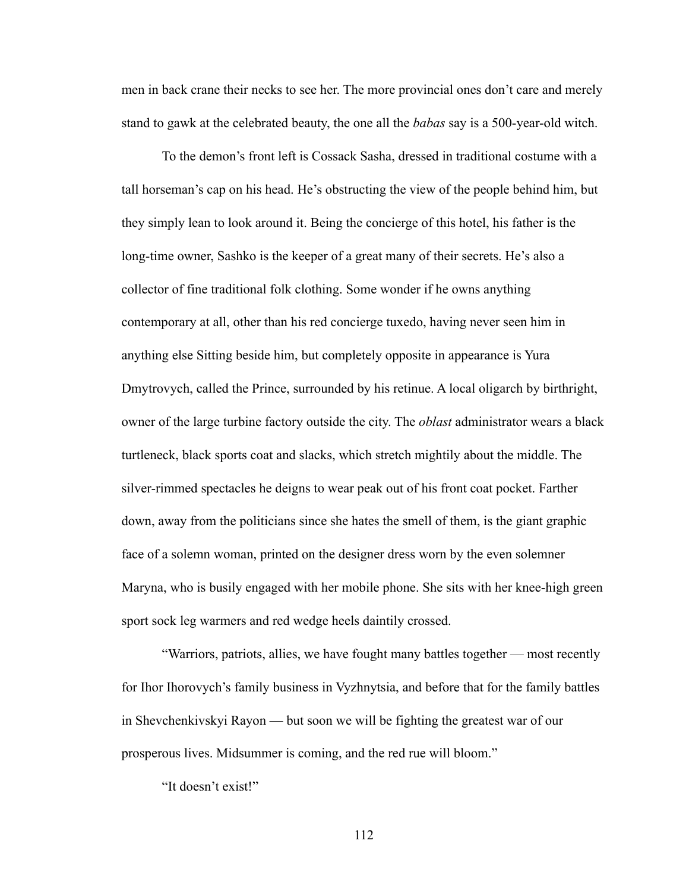men in back crane their necks to see her. The more provincial ones don't care and merely stand to gawk at the celebrated beauty, the one all the *babas* say is a 500-year-old witch.

To the demon's front left is Cossack Sasha, dressed in traditional costume with a tall horseman's cap on his head. He's obstructing the view of the people behind him, but they simply lean to look around it. Being the concierge of this hotel, his father is the long-time owner, Sashko is the keeper of a great many of their secrets. He's also a collector of fine traditional folk clothing. Some wonder if he owns anything contemporary at all, other than his red concierge tuxedo, having never seen him in anything else Sitting beside him, but completely opposite in appearance is Yura Dmytrovych, called the Prince, surrounded by his retinue. A local oligarch by birthright, owner of the large turbine factory outside the city. The *oblast* administrator wears a black turtleneck, black sports coat and slacks, which stretch mightily about the middle. The silver-rimmed spectacles he deigns to wear peak out of his front coat pocket. Farther down, away from the politicians since she hates the smell of them, is the giant graphic face of a solemn woman, printed on the designer dress worn by the even solemner Maryna, who is busily engaged with her mobile phone. She sits with her knee-high green sport sock leg warmers and red wedge heels daintily crossed.

"Warriors, patriots, allies, we have fought many battles together — most recently for Ihor Ihorovych's family business in Vyzhnytsia, and before that for the family battles in Shevchenkivskyi Rayon — but soon we will be fighting the greatest war of our prosperous lives. Midsummer is coming, and the red rue will bloom."

"It doesn't exist!"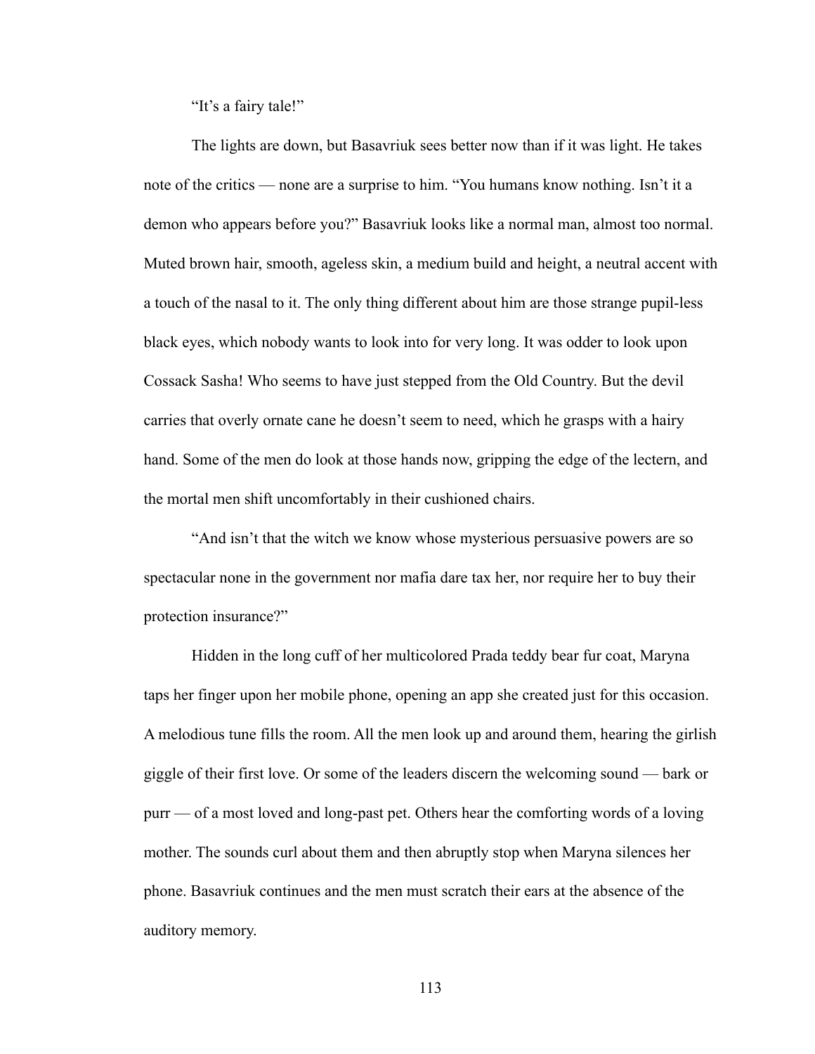"It's a fairy tale!"

The lights are down, but Basavriuk sees better now than if it was light. He takes note of the critics — none are a surprise to him. "You humans know nothing. Isn't it a demon who appears before you?" Basavriuk looks like a normal man, almost too normal. Muted brown hair, smooth, ageless skin, a medium build and height, a neutral accent with a touch of the nasal to it. The only thing different about him are those strange pupil-less black eyes, which nobody wants to look into for very long. It was odder to look upon Cossack Sasha! Who seems to have just stepped from the Old Country. But the devil carries that overly ornate cane he doesn't seem to need, which he grasps with a hairy hand. Some of the men do look at those hands now, gripping the edge of the lectern, and the mortal men shift uncomfortably in their cushioned chairs.

"And isn't that the witch we know whose mysterious persuasive powers are so spectacular none in the government nor mafia dare tax her, nor require her to buy their protection insurance?"

Hidden in the long cuff of her multicolored Prada teddy bear fur coat, Maryna taps her finger upon her mobile phone, opening an app she created just for this occasion. A melodious tune fills the room. All the men look up and around them, hearing the girlish giggle of their first love. Or some of the leaders discern the welcoming sound — bark or purr — of a most loved and long-past pet. Others hear the comforting words of a loving mother. The sounds curl about them and then abruptly stop when Maryna silences her phone. Basavriuk continues and the men must scratch their ears at the absence of the auditory memory.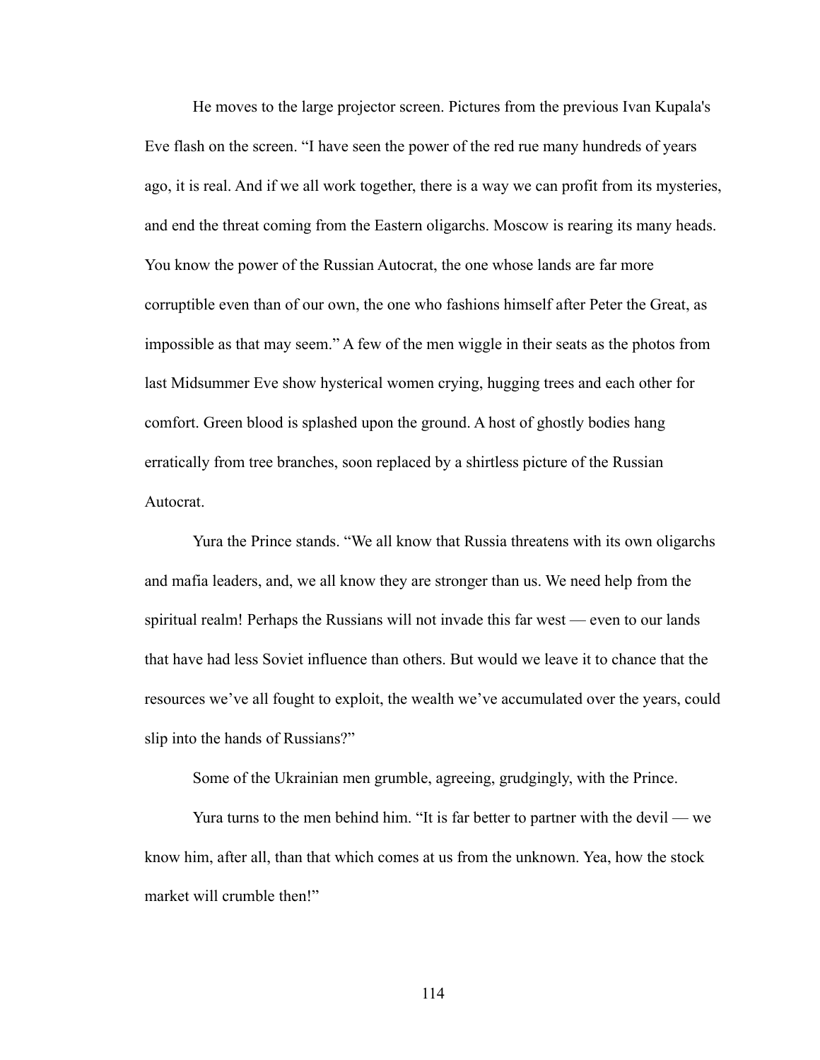He moves to the large projector screen. Pictures from the previous Ivan Kupala's Eve flash on the screen. "I have seen the power of the red rue many hundreds of years ago, it is real. And if we all work together, there is a way we can profit from its mysteries, and end the threat coming from the Eastern oligarchs. Moscow is rearing its many heads. You know the power of the Russian Autocrat, the one whose lands are far more corruptible even than of our own, the one who fashions himself after Peter the Great, as impossible as that may seem." A few of the men wiggle in their seats as the photos from last Midsummer Eve show hysterical women crying, hugging trees and each other for comfort. Green blood is splashed upon the ground. A host of ghostly bodies hang erratically from tree branches, soon replaced by a shirtless picture of the Russian Autocrat.

Yura the Prince stands. "We all know that Russia threatens with its own oligarchs and mafia leaders, and, we all know they are stronger than us. We need help from the spiritual realm! Perhaps the Russians will not invade this far west — even to our lands that have had less Soviet influence than others. But would we leave it to chance that the resources we've all fought to exploit, the wealth we've accumulated over the years, could slip into the hands of Russians?"

Some of the Ukrainian men grumble, agreeing, grudgingly, with the Prince.

Yura turns to the men behind him. "It is far better to partner with the devil — we know him, after all, than that which comes at us from the unknown. Yea, how the stock market will crumble then!"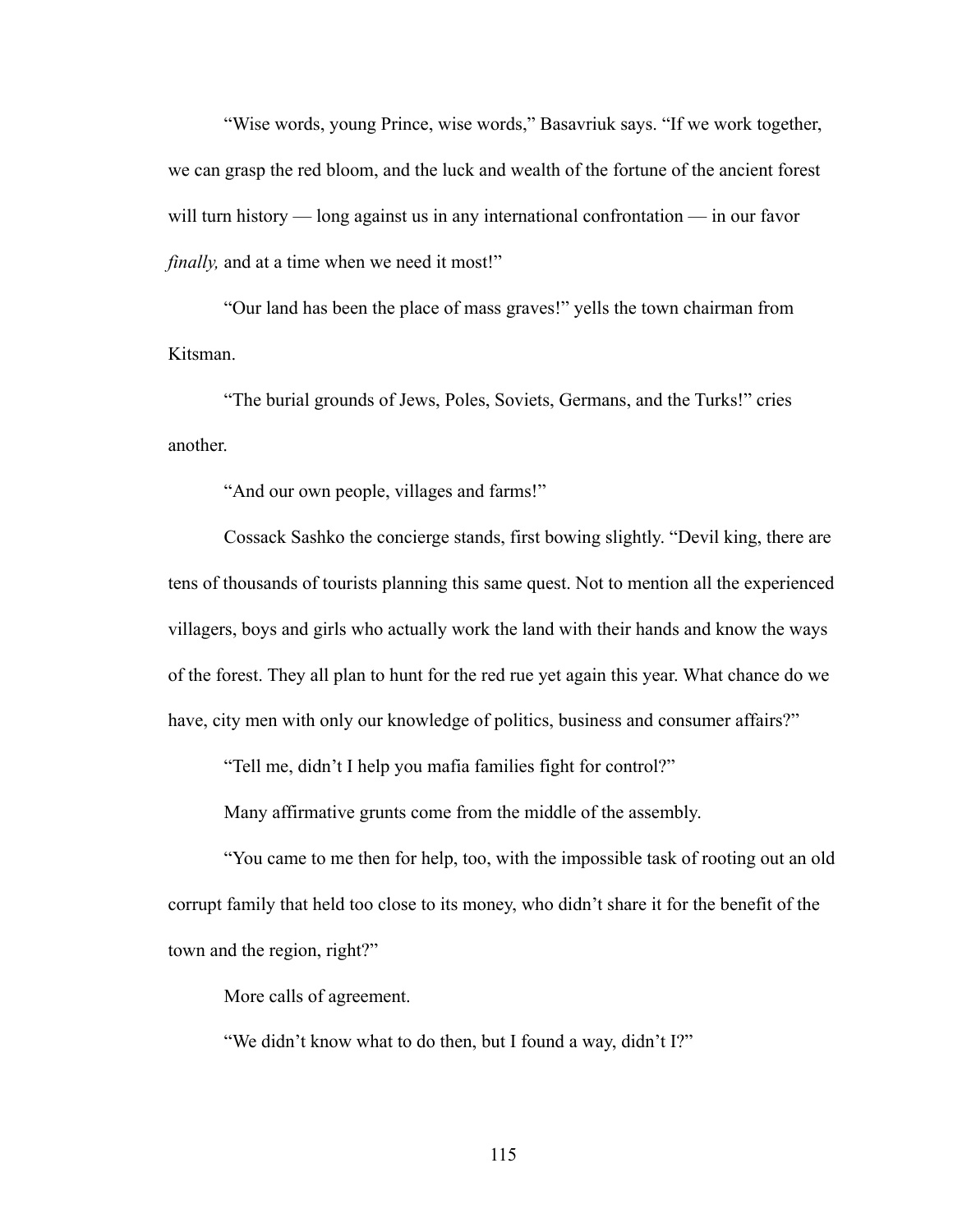“Wise words, young Prince, wise words,” Basavriuk says. “If we work together, we can grasp the red bloom, and the luck and wealth of the fortune of the ancient forest will turn history — long against us in any international confrontation — in our favor *finally,* and at a time when we need it most!”

“Our land has been the place of mass graves!” yells the town chairman from Kitsman.

“The burial grounds of Jews, Poles, Soviets, Germans, and the Turks!” cries another.

“And our own people, villages and farms!”

Cossack Sashko the concierge stands, first bowing slightly. “Devil king, there are tens of thousands of tourists planning this same quest. Not to mention all the experienced villagers, boys and girls who actually work the land with their hands and know the ways of the forest. They all plan to hunt for the red rue yet again this year. What chance do we have, city men with only our knowledge of politics, business and consumer affairs?”

“Tell me, didn’t I help you mafia families fight for control?”

Many affirmative grunts come from the middle of the assembly.

“You came to me then for help, too, with the impossible task of rooting out an old corrupt family that held too close to its money, who didn’t share it for the benefit of the town and the region, right?”

More calls of agreement.

“We didn’t know what to do then, but I found a way, didn’t I?”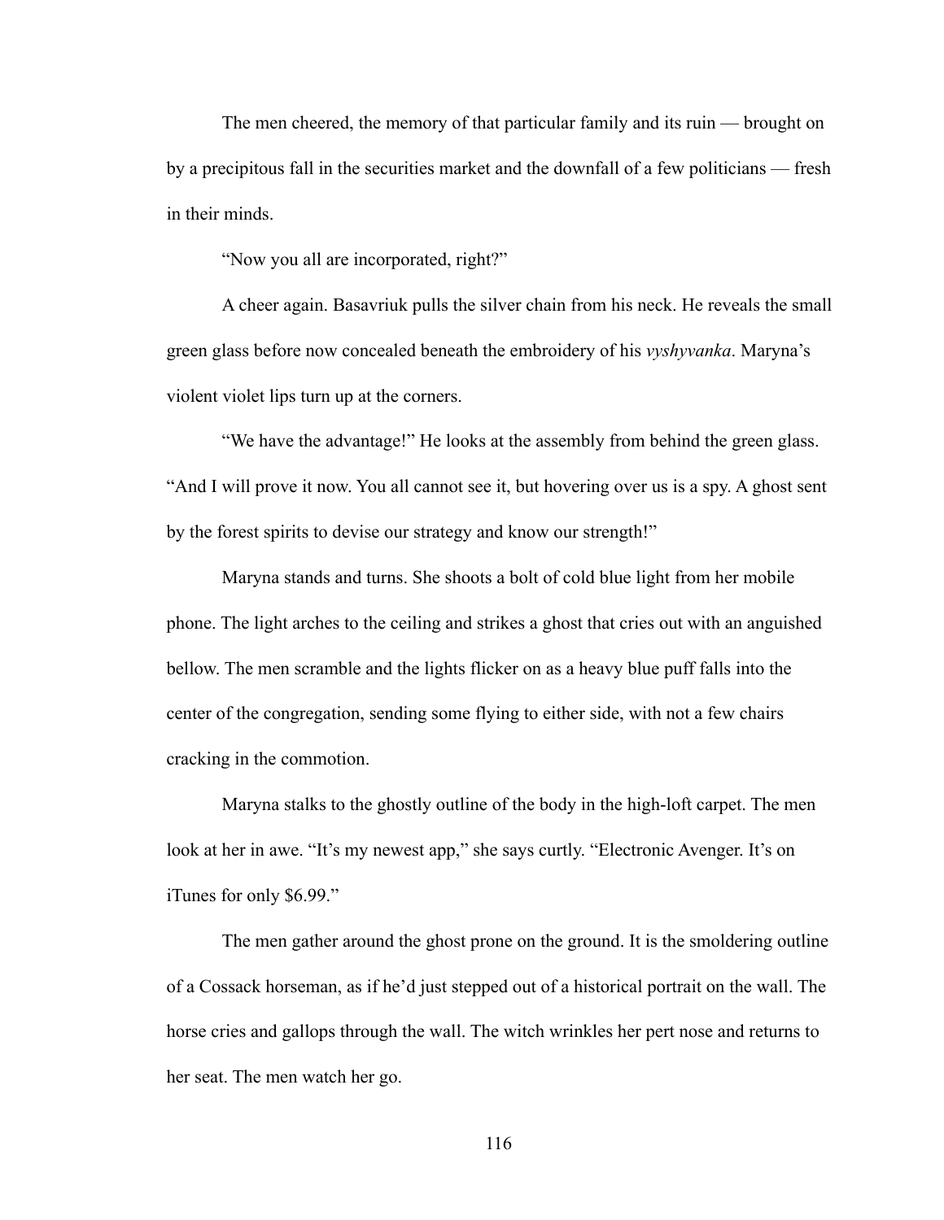The men cheered, the memory of that particular family and its ruin — brought on by a precipitous fall in the securities market and the downfall of a few politicians — fresh in their minds.

"Now you all are incorporated, right?"

A cheer again. Basavriuk pulls the silver chain from his neck. He reveals the small green glass before now concealed beneath the embroidery of his *vyshyvanka*. Maryna's violent violet lips turn up at the corners.

"We have the advantage!" He looks at the assembly from behind the green glass. "And I will prove it now. You all cannot see it, but hovering over us is a spy. A ghost sent by the forest spirits to devise our strategy and know our strength!"

Maryna stands and turns. She shoots a bolt of cold blue light from her mobile phone. The light arches to the ceiling and strikes a ghost that cries out with an anguished bellow. The men scramble and the lights flicker on as a heavy blue puff falls into the center of the congregation, sending some flying to either side, with not a few chairs cracking in the commotion.

Maryna stalks to the ghostly outline of the body in the high-loft carpet. The men look at her in awe. "It's my newest app," she says curtly. "Electronic Avenger. It's on iTunes for only $6.99."

The men gather around the ghost prone on the ground. It is the smoldering outline of a Cossack horseman, as if he'd just stepped out of a historical portrait on the wall. The horse cries and gallops through the wall. The witch wrinkles her pert nose and returns to her seat. The men watch her go.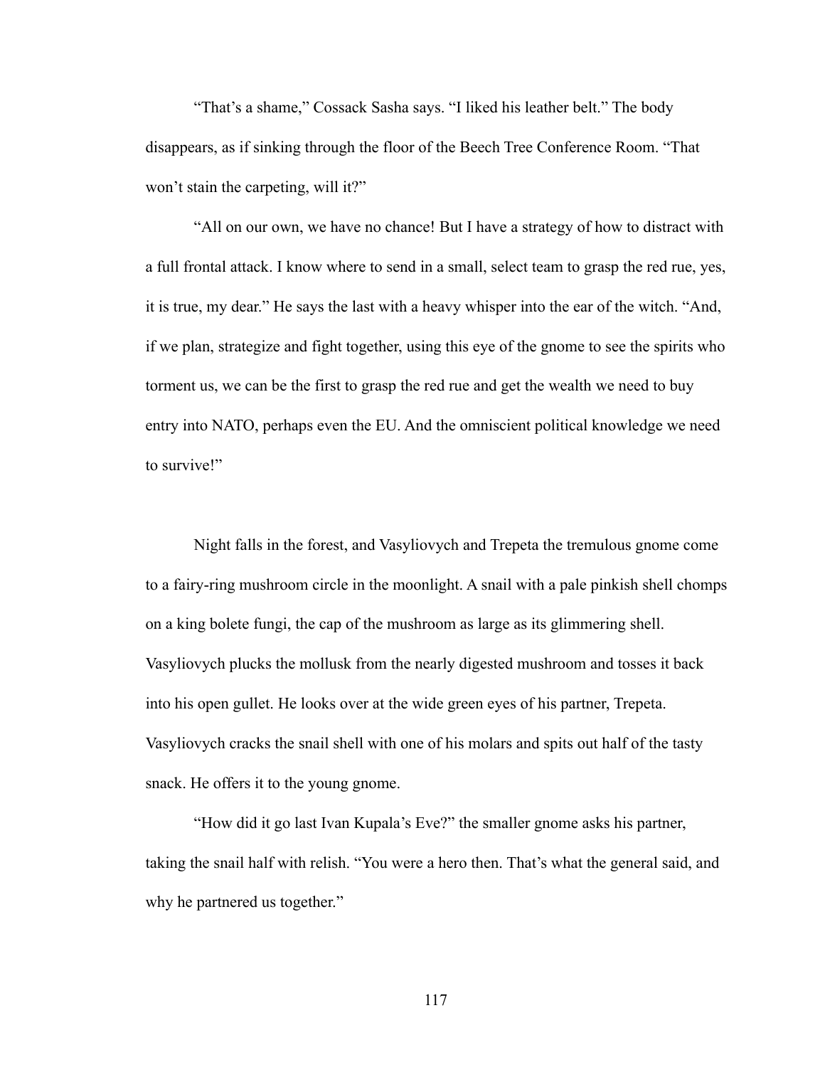"That's a shame," Cossack Sasha says. "I liked his leather belt." The body disappears, as if sinking through the floor of the Beech Tree Conference Room. "That won't stain the carpeting, will it?"

"All on our own, we have no chance! But I have a strategy of how to distract with a full frontal attack. I know where to send in a small, select team to grasp the red rue, yes, it is true, my dear." He says the last with a heavy whisper into the ear of the witch. "And, if we plan, strategize and fight together, using this eye of the gnome to see the spirits who torment us, we can be the first to grasp the red rue and get the wealth we need to buy entry into NATO, perhaps even the EU. And the omniscient political knowledge we need to survive!"

Night falls in the forest, and Vasyliovych and Trepeta the tremulous gnome come to a fairy-ring mushroom circle in the moonlight. A snail with a pale pinkish shell chomps on a king bolete fungi, the cap of the mushroom as large as its glimmering shell. Vasyliovych plucks the mollusk from the nearly digested mushroom and tosses it back into his open gullet. He looks over at the wide green eyes of his partner, Trepeta. Vasyliovych cracks the snail shell with one of his molars and spits out half of the tasty snack. He offers it to the young gnome.

"How did it go last Ivan Kupala's Eve?" the smaller gnome asks his partner, taking the snail half with relish. "You were a hero then. That's what the general said, and why he partnered us together."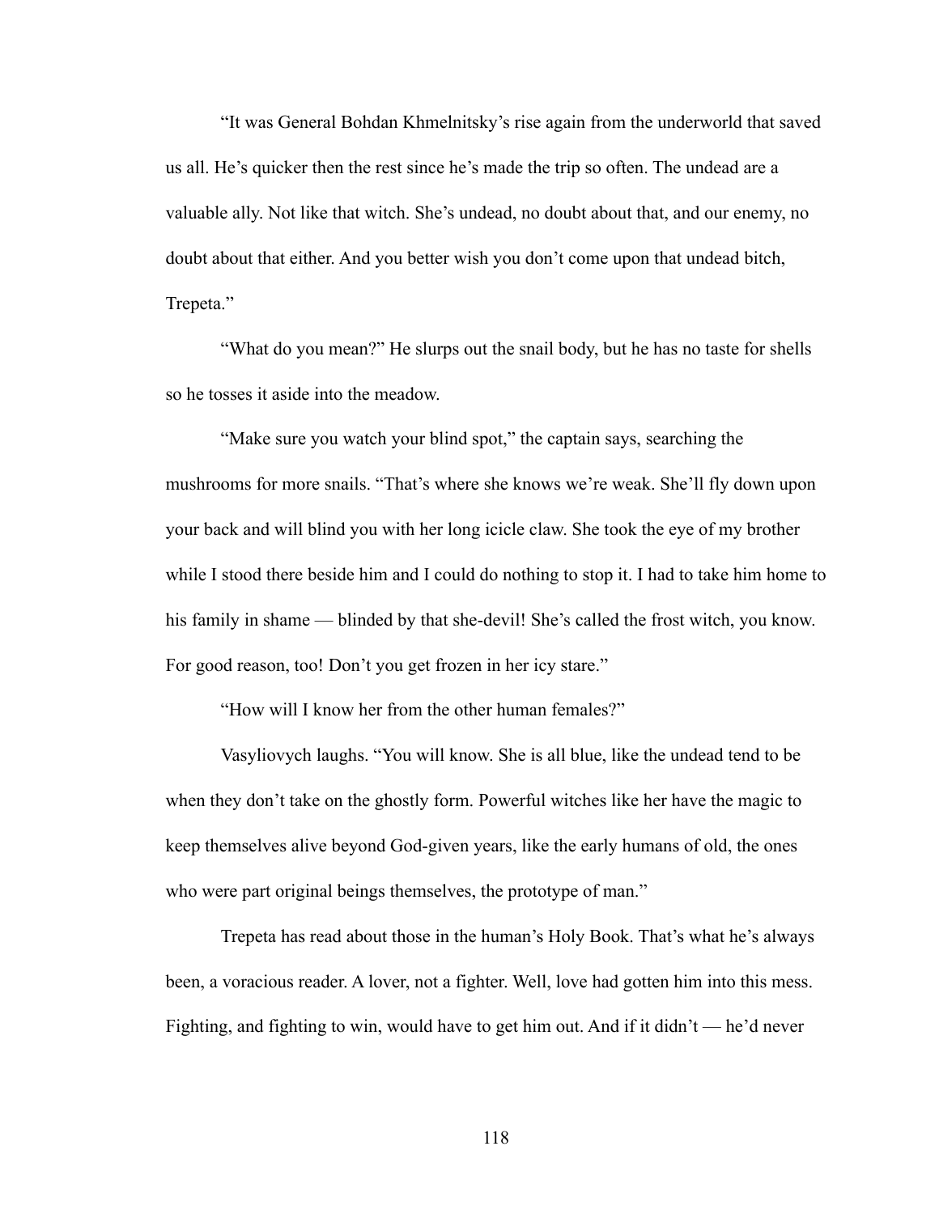"It was General Bohdan Khmelnitsky's rise again from the underworld that saved us all. He's quicker then the rest since he's made the trip so often. The undead are a valuable ally. Not like that witch. She's undead, no doubt about that, and our enemy, no doubt about that either. And you better wish you don't come upon that undead bitch, Trepeta."

"What do you mean?" He slurps out the snail body, but he has no taste for shells so he tosses it aside into the meadow.

"Make sure you watch your blind spot," the captain says, searching the mushrooms for more snails. "That's where she knows we're weak. She'll fly down upon your back and will blind you with her long icicle claw. She took the eye of my brother while I stood there beside him and I could do nothing to stop it. I had to take him home to his family in shame — blinded by that she-devil! She's called the frost witch, you know. For good reason, too! Don't you get frozen in her icy stare."

"How will I know her from the other human females?"

Vasyliovych laughs. "You will know. She is all blue, like the undead tend to be when they don't take on the ghostly form. Powerful witches like her have the magic to keep themselves alive beyond God-given years, like the early humans of old, the ones who were part original beings themselves, the prototype of man."

Trepeta has read about those in the human's Holy Book. That's what he's always been, a voracious reader. A lover, not a fighter. Well, love had gotten him into this mess. Fighting, and fighting to win, would have to get him out. And if it didn't — he'd never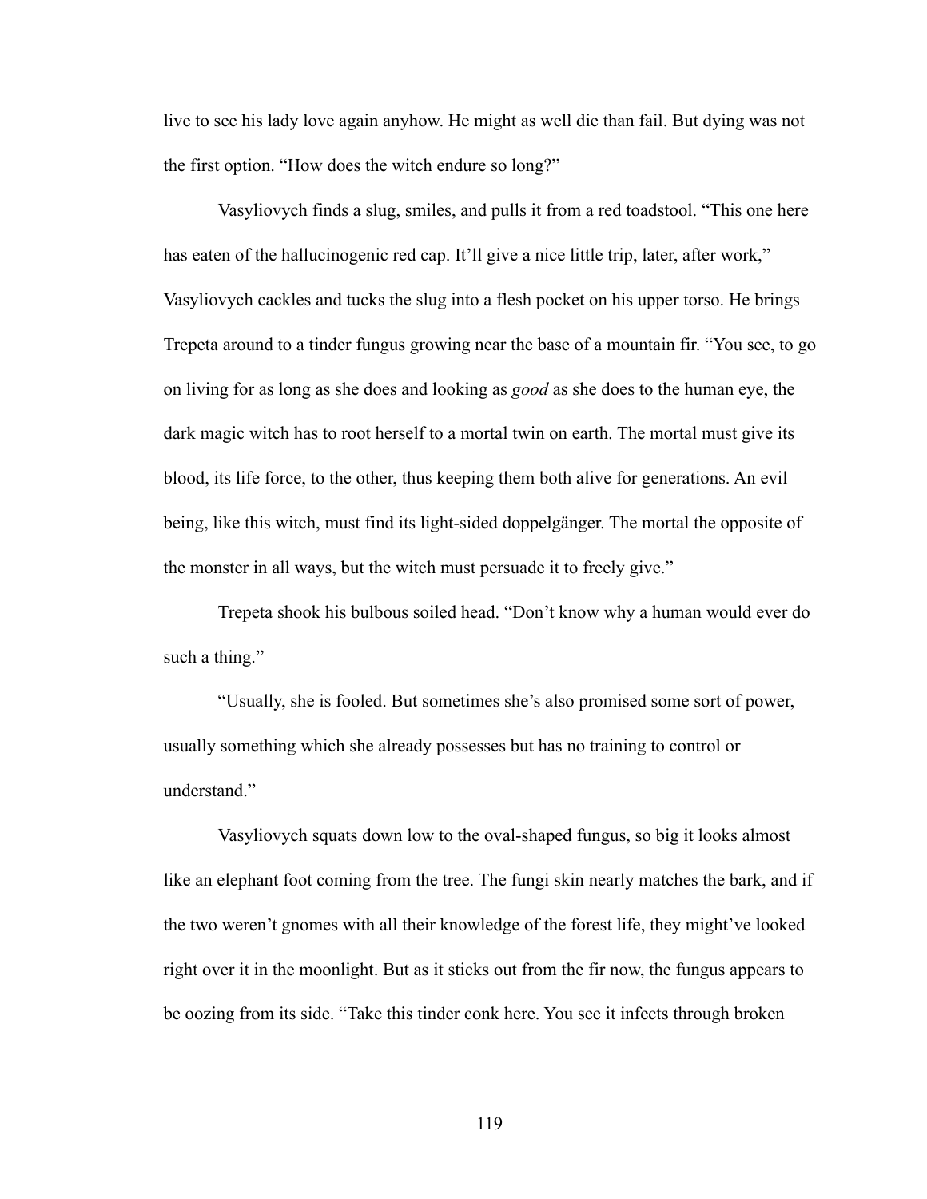live to see his lady love again anyhow. He might as well die than fail. But dying was not the first option. "How does the witch endure so long?"

Vasyliovych finds a slug, smiles, and pulls it from a red toadstool. "This one here has eaten of the hallucinogenic red cap. It'll give a nice little trip, later, after work," Vasyliovych cackles and tucks the slug into a flesh pocket on his upper torso. He brings Trepeta around to a tinder fungus growing near the base of a mountain fir. "You see, to go on living for as long as she does and looking as *good* as she does to the human eye, the dark magic witch has to root herself to a mortal twin on earth. The mortal must give its blood, its life force, to the other, thus keeping them both alive for generations. An evil being, like this witch, must find its light-sided doppelgänger. The mortal the opposite of the monster in all ways, but the witch must persuade it to freely give."

Trepeta shook his bulbous soiled head. "Don't know why a human would ever do such a thing."

"Usually, she is fooled. But sometimes she's also promised some sort of power, usually something which she already possesses but has no training to control or understand."

Vasyliovych squats down low to the oval-shaped fungus, so big it looks almost like an elephant foot coming from the tree. The fungi skin nearly matches the bark, and if the two weren't gnomes with all their knowledge of the forest life, they might've looked right over it in the moonlight. But as it sticks out from the fir now, the fungus appears to be oozing from its side. "Take this tinder conk here. You see it infects through broken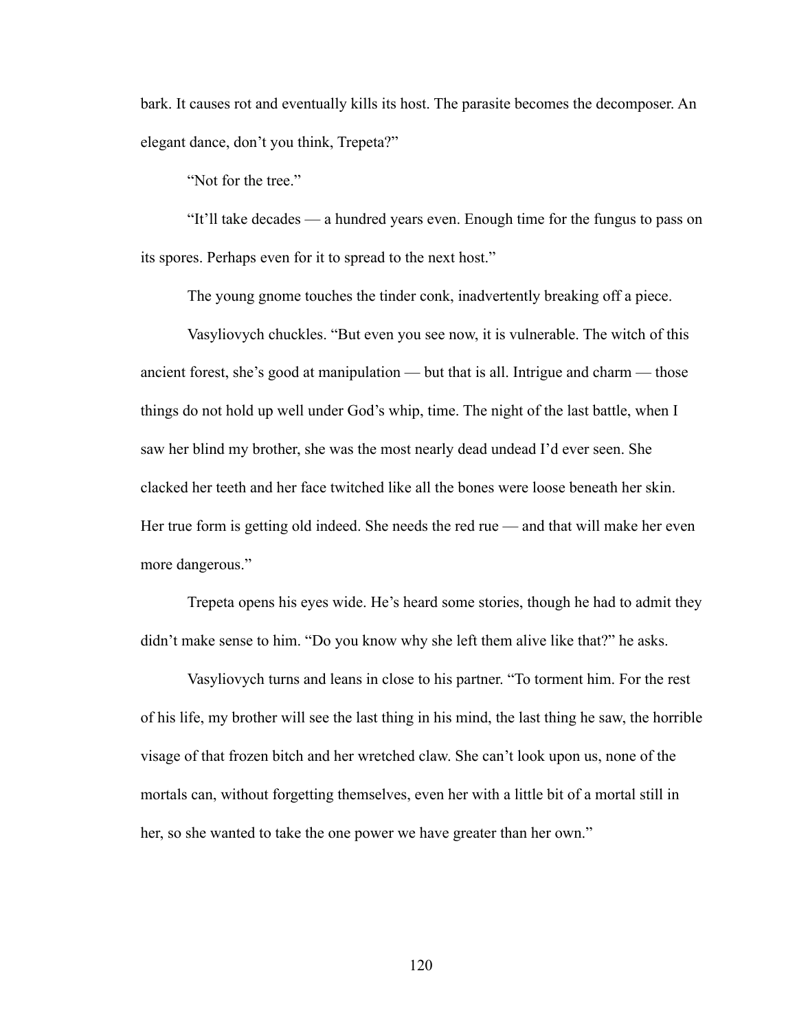bark. It causes rot and eventually kills its host. The parasite becomes the decomposer. An elegant dance, don't you think, Trepeta?"

"Not for the tree."

"It'll take decades — a hundred years even. Enough time for the fungus to pass on its spores. Perhaps even for it to spread to the next host."

The young gnome touches the tinder conk, inadvertently breaking off a piece.

Vasyliovych chuckles. "But even you see now, it is vulnerable. The witch of this ancient forest, she's good at manipulation — but that is all. Intrigue and charm — those things do not hold up well under God's whip, time. The night of the last battle, when I saw her blind my brother, she was the most nearly dead undead I'd ever seen. She clacked her teeth and her face twitched like all the bones were loose beneath her skin. Her true form is getting old indeed. She needs the red rue — and that will make her even more dangerous."

Trepeta opens his eyes wide. He's heard some stories, though he had to admit they didn't make sense to him. "Do you know why she left them alive like that?" he asks.

Vasyliovych turns and leans in close to his partner. "To torment him. For the rest of his life, my brother will see the last thing in his mind, the last thing he saw, the horrible visage of that frozen bitch and her wretched claw. She can't look upon us, none of the mortals can, without forgetting themselves, even her with a little bit of a mortal still in her, so she wanted to take the one power we have greater than her own."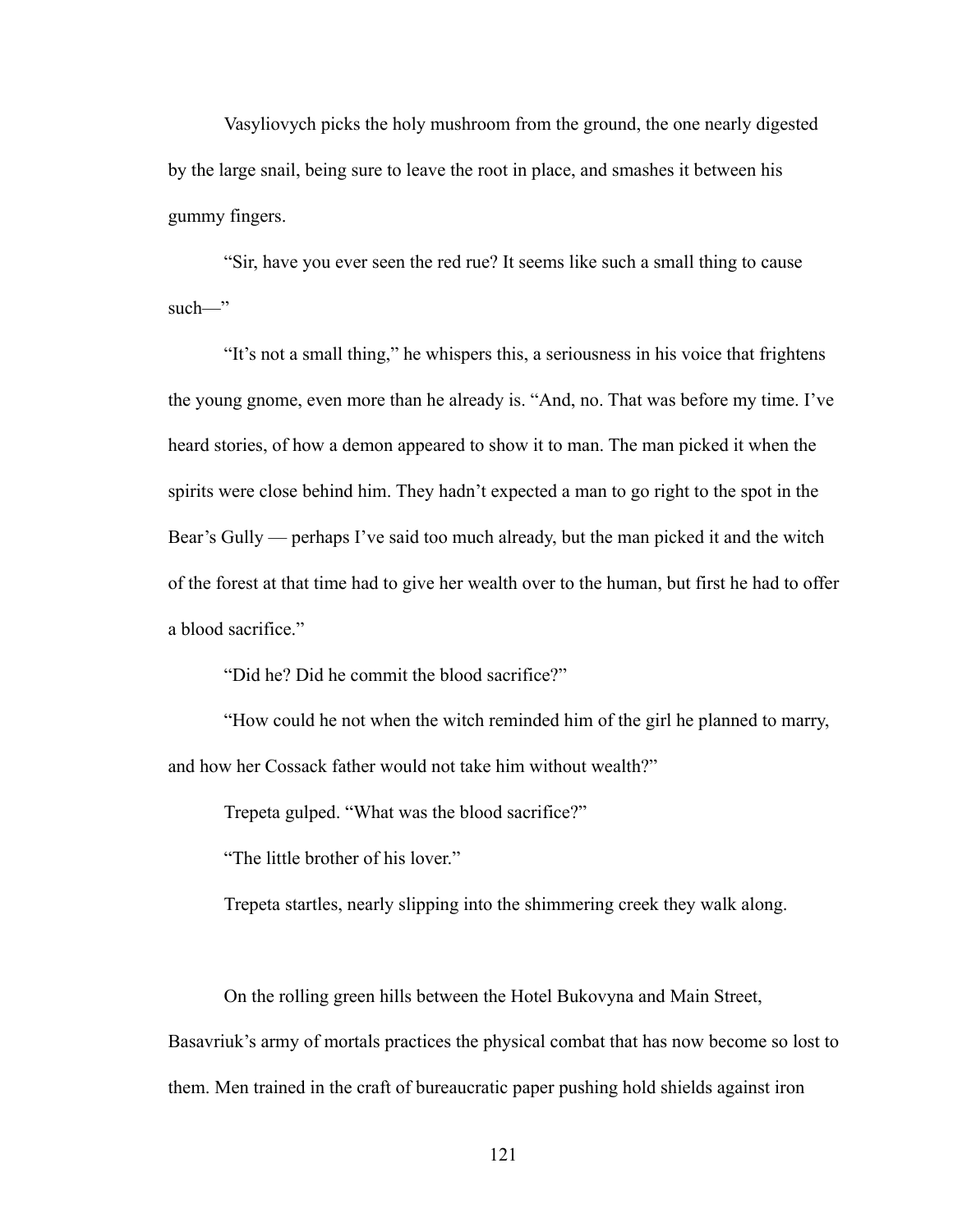Vasyliovych picks the holy mushroom from the ground, the one nearly digested by the large snail, being sure to leave the root in place, and smashes it between his gummy fingers.

"Sir, have you ever seen the red rue? It seems like such a small thing to cause such—"

"It's not a small thing," he whispers this, a seriousness in his voice that frightens the young gnome, even more than he already is. "And, no. That was before my time. I've heard stories, of how a demon appeared to show it to man. The man picked it when the spirits were close behind him. They hadn't expected a man to go right to the spot in the Bear's Gully — perhaps I've said too much already, but the man picked it and the witch of the forest at that time had to give her wealth over to the human, but first he had to offer a blood sacrifice."

"Did he? Did he commit the blood sacrifice?"

"How could he not when the witch reminded him of the girl he planned to marry, and how her Cossack father would not take him without wealth?"

Trepeta gulped. "What was the blood sacrifice?"

"The little brother of his lover."

Trepeta startles, nearly slipping into the shimmering creek they walk along.

On the rolling green hills between the Hotel Bukovyna and Main Street, Basavriuk's army of mortals practices the physical combat that has now become so lost to them. Men trained in the craft of bureaucratic paper pushing hold shields against iron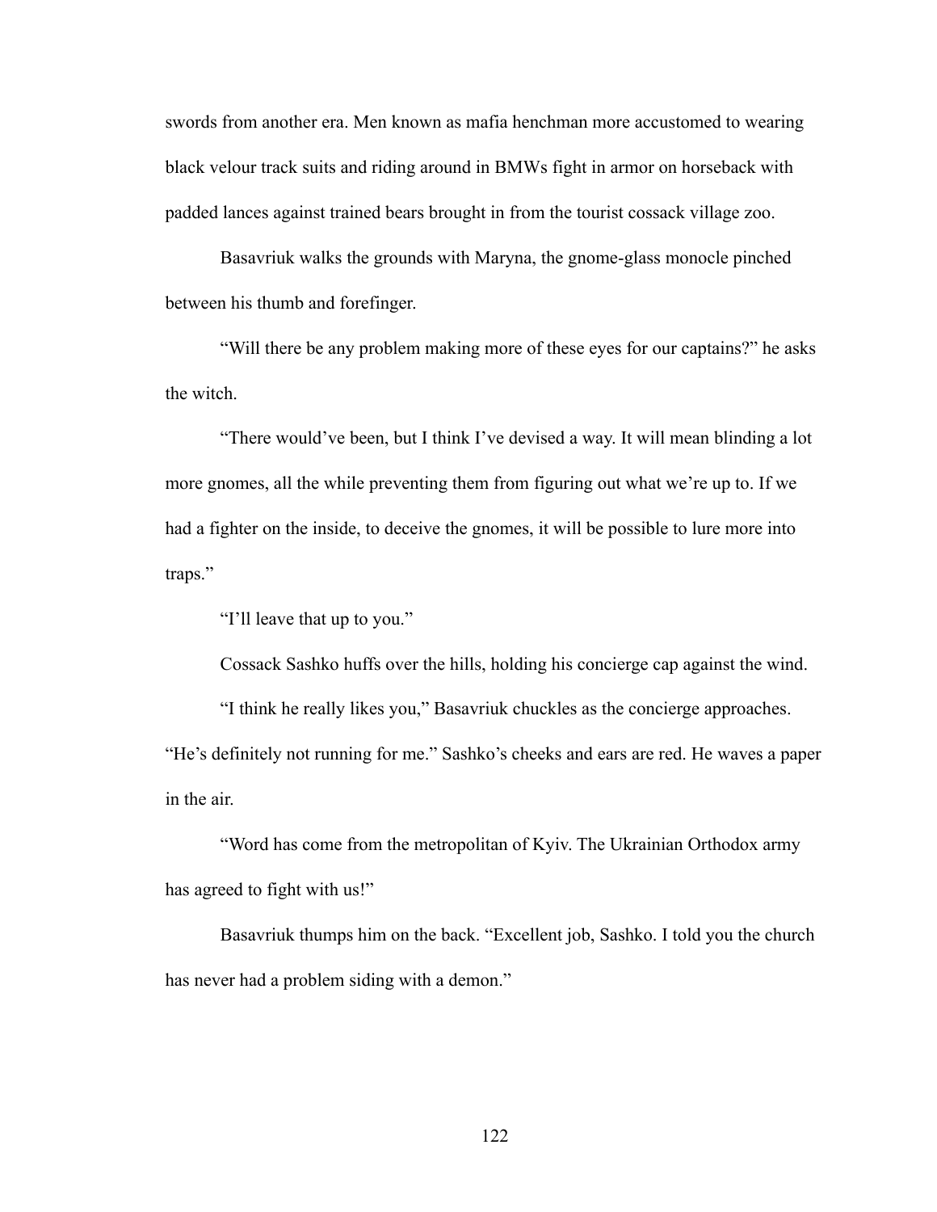swords from another era. Men known as mafia henchman more accustomed to wearing black velour track suits and riding around in BMWs fight in armor on horseback with padded lances against trained bears brought in from the tourist cossack village zoo.

Basavriuk walks the grounds with Maryna, the gnome-glass monocle pinched between his thumb and forefinger.

"Will there be any problem making more of these eyes for our captains?" he asks the witch.

"There would've been, but I think I've devised a way. It will mean blinding a lot more gnomes, all the while preventing them from figuring out what we're up to. If we had a fighter on the inside, to deceive the gnomes, it will be possible to lure more into traps."

"I'll leave that up to you."

Cossack Sashko huffs over the hills, holding his concierge cap against the wind.

"I think he really likes you," Basavriuk chuckles as the concierge approaches. "He's definitely not running for me." Sashko's cheeks and ears are red. He waves a paper in the air.

"Word has come from the metropolitan of Kyiv. The Ukrainian Orthodox army has agreed to fight with us!"

Basavriuk thumps him on the back. "Excellent job, Sashko. I told you the church has never had a problem siding with a demon."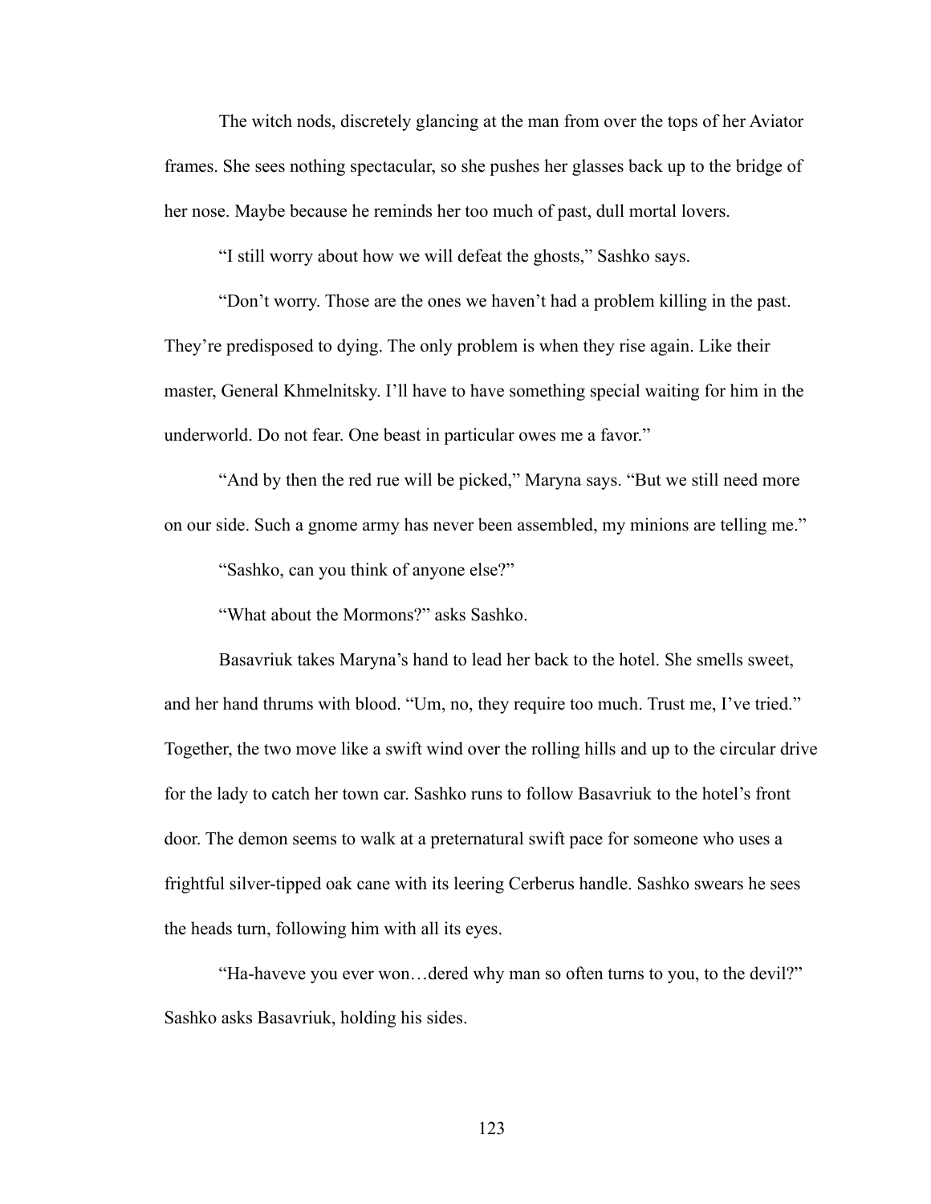The witch nods, discretely glancing at the man from over the tops of her Aviator frames. She sees nothing spectacular, so she pushes her glasses back up to the bridge of her nose. Maybe because he reminds her too much of past, dull mortal lovers.

"I still worry about how we will defeat the ghosts," Sashko says.

"Don't worry. Those are the ones we haven't had a problem killing in the past. They're predisposed to dying. The only problem is when they rise again. Like their master, General Khmelnitsky. I'll have to have something special waiting for him in the underworld. Do not fear. One beast in particular owes me a favor."

"And by then the red rue will be picked," Maryna says. "But we still need more on our side. Such a gnome army has never been assembled, my minions are telling me."

"Sashko, can you think of anyone else?"

"What about the Mormons?" asks Sashko.

Basavriuk takes Maryna's hand to lead her back to the hotel. She smells sweet, and her hand thrums with blood. "Um, no, they require too much. Trust me, I've tried." Together, the two move like a swift wind over the rolling hills and up to the circular drive for the lady to catch her town car. Sashko runs to follow Basavriuk to the hotel's front door. The demon seems to walk at a preternatural swift pace for someone who uses a frightful silver-tipped oak cane with its leering Cerberus handle. Sashko swears he sees the heads turn, following him with all its eyes.

"Ha-haveve you ever won…dered why man so often turns to you, to the devil?" Sashko asks Basavriuk, holding his sides.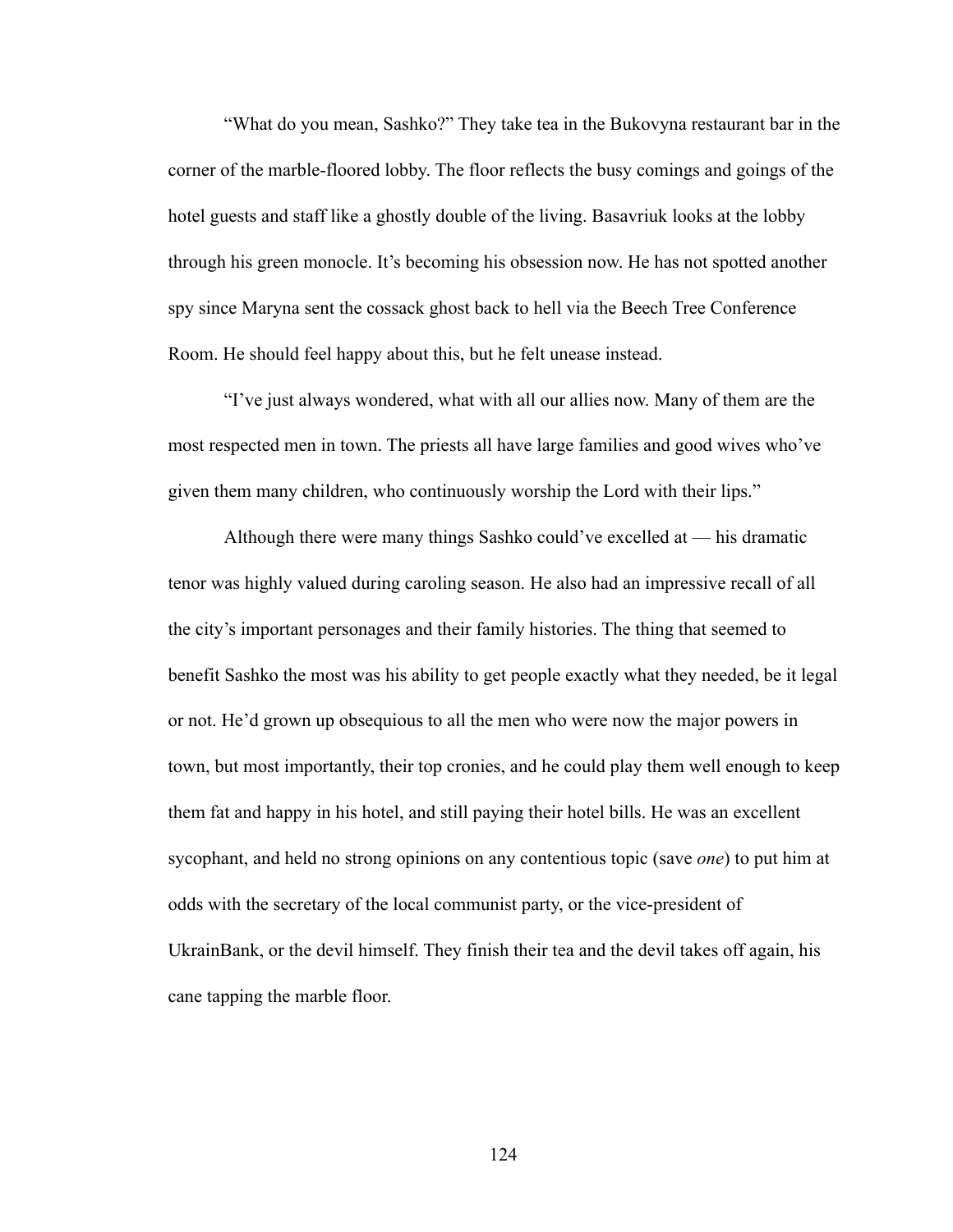"What do you mean, Sashko?" They take tea in the Bukovyna restaurant bar in the corner of the marble-floored lobby. The floor reflects the busy comings and goings of the hotel guests and staff like a ghostly double of the living. Basavriuk looks at the lobby through his green monocle. It's becoming his obsession now. He has not spotted another spy since Maryna sent the cossack ghost back to hell via the Beech Tree Conference Room. He should feel happy about this, but he felt unease instead.

"I've just always wondered, what with all our allies now. Many of them are the most respected men in town. The priests all have large families and good wives who've given them many children, who continuously worship the Lord with their lips."

Although there were many things Sashko could've excelled at — his dramatic tenor was highly valued during caroling season. He also had an impressive recall of all the city's important personages and their family histories. The thing that seemed to benefit Sashko the most was his ability to get people exactly what they needed, be it legal or not. He'd grown up obsequious to all the men who were now the major powers in town, but most importantly, their top cronies, and he could play them well enough to keep them fat and happy in his hotel, and still paying their hotel bills. He was an excellent sycophant, and held no strong opinions on any contentious topic (save *one*) to put him at odds with the secretary of the local communist party, or the vice-president of UkrainBank, or the devil himself. They finish their tea and the devil takes off again, his cane tapping the marble floor.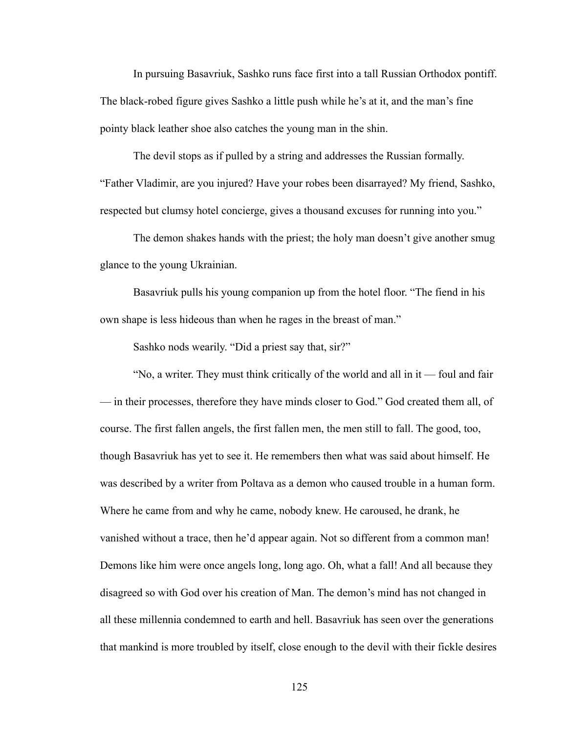In pursuing Basavriuk, Sashko runs face first into a tall Russian Orthodox pontiff. The black-robed figure gives Sashko a little push while he's at it, and the man's fine pointy black leather shoe also catches the young man in the shin.

The devil stops as if pulled by a string and addresses the Russian formally. "Father Vladimir, are you injured? Have your robes been disarrayed? My friend, Sashko, respected but clumsy hotel concierge, gives a thousand excuses for running into you."

The demon shakes hands with the priest; the holy man doesn't give another smug glance to the young Ukrainian.

Basavriuk pulls his young companion up from the hotel floor. "The fiend in his own shape is less hideous than when he rages in the breast of man."

Sashko nods wearily. "Did a priest say that, sir?"

"No, a writer. They must think critically of the world and all in it — foul and fair — in their processes, therefore they have minds closer to God." God created them all, of course. The first fallen angels, the first fallen men, the men still to fall. The good, too, though Basavriuk has yet to see it. He remembers then what was said about himself. He was described by a writer from Poltava as a demon who caused trouble in a human form. Where he came from and why he came, nobody knew. He caroused, he drank, he vanished without a trace, then he'd appear again. Not so different from a common man! Demons like him were once angels long, long ago. Oh, what a fall! And all because they disagreed so with God over his creation of Man. The demon's mind has not changed in all these millennia condemned to earth and hell. Basavriuk has seen over the generations that mankind is more troubled by itself, close enough to the devil with their fickle desires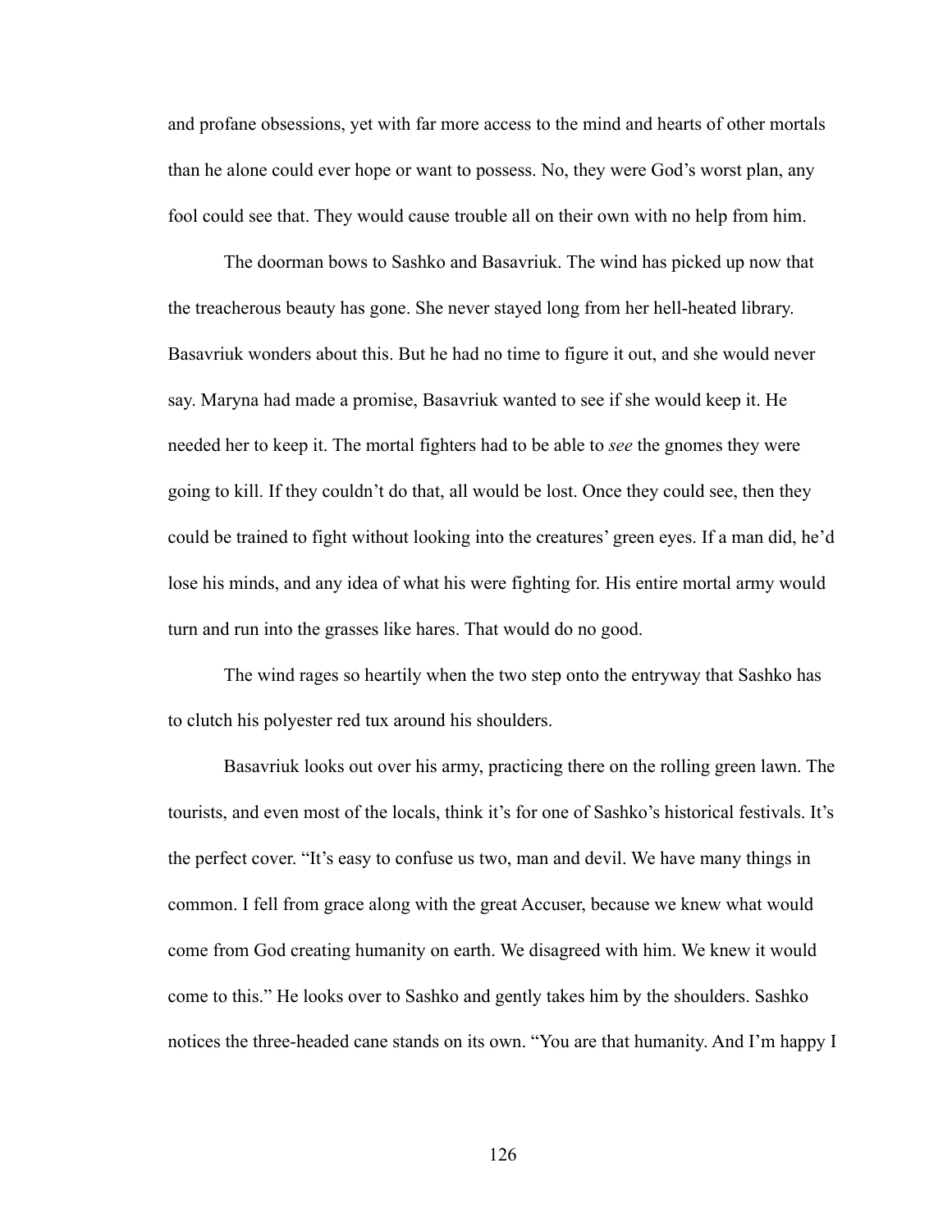and profane obsessions, yet with far more access to the mind and hearts of other mortals than he alone could ever hope or want to possess. No, they were God's worst plan, any fool could see that. They would cause trouble all on their own with no help from him.

The doorman bows to Sashko and Basavriuk. The wind has picked up now that the treacherous beauty has gone. She never stayed long from her hell-heated library. Basavriuk wonders about this. But he had no time to figure it out, and she would never say. Maryna had made a promise, Basavriuk wanted to see if she would keep it. He needed her to keep it. The mortal fighters had to be able to *see* the gnomes they were going to kill. If they couldn't do that, all would be lost. Once they could see, then they could be trained to fight without looking into the creatures' green eyes. If a man did, he'd lose his minds, and any idea of what his were fighting for. His entire mortal army would turn and run into the grasses like hares. That would do no good.

The wind rages so heartily when the two step onto the entryway that Sashko has to clutch his polyester red tux around his shoulders.

Basavriuk looks out over his army, practicing there on the rolling green lawn. The tourists, and even most of the locals, think it's for one of Sashko's historical festivals. It's the perfect cover. "It's easy to confuse us two, man and devil. We have many things in common. I fell from grace along with the great Accuser, because we knew what would come from God creating humanity on earth. We disagreed with him. We knew it would come to this." He looks over to Sashko and gently takes him by the shoulders. Sashko notices the three-headed cane stands on its own. "You are that humanity. And I'm happy I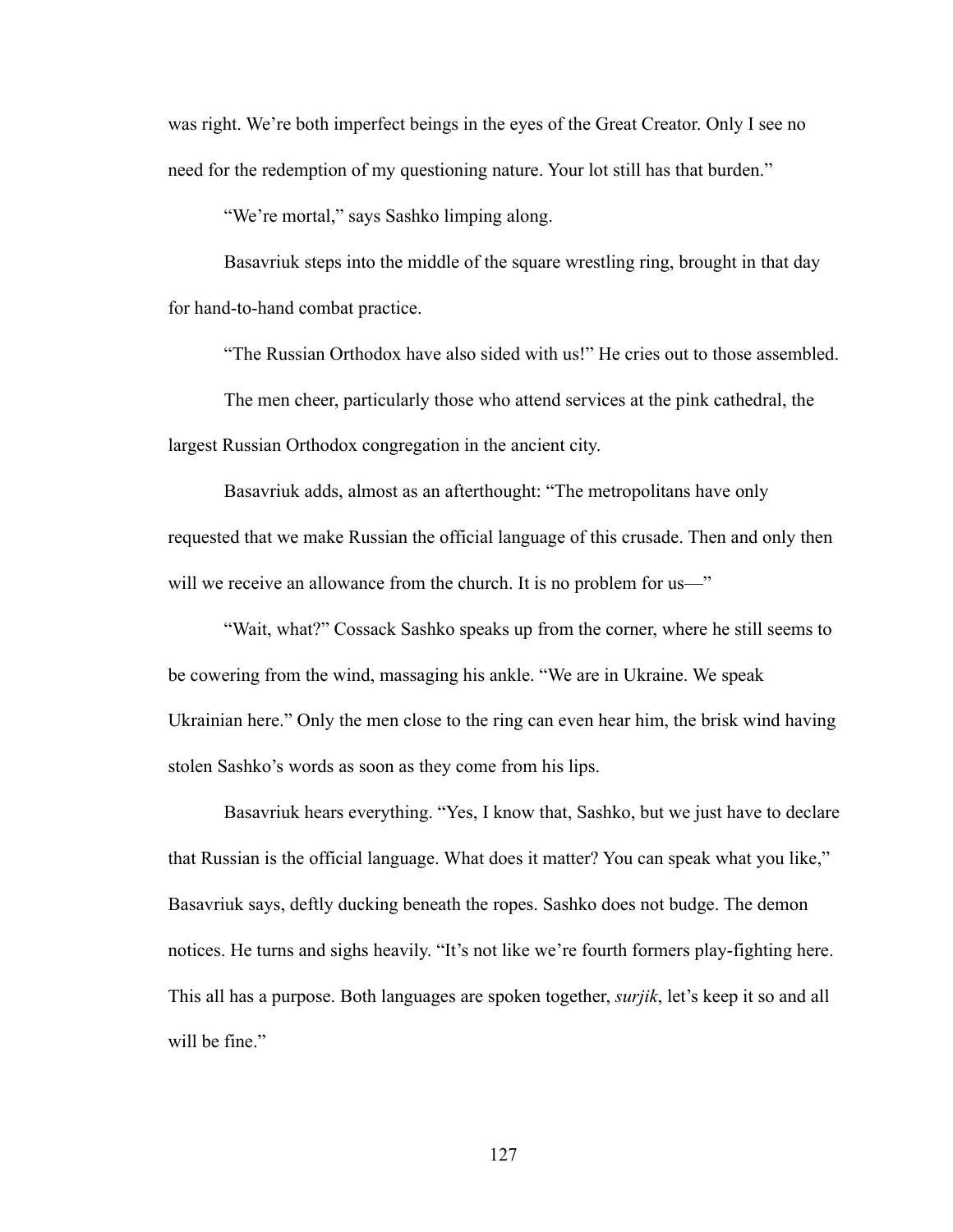was right. We're both imperfect beings in the eyes of the Great Creator. Only I see no need for the redemption of my questioning nature. Your lot still has that burden."

"We're mortal," says Sashko limping along.

Basavriuk steps into the middle of the square wrestling ring, brought in that day for hand-to-hand combat practice.

"The Russian Orthodox have also sided with us!" He cries out to those assembled.

The men cheer, particularly those who attend services at the pink cathedral, the largest Russian Orthodox congregation in the ancient city.

Basavriuk adds, almost as an afterthought: "The metropolitans have only requested that we make Russian the official language of this crusade. Then and only then will we receive an allowance from the church. It is no problem for us—"

"Wait, what?" Cossack Sashko speaks up from the corner, where he still seems to be cowering from the wind, massaging his ankle. "We are in Ukraine. We speak Ukrainian here." Only the men close to the ring can even hear him, the brisk wind having stolen Sashko's words as soon as they come from his lips.

Basavriuk hears everything. "Yes, I know that, Sashko, but we just have to declare that Russian is the official language. What does it matter? You can speak what you like," Basavriuk says, deftly ducking beneath the ropes. Sashko does not budge. The demon notices. He turns and sighs heavily. "It's not like we're fourth formers play-fighting here. This all has a purpose. Both languages are spoken together, *surjik*, let's keep it so and all will be fine."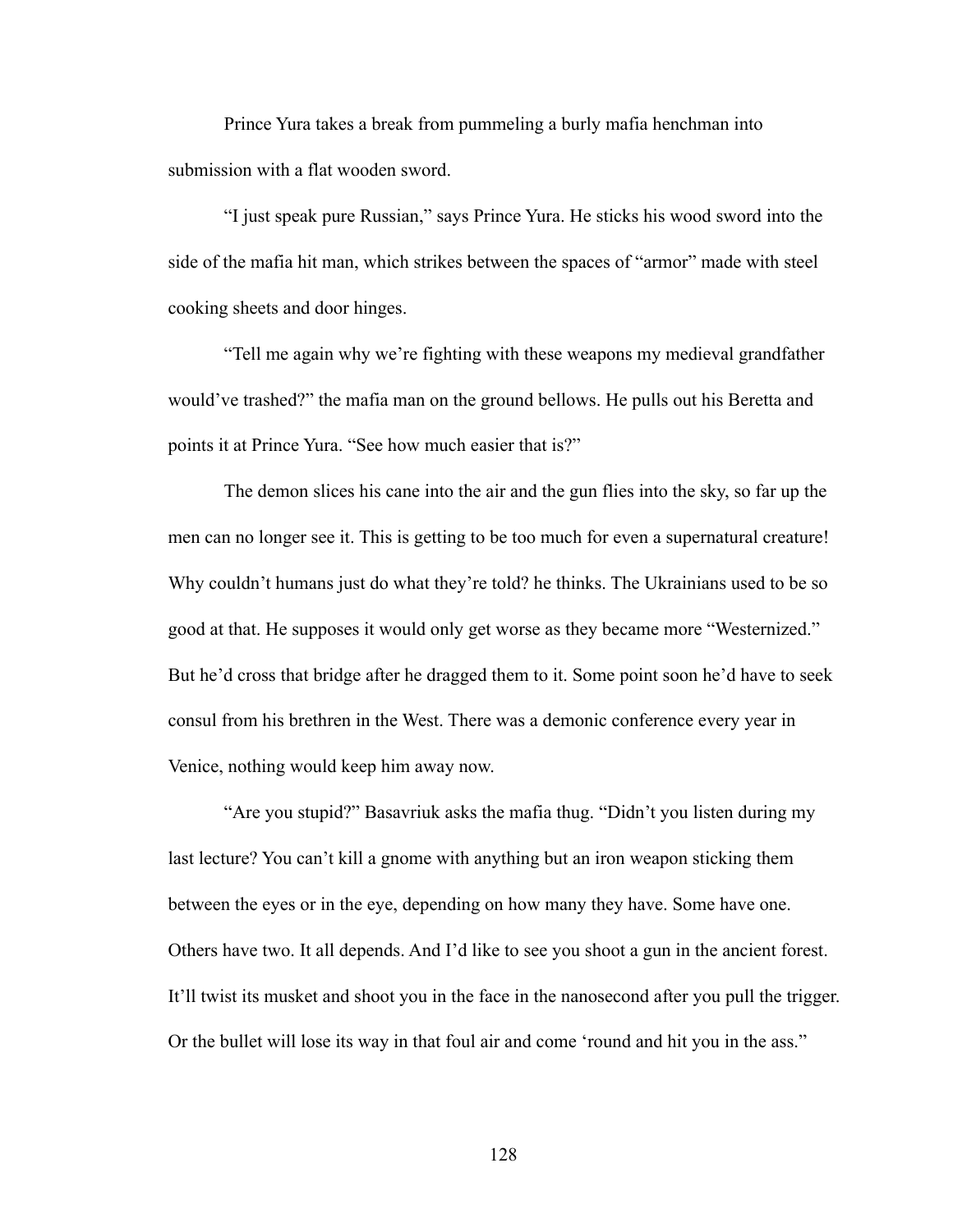Prince Yura takes a break from pummeling a burly mafia henchman into submission with a flat wooden sword.

"I just speak pure Russian," says Prince Yura. He sticks his wood sword into the side of the mafia hit man, which strikes between the spaces of "armor" made with steel cooking sheets and door hinges.

"Tell me again why we're fighting with these weapons my medieval grandfather would've trashed?" the mafia man on the ground bellows. He pulls out his Beretta and points it at Prince Yura. "See how much easier that is?"

The demon slices his cane into the air and the gun flies into the sky, so far up the men can no longer see it. This is getting to be too much for even a supernatural creature! Why couldn't humans just do what they're told? he thinks. The Ukrainians used to be so good at that. He supposes it would only get worse as they became more "Westernized." But he'd cross that bridge after he dragged them to it. Some point soon he'd have to seek consul from his brethren in the West. There was a demonic conference every year in Venice, nothing would keep him away now.

"Are you stupid?" Basavriuk asks the mafia thug. "Didn't you listen during my last lecture? You can't kill a gnome with anything but an iron weapon sticking them between the eyes or in the eye, depending on how many they have. Some have one. Others have two. It all depends. And I'd like to see you shoot a gun in the ancient forest. It'll twist its musket and shoot you in the face in the nanosecond after you pull the trigger. Or the bullet will lose its way in that foul air and come 'round and hit you in the ass."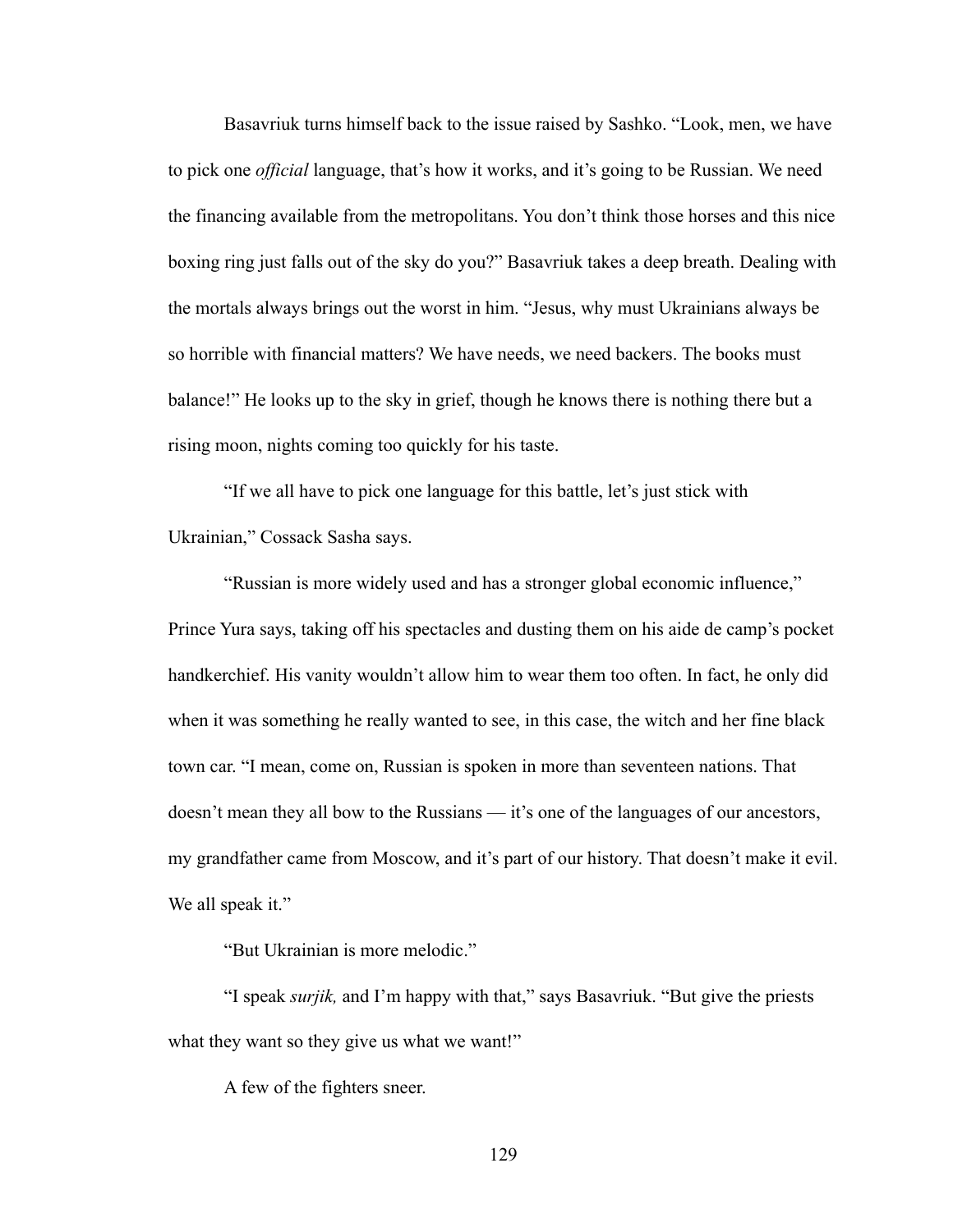Basavriuk turns himself back to the issue raised by Sashko. "Look, men, we have to pick one *official* language, that's how it works, and it's going to be Russian. We need the financing available from the metropolitans. You don't think those horses and this nice boxing ring just falls out of the sky do you?" Basavriuk takes a deep breath. Dealing with the mortals always brings out the worst in him. "Jesus, why must Ukrainians always be so horrible with financial matters? We have needs, we need backers. The books must balance!" He looks up to the sky in grief, though he knows there is nothing there but a rising moon, nights coming too quickly for his taste.

"If we all have to pick one language for this battle, let's just stick with Ukrainian," Cossack Sasha says.

"Russian is more widely used and has a stronger global economic influence," Prince Yura says, taking off his spectacles and dusting them on his aide de camp's pocket handkerchief. His vanity wouldn't allow him to wear them too often. In fact, he only did when it was something he really wanted to see, in this case, the witch and her fine black town car. "I mean, come on, Russian is spoken in more than seventeen nations. That doesn't mean they all bow to the Russians — it's one of the languages of our ancestors, my grandfather came from Moscow, and it's part of our history. That doesn't make it evil. We all speak it."

"But Ukrainian is more melodic."

"I speak *surjik,* and I'm happy with that," says Basavriuk. "But give the priests what they want so they give us what we want!"

A few of the fighters sneer.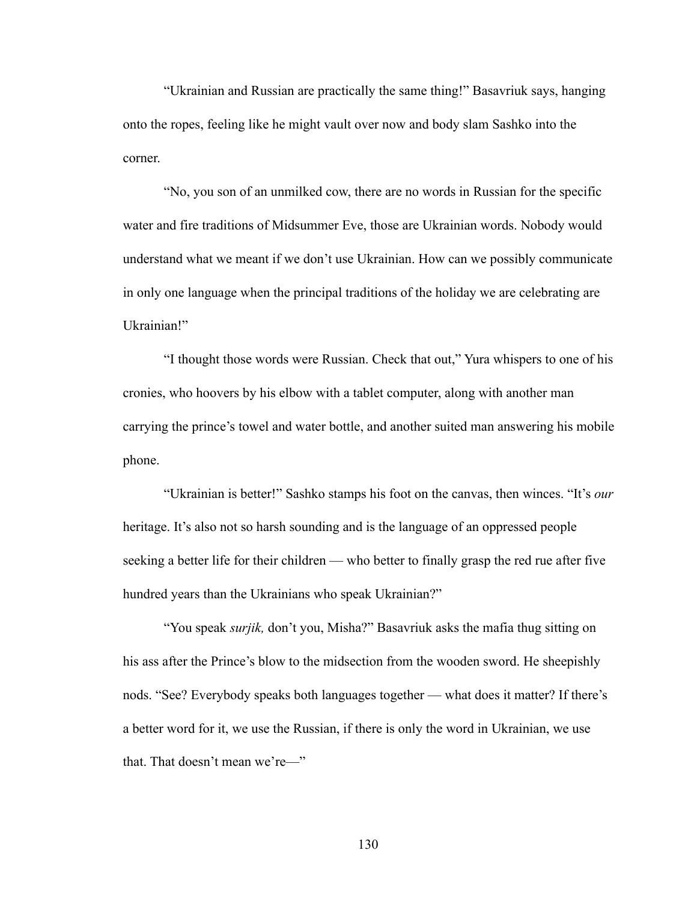"Ukrainian and Russian are practically the same thing!" Basavriuk says, hanging onto the ropes, feeling like he might vault over now and body slam Sashko into the corner.

"No, you son of an unmilked cow, there are no words in Russian for the specific water and fire traditions of Midsummer Eve, those are Ukrainian words. Nobody would understand what we meant if we don't use Ukrainian. How can we possibly communicate in only one language when the principal traditions of the holiday we are celebrating are Ukrainian!"

"I thought those words were Russian. Check that out," Yura whispers to one of his cronies, who hoovers by his elbow with a tablet computer, along with another man carrying the prince's towel and water bottle, and another suited man answering his mobile phone.

"Ukrainian is better!" Sashko stamps his foot on the canvas, then winces. "It's *our* heritage. It's also not so harsh sounding and is the language of an oppressed people seeking a better life for their children — who better to finally grasp the red rue after five hundred years than the Ukrainians who speak Ukrainian?"

"You speak *surjik,* don't you, Misha?" Basavriuk asks the mafia thug sitting on his ass after the Prince's blow to the midsection from the wooden sword. He sheepishly nods. "See? Everybody speaks both languages together — what does it matter? If there's a better word for it, we use the Russian, if there is only the word in Ukrainian, we use that. That doesn't mean we're—"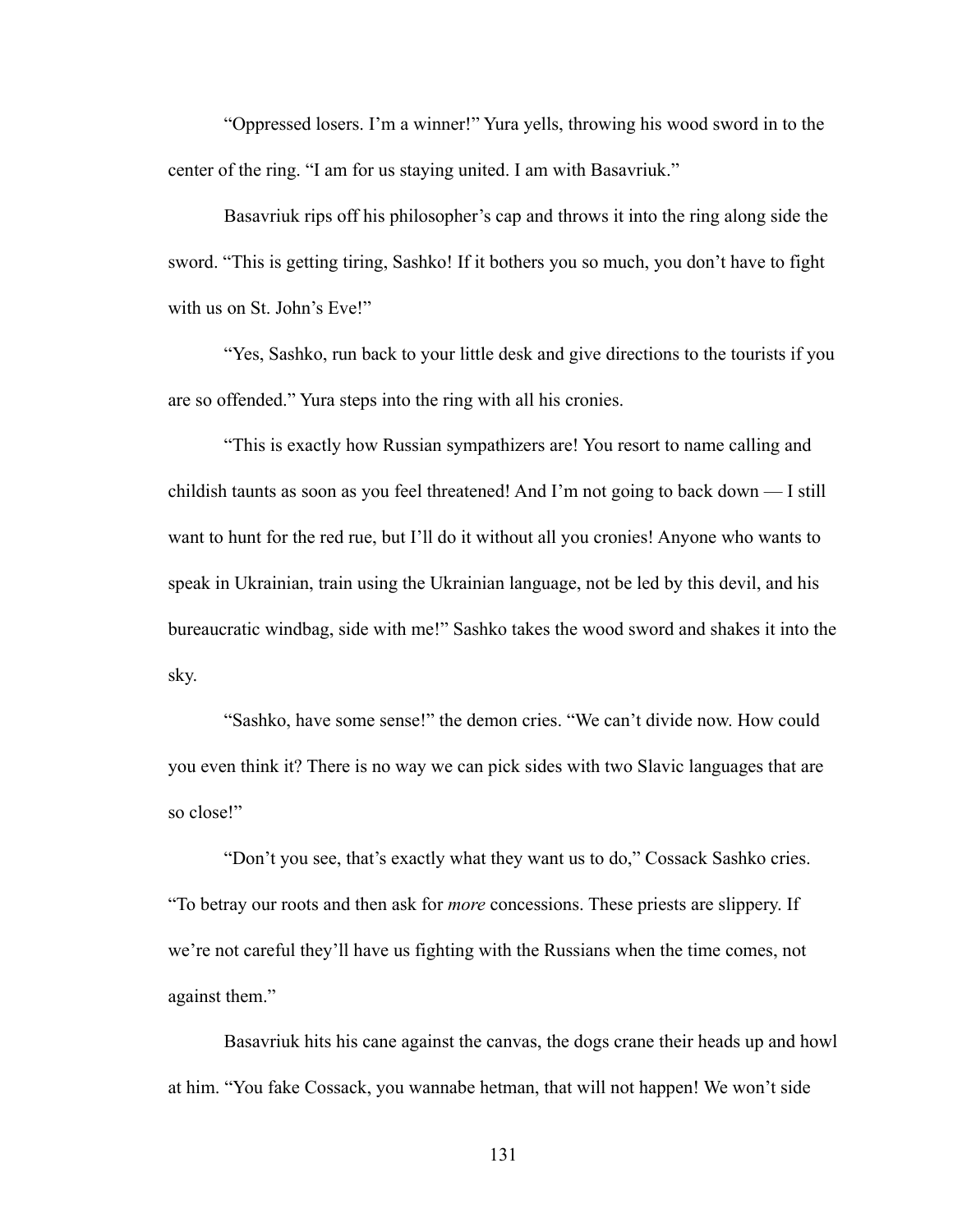"Oppressed losers. I'm a winner!" Yura yells, throwing his wood sword in to the center of the ring. "I am for us staying united. I am with Basavriuk."

Basavriuk rips off his philosopher's cap and throws it into the ring along side the sword. "This is getting tiring, Sashko! If it bothers you so much, you don't have to fight with us on St. John's Eve!"

"Yes, Sashko, run back to your little desk and give directions to the tourists if you are so offended." Yura steps into the ring with all his cronies.

"This is exactly how Russian sympathizers are! You resort to name calling and childish taunts as soon as you feel threatened! And I'm not going to back down — I still want to hunt for the red rue, but I'll do it without all you cronies! Anyone who wants to speak in Ukrainian, train using the Ukrainian language, not be led by this devil, and his bureaucratic windbag, side with me!" Sashko takes the wood sword and shakes it into the sky.

"Sashko, have some sense!" the demon cries. "We can't divide now. How could you even think it? There is no way we can pick sides with two Slavic languages that are so close!"

"Don't you see, that's exactly what they want us to do," Cossack Sashko cries. "To betray our roots and then ask for *more* concessions. These priests are slippery. If we're not careful they'll have us fighting with the Russians when the time comes, not against them."

Basavriuk hits his cane against the canvas, the dogs crane their heads up and howl at him. "You fake Cossack, you wannabe hetman, that will not happen! We won't side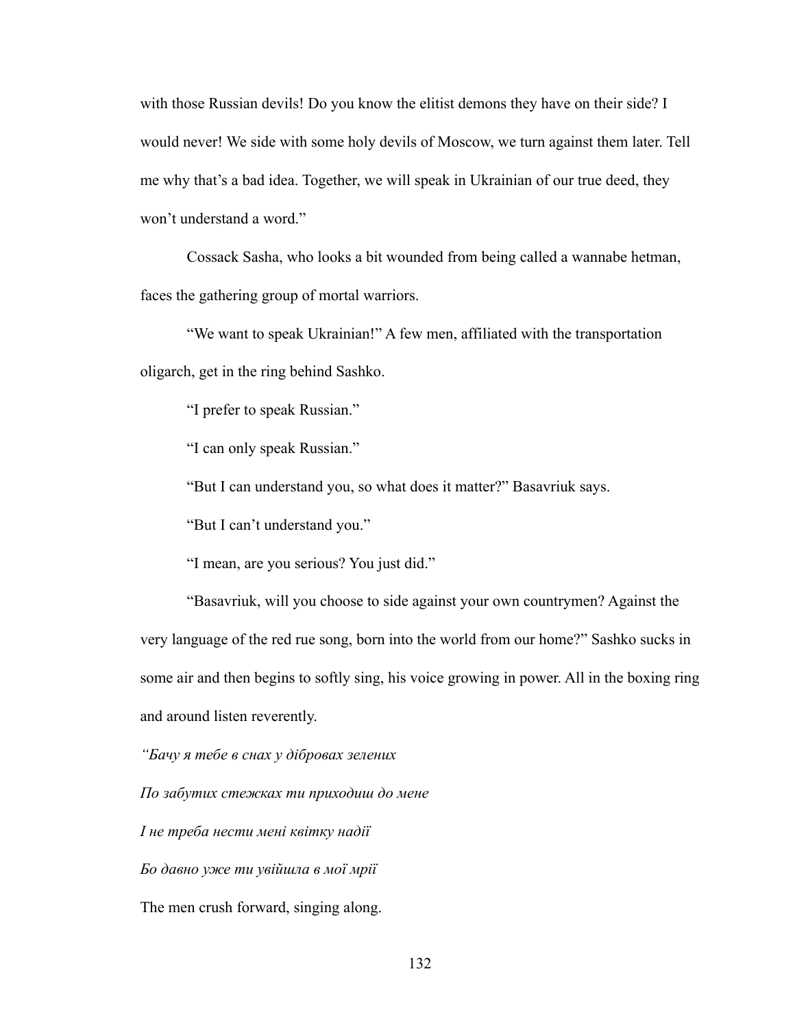with those Russian devils! Do you know the elitist demons they have on their side? I would never! We side with some holy devils of Moscow, we turn against them later. Tell me why that's a bad idea. Together, we will speak in Ukrainian of our true deed, they won't understand a word."

Cossack Sasha, who looks a bit wounded from being called a wannabe hetman, faces the gathering group of mortal warriors.

"We want to speak Ukrainian!" A few men, affiliated with the transportation oligarch, get in the ring behind Sashko.

"I prefer to speak Russian."

"I can only speak Russian."

"But I can understand you, so what does it matter?" Basavriuk says.

"But I can't understand you."

"I mean, are you serious? You just did."

"Basavriuk, will you choose to side against your own countrymen? Against the very language of the red rue song, born into the world from our home?" Sashko sucks in some air and then begins to softly sing, his voice growing in power. All in the boxing ring and around listen reverently.

*"Бачу я тебе в снах у дібровах зелених*

*По забутих стежках ти приходиш до мене*

*І не треба нести мені квітку надії*

*Бо давно уже ти увійшла в мої мрії*

The men crush forward, singing along.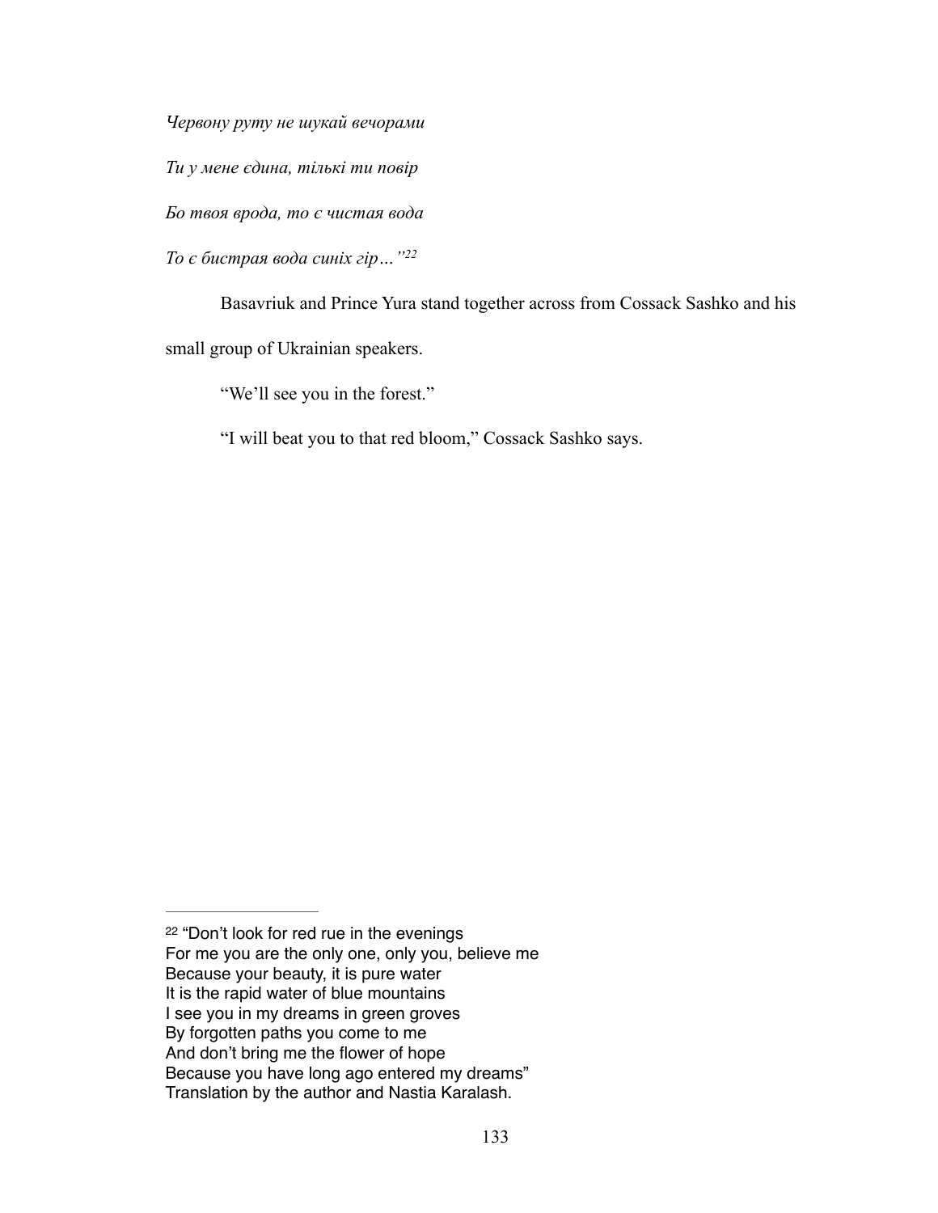*Червону руту не шукай вечорами*

*Ти у мене єдина, тількі ти повір*

*Бо твоя врода, то є чистая вода*

*То є бистрая вода синіх гір…"*[22]

Basavriuk and Prince Yura stand together across from Cossack Sashko and his small group of Ukrainian speakers.

"We'll see you in the forest."

"I will beat you to that red bloom," Cossack Sashko says.

---

[22] "Don't look for red rue in the evenings
For me you are the only one, only you, believe me
Because your beauty, it is pure water
It is the rapid water of blue mountains
I see you in my dreams in green groves
By forgotten paths you come to me
And don't bring me the flower of hope
Because you have long ago entered my dreams"
Translation by the author and Nastia Karalash.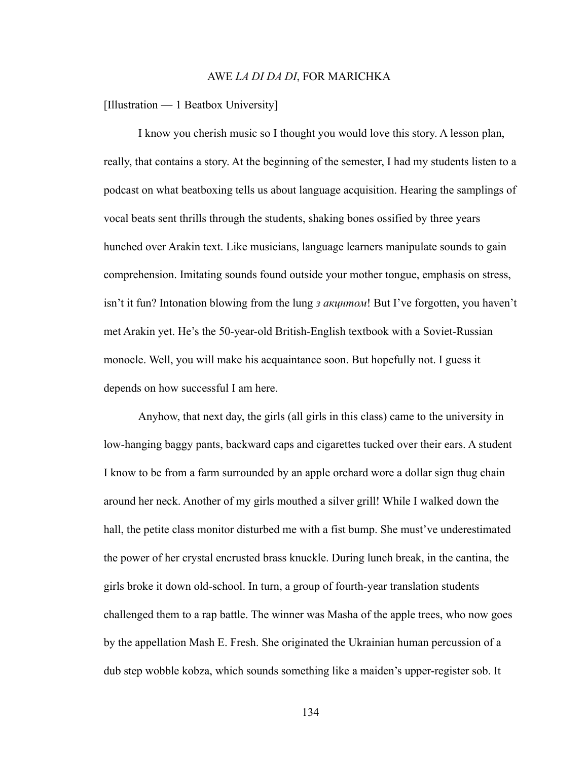## AWE *LA DI DA DI*, FOR MARICHKA

[Illustration — 1 Beatbox University]

I know you cherish music so I thought you would love this story. A lesson plan, really, that contains a story. At the beginning of the semester, I had my students listen to a podcast on what beatboxing tells us about language acquisition. Hearing the samplings of vocal beats sent thrills through the students, shaking bones ossified by three years hunched over Arakin text. Like musicians, language learners manipulate sounds to gain comprehension. Imitating sounds found outside your mother tongue, emphasis on stress, isn't it fun? Intonation blowing from the lung *з акцнтом*! But I've forgotten, you haven't met Arakin yet. He's the 50-year-old British-English textbook with a Soviet-Russian monocle. Well, you will make his acquaintance soon. But hopefully not. I guess it depends on how successful I am here.

Anyhow, that next day, the girls (all girls in this class) came to the university in low-hanging baggy pants, backward caps and cigarettes tucked over their ears. A student I know to be from a farm surrounded by an apple orchard wore a dollar sign thug chain around her neck. Another of my girls mouthed a silver grill! While I walked down the hall, the petite class monitor disturbed me with a fist bump. She must've underestimated the power of her crystal encrusted brass knuckle. During lunch break, in the cantina, the girls broke it down old-school. In turn, a group of fourth-year translation students challenged them to a rap battle. The winner was Masha of the apple trees, who now goes by the appellation Mash E. Fresh. She originated the Ukrainian human percussion of a dub step wobble kobza, which sounds something like a maiden's upper-register sob. It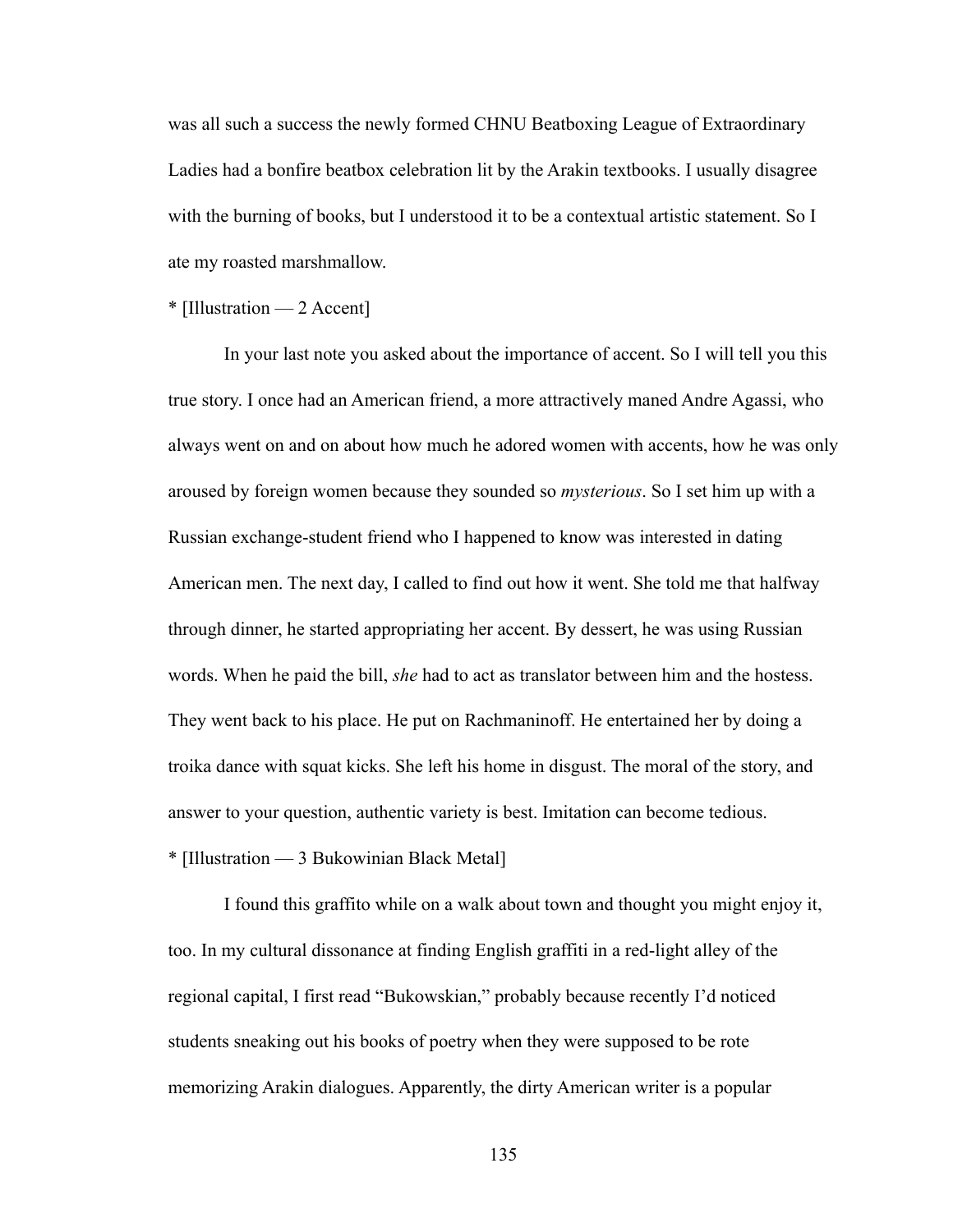was all such a success the newly formed CHNU Beatboxing League of Extraordinary Ladies had a bonfire beatbox celebration lit by the Arakin textbooks. I usually disagree with the burning of books, but I understood it to be a contextual artistic statement. So I ate my roasted marshmallow.

* [Illustration — 2 Accent]

In your last note you asked about the importance of accent. So I will tell you this true story. I once had an American friend, a more attractively maned Andre Agassi, who always went on and on about how much he adored women with accents, how he was only aroused by foreign women because they sounded so *mysterious*. So I set him up with a Russian exchange-student friend who I happened to know was interested in dating American men. The next day, I called to find out how it went. She told me that halfway through dinner, he started appropriating her accent. By dessert, he was using Russian words. When he paid the bill, *she* had to act as translator between him and the hostess. They went back to his place. He put on Rachmaninoff. He entertained her by doing a troika dance with squat kicks. She left his home in disgust. The moral of the story, and answer to your question, authentic variety is best. Imitation can become tedious.

* [Illustration — 3 Bukowinian Black Metal]

I found this graffito while on a walk about town and thought you might enjoy it, too. In my cultural dissonance at finding English graffiti in a red-light alley of the regional capital, I first read "Bukowskian," probably because recently I'd noticed students sneaking out his books of poetry when they were supposed to be rote memorizing Arakin dialogues. Apparently, the dirty American writer is a popular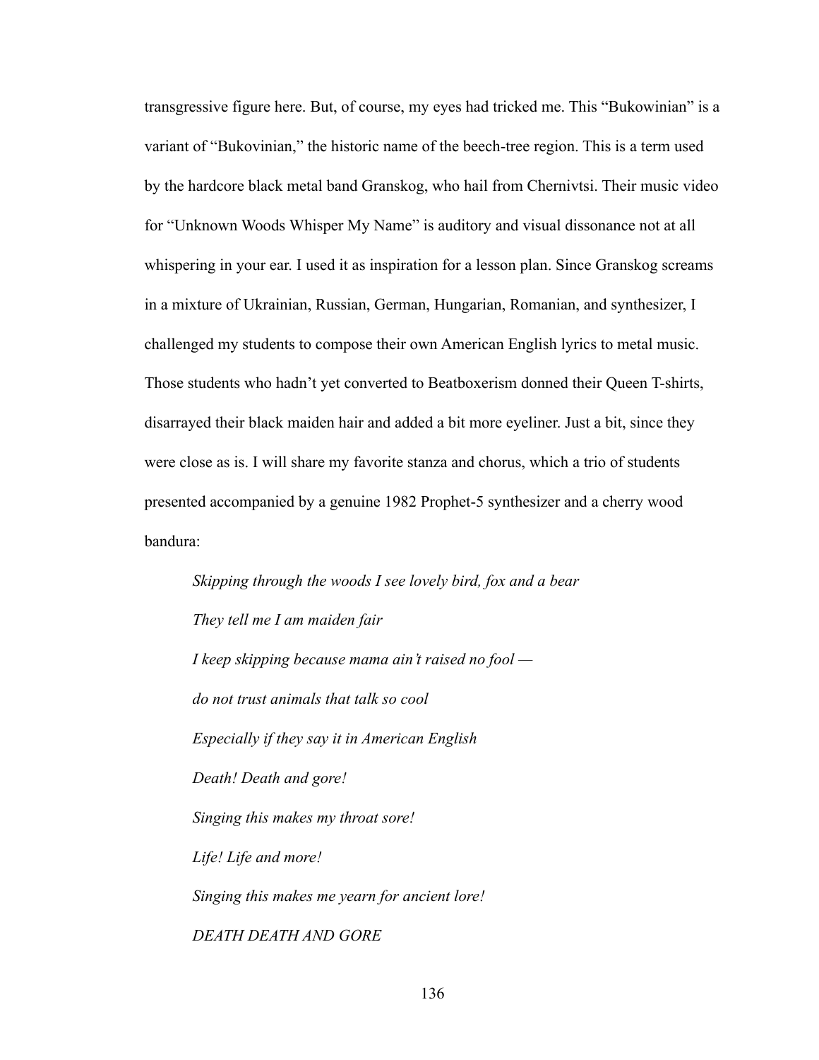transgressive figure here. But, of course, my eyes had tricked me. This "Bukowinian" is a variant of "Bukovinian," the historic name of the beech-tree region. This is a term used by the hardcore black metal band Granskog, who hail from Chernivtsi. Their music video for "Unknown Woods Whisper My Name" is auditory and visual dissonance not at all whispering in your ear. I used it as inspiration for a lesson plan. Since Granskog screams in a mixture of Ukrainian, Russian, German, Hungarian, Romanian, and synthesizer, I challenged my students to compose their own American English lyrics to metal music. Those students who hadn't yet converted to Beatboxerism donned their Queen T-shirts, disarrayed their black maiden hair and added a bit more eyeliner. Just a bit, since they were close as is. I will share my favorite stanza and chorus, which a trio of students presented accompanied by a genuine 1982 Prophet-5 synthesizer and a cherry wood bandura:

> *Skipping through the woods I see lovely bird, fox and a bear*
>
> *They tell me I am maiden fair*
>
> *I keep skipping because mama ain't raised no fool —*
>
> *do not trust animals that talk so cool*
>
> *Especially if they say it in American English*
>
> *Death! Death and gore!*
>
> *Singing this makes my throat sore!*
>
> *Life! Life and more!*
>
> *Singing this makes me yearn for ancient lore!*
>
> *DEATH DEATH AND GORE*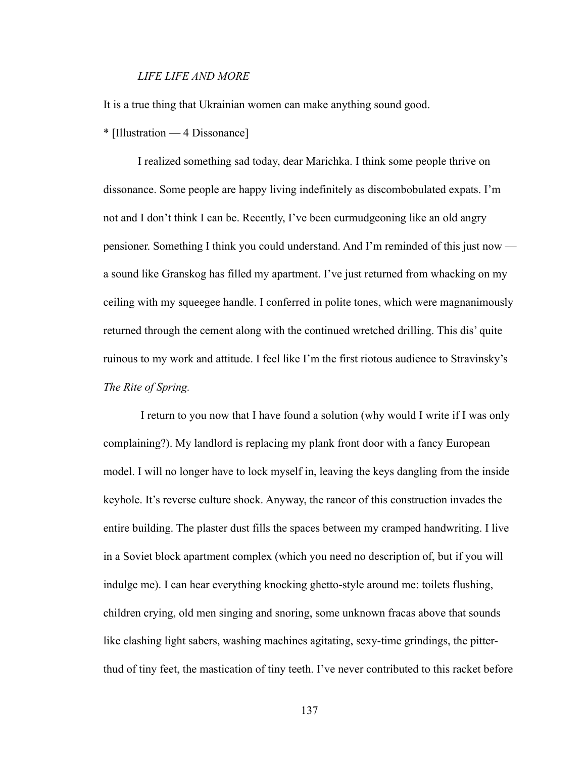*LIFE LIFE AND MORE*

It is a true thing that Ukrainian women can make anything sound good.

* [Illustration — 4 Dissonance]

I realized something sad today, dear Marichka. I think some people thrive on dissonance. Some people are happy living indefinitely as discombobulated expats. I'm not and I don't think I can be. Recently, I've been curmudgeoning like an old angry pensioner. Something I think you could understand. And I'm reminded of this just now — a sound like Granskog has filled my apartment. I've just returned from whacking on my ceiling with my squeegee handle. I conferred in polite tones, which were magnanimously returned through the cement along with the continued wretched drilling. This dis' quite ruinous to my work and attitude. I feel like I'm the first riotous audience to Stravinsky's *The Rite of Spring.*

I return to you now that I have found a solution (why would I write if I was only complaining?). My landlord is replacing my plank front door with a fancy European model. I will no longer have to lock myself in, leaving the keys dangling from the inside keyhole. It's reverse culture shock. Anyway, the rancor of this construction invades the entire building. The plaster dust fills the spaces between my cramped handwriting. I live in a Soviet block apartment complex (which you need no description of, but if you will indulge me). I can hear everything knocking ghetto-style around me: toilets flushing, children crying, old men singing and snoring, some unknown fracas above that sounds like clashing light sabers, washing machines agitating, sexy-time grindings, the pitter-thud of tiny feet, the mastication of tiny teeth. I've never contributed to this racket before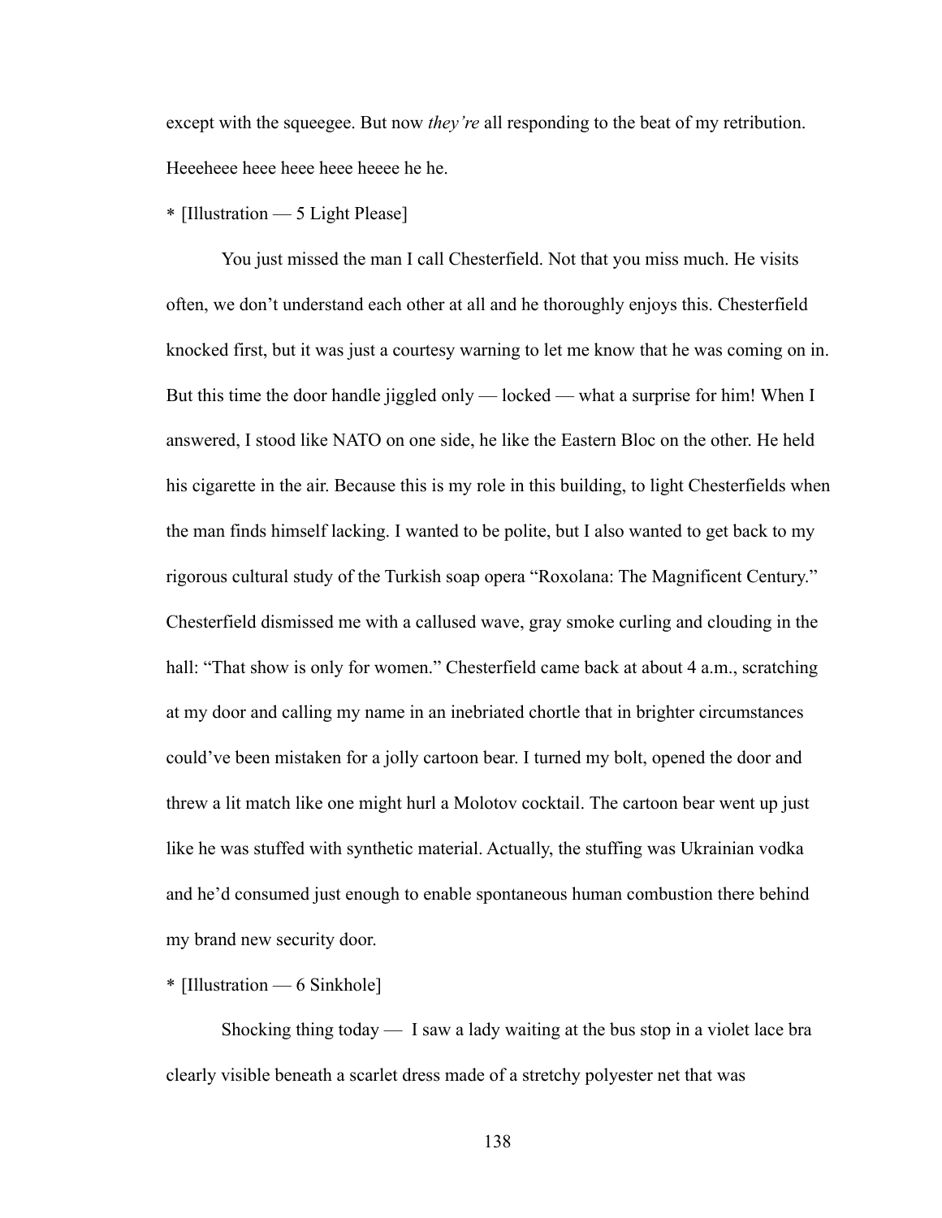except with the squeegee. But now *they're* all responding to the beat of my retribution. Heeeheee heee heee heee heeee he he.

* [Illustration — 5 Light Please]

You just missed the man I call Chesterfield. Not that you miss much. He visits often, we don't understand each other at all and he thoroughly enjoys this. Chesterfield knocked first, but it was just a courtesy warning to let me know that he was coming on in. But this time the door handle jiggled only — locked — what a surprise for him! When I answered, I stood like NATO on one side, he like the Eastern Bloc on the other. He held his cigarette in the air. Because this is my role in this building, to light Chesterfields when the man finds himself lacking. I wanted to be polite, but I also wanted to get back to my rigorous cultural study of the Turkish soap opera "Roxolana: The Magnificent Century." Chesterfield dismissed me with a callused wave, gray smoke curling and clouding in the hall: "That show is only for women." Chesterfield came back at about 4 a.m., scratching at my door and calling my name in an inebriated chortle that in brighter circumstances could've been mistaken for a jolly cartoon bear. I turned my bolt, opened the door and threw a lit match like one might hurl a Molotov cocktail. The cartoon bear went up just like he was stuffed with synthetic material. Actually, the stuffing was Ukrainian vodka and he'd consumed just enough to enable spontaneous human combustion there behind my brand new security door.

* [Illustration — 6 Sinkhole]

Shocking thing today — I saw a lady waiting at the bus stop in a violet lace bra clearly visible beneath a scarlet dress made of a stretchy polyester net that was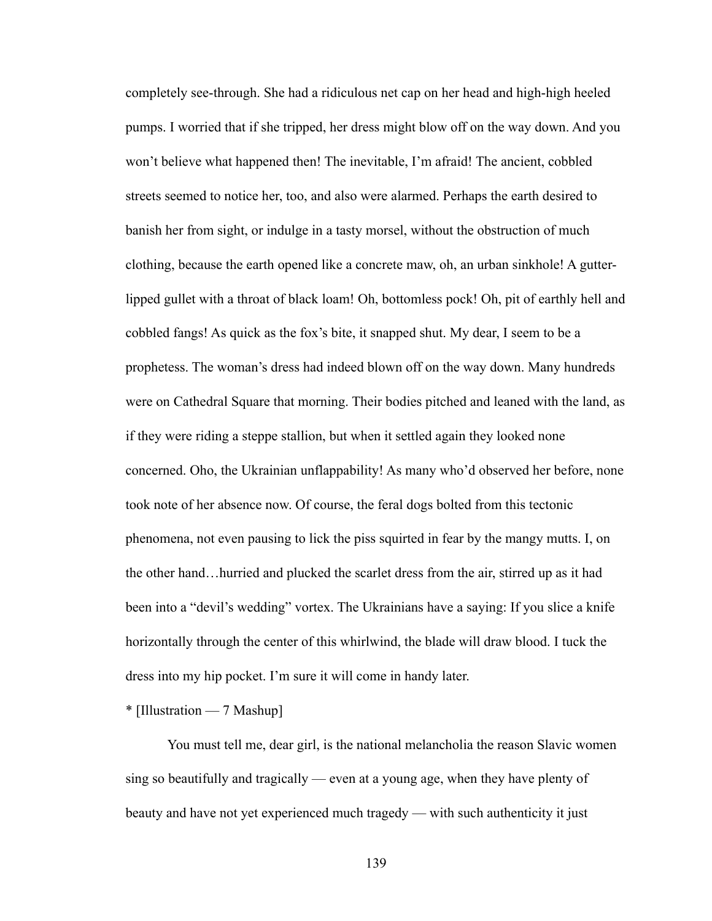completely see-through. She had a ridiculous net cap on her head and high-high heeled pumps. I worried that if she tripped, her dress might blow off on the way down. And you won't believe what happened then! The inevitable, I'm afraid! The ancient, cobbled streets seemed to notice her, too, and also were alarmed. Perhaps the earth desired to banish her from sight, or indulge in a tasty morsel, without the obstruction of much clothing, because the earth opened like a concrete maw, oh, an urban sinkhole! A gutter-lipped gullet with a throat of black loam! Oh, bottomless pock! Oh, pit of earthly hell and cobbled fangs! As quick as the fox's bite, it snapped shut. My dear, I seem to be a prophetess. The woman's dress had indeed blown off on the way down. Many hundreds were on Cathedral Square that morning. Their bodies pitched and leaned with the land, as if they were riding a steppe stallion, but when it settled again they looked none concerned. Oho, the Ukrainian unflappability! As many who'd observed her before, none took note of her absence now. Of course, the feral dogs bolted from this tectonic phenomena, not even pausing to lick the piss squirted in fear by the mangy mutts. I, on the other hand…hurried and plucked the scarlet dress from the air, stirred up as it had been into a "devil's wedding" vortex. The Ukrainians have a saying: If you slice a knife horizontally through the center of this whirlwind, the blade will draw blood. I tuck the dress into my hip pocket. I'm sure it will come in handy later.

* [Illustration — 7 Mashup]

You must tell me, dear girl, is the national melancholia the reason Slavic women sing so beautifully and tragically — even at a young age, when they have plenty of beauty and have not yet experienced much tragedy — with such authenticity it just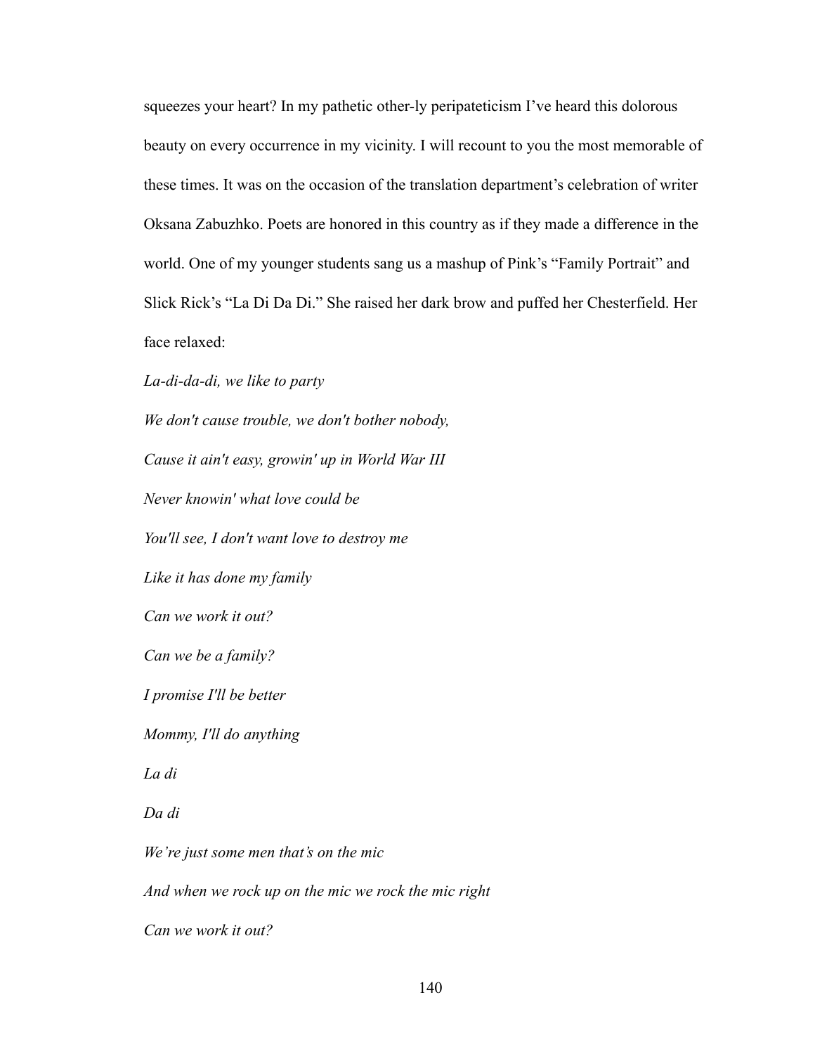squeezes your heart? In my pathetic other-ly peripateticism I've heard this dolorous beauty on every occurrence in my vicinity. I will recount to you the most memorable of these times. It was on the occasion of the translation department's celebration of writer Oksana Zabuzhko. Poets are honored in this country as if they made a difference in the world. One of my younger students sang us a mashup of Pink's "Family Portrait" and Slick Rick's "La Di Da Di." She raised her dark brow and puffed her Chesterfield. Her face relaxed:

*La-di-da-di, we like to party*

*We don't cause trouble, we don't bother nobody,*

*Cause it ain't easy, growin' up in World War III*

*Never knowin' what love could be*

*You'll see, I don't want love to destroy me*

*Like it has done my family*

*Can we work it out?*

*Can we be a family?*

*I promise I'll be better*

*Mommy, I'll do anything*

*La di*

*Da di*

*We're just some men that's on the mic*

*And when we rock up on the mic we rock the mic right*

*Can we work it out?*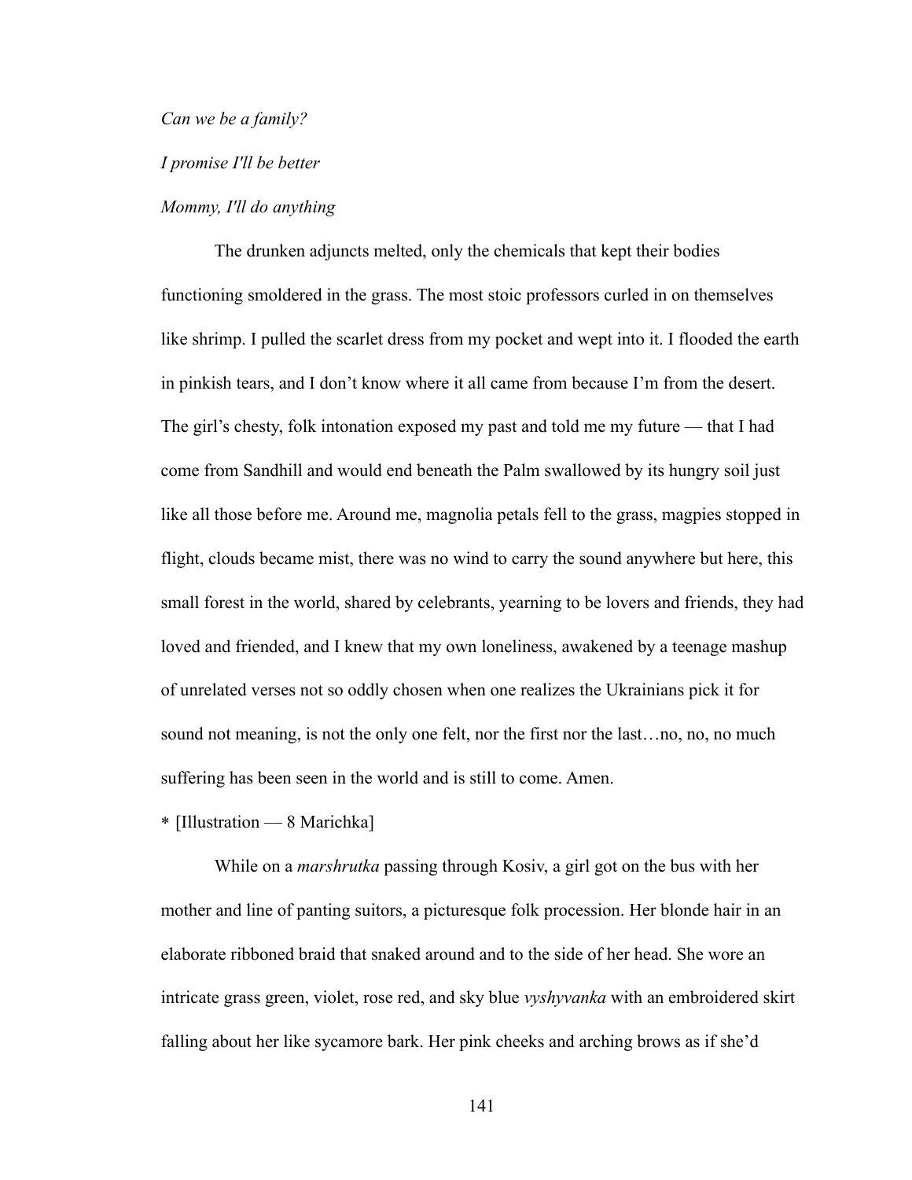*Can we be a family?*

*I promise I'll be better*

*Mommy, I'll do anything*

The drunken adjuncts melted, only the chemicals that kept their bodies functioning smoldered in the grass. The most stoic professors curled in on themselves like shrimp. I pulled the scarlet dress from my pocket and wept into it. I flooded the earth in pinkish tears, and I don't know where it all came from because I'm from the desert. The girl's chesty, folk intonation exposed my past and told me my future — that I had come from Sandhill and would end beneath the Palm swallowed by its hungry soil just like all those before me. Around me, magnolia petals fell to the grass, magpies stopped in flight, clouds became mist, there was no wind to carry the sound anywhere but here, this small forest in the world, shared by celebrants, yearning to be lovers and friends, they had loved and friended, and I knew that my own loneliness, awakened by a teenage mashup of unrelated verses not so oddly chosen when one realizes the Ukrainians pick it for sound not meaning, is not the only one felt, nor the first nor the last…no, no, no much suffering has been seen in the world and is still to come. Amen.

\* [Illustration — 8 Marichka]

While on a *marshrutka* passing through Kosiv, a girl got on the bus with her mother and line of panting suitors, a picturesque folk procession. Her blonde hair in an elaborate ribboned braid that snaked around and to the side of her head. She wore an intricate grass green, violet, rose red, and sky blue *vyshyvanka* with an embroidered skirt falling about her like sycamore bark. Her pink cheeks and arching brows as if she'd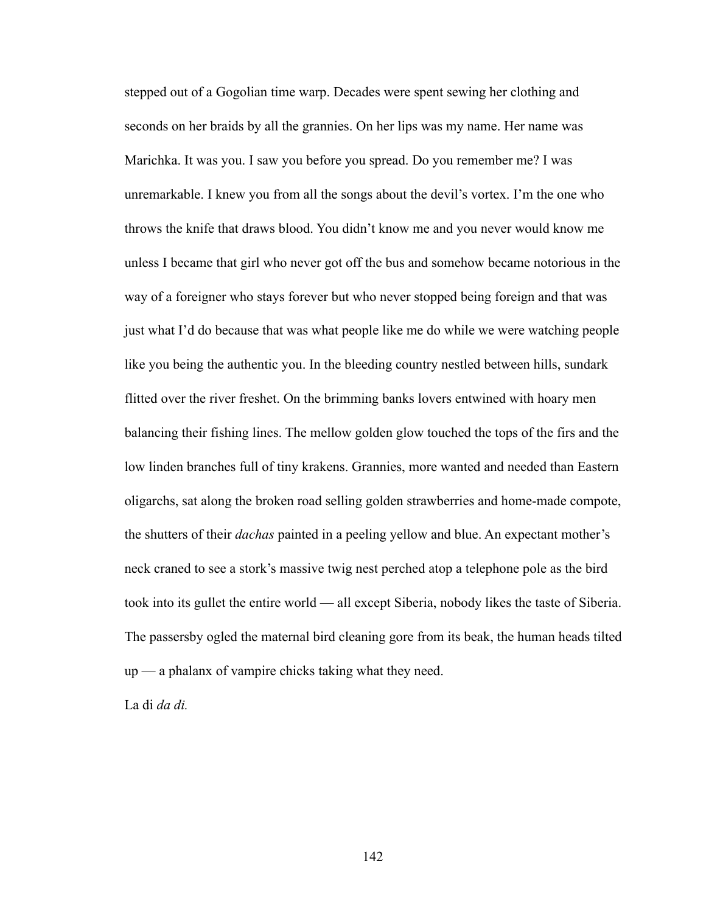stepped out of a Gogolian time warp. Decades were spent sewing her clothing and seconds on her braids by all the grannies. On her lips was my name. Her name was Marichka. It was you. I saw you before you spread. Do you remember me? I was unremarkable. I knew you from all the songs about the devil's vortex. I'm the one who throws the knife that draws blood. You didn't know me and you never would know me unless I became that girl who never got off the bus and somehow became notorious in the way of a foreigner who stays forever but who never stopped being foreign and that was just what I'd do because that was what people like me do while we were watching people like you being the authentic you. In the bleeding country nestled between hills, sundark flitted over the river freshet. On the brimming banks lovers entwined with hoary men balancing their fishing lines. The mellow golden glow touched the tops of the firs and the low linden branches full of tiny krakens. Grannies, more wanted and needed than Eastern oligarchs, sat along the broken road selling golden strawberries and home-made compote, the shutters of their *dachas* painted in a peeling yellow and blue. An expectant mother's neck craned to see a stork's massive twig nest perched atop a telephone pole as the bird took into its gullet the entire world — all except Siberia, nobody likes the taste of Siberia. The passersby ogled the maternal bird cleaning gore from its beak, the human heads tilted up — a phalanx of vampire chicks taking what they need.

La di *da di.*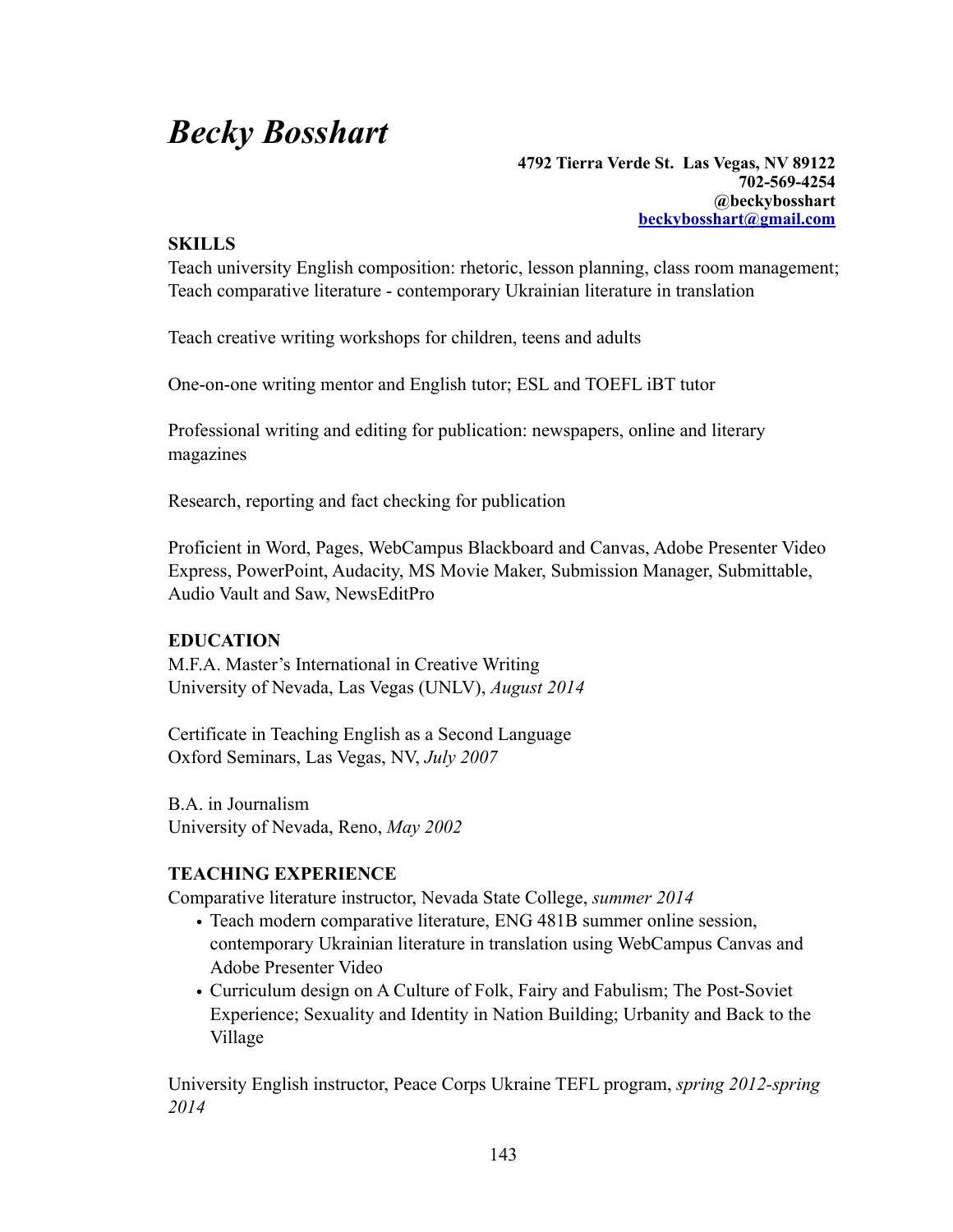# *Becky Bosshart*

**4792 Tierra Verde St. Las Vegas, NV 89122**
**702-569-4254**
**@beckybosshart**
**beckybosshart@gmail.com**

**SKILLS**

Teach university English composition: rhetoric, lesson planning, class room management; Teach comparative literature - contemporary Ukrainian literature in translation

Teach creative writing workshops for children, teens and adults

One-on-one writing mentor and English tutor; ESL and TOEFL iBT tutor

Professional writing and editing for publication: newspapers, online and literary magazines

Research, reporting and fact checking for publication

Proficient in Word, Pages, WebCampus Blackboard and Canvas, Adobe Presenter Video Express, PowerPoint, Audacity, MS Movie Maker, Submission Manager, Submittable, Audio Vault and Saw, NewsEditPro

**EDUCATION**

M.F.A. Master's International in Creative Writing
University of Nevada, Las Vegas (UNLV), *August 2014*

Certificate in Teaching English as a Second Language
Oxford Seminars, Las Vegas, NV, *July 2007*

B.A. in Journalism
University of Nevada, Reno, *May 2002*

**TEACHING EXPERIENCE**

Comparative literature instructor, Nevada State College, *summer 2014*

- Teach modern comparative literature, ENG 481B summer online session, contemporary Ukrainian literature in translation using WebCampus Canvas and Adobe Presenter Video
- Curriculum design on A Culture of Folk, Fairy and Fabulism; The Post-Soviet Experience; Sexuality and Identity in Nation Building; Urbanity and Back to the Village

University English instructor, Peace Corps Ukraine TEFL program, *spring 2012-spring 2014*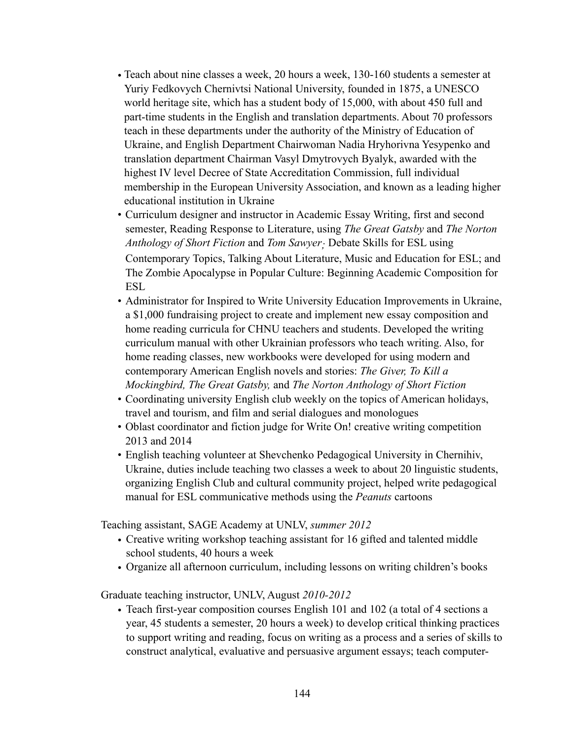- Teach about nine classes a week, 20 hours a week, 130-160 students a semester at Yuriy Fedkovych Chernivtsi National University, founded in 1875, a UNESCO world heritage site, which has a student body of 15,000, with about 450 full and part-time students in the English and translation departments. About 70 professors teach in these departments under the authority of the Ministry of Education of Ukraine, and English Department Chairwoman Nadia Hryhorivna Yesypenko and translation department Chairman Vasyl Dmytrovych Byalyk, awarded with the highest IV level Decree of State Accreditation Commission, full individual membership in the European University Association, and known as a leading higher educational institution in Ukraine
- Curriculum designer and instructor in Academic Essay Writing, first and second semester, Reading Response to Literature, using *The Great Gatsby* and *The Norton Anthology of Short Fiction* and *Tom Sawyer;* Debate Skills for ESL using Contemporary Topics, Talking About Literature, Music and Education for ESL; and The Zombie Apocalypse in Popular Culture: Beginning Academic Composition for ESL
- Administrator for Inspired to Write University Education Improvements in Ukraine, a $1,000 fundraising project to create and implement new essay composition and home reading curricula for CHNU teachers and students. Developed the writing curriculum manual with other Ukrainian professors who teach writing. Also, for home reading classes, new workbooks were developed for using modern and contemporary American English novels and stories: *The Giver, To Kill a Mockingbird, The Great Gatsby,* and *The Norton Anthology of Short Fiction*
- Coordinating university English club weekly on the topics of American holidays, travel and tourism, and film and serial dialogues and monologues
- Oblast coordinator and fiction judge for Write On! creative writing competition 2013 and 2014
- English teaching volunteer at Shevchenko Pedagogical University in Chernihiv, Ukraine, duties include teaching two classes a week to about 20 linguistic students, organizing English Club and cultural community project, helped write pedagogical manual for ESL communicative methods using the *Peanuts* cartoons

Teaching assistant, SAGE Academy at UNLV, *summer 2012*

- Creative writing workshop teaching assistant for 16 gifted and talented middle school students, 40 hours a week
- Organize all afternoon curriculum, including lessons on writing children's books

Graduate teaching instructor, UNLV, August *2010-2012*

- Teach first-year composition courses English 101 and 102 (a total of 4 sections a year, 45 students a semester, 20 hours a week) to develop critical thinking practices to support writing and reading, focus on writing as a process and a series of skills to construct analytical, evaluative and persuasive argument essays; teach computer-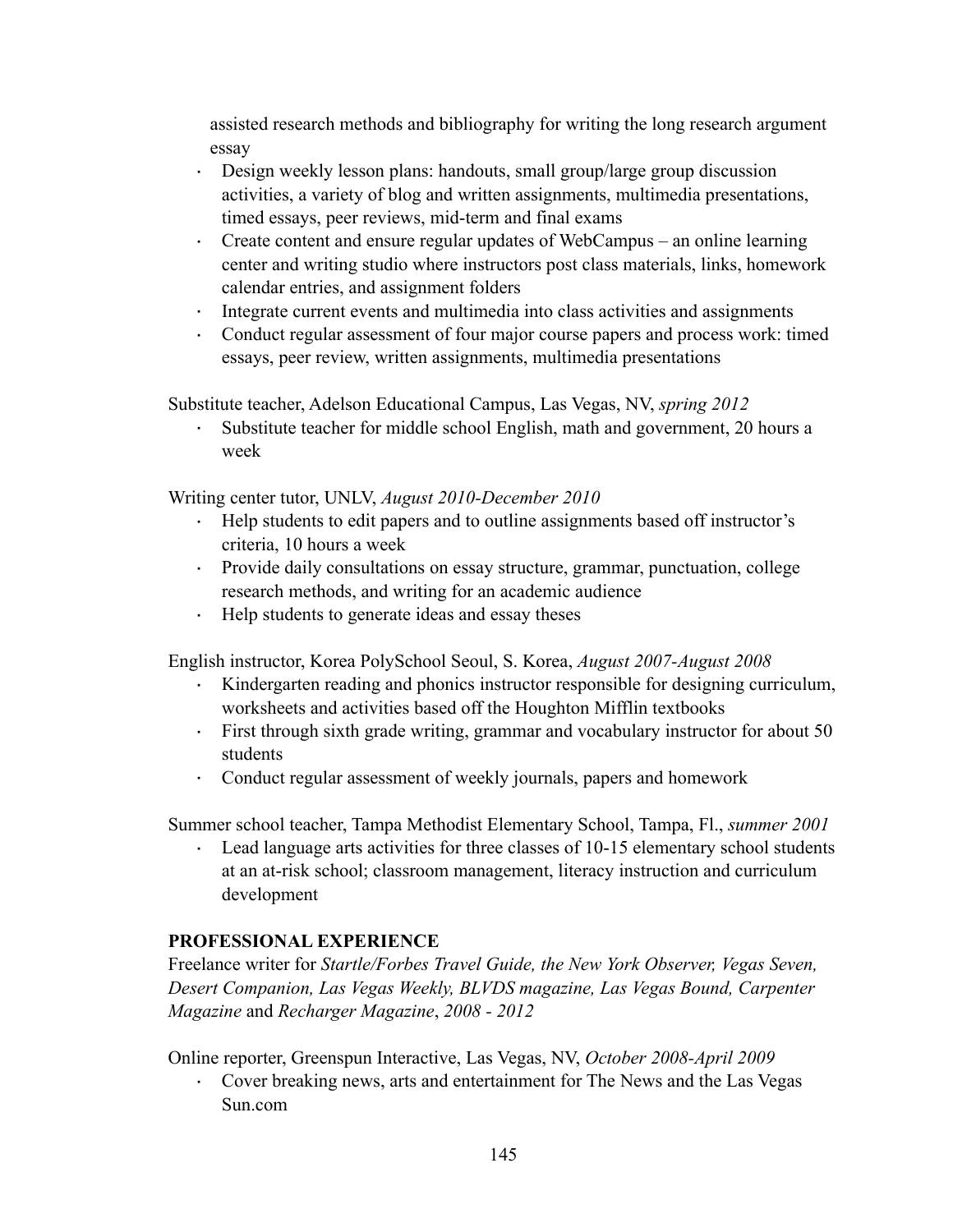assisted research methods and bibliography for writing the long research argument essay

- Design weekly lesson plans: handouts, small group/large group discussion activities, a variety of blog and written assignments, multimedia presentations, timed essays, peer reviews, mid-term and final exams
- Create content and ensure regular updates of WebCampus – an online learning center and writing studio where instructors post class materials, links, homework calendar entries, and assignment folders
- Integrate current events and multimedia into class activities and assignments
- Conduct regular assessment of four major course papers and process work: timed essays, peer review, written assignments, multimedia presentations

Substitute teacher, Adelson Educational Campus, Las Vegas, NV, *spring 2012*

- Substitute teacher for middle school English, math and government, 20 hours a week

Writing center tutor, UNLV, *August 2010-December 2010*

- Help students to edit papers and to outline assignments based off instructor's criteria, 10 hours a week
- Provide daily consultations on essay structure, grammar, punctuation, college research methods, and writing for an academic audience
- Help students to generate ideas and essay theses

English instructor, Korea PolySchool Seoul, S. Korea, *August 2007-August 2008*

- Kindergarten reading and phonics instructor responsible for designing curriculum, worksheets and activities based off the Houghton Mifflin textbooks
- First through sixth grade writing, grammar and vocabulary instructor for about 50 students
- Conduct regular assessment of weekly journals, papers and homework

Summer school teacher, Tampa Methodist Elementary School, Tampa, Fl., *summer 2001*

- Lead language arts activities for three classes of 10-15 elementary school students at an at-risk school; classroom management, literacy instruction and curriculum development

**PROFESSIONAL EXPERIENCE**

Freelance writer for *Startle/Forbes Travel Guide, the New York Observer, Vegas Seven, Desert Companion, Las Vegas Weekly, BLVDS magazine, Las Vegas Bound, Carpenter Magazine* and *Recharger Magazine*, *2008 - 2012*

Online reporter, Greenspun Interactive, Las Vegas, NV, *October 2008-April 2009*

- Cover breaking news, arts and entertainment for The News and the Las Vegas Sun.com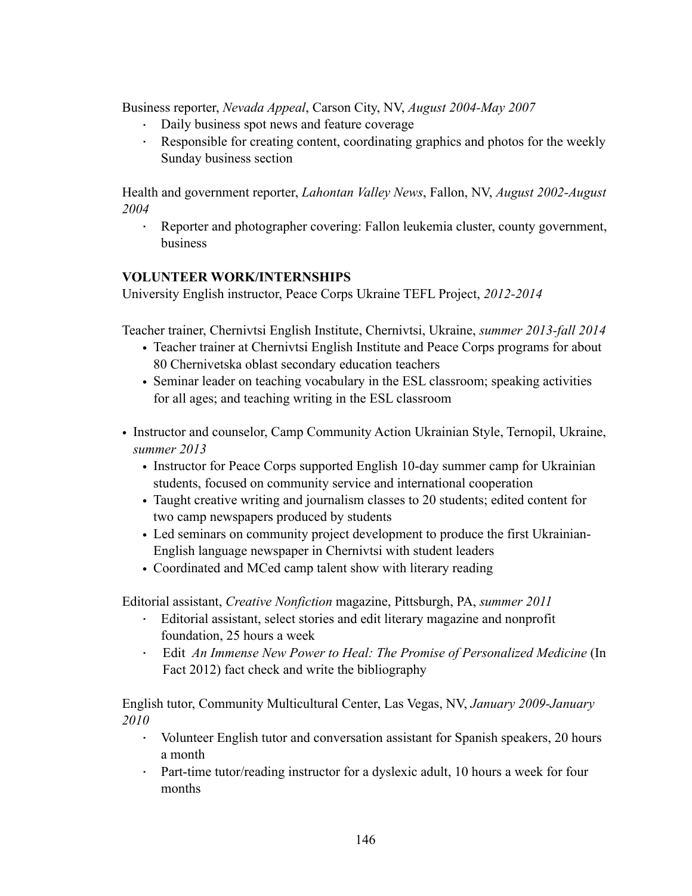Business reporter, *Nevada Appeal*, Carson City, NV, *August 2004-May 2007*

- Daily business spot news and feature coverage
- Responsible for creating content, coordinating graphics and photos for the weekly Sunday business section

Health and government reporter, *Lahontan Valley News*, Fallon, NV, *August 2002-August 2004*

- Reporter and photographer covering: Fallon leukemia cluster, county government, business

**VOLUNTEER WORK/INTERNSHIPS**

University English instructor, Peace Corps Ukraine TEFL Project, *2012-2014*

Teacher trainer, Chernivtsi English Institute, Chernivtsi, Ukraine, *summer 2013-fall 2014*

- Teacher trainer at Chernivtsi English Institute and Peace Corps programs for about 80 Chernivetska oblast secondary education teachers
- Seminar leader on teaching vocabulary in the ESL classroom; speaking activities for all ages; and teaching writing in the ESL classroom

- Instructor and counselor, Camp Community Action Ukrainian Style, Ternopil, Ukraine, *summer 2013*
  - Instructor for Peace Corps supported English 10-day summer camp for Ukrainian students, focused on community service and international cooperation
  - Taught creative writing and journalism classes to 20 students; edited content for two camp newspapers produced by students
  - Led seminars on community project development to produce the first Ukrainian-English language newspaper in Chernivtsi with student leaders
  - Coordinated and MCed camp talent show with literary reading

Editorial assistant, *Creative Nonfiction* magazine, Pittsburgh, PA, *summer 2011*

- Editorial assistant, select stories and edit literary magazine and nonprofit foundation, 25 hours a week
- Edit *An Immense New Power to Heal: The Promise of Personalized Medicine* (In Fact 2012) fact check and write the bibliography

English tutor, Community Multicultural Center, Las Vegas, NV, *January 2009-January 2010*

- Volunteer English tutor and conversation assistant for Spanish speakers, 20 hours a month
- Part-time tutor/reading instructor for a dyslexic adult, 10 hours a week for four months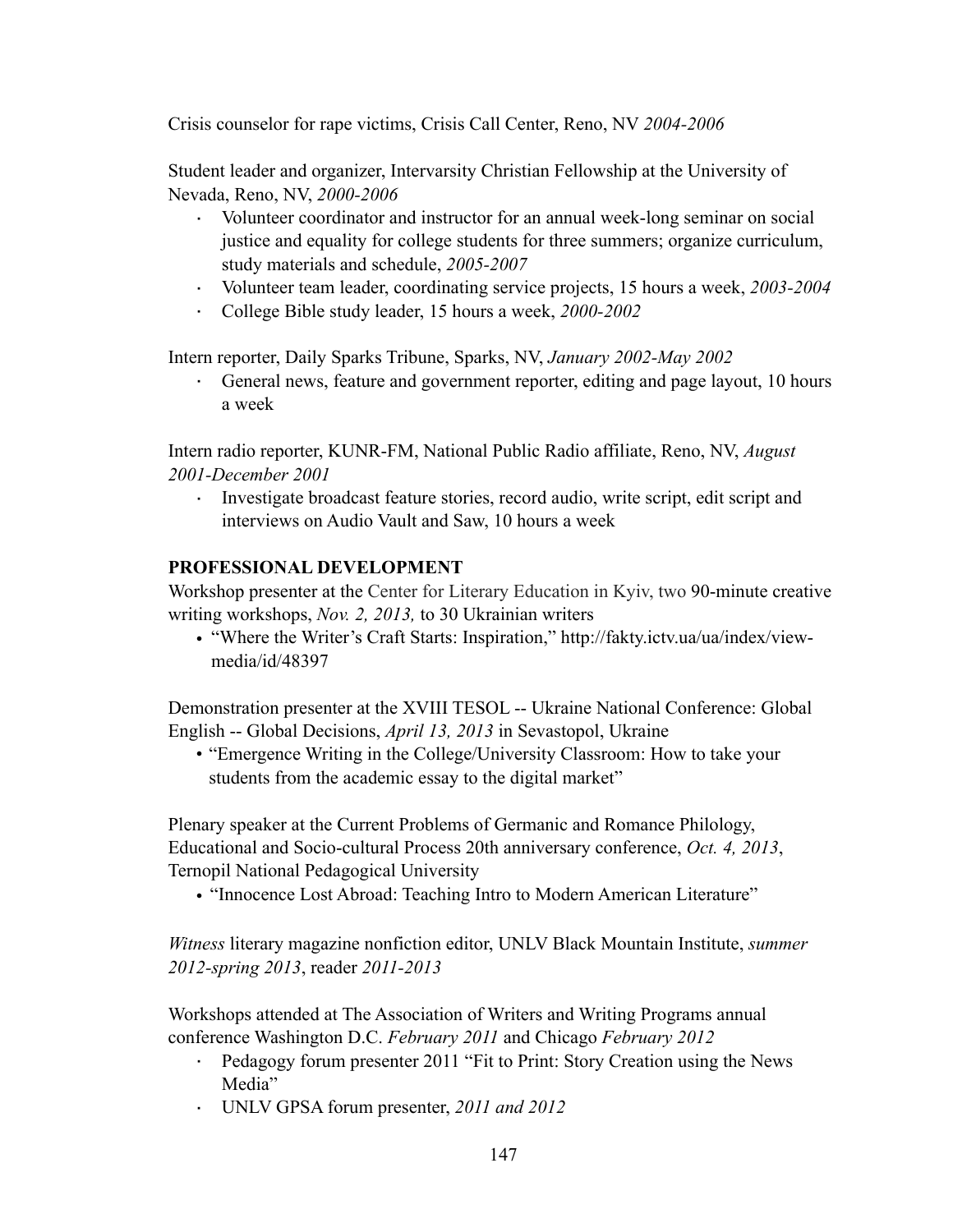Crisis counselor for rape victims, Crisis Call Center, Reno, NV *2004-2006*

Student leader and organizer, Intervarsity Christian Fellowship at the University of Nevada, Reno, NV, *2000-2006*

- Volunteer coordinator and instructor for an annual week-long seminar on social justice and equality for college students for three summers; organize curriculum, study materials and schedule, *2005-2007*
- Volunteer team leader, coordinating service projects, 15 hours a week, *2003-2004*
- College Bible study leader, 15 hours a week, *2000-2002*

Intern reporter, Daily Sparks Tribune, Sparks, NV, *January 2002-May 2002*

- General news, feature and government reporter, editing and page layout, 10 hours a week

Intern radio reporter, KUNR-FM, National Public Radio affiliate, Reno, NV, *August 2001-December 2001*

- Investigate broadcast feature stories, record audio, write script, edit script and interviews on Audio Vault and Saw, 10 hours a week

**PROFESSIONAL DEVELOPMENT**

Workshop presenter at the Center for Literary Education in Kyiv, two 90-minute creative writing workshops, *Nov. 2, 2013,* to 30 Ukrainian writers

- "Where the Writer's Craft Starts: Inspiration," http://fakty.ictv.ua/ua/index/view-media/id/48397

Demonstration presenter at the XVIII TESOL -- Ukraine National Conference: Global English -- Global Decisions, *April 13, 2013* in Sevastopol, Ukraine

- "Emergence Writing in the College/University Classroom: How to take your students from the academic essay to the digital market"

Plenary speaker at the Current Problems of Germanic and Romance Philology, Educational and Socio-cultural Process 20th anniversary conference, *Oct. 4, 2013*, Ternopil National Pedagogical University

- "Innocence Lost Abroad: Teaching Intro to Modern American Literature"

*Witness* literary magazine nonfiction editor, UNLV Black Mountain Institute, *summer 2012-spring 2013*, reader *2011-2013*

Workshops attended at The Association of Writers and Writing Programs annual conference Washington D.C. *February 2011* and Chicago *February 2012*

- Pedagogy forum presenter 2011 "Fit to Print: Story Creation using the News Media"
- UNLV GPSA forum presenter, *2011 and 2012*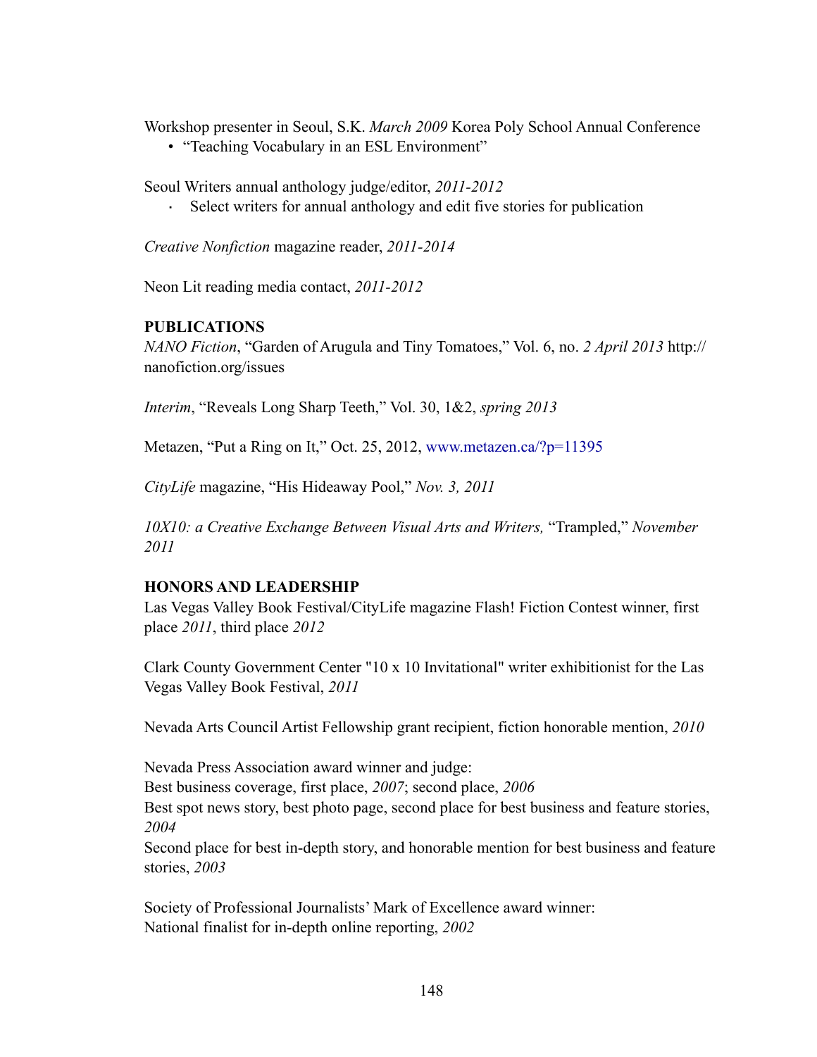Workshop presenter in Seoul, S.K. *March 2009* Korea Poly School Annual Conference

- "Teaching Vocabulary in an ESL Environment"

Seoul Writers annual anthology judge/editor, *2011-2012*

- Select writers for annual anthology and edit five stories for publication

*Creative Nonfiction* magazine reader, *2011-2014*

Neon Lit reading media contact, *2011-2012*

**PUBLICATIONS**

*NANO Fiction*, "Garden of Arugula and Tiny Tomatoes," Vol. 6, no. *2 April 2013* http://nanofiction.org/issues

*Interim*, "Reveals Long Sharp Teeth," Vol. 30, 1&2, *spring 2013*

Metazen, "Put a Ring on It," Oct. 25, 2012, www.metazen.ca/?p=11395

*CityLife* magazine, "His Hideaway Pool," *Nov. 3, 2011*

*10X10: a Creative Exchange Between Visual Arts and Writers,* "Trampled," *November 2011*

**HONORS AND LEADERSHIP**

Las Vegas Valley Book Festival/CityLife magazine Flash! Fiction Contest winner, first place *2011*, third place *2012*

Clark County Government Center "10 x 10 Invitational" writer exhibitionist for the Las Vegas Valley Book Festival, *2011*

Nevada Arts Council Artist Fellowship grant recipient, fiction honorable mention, *2010*

Nevada Press Association award winner and judge:
Best business coverage, first place, *2007*; second place, *2006*
Best spot news story, best photo page, second place for best business and feature stories, *2004*
Second place for best in-depth story, and honorable mention for best business and feature stories, *2003*

Society of Professional Journalists' Mark of Excellence award winner:
National finalist for in-depth online reporting, *2002*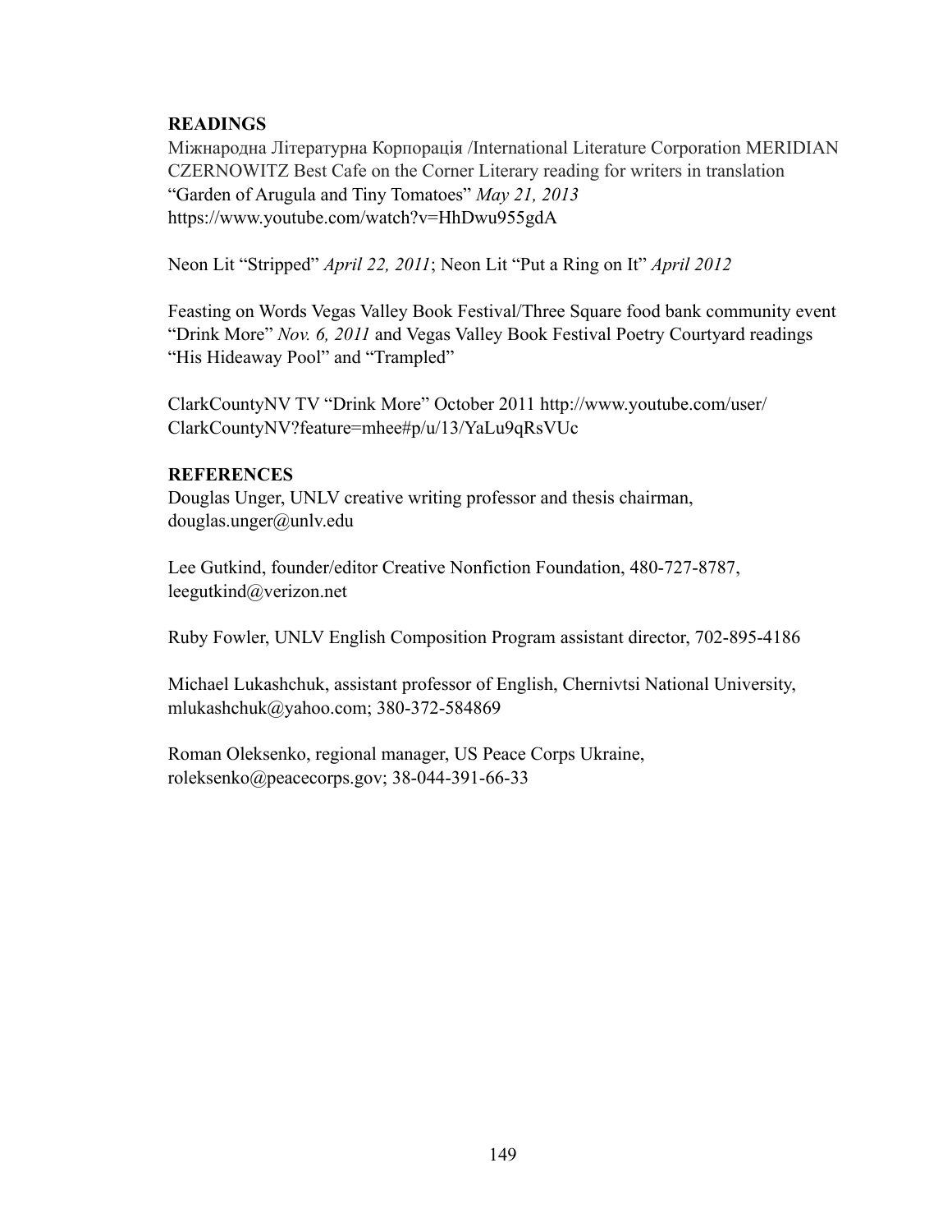**READINGS**

Міжнародна Літературна Корпорація /International Literature Corporation MERIDIAN CZERNOWITZ Best Cafe on the Corner Literary reading for writers in translation "Garden of Arugula and Tiny Tomatoes" *May 21, 2013* https://www.youtube.com/watch?v=HhDwu955gdA

Neon Lit "Stripped" *April 22, 2011*; Neon Lit "Put a Ring on It" *April 2012*

Feasting on Words Vegas Valley Book Festival/Three Square food bank community event "Drink More" *Nov. 6, 2011* and Vegas Valley Book Festival Poetry Courtyard readings "His Hideaway Pool" and "Trampled"

ClarkCountyNV TV "Drink More" October 2011 http://www.youtube.com/user/ClarkCountyNV?feature=mhee#p/u/13/YaLu9qRsVUc

**REFERENCES**

Douglas Unger, UNLV creative writing professor and thesis chairman, douglas.unger@unlv.edu

Lee Gutkind, founder/editor Creative Nonfiction Foundation, 480-727-8787, leegutkind@verizon.net

Ruby Fowler, UNLV English Composition Program assistant director, 702-895-4186

Michael Lukashchuk, assistant professor of English, Chernivtsi National University, mlukashchuk@yahoo.com; 380-372-584869

Roman Oleksenko, regional manager, US Peace Corps Ukraine, roleksenko@peacecorps.gov; 38-044-391-66-33